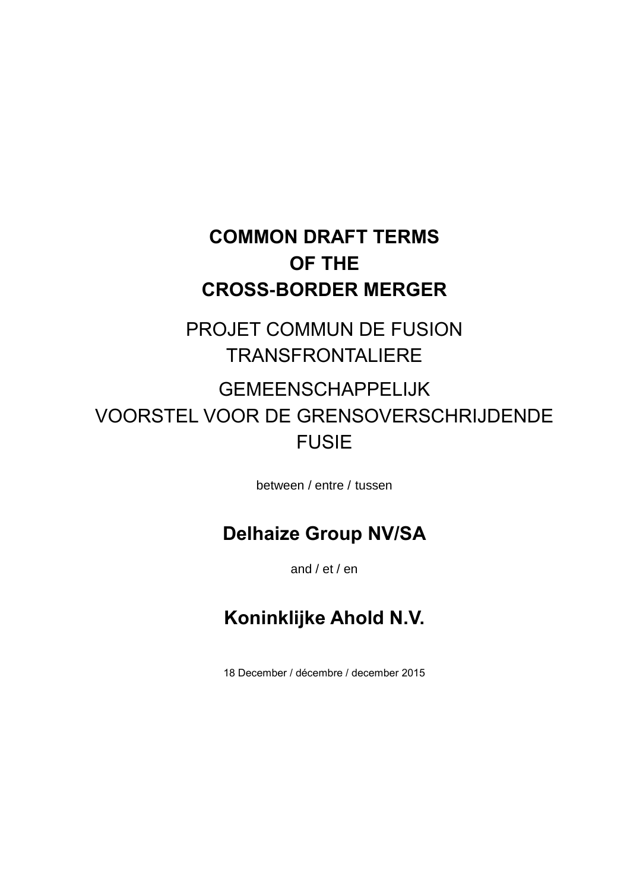# COMMON DRAFT TERMS OF THE CROSS-BORDER MERGER

## PROJET COMMUN DE FUSION TRANSFRONTALIERE

## GEMEENSCHAPPELIJK VOORSTEL VOOR DE GRENSOVERSCHRIJDENDE FUSIE

between / entre / tussen

**Delhaize Group NV/SA**

and / et / en

**Koninklijke Ahold N.V.**

18 December / décembre / december 2015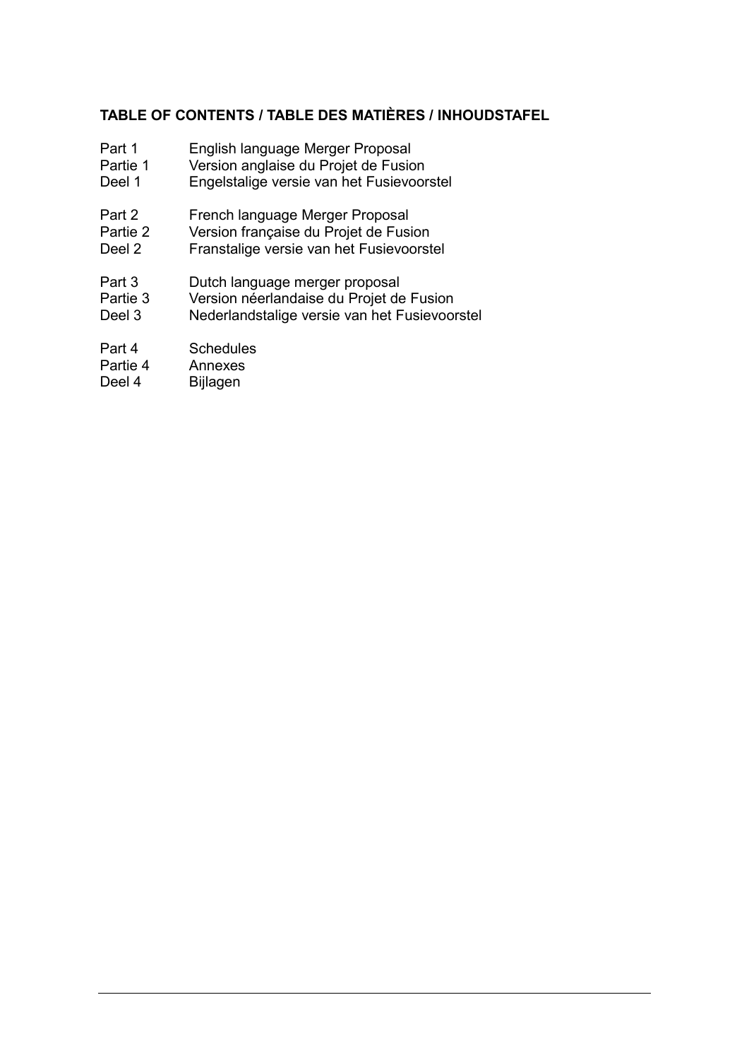## TABLE OF CONTENTS / TABLE DES MATIÈRES / INHOUDSTAFEL

| | |
|---|---|
| Part 1 | English language Merger Proposal |
| Partie 1 | Version anglaise du Projet de Fusion |
| Deel 1 | Engelstalige versie van het Fusievoorstel |
| Part 2 | French language Merger Proposal |
| Partie 2 | Version française du Projet de Fusion |
| Deel 2 | Franstalige versie van het Fusievoorstel |
| Part 3 | Dutch language merger proposal |
| Partie 3 | Version néerlandaise du Projet de Fusion |
| Deel 3 | Nederlandstalige versie van het Fusievoorstel |
| Part 4 | Schedules |
| Partie 4 | Annexes |
| Deel 4 | Bijlagen |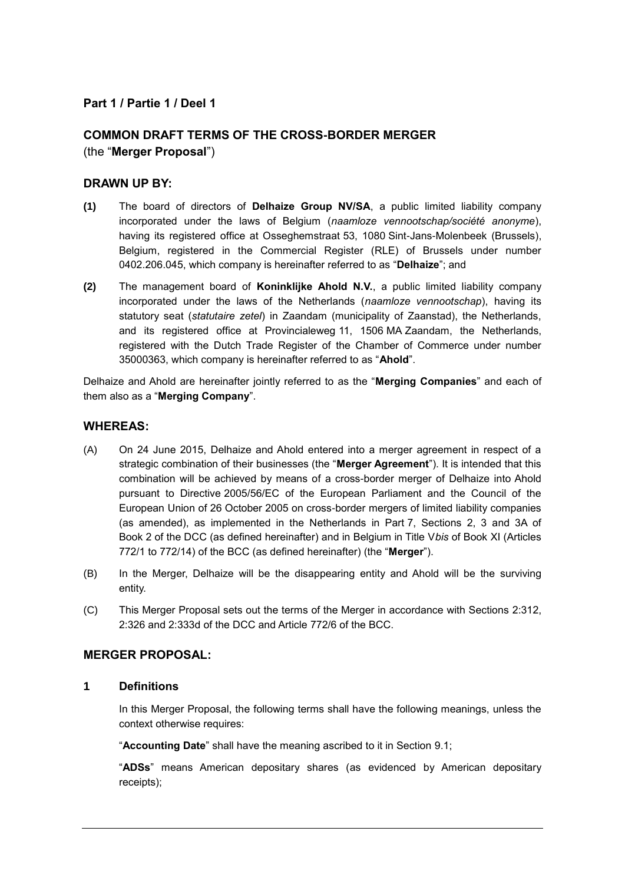## Part 1 / Partie 1 / Deel 1

## COMMON DRAFT TERMS OF THE CROSS-BORDER MERGER

(the "**Merger Proposal**")

### DRAWN UP BY:

**(1)** The board of directors of **Delhaize Group NV/SA**, a public limited liability company incorporated under the laws of Belgium (*naamloze vennootschap/société anonyme*), having its registered office at Osseghemstraat 53, 1080 Sint-Jans-Molenbeek (Brussels), Belgium, registered in the Commercial Register (RLE) of Brussels under number 0402.206.045, which company is hereinafter referred to as "**Delhaize**"; and

**(2)** The management board of **Koninklijke Ahold N.V.**, a public limited liability company incorporated under the laws of the Netherlands (*naamloze vennootschap*), having its statutory seat (*statutaire zetel*) in Zaandam (municipality of Zaanstad), the Netherlands, and its registered office at Provincialeweg 11, 1506 MA Zaandam, the Netherlands, registered with the Dutch Trade Register of the Chamber of Commerce under number 35000363, which company is hereinafter referred to as "**Ahold**".

Delhaize and Ahold are hereinafter jointly referred to as the "**Merging Companies**" and each of them also as a "**Merging Company**".

### WHEREAS:

(A) On 24 June 2015, Delhaize and Ahold entered into a merger agreement in respect of a strategic combination of their businesses (the "**Merger Agreement**"). It is intended that this combination will be achieved by means of a cross-border merger of Delhaize into Ahold pursuant to Directive 2005/56/EC of the European Parliament and the Council of the European Union of 26 October 2005 on cross-border mergers of limited liability companies (as amended), as implemented in the Netherlands in Part 7, Sections 2, 3 and 3A of Book 2 of the DCC (as defined hereinafter) and in Belgium in Title V*bis* of Book XI (Articles 772/1 to 772/14) of the BCC (as defined hereinafter) (the "**Merger**").

(B) In the Merger, Delhaize will be the disappearing entity and Ahold will be the surviving entity.

(C) This Merger Proposal sets out the terms of the Merger in accordance with Sections 2:312, 2:326 and 2:333d of the DCC and Article 772/6 of the BCC.

### MERGER PROPOSAL:

#### 1 Definitions

In this Merger Proposal, the following terms shall have the following meanings, unless the context otherwise requires:

"**Accounting Date**" shall have the meaning ascribed to it in Section 9.1;

"**ADSs**" means American depositary shares (as evidenced by American depositary receipts);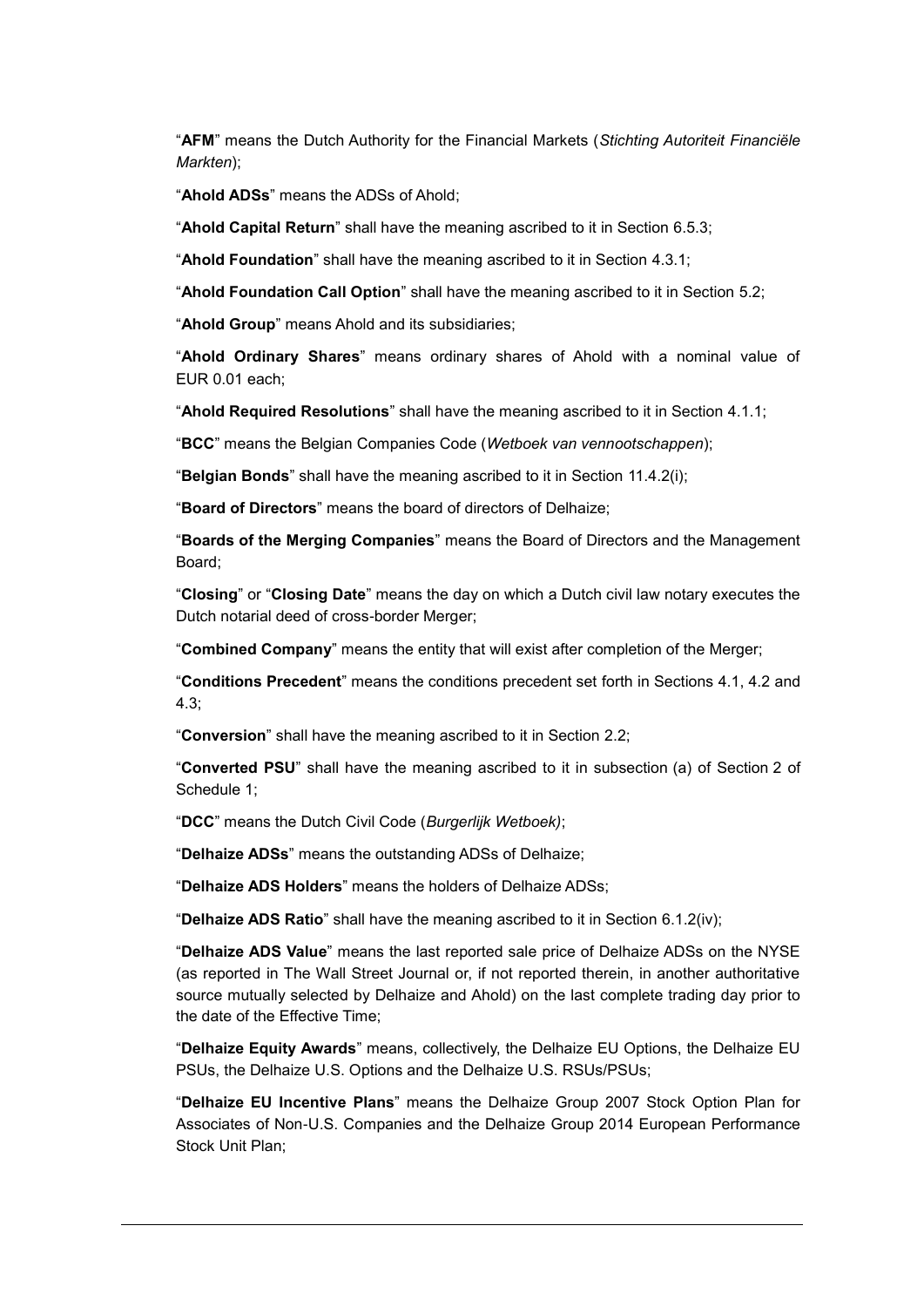"**AFM**" means the Dutch Authority for the Financial Markets (*Stichting Autoriteit Financiële Markten*);

"**Ahold ADSs**" means the ADSs of Ahold;

"**Ahold Capital Return**" shall have the meaning ascribed to it in Section 6.5.3;

"**Ahold Foundation**" shall have the meaning ascribed to it in Section 4.3.1;

"**Ahold Foundation Call Option**" shall have the meaning ascribed to it in Section 5.2;

"**Ahold Group**" means Ahold and its subsidiaries;

"**Ahold Ordinary Shares**" means ordinary shares of Ahold with a nominal value of EUR 0.01 each;

"**Ahold Required Resolutions**" shall have the meaning ascribed to it in Section 4.1.1;

"**BCC**" means the Belgian Companies Code (*Wetboek van vennootschappen*);

"**Belgian Bonds**" shall have the meaning ascribed to it in Section 11.4.2(i);

"**Board of Directors**" means the board of directors of Delhaize;

"**Boards of the Merging Companies**" means the Board of Directors and the Management Board;

"**Closing**" or "**Closing Date**" means the day on which a Dutch civil law notary executes the Dutch notarial deed of cross-border Merger;

"**Combined Company**" means the entity that will exist after completion of the Merger;

"**Conditions Precedent**" means the conditions precedent set forth in Sections 4.1, 4.2 and 4.3;

"**Conversion**" shall have the meaning ascribed to it in Section 2.2;

"**Converted PSU**" shall have the meaning ascribed to it in subsection (a) of Section 2 of Schedule 1;

"**DCC**" means the Dutch Civil Code (*Burgerlijk Wetboek)*;

"**Delhaize ADSs**" means the outstanding ADSs of Delhaize;

"**Delhaize ADS Holders**" means the holders of Delhaize ADSs;

"**Delhaize ADS Ratio**" shall have the meaning ascribed to it in Section 6.1.2(iv);

"**Delhaize ADS Value**" means the last reported sale price of Delhaize ADSs on the NYSE (as reported in The Wall Street Journal or, if not reported therein, in another authoritative source mutually selected by Delhaize and Ahold) on the last complete trading day prior to the date of the Effective Time;

"**Delhaize Equity Awards**" means, collectively, the Delhaize EU Options, the Delhaize EU PSUs, the Delhaize U.S. Options and the Delhaize U.S. RSUs/PSUs;

"**Delhaize EU Incentive Plans**" means the Delhaize Group 2007 Stock Option Plan for Associates of Non-U.S. Companies and the Delhaize Group 2014 European Performance Stock Unit Plan;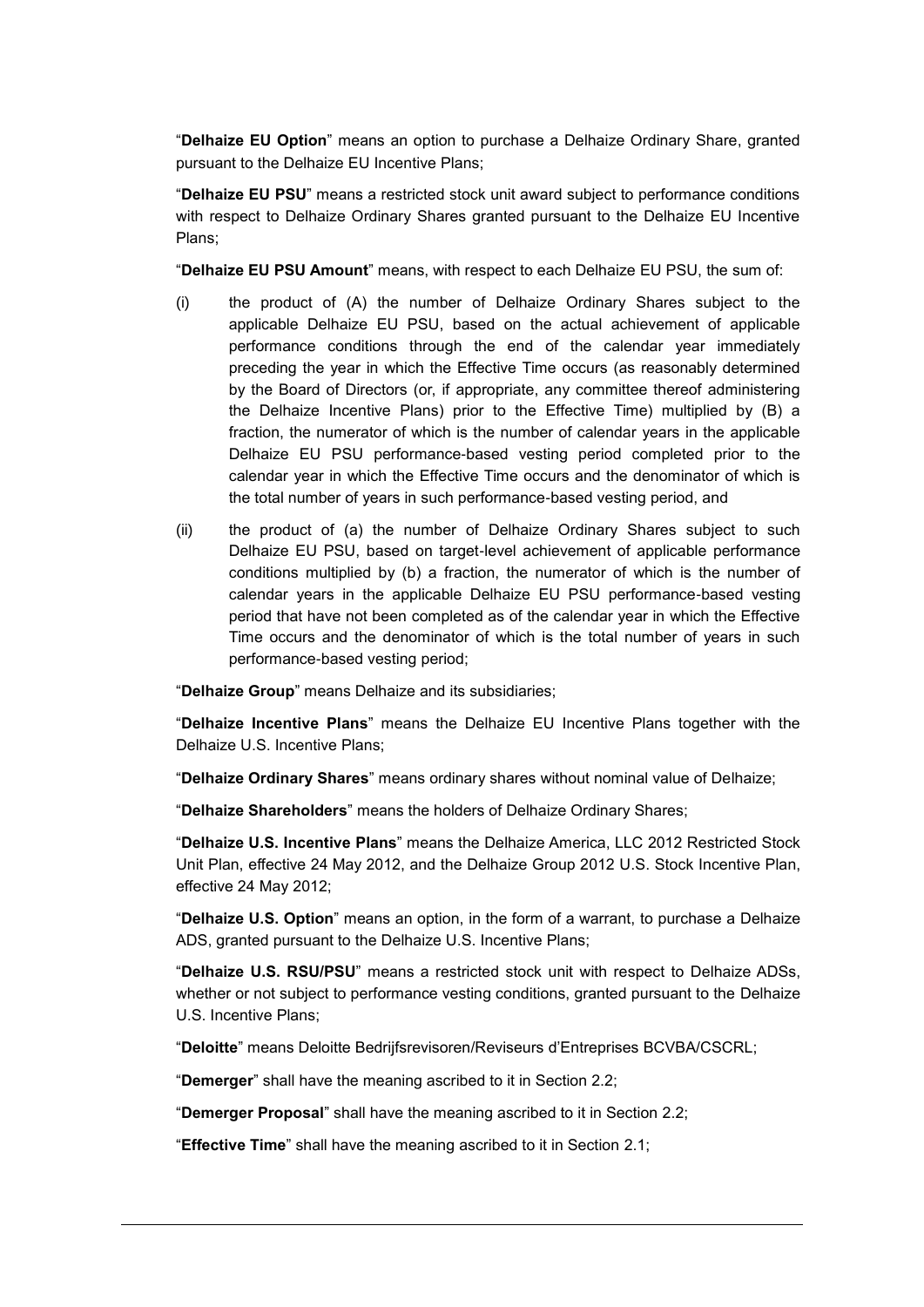"**Delhaize EU Option**" means an option to purchase a Delhaize Ordinary Share, granted pursuant to the Delhaize EU Incentive Plans;

"**Delhaize EU PSU**" means a restricted stock unit award subject to performance conditions with respect to Delhaize Ordinary Shares granted pursuant to the Delhaize EU Incentive Plans;

"**Delhaize EU PSU Amount**" means, with respect to each Delhaize EU PSU, the sum of:

(i) the product of (A) the number of Delhaize Ordinary Shares subject to the applicable Delhaize EU PSU, based on the actual achievement of applicable performance conditions through the end of the calendar year immediately preceding the year in which the Effective Time occurs (as reasonably determined by the Board of Directors (or, if appropriate, any committee thereof administering the Delhaize Incentive Plans) prior to the Effective Time) multiplied by (B) a fraction, the numerator of which is the number of calendar years in the applicable Delhaize EU PSU performance-based vesting period completed prior to the calendar year in which the Effective Time occurs and the denominator of which is the total number of years in such performance-based vesting period, and

(ii) the product of (a) the number of Delhaize Ordinary Shares subject to such Delhaize EU PSU, based on target-level achievement of applicable performance conditions multiplied by (b) a fraction, the numerator of which is the number of calendar years in the applicable Delhaize EU PSU performance-based vesting period that have not been completed as of the calendar year in which the Effective Time occurs and the denominator of which is the total number of years in such performance-based vesting period;

"**Delhaize Group**" means Delhaize and its subsidiaries;

"**Delhaize Incentive Plans**" means the Delhaize EU Incentive Plans together with the Delhaize U.S. Incentive Plans;

"**Delhaize Ordinary Shares**" means ordinary shares without nominal value of Delhaize;

"**Delhaize Shareholders**" means the holders of Delhaize Ordinary Shares;

"**Delhaize U.S. Incentive Plans**" means the Delhaize America, LLC 2012 Restricted Stock Unit Plan, effective 24 May 2012, and the Delhaize Group 2012 U.S. Stock Incentive Plan, effective 24 May 2012;

"**Delhaize U.S. Option**" means an option, in the form of a warrant, to purchase a Delhaize ADS, granted pursuant to the Delhaize U.S. Incentive Plans;

"**Delhaize U.S. RSU/PSU**" means a restricted stock unit with respect to Delhaize ADSs, whether or not subject to performance vesting conditions, granted pursuant to the Delhaize U.S. Incentive Plans;

"**Deloitte**" means Deloitte Bedrijfsrevisoren/Reviseurs d'Entreprises BCVBA/CSCRL;

"**Demerger**" shall have the meaning ascribed to it in Section 2.2;

"**Demerger Proposal**" shall have the meaning ascribed to it in Section 2.2;

"**Effective Time**" shall have the meaning ascribed to it in Section 2.1;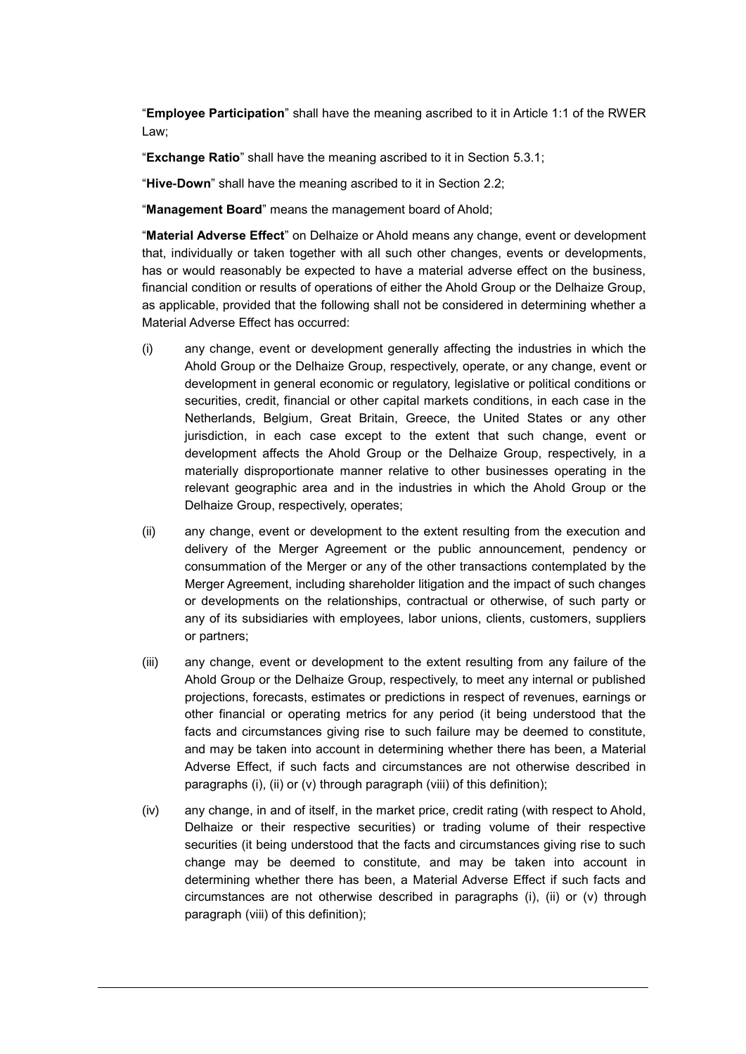"**Employee Participation**" shall have the meaning ascribed to it in Article 1:1 of the RWER Law;

"**Exchange Ratio**" shall have the meaning ascribed to it in Section 5.3.1;

"**Hive-Down**" shall have the meaning ascribed to it in Section 2.2;

"**Management Board**" means the management board of Ahold;

"**Material Adverse Effect**" on Delhaize or Ahold means any change, event or development that, individually or taken together with all such other changes, events or developments, has or would reasonably be expected to have a material adverse effect on the business, financial condition or results of operations of either the Ahold Group or the Delhaize Group, as applicable, provided that the following shall not be considered in determining whether a Material Adverse Effect has occurred:

(i) any change, event or development generally affecting the industries in which the Ahold Group or the Delhaize Group, respectively, operate, or any change, event or development in general economic or regulatory, legislative or political conditions or securities, credit, financial or other capital markets conditions, in each case in the Netherlands, Belgium, Great Britain, Greece, the United States or any other jurisdiction, in each case except to the extent that such change, event or development affects the Ahold Group or the Delhaize Group, respectively, in a materially disproportionate manner relative to other businesses operating in the relevant geographic area and in the industries in which the Ahold Group or the Delhaize Group, respectively, operates;

(ii) any change, event or development to the extent resulting from the execution and delivery of the Merger Agreement or the public announcement, pendency or consummation of the Merger or any of the other transactions contemplated by the Merger Agreement, including shareholder litigation and the impact of such changes or developments on the relationships, contractual or otherwise, of such party or any of its subsidiaries with employees, labor unions, clients, customers, suppliers or partners;

(iii) any change, event or development to the extent resulting from any failure of the Ahold Group or the Delhaize Group, respectively, to meet any internal or published projections, forecasts, estimates or predictions in respect of revenues, earnings or other financial or operating metrics for any period (it being understood that the facts and circumstances giving rise to such failure may be deemed to constitute, and may be taken into account in determining whether there has been, a Material Adverse Effect, if such facts and circumstances are not otherwise described in paragraphs (i), (ii) or (v) through paragraph (viii) of this definition);

(iv) any change, in and of itself, in the market price, credit rating (with respect to Ahold, Delhaize or their respective securities) or trading volume of their respective securities (it being understood that the facts and circumstances giving rise to such change may be deemed to constitute, and may be taken into account in determining whether there has been, a Material Adverse Effect if such facts and circumstances are not otherwise described in paragraphs (i), (ii) or (v) through paragraph (viii) of this definition);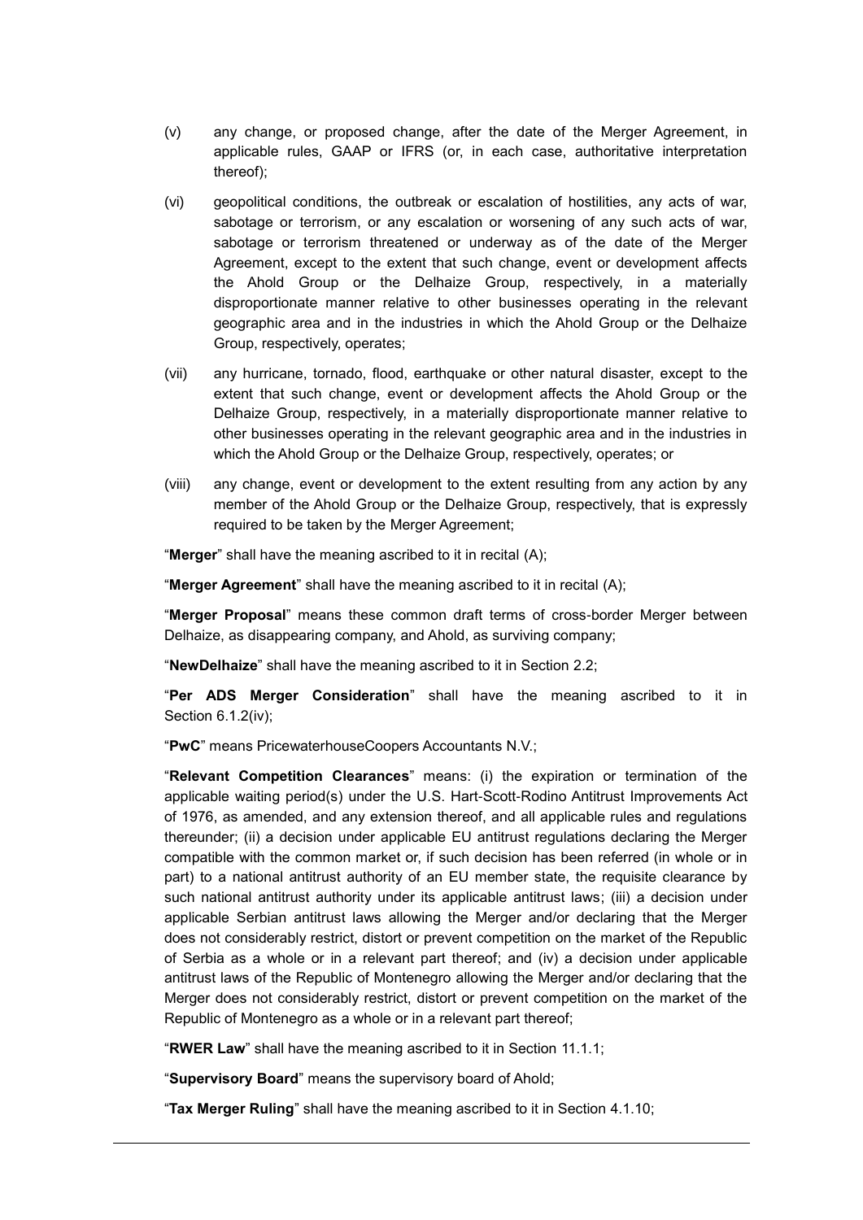(v) any change, or proposed change, after the date of the Merger Agreement, in applicable rules, GAAP or IFRS (or, in each case, authoritative interpretation thereof);

(vi) geopolitical conditions, the outbreak or escalation of hostilities, any acts of war, sabotage or terrorism, or any escalation or worsening of any such acts of war, sabotage or terrorism threatened or underway as of the date of the Merger Agreement, except to the extent that such change, event or development affects the Ahold Group or the Delhaize Group, respectively, in a materially disproportionate manner relative to other businesses operating in the relevant geographic area and in the industries in which the Ahold Group or the Delhaize Group, respectively, operates;

(vii) any hurricane, tornado, flood, earthquake or other natural disaster, except to the extent that such change, event or development affects the Ahold Group or the Delhaize Group, respectively, in a materially disproportionate manner relative to other businesses operating in the relevant geographic area and in the industries in which the Ahold Group or the Delhaize Group, respectively, operates; or

(viii) any change, event or development to the extent resulting from any action by any member of the Ahold Group or the Delhaize Group, respectively, that is expressly required to be taken by the Merger Agreement;

"**Merger**" shall have the meaning ascribed to it in recital (A);

"**Merger Agreement**" shall have the meaning ascribed to it in recital (A);

"**Merger Proposal**" means these common draft terms of cross-border Merger between Delhaize, as disappearing company, and Ahold, as surviving company;

"**NewDelhaize**" shall have the meaning ascribed to it in Section 2.2;

"**Per ADS Merger Consideration**" shall have the meaning ascribed to it in Section 6.1.2(iv);

"**PwC**" means PricewaterhouseCoopers Accountants N.V.;

"**Relevant Competition Clearances**" means: (i) the expiration or termination of the applicable waiting period(s) under the U.S. Hart-Scott-Rodino Antitrust Improvements Act of 1976, as amended, and any extension thereof, and all applicable rules and regulations thereunder; (ii) a decision under applicable EU antitrust regulations declaring the Merger compatible with the common market or, if such decision has been referred (in whole or in part) to a national antitrust authority of an EU member state, the requisite clearance by such national antitrust authority under its applicable antitrust laws; (iii) a decision under applicable Serbian antitrust laws allowing the Merger and/or declaring that the Merger does not considerably restrict, distort or prevent competition on the market of the Republic of Serbia as a whole or in a relevant part thereof; and (iv) a decision under applicable antitrust laws of the Republic of Montenegro allowing the Merger and/or declaring that the Merger does not considerably restrict, distort or prevent competition on the market of the Republic of Montenegro as a whole or in a relevant part thereof;

"**RWER Law**" shall have the meaning ascribed to it in Section 11.1.1;

"**Supervisory Board**" means the supervisory board of Ahold;

"**Tax Merger Ruling**" shall have the meaning ascribed to it in Section 4.1.10;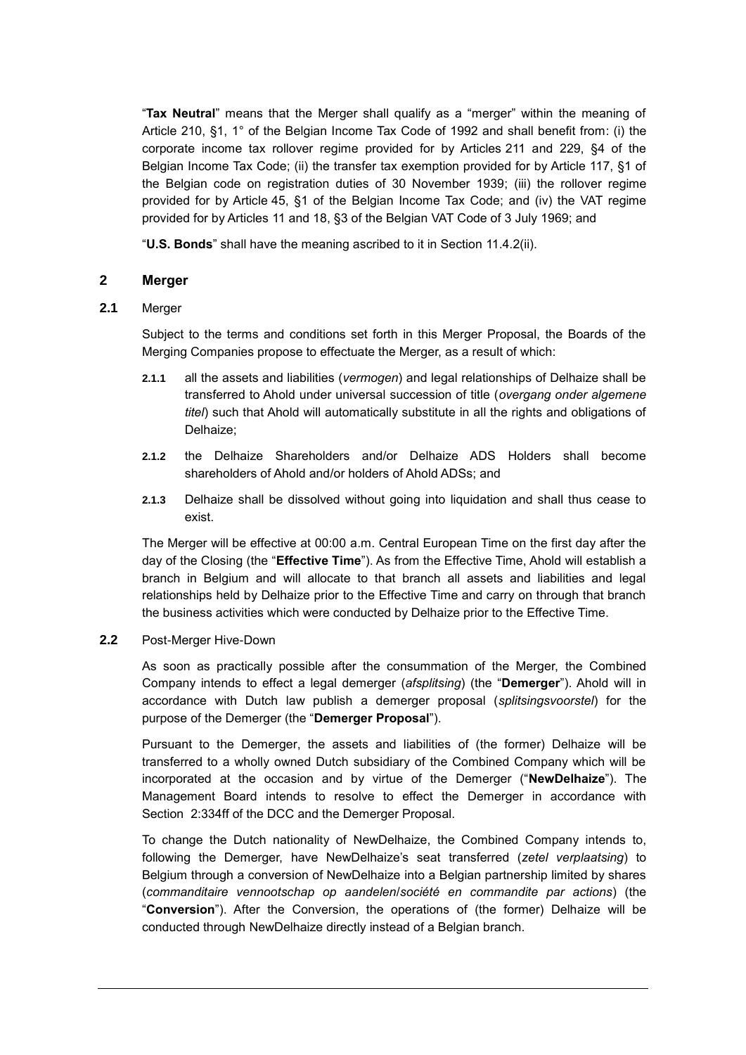"**Tax Neutral**" means that the Merger shall qualify as a "merger" within the meaning of Article 210, §1, 1° of the Belgian Income Tax Code of 1992 and shall benefit from: (i) the corporate income tax rollover regime provided for by Articles 211 and 229, §4 of the Belgian Income Tax Code; (ii) the transfer tax exemption provided for by Article 117, §1 of the Belgian code on registration duties of 30 November 1939; (iii) the rollover regime provided for by Article 45, §1 of the Belgian Income Tax Code; and (iv) the VAT regime provided for by Articles 11 and 18, §3 of the Belgian VAT Code of 3 July 1969; and

"**U.S. Bonds**" shall have the meaning ascribed to it in Section 11.4.2(ii).

## 2 Merger

### 2.1 Merger

Subject to the terms and conditions set forth in this Merger Proposal, the Boards of the Merging Companies propose to effectuate the Merger, as a result of which:

**2.1.1** all the assets and liabilities (*vermogen*) and legal relationships of Delhaize shall be transferred to Ahold under universal succession of title (*overgang onder algemene titel*) such that Ahold will automatically substitute in all the rights and obligations of Delhaize;

**2.1.2** the Delhaize Shareholders and/or Delhaize ADS Holders shall become shareholders of Ahold and/or holders of Ahold ADSs; and

**2.1.3** Delhaize shall be dissolved without going into liquidation and shall thus cease to exist.

The Merger will be effective at 00:00 a.m. Central European Time on the first day after the day of the Closing (the "**Effective Time**"). As from the Effective Time, Ahold will establish a branch in Belgium and will allocate to that branch all assets and liabilities and legal relationships held by Delhaize prior to the Effective Time and carry on through that branch the business activities which were conducted by Delhaize prior to the Effective Time.

### 2.2 Post-Merger Hive-Down

As soon as practically possible after the consummation of the Merger, the Combined Company intends to effect a legal demerger (*afsplitsing*) (the "**Demerger**"). Ahold will in accordance with Dutch law publish a demerger proposal (*splitsingsvoorstel*) for the purpose of the Demerger (the "**Demerger Proposal**").

Pursuant to the Demerger, the assets and liabilities of (the former) Delhaize will be transferred to a wholly owned Dutch subsidiary of the Combined Company which will be incorporated at the occasion and by virtue of the Demerger ("**NewDelhaize**"). The Management Board intends to resolve to effect the Demerger in accordance with Section 2:334ff of the DCC and the Demerger Proposal.

To change the Dutch nationality of NewDelhaize, the Combined Company intends to, following the Demerger, have NewDelhaize's seat transferred (*zetel verplaatsing*) to Belgium through a conversion of NewDelhaize into a Belgian partnership limited by shares (*commanditaire vennootschap op aandelen*/*société en commandite par actions*) (the "**Conversion**"). After the Conversion, the operations of (the former) Delhaize will be conducted through NewDelhaize directly instead of a Belgian branch.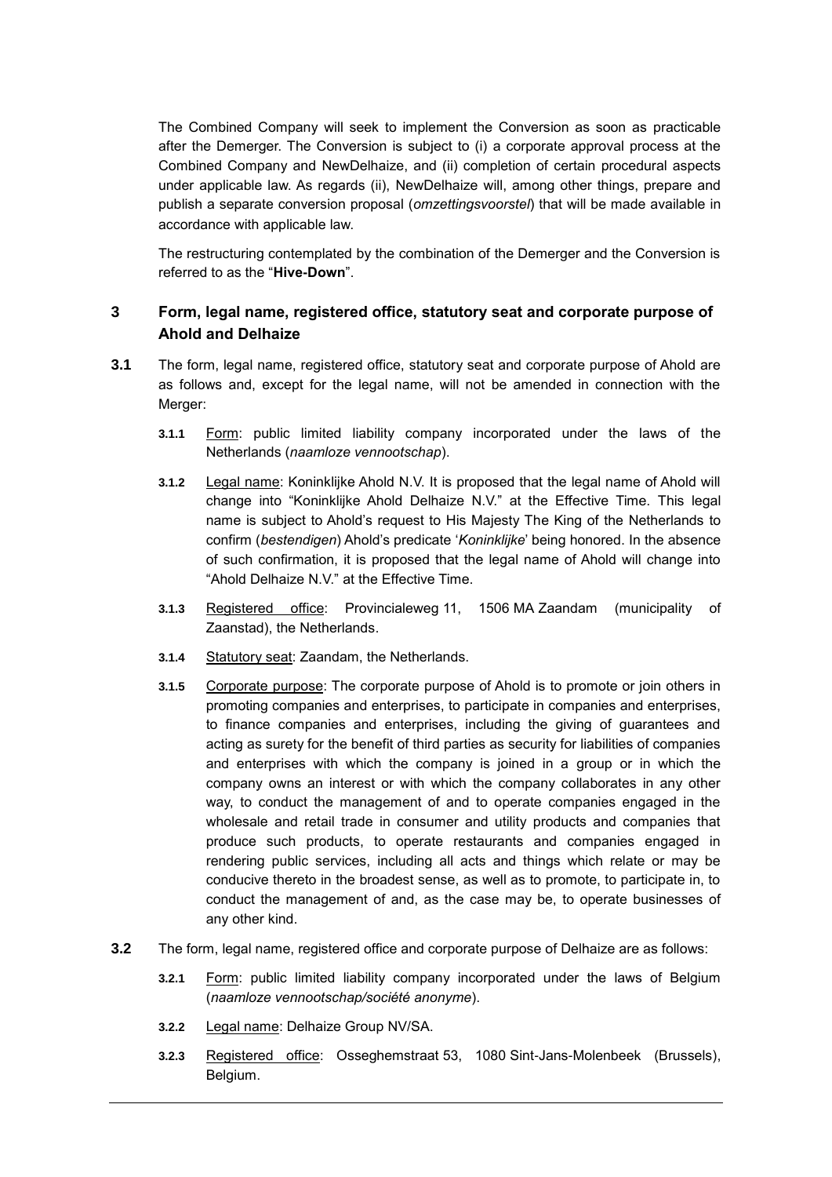The Combined Company will seek to implement the Conversion as soon as practicable after the Demerger. The Conversion is subject to (i) a corporate approval process at the Combined Company and NewDelhaize, and (ii) completion of certain procedural aspects under applicable law. As regards (ii), NewDelhaize will, among other things, prepare and publish a separate conversion proposal (*omzettingsvoorstel*) that will be made available in accordance with applicable law.

The restructuring contemplated by the combination of the Demerger and the Conversion is referred to as the "**Hive-Down**".

## 3 Form, legal name, registered office, statutory seat and corporate purpose of Ahold and Delhaize

**3.1** The form, legal name, registered office, statutory seat and corporate purpose of Ahold are as follows and, except for the legal name, will not be amended in connection with the Merger:

**3.1.1** Form: public limited liability company incorporated under the laws of the Netherlands (*naamloze vennootschap*).

**3.1.2** Legal name: Koninklijke Ahold N.V. It is proposed that the legal name of Ahold will change into "Koninklijke Ahold Delhaize N.V." at the Effective Time. This legal name is subject to Ahold's request to His Majesty The King of the Netherlands to confirm (*bestendigen*) Ahold's predicate '*Koninklijke*' being honored. In the absence of such confirmation, it is proposed that the legal name of Ahold will change into "Ahold Delhaize N.V." at the Effective Time.

**3.1.3** Registered office: Provincialeweg 11, 1506 MA Zaandam (municipality of Zaanstad), the Netherlands.

**3.1.4** Statutory seat: Zaandam, the Netherlands.

**3.1.5** Corporate purpose: The corporate purpose of Ahold is to promote or join others in promoting companies and enterprises, to participate in companies and enterprises, to finance companies and enterprises, including the giving of guarantees and acting as surety for the benefit of third parties as security for liabilities of companies and enterprises with which the company is joined in a group or in which the company owns an interest or with which the company collaborates in any other way, to conduct the management of and to operate companies engaged in the wholesale and retail trade in consumer and utility products and companies that produce such products, to operate restaurants and companies engaged in rendering public services, including all acts and things which relate or may be conducive thereto in the broadest sense, as well as to promote, to participate in, to conduct the management of and, as the case may be, to operate businesses of any other kind.

**3.2** The form, legal name, registered office and corporate purpose of Delhaize are as follows:

**3.2.1** Form: public limited liability company incorporated under the laws of Belgium (*naamloze vennootschap/société anonyme*).

**3.2.2** Legal name: Delhaize Group NV/SA.

**3.2.3** Registered office: Osseghemstraat 53, 1080 Sint-Jans-Molenbeek (Brussels), Belgium.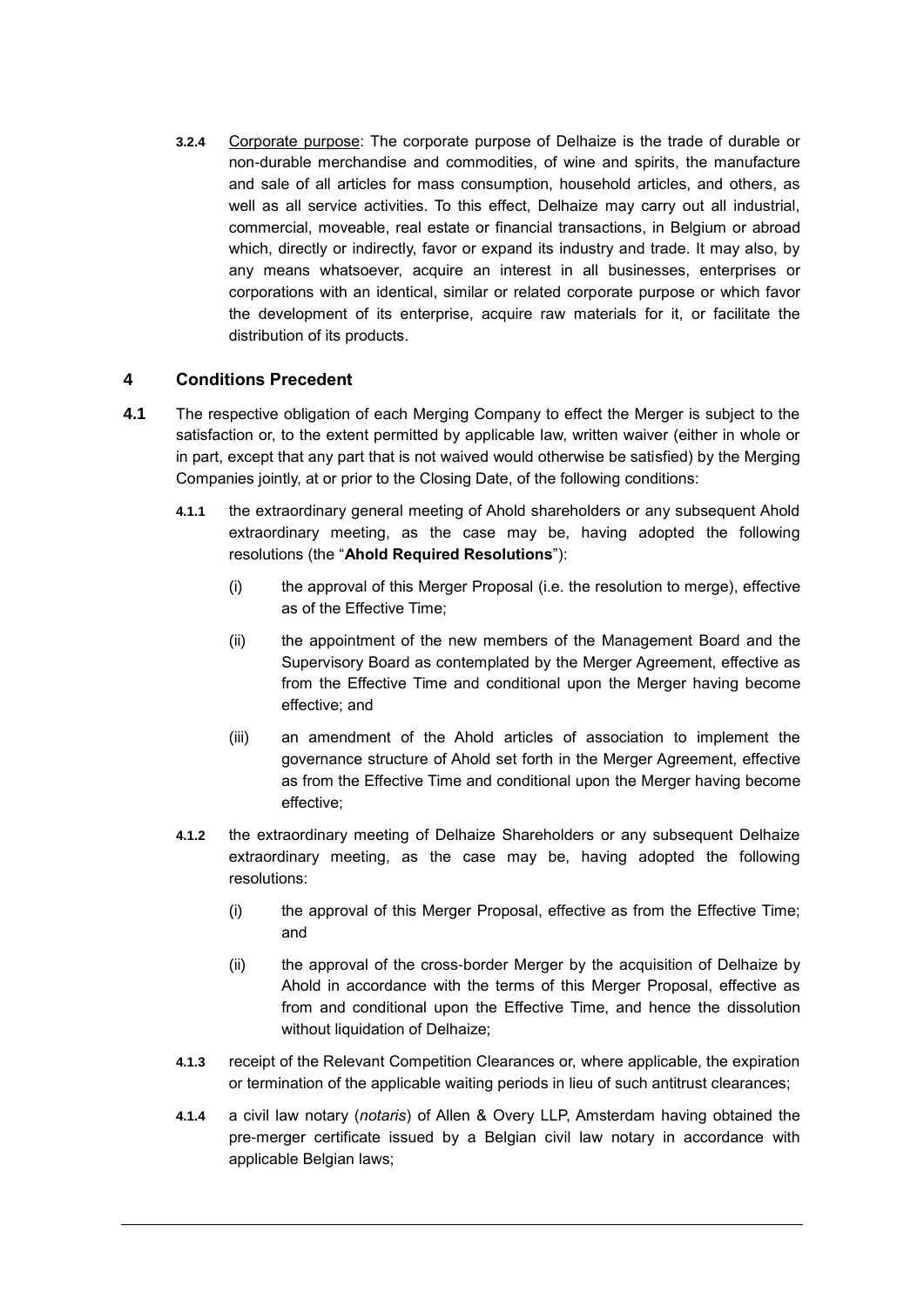**3.2.4** Corporate purpose: The corporate purpose of Delhaize is the trade of durable or non-durable merchandise and commodities, of wine and spirits, the manufacture and sale of all articles for mass consumption, household articles, and others, as well as all service activities. To this effect, Delhaize may carry out all industrial, commercial, moveable, real estate or financial transactions, in Belgium or abroad which, directly or indirectly, favor or expand its industry and trade. It may also, by any means whatsoever, acquire an interest in all businesses, enterprises or corporations with an identical, similar or related corporate purpose or which favor the development of its enterprise, acquire raw materials for it, or facilitate the distribution of its products.

## 4 Conditions Precedent

**4.1** The respective obligation of each Merging Company to effect the Merger is subject to the satisfaction or, to the extent permitted by applicable law, written waiver (either in whole or in part, except that any part that is not waived would otherwise be satisfied) by the Merging Companies jointly, at or prior to the Closing Date, of the following conditions:

**4.1.1** the extraordinary general meeting of Ahold shareholders or any subsequent Ahold extraordinary meeting, as the case may be, having adopted the following resolutions (the "**Ahold Required Resolutions**"):

(i) the approval of this Merger Proposal (i.e. the resolution to merge), effective as of the Effective Time;

(ii) the appointment of the new members of the Management Board and the Supervisory Board as contemplated by the Merger Agreement, effective as from the Effective Time and conditional upon the Merger having become effective; and

(iii) an amendment of the Ahold articles of association to implement the governance structure of Ahold set forth in the Merger Agreement, effective as from the Effective Time and conditional upon the Merger having become effective;

**4.1.2** the extraordinary meeting of Delhaize Shareholders or any subsequent Delhaize extraordinary meeting, as the case may be, having adopted the following resolutions:

(i) the approval of this Merger Proposal, effective as from the Effective Time; and

(ii) the approval of the cross-border Merger by the acquisition of Delhaize by Ahold in accordance with the terms of this Merger Proposal, effective as from and conditional upon the Effective Time, and hence the dissolution without liquidation of Delhaize;

**4.1.3** receipt of the Relevant Competition Clearances or, where applicable, the expiration or termination of the applicable waiting periods in lieu of such antitrust clearances;

**4.1.4** a civil law notary (*notaris*) of Allen & Overy LLP, Amsterdam having obtained the pre-merger certificate issued by a Belgian civil law notary in accordance with applicable Belgian laws;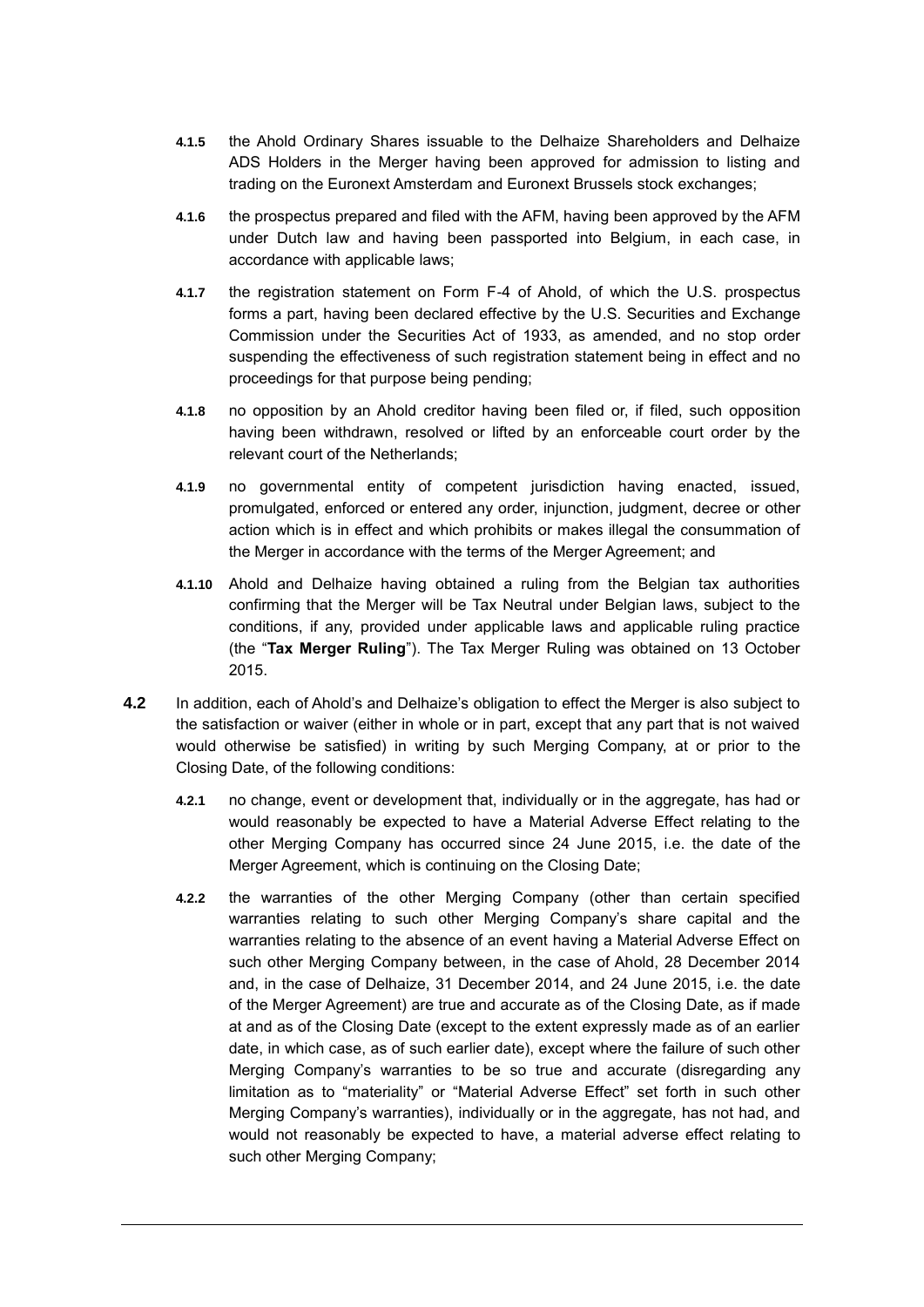- **4.1.5** the Ahold Ordinary Shares issuable to the Delhaize Shareholders and Delhaize ADS Holders in the Merger having been approved for admission to listing and trading on the Euronext Amsterdam and Euronext Brussels stock exchanges;

- **4.1.6** the prospectus prepared and filed with the AFM, having been approved by the AFM under Dutch law and having been passported into Belgium, in each case, in accordance with applicable laws;

- **4.1.7** the registration statement on Form F-4 of Ahold, of which the U.S. prospectus forms a part, having been declared effective by the U.S. Securities and Exchange Commission under the Securities Act of 1933, as amended, and no stop order suspending the effectiveness of such registration statement being in effect and no proceedings for that purpose being pending;

- **4.1.8** no opposition by an Ahold creditor having been filed or, if filed, such opposition having been withdrawn, resolved or lifted by an enforceable court order by the relevant court of the Netherlands;

- **4.1.9** no governmental entity of competent jurisdiction having enacted, issued, promulgated, enforced or entered any order, injunction, judgment, decree or other action which is in effect and which prohibits or makes illegal the consummation of the Merger in accordance with the terms of the Merger Agreement; and

- **4.1.10** Ahold and Delhaize having obtained a ruling from the Belgian tax authorities confirming that the Merger will be Tax Neutral under Belgian laws, subject to the conditions, if any, provided under applicable laws and applicable ruling practice (the "**Tax Merger Ruling**"). The Tax Merger Ruling was obtained on 13 October 2015.

**4.2** In addition, each of Ahold's and Delhaize's obligation to effect the Merger is also subject to the satisfaction or waiver (either in whole or in part, except that any part that is not waived would otherwise be satisfied) in writing by such Merging Company, at or prior to the Closing Date, of the following conditions:

- **4.2.1** no change, event or development that, individually or in the aggregate, has had or would reasonably be expected to have a Material Adverse Effect relating to the other Merging Company has occurred since 24 June 2015, i.e. the date of the Merger Agreement, which is continuing on the Closing Date;

- **4.2.2** the warranties of the other Merging Company (other than certain specified warranties relating to such other Merging Company's share capital and the warranties relating to the absence of an event having a Material Adverse Effect on such other Merging Company between, in the case of Ahold, 28 December 2014 and, in the case of Delhaize, 31 December 2014, and 24 June 2015, i.e. the date of the Merger Agreement) are true and accurate as of the Closing Date, as if made at and as of the Closing Date (except to the extent expressly made as of an earlier date, in which case, as of such earlier date), except where the failure of such other Merging Company's warranties to be so true and accurate (disregarding any limitation as to "materiality" or "Material Adverse Effect" set forth in such other Merging Company's warranties), individually or in the aggregate, has not had, and would not reasonably be expected to have, a material adverse effect relating to such other Merging Company;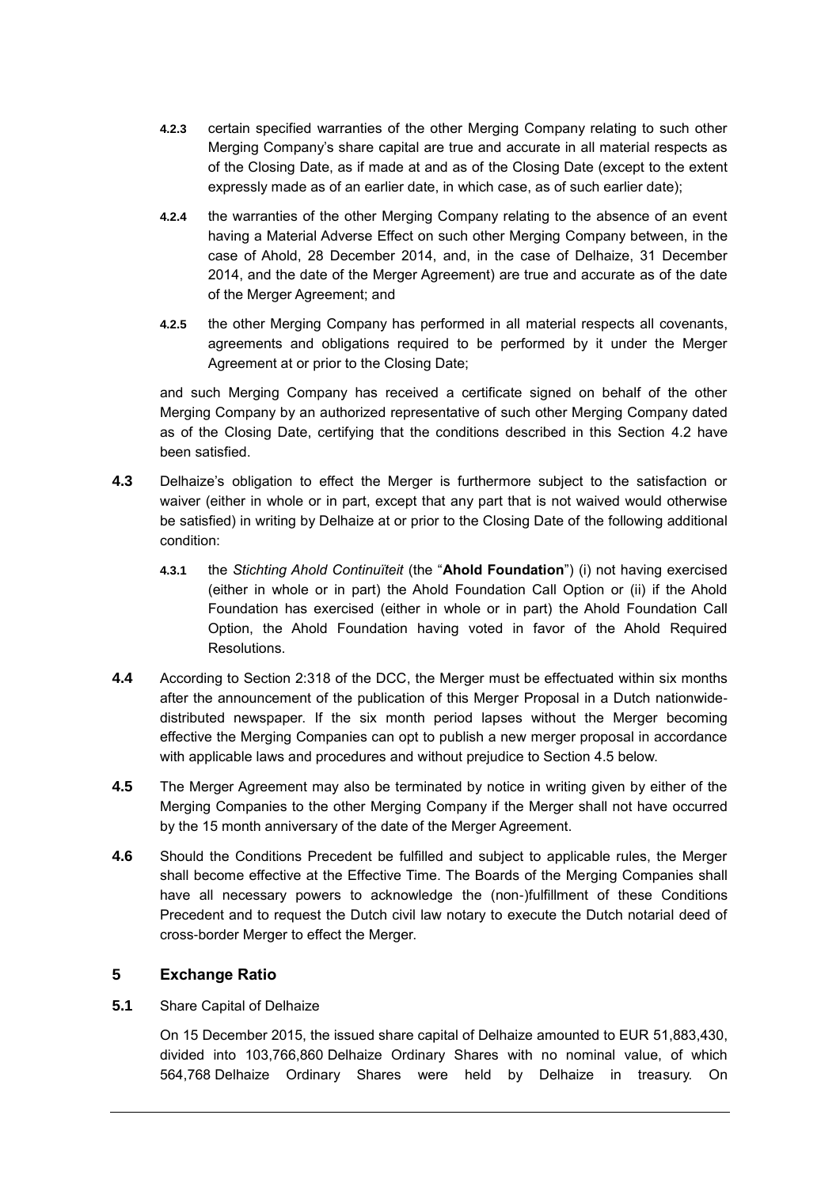**4.2.3** certain specified warranties of the other Merging Company relating to such other Merging Company's share capital are true and accurate in all material respects as of the Closing Date, as if made at and as of the Closing Date (except to the extent expressly made as of an earlier date, in which case, as of such earlier date);

**4.2.4** the warranties of the other Merging Company relating to the absence of an event having a Material Adverse Effect on such other Merging Company between, in the case of Ahold, 28 December 2014, and, in the case of Delhaize, 31 December 2014, and the date of the Merger Agreement) are true and accurate as of the date of the Merger Agreement; and

**4.2.5** the other Merging Company has performed in all material respects all covenants, agreements and obligations required to be performed by it under the Merger Agreement at or prior to the Closing Date;

and such Merging Company has received a certificate signed on behalf of the other Merging Company by an authorized representative of such other Merging Company dated as of the Closing Date, certifying that the conditions described in this Section 4.2 have been satisfied.

**4.3** Delhaize's obligation to effect the Merger is furthermore subject to the satisfaction or waiver (either in whole or in part, except that any part that is not waived would otherwise be satisfied) in writing by Delhaize at or prior to the Closing Date of the following additional condition:

**4.3.1** the *Stichting Ahold Continuïteit* (the "**Ahold Foundation**") (i) not having exercised (either in whole or in part) the Ahold Foundation Call Option or (ii) if the Ahold Foundation has exercised (either in whole or in part) the Ahold Foundation Call Option, the Ahold Foundation having voted in favor of the Ahold Required Resolutions.

**4.4** According to Section 2:318 of the DCC, the Merger must be effectuated within six months after the announcement of the publication of this Merger Proposal in a Dutch nationwide-distributed newspaper. If the six month period lapses without the Merger becoming effective the Merging Companies can opt to publish a new merger proposal in accordance with applicable laws and procedures and without prejudice to Section 4.5 below.

**4.5** The Merger Agreement may also be terminated by notice in writing given by either of the Merging Companies to the other Merging Company if the Merger shall not have occurred by the 15 month anniversary of the date of the Merger Agreement.

**4.6** Should the Conditions Precedent be fulfilled and subject to applicable rules, the Merger shall become effective at the Effective Time. The Boards of the Merging Companies shall have all necessary powers to acknowledge the (non-)fulfillment of these Conditions Precedent and to request the Dutch civil law notary to execute the Dutch notarial deed of cross-border Merger to effect the Merger.

## 5 Exchange Ratio

**5.1** Share Capital of Delhaize

On 15 December 2015, the issued share capital of Delhaize amounted to EUR 51,883,430, divided into 103,766,860 Delhaize Ordinary Shares with no nominal value, of which 564,768 Delhaize Ordinary Shares were held by Delhaize in treasury. On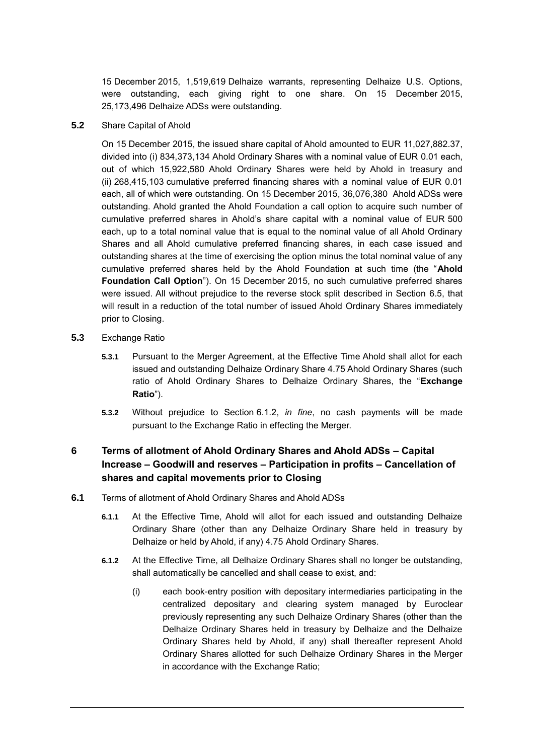15 December 2015, 1,519,619 Delhaize warrants, representing Delhaize U.S. Options, were outstanding, each giving right to one share. On 15 December 2015, 25,173,496 Delhaize ADSs were outstanding.

**5.2** Share Capital of Ahold

On 15 December 2015, the issued share capital of Ahold amounted to EUR 11,027,882.37, divided into (i) 834,373,134 Ahold Ordinary Shares with a nominal value of EUR 0.01 each, out of which 15,922,580 Ahold Ordinary Shares were held by Ahold in treasury and (ii) 268,415,103 cumulative preferred financing shares with a nominal value of EUR 0.01 each, all of which were outstanding. On 15 December 2015, 36,076,380 Ahold ADSs were outstanding. Ahold granted the Ahold Foundation a call option to acquire such number of cumulative preferred shares in Ahold's share capital with a nominal value of EUR 500 each, up to a total nominal value that is equal to the nominal value of all Ahold Ordinary Shares and all Ahold cumulative preferred financing shares, in each case issued and outstanding shares at the time of exercising the option minus the total nominal value of any cumulative preferred shares held by the Ahold Foundation at such time (the "**Ahold Foundation Call Option**"). On 15 December 2015, no such cumulative preferred shares were issued. All without prejudice to the reverse stock split described in Section 6.5, that will result in a reduction of the total number of issued Ahold Ordinary Shares immediately prior to Closing.

**5.3** Exchange Ratio

**5.3.1** Pursuant to the Merger Agreement, at the Effective Time Ahold shall allot for each issued and outstanding Delhaize Ordinary Share 4.75 Ahold Ordinary Shares (such ratio of Ahold Ordinary Shares to Delhaize Ordinary Shares, the "**Exchange Ratio**").

**5.3.2** Without prejudice to Section 6.1.2, *in fine*, no cash payments will be made pursuant to the Exchange Ratio in effecting the Merger.

## 6 Terms of allotment of Ahold Ordinary Shares and Ahold ADSs – Capital Increase – Goodwill and reserves – Participation in profits – Cancellation of shares and capital movements prior to Closing

**6.1** Terms of allotment of Ahold Ordinary Shares and Ahold ADSs

**6.1.1** At the Effective Time, Ahold will allot for each issued and outstanding Delhaize Ordinary Share (other than any Delhaize Ordinary Share held in treasury by Delhaize or held by Ahold, if any) 4.75 Ahold Ordinary Shares.

**6.1.2** At the Effective Time, all Delhaize Ordinary Shares shall no longer be outstanding, shall automatically be cancelled and shall cease to exist, and:

(i) each book-entry position with depositary intermediaries participating in the centralized depositary and clearing system managed by Euroclear previously representing any such Delhaize Ordinary Shares (other than the Delhaize Ordinary Shares held in treasury by Delhaize and the Delhaize Ordinary Shares held by Ahold, if any) shall thereafter represent Ahold Ordinary Shares allotted for such Delhaize Ordinary Shares in the Merger in accordance with the Exchange Ratio;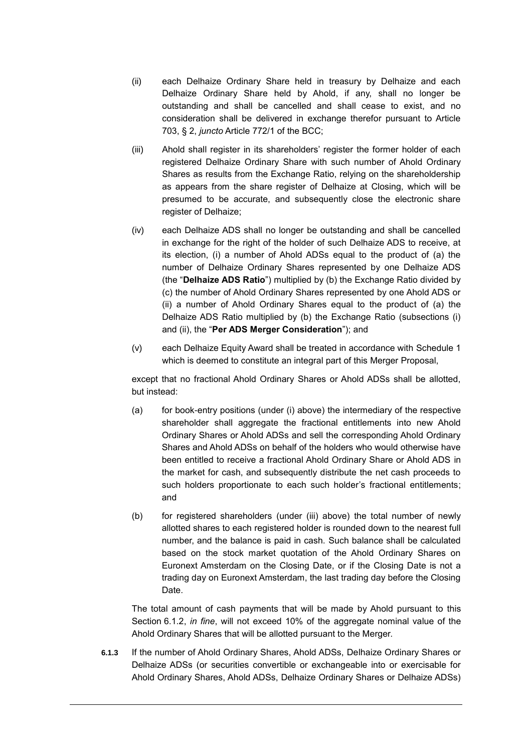(ii) each Delhaize Ordinary Share held in treasury by Delhaize and each Delhaize Ordinary Share held by Ahold, if any, shall no longer be outstanding and shall be cancelled and shall cease to exist, and no consideration shall be delivered in exchange therefor pursuant to Article 703, § 2, *juncto* Article 772/1 of the BCC;

(iii) Ahold shall register in its shareholders' register the former holder of each registered Delhaize Ordinary Share with such number of Ahold Ordinary Shares as results from the Exchange Ratio, relying on the shareholdership as appears from the share register of Delhaize at Closing, which will be presumed to be accurate, and subsequently close the electronic share register of Delhaize;

(iv) each Delhaize ADS shall no longer be outstanding and shall be cancelled in exchange for the right of the holder of such Delhaize ADS to receive, at its election, (i) a number of Ahold ADSs equal to the product of (a) the number of Delhaize Ordinary Shares represented by one Delhaize ADS (the "**Delhaize ADS Ratio**") multiplied by (b) the Exchange Ratio divided by (c) the number of Ahold Ordinary Shares represented by one Ahold ADS or (ii) a number of Ahold Ordinary Shares equal to the product of (a) the Delhaize ADS Ratio multiplied by (b) the Exchange Ratio (subsections (i) and (ii), the "**Per ADS Merger Consideration**"); and

(v) each Delhaize Equity Award shall be treated in accordance with Schedule 1 which is deemed to constitute an integral part of this Merger Proposal,

except that no fractional Ahold Ordinary Shares or Ahold ADSs shall be allotted, but instead:

(a) for book-entry positions (under (i) above) the intermediary of the respective shareholder shall aggregate the fractional entitlements into new Ahold Ordinary Shares or Ahold ADSs and sell the corresponding Ahold Ordinary Shares and Ahold ADSs on behalf of the holders who would otherwise have been entitled to receive a fractional Ahold Ordinary Share or Ahold ADS in the market for cash, and subsequently distribute the net cash proceeds to such holders proportionate to each such holder's fractional entitlements; and

(b) for registered shareholders (under (iii) above) the total number of newly allotted shares to each registered holder is rounded down to the nearest full number, and the balance is paid in cash. Such balance shall be calculated based on the stock market quotation of the Ahold Ordinary Shares on Euronext Amsterdam on the Closing Date, or if the Closing Date is not a trading day on Euronext Amsterdam, the last trading day before the Closing Date.

The total amount of cash payments that will be made by Ahold pursuant to this Section 6.1.2, *in fine*, will not exceed 10% of the aggregate nominal value of the Ahold Ordinary Shares that will be allotted pursuant to the Merger.

**6.1.3** If the number of Ahold Ordinary Shares, Ahold ADSs, Delhaize Ordinary Shares or Delhaize ADSs (or securities convertible or exchangeable into or exercisable for Ahold Ordinary Shares, Ahold ADSs, Delhaize Ordinary Shares or Delhaize ADSs)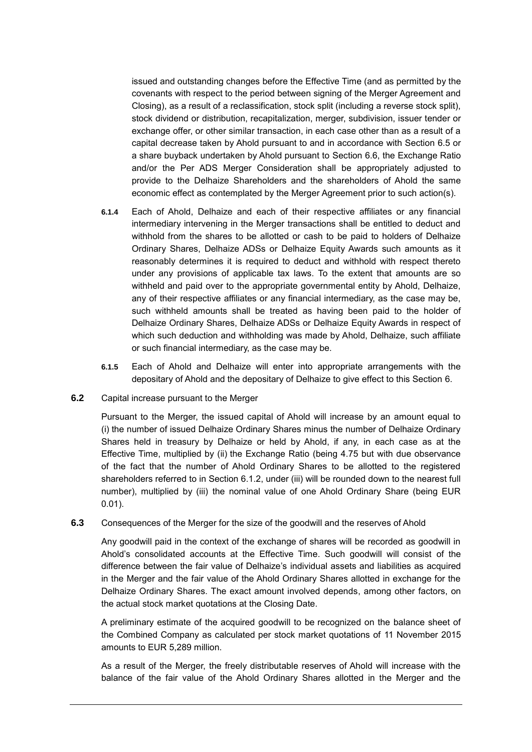issued and outstanding changes before the Effective Time (and as permitted by the covenants with respect to the period between signing of the Merger Agreement and Closing), as a result of a reclassification, stock split (including a reverse stock split), stock dividend or distribution, recapitalization, merger, subdivision, issuer tender or exchange offer, or other similar transaction, in each case other than as a result of a capital decrease taken by Ahold pursuant to and in accordance with Section 6.5 or a share buyback undertaken by Ahold pursuant to Section 6.6, the Exchange Ratio and/or the Per ADS Merger Consideration shall be appropriately adjusted to provide to the Delhaize Shareholders and the shareholders of Ahold the same economic effect as contemplated by the Merger Agreement prior to such action(s).

**6.1.4** Each of Ahold, Delhaize and each of their respective affiliates or any financial intermediary intervening in the Merger transactions shall be entitled to deduct and withhold from the shares to be allotted or cash to be paid to holders of Delhaize Ordinary Shares, Delhaize ADSs or Delhaize Equity Awards such amounts as it reasonably determines it is required to deduct and withhold with respect thereto under any provisions of applicable tax laws. To the extent that amounts are so withheld and paid over to the appropriate governmental entity by Ahold, Delhaize, any of their respective affiliates or any financial intermediary, as the case may be, such withheld amounts shall be treated as having been paid to the holder of Delhaize Ordinary Shares, Delhaize ADSs or Delhaize Equity Awards in respect of which such deduction and withholding was made by Ahold, Delhaize, such affiliate or such financial intermediary, as the case may be.

**6.1.5** Each of Ahold and Delhaize will enter into appropriate arrangements with the depositary of Ahold and the depositary of Delhaize to give effect to this Section 6.

**6.2** Capital increase pursuant to the Merger

Pursuant to the Merger, the issued capital of Ahold will increase by an amount equal to (i) the number of issued Delhaize Ordinary Shares minus the number of Delhaize Ordinary Shares held in treasury by Delhaize or held by Ahold, if any, in each case as at the Effective Time, multiplied by (ii) the Exchange Ratio (being 4.75 but with due observance of the fact that the number of Ahold Ordinary Shares to be allotted to the registered shareholders referred to in Section 6.1.2, under (iii) will be rounded down to the nearest full number), multiplied by (iii) the nominal value of one Ahold Ordinary Share (being EUR 0.01).

**6.3** Consequences of the Merger for the size of the goodwill and the reserves of Ahold

Any goodwill paid in the context of the exchange of shares will be recorded as goodwill in Ahold's consolidated accounts at the Effective Time. Such goodwill will consist of the difference between the fair value of Delhaize's individual assets and liabilities as acquired in the Merger and the fair value of the Ahold Ordinary Shares allotted in exchange for the Delhaize Ordinary Shares. The exact amount involved depends, among other factors, on the actual stock market quotations at the Closing Date.

A preliminary estimate of the acquired goodwill to be recognized on the balance sheet of the Combined Company as calculated per stock market quotations of 11 November 2015 amounts to EUR 5,289 million.

As a result of the Merger, the freely distributable reserves of Ahold will increase with the balance of the fair value of the Ahold Ordinary Shares allotted in the Merger and the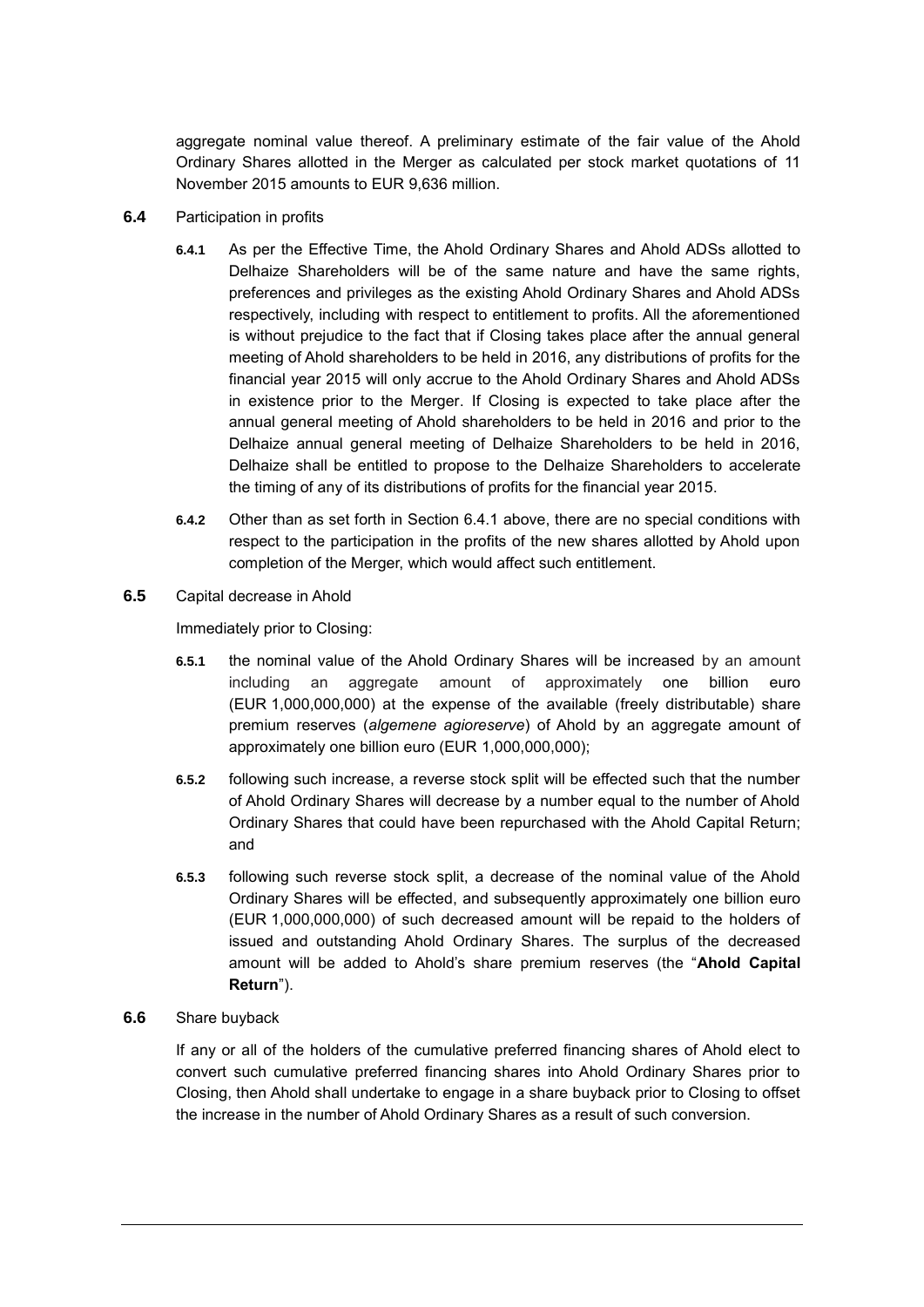aggregate nominal value thereof. A preliminary estimate of the fair value of the Ahold Ordinary Shares allotted in the Merger as calculated per stock market quotations of 11 November 2015 amounts to EUR 9,636 million.

**6.4** Participation in profits

**6.4.1** As per the Effective Time, the Ahold Ordinary Shares and Ahold ADSs allotted to Delhaize Shareholders will be of the same nature and have the same rights, preferences and privileges as the existing Ahold Ordinary Shares and Ahold ADSs respectively, including with respect to entitlement to profits. All the aforementioned is without prejudice to the fact that if Closing takes place after the annual general meeting of Ahold shareholders to be held in 2016, any distributions of profits for the financial year 2015 will only accrue to the Ahold Ordinary Shares and Ahold ADSs in existence prior to the Merger. If Closing is expected to take place after the annual general meeting of Ahold shareholders to be held in 2016 and prior to the Delhaize annual general meeting of Delhaize Shareholders to be held in 2016, Delhaize shall be entitled to propose to the Delhaize Shareholders to accelerate the timing of any of its distributions of profits for the financial year 2015.

**6.4.2** Other than as set forth in Section 6.4.1 above, there are no special conditions with respect to the participation in the profits of the new shares allotted by Ahold upon completion of the Merger, which would affect such entitlement.

**6.5** Capital decrease in Ahold

Immediately prior to Closing:

**6.5.1** the nominal value of the Ahold Ordinary Shares will be increased by an amount including an aggregate amount of approximately one billion euro (EUR 1,000,000,000) at the expense of the available (freely distributable) share premium reserves (*algemene agioreserve*) of Ahold by an aggregate amount of approximately one billion euro (EUR 1,000,000,000);

**6.5.2** following such increase, a reverse stock split will be effected such that the number of Ahold Ordinary Shares will decrease by a number equal to the number of Ahold Ordinary Shares that could have been repurchased with the Ahold Capital Return; and

**6.5.3** following such reverse stock split, a decrease of the nominal value of the Ahold Ordinary Shares will be effected, and subsequently approximately one billion euro (EUR 1,000,000,000) of such decreased amount will be repaid to the holders of issued and outstanding Ahold Ordinary Shares. The surplus of the decreased amount will be added to Ahold's share premium reserves (the "**Ahold Capital Return**").

**6.6** Share buyback

If any or all of the holders of the cumulative preferred financing shares of Ahold elect to convert such cumulative preferred financing shares into Ahold Ordinary Shares prior to Closing, then Ahold shall undertake to engage in a share buyback prior to Closing to offset the increase in the number of Ahold Ordinary Shares as a result of such conversion.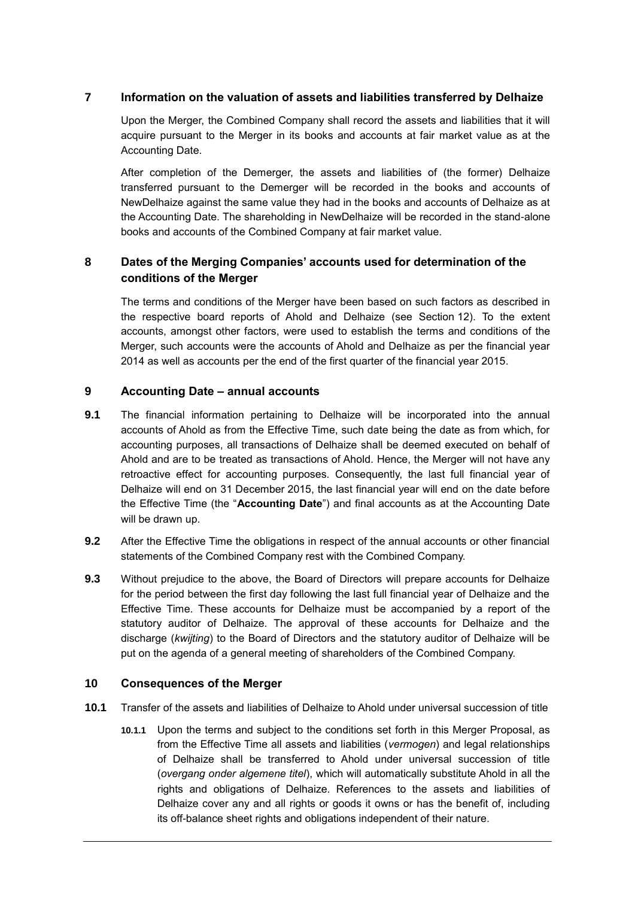## 7 Information on the valuation of assets and liabilities transferred by Delhaize

Upon the Merger, the Combined Company shall record the assets and liabilities that it will acquire pursuant to the Merger in its books and accounts at fair market value as at the Accounting Date.

After completion of the Demerger, the assets and liabilities of (the former) Delhaize transferred pursuant to the Demerger will be recorded in the books and accounts of NewDelhaize against the same value they had in the books and accounts of Delhaize as at the Accounting Date. The shareholding in NewDelhaize will be recorded in the stand-alone books and accounts of the Combined Company at fair market value.

## 8 Dates of the Merging Companies' accounts used for determination of the conditions of the Merger

The terms and conditions of the Merger have been based on such factors as described in the respective board reports of Ahold and Delhaize (see Section 12). To the extent accounts, amongst other factors, were used to establish the terms and conditions of the Merger, such accounts were the accounts of Ahold and Delhaize as per the financial year 2014 as well as accounts per the end of the first quarter of the financial year 2015.

## 9 Accounting Date – annual accounts

**9.1** The financial information pertaining to Delhaize will be incorporated into the annual accounts of Ahold as from the Effective Time, such date being the date as from which, for accounting purposes, all transactions of Delhaize shall be deemed executed on behalf of Ahold and are to be treated as transactions of Ahold. Hence, the Merger will not have any retroactive effect for accounting purposes. Consequently, the last full financial year of Delhaize will end on 31 December 2015, the last financial year will end on the date before the Effective Time (the "**Accounting Date**") and final accounts as at the Accounting Date will be drawn up.

**9.2** After the Effective Time the obligations in respect of the annual accounts or other financial statements of the Combined Company rest with the Combined Company.

**9.3** Without prejudice to the above, the Board of Directors will prepare accounts for Delhaize for the period between the first day following the last full financial year of Delhaize and the Effective Time. These accounts for Delhaize must be accompanied by a report of the statutory auditor of Delhaize. The approval of these accounts for Delhaize and the discharge (*kwijting*) to the Board of Directors and the statutory auditor of Delhaize will be put on the agenda of a general meeting of shareholders of the Combined Company.

## 10 Consequences of the Merger

**10.1** Transfer of the assets and liabilities of Delhaize to Ahold under universal succession of title

**10.1.1** Upon the terms and subject to the conditions set forth in this Merger Proposal, as from the Effective Time all assets and liabilities (*vermogen*) and legal relationships of Delhaize shall be transferred to Ahold under universal succession of title (*overgang onder algemene titel*), which will automatically substitute Ahold in all the rights and obligations of Delhaize. References to the assets and liabilities of Delhaize cover any and all rights or goods it owns or has the benefit of, including its off-balance sheet rights and obligations independent of their nature.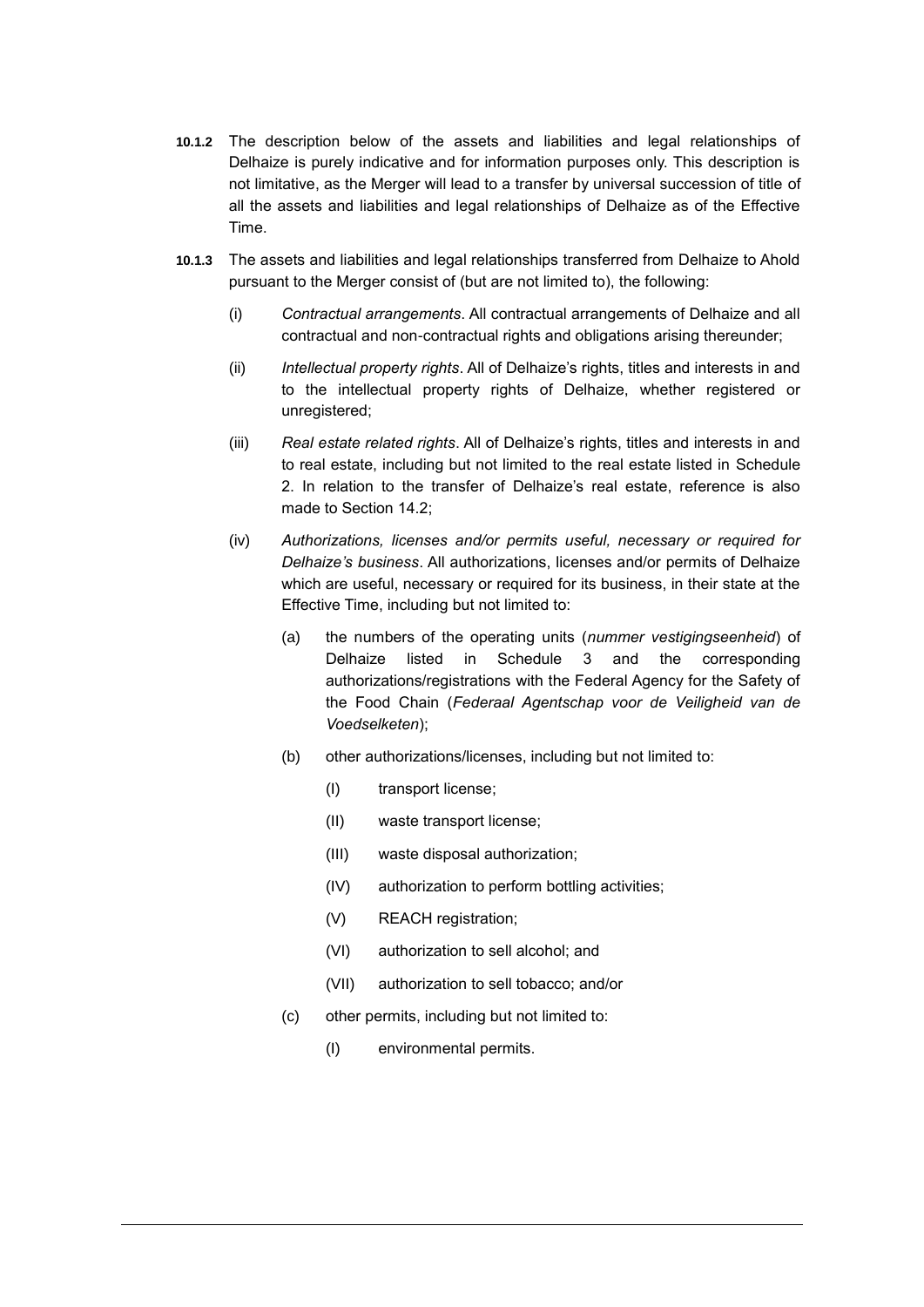**10.1.2** The description below of the assets and liabilities and legal relationships of Delhaize is purely indicative and for information purposes only. This description is not limitative, as the Merger will lead to a transfer by universal succession of title of all the assets and liabilities and legal relationships of Delhaize as of the Effective Time.

**10.1.3** The assets and liabilities and legal relationships transferred from Delhaize to Ahold pursuant to the Merger consist of (but are not limited to), the following:

(i) *Contractual arrangements*. All contractual arrangements of Delhaize and all contractual and non-contractual rights and obligations arising thereunder;

(ii) *Intellectual property rights*. All of Delhaize's rights, titles and interests in and to the intellectual property rights of Delhaize, whether registered or unregistered;

(iii) *Real estate related rights*. All of Delhaize's rights, titles and interests in and to real estate, including but not limited to the real estate listed in Schedule 2. In relation to the transfer of Delhaize's real estate, reference is also made to Section 14.2;

(iv) *Authorizations, licenses and/or permits useful, necessary or required for Delhaize's business*. All authorizations, licenses and/or permits of Delhaize which are useful, necessary or required for its business, in their state at the Effective Time, including but not limited to:

(a) the numbers of the operating units (*nummer vestigingseenheid*) of Delhaize listed in Schedule 3 and the corresponding authorizations/registrations with the Federal Agency for the Safety of the Food Chain (*Federaal Agentschap voor de Veiligheid van de Voedselketen*);

(b) other authorizations/licenses, including but not limited to:

(I) transport license;

(II) waste transport license;

(III) waste disposal authorization;

(IV) authorization to perform bottling activities;

(V) REACH registration;

(VI) authorization to sell alcohol; and

(VII) authorization to sell tobacco; and/or

(c) other permits, including but not limited to:

(I) environmental permits.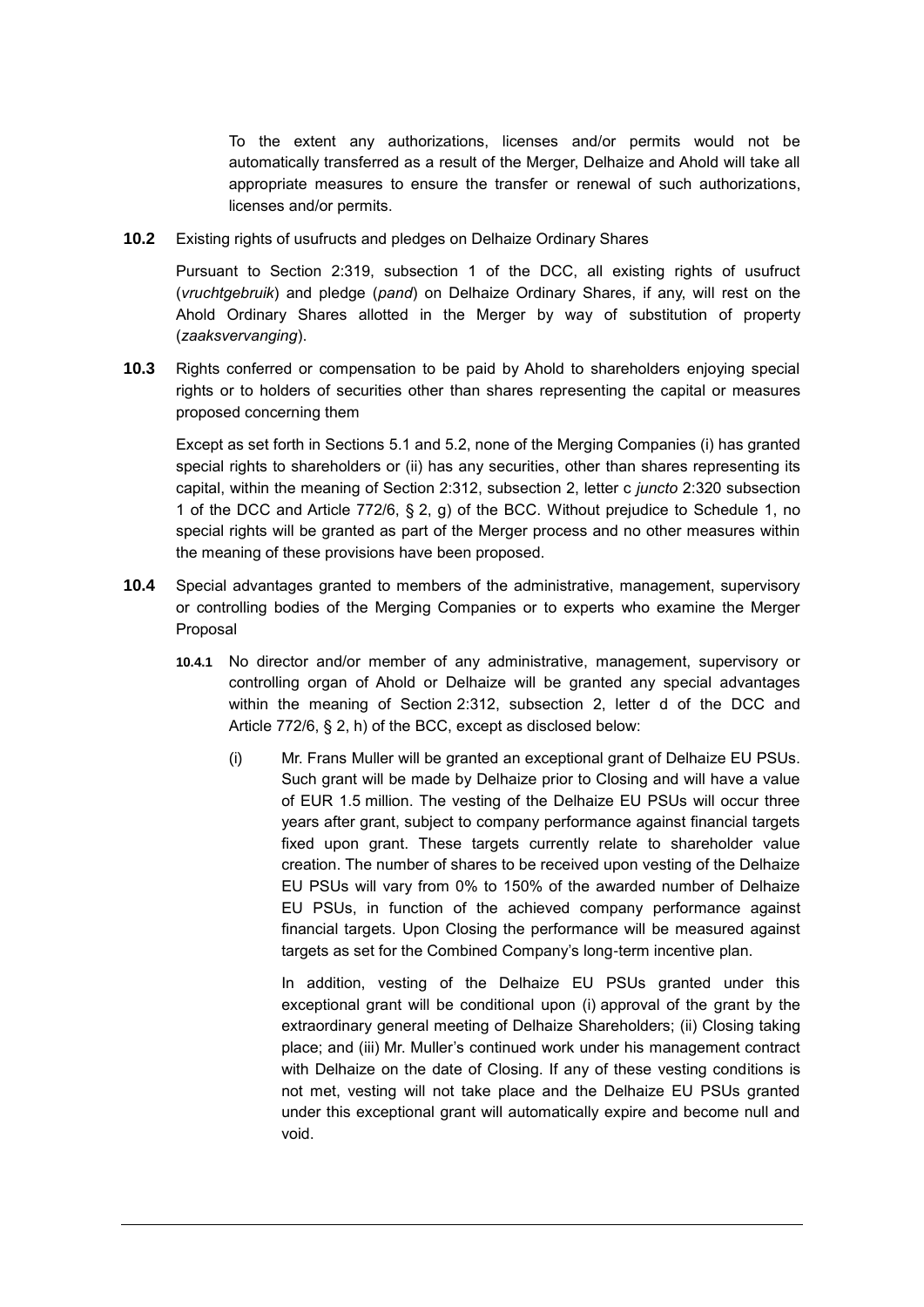To the extent any authorizations, licenses and/or permits would not be automatically transferred as a result of the Merger, Delhaize and Ahold will take all appropriate measures to ensure the transfer or renewal of such authorizations, licenses and/or permits.

**10.2** Existing rights of usufructs and pledges on Delhaize Ordinary Shares

Pursuant to Section 2:319, subsection 1 of the DCC, all existing rights of usufruct (*vruchtgebruik*) and pledge (*pand*) on Delhaize Ordinary Shares, if any, will rest on the Ahold Ordinary Shares allotted in the Merger by way of substitution of property (*zaaksvervanging*).

**10.3** Rights conferred or compensation to be paid by Ahold to shareholders enjoying special rights or to holders of securities other than shares representing the capital or measures proposed concerning them

Except as set forth in Sections 5.1 and 5.2, none of the Merging Companies (i) has granted special rights to shareholders or (ii) has any securities, other than shares representing its capital, within the meaning of Section 2:312, subsection 2, letter c *juncto* 2:320 subsection 1 of the DCC and Article 772/6, § 2, g) of the BCC. Without prejudice to Schedule 1, no special rights will be granted as part of the Merger process and no other measures within the meaning of these provisions have been proposed.

**10.4** Special advantages granted to members of the administrative, management, supervisory or controlling bodies of the Merging Companies or to experts who examine the Merger Proposal

**10.4.1** No director and/or member of any administrative, management, supervisory or controlling organ of Ahold or Delhaize will be granted any special advantages within the meaning of Section 2:312, subsection 2, letter d of the DCC and Article 772/6, § 2, h) of the BCC, except as disclosed below:

(i) Mr. Frans Muller will be granted an exceptional grant of Delhaize EU PSUs. Such grant will be made by Delhaize prior to Closing and will have a value of EUR 1.5 million. The vesting of the Delhaize EU PSUs will occur three years after grant, subject to company performance against financial targets fixed upon grant. These targets currently relate to shareholder value creation. The number of shares to be received upon vesting of the Delhaize EU PSUs will vary from 0% to 150% of the awarded number of Delhaize EU PSUs, in function of the achieved company performance against financial targets. Upon Closing the performance will be measured against targets as set for the Combined Company's long-term incentive plan.

In addition, vesting of the Delhaize EU PSUs granted under this exceptional grant will be conditional upon (i) approval of the grant by the extraordinary general meeting of Delhaize Shareholders; (ii) Closing taking place; and (iii) Mr. Muller's continued work under his management contract with Delhaize on the date of Closing. If any of these vesting conditions is not met, vesting will not take place and the Delhaize EU PSUs granted under this exceptional grant will automatically expire and become null and void.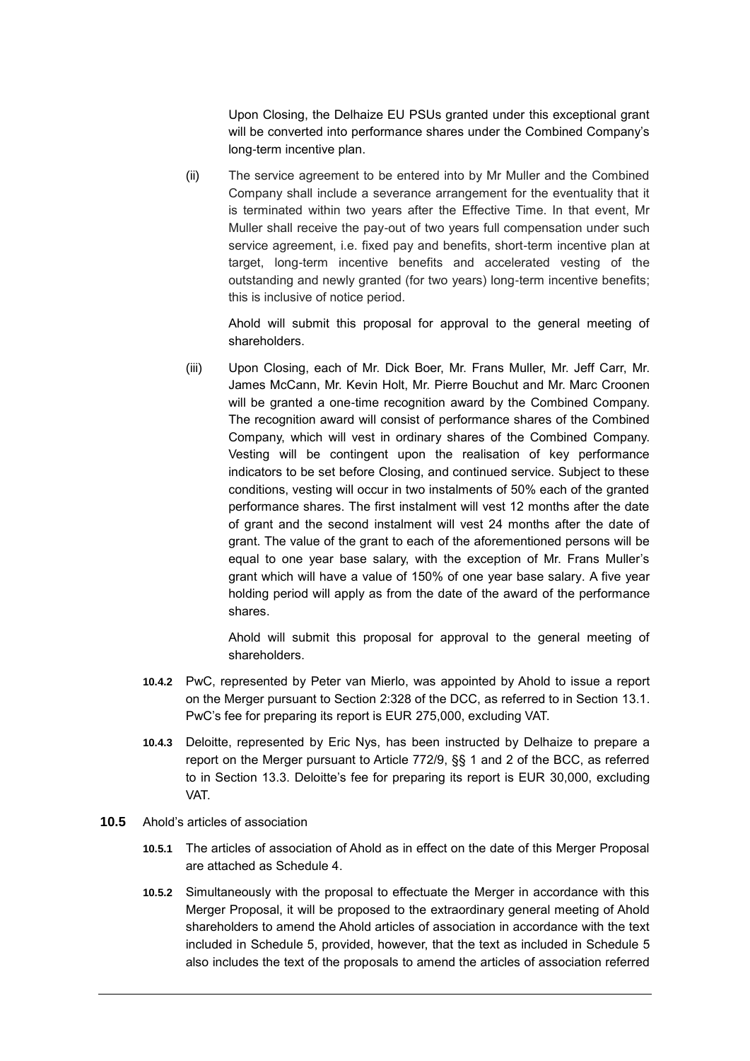Upon Closing, the Delhaize EU PSUs granted under this exceptional grant will be converted into performance shares under the Combined Company's long-term incentive plan.

(ii) The service agreement to be entered into by Mr Muller and the Combined Company shall include a severance arrangement for the eventuality that it is terminated within two years after the Effective Time. In that event, Mr Muller shall receive the pay-out of two years full compensation under such service agreement, i.e. fixed pay and benefits, short-term incentive plan at target, long-term incentive benefits and accelerated vesting of the outstanding and newly granted (for two years) long-term incentive benefits; this is inclusive of notice period.

Ahold will submit this proposal for approval to the general meeting of shareholders.

(iii) Upon Closing, each of Mr. Dick Boer, Mr. Frans Muller, Mr. Jeff Carr, Mr. James McCann, Mr. Kevin Holt, Mr. Pierre Bouchut and Mr. Marc Croonen will be granted a one-time recognition award by the Combined Company. The recognition award will consist of performance shares of the Combined Company, which will vest in ordinary shares of the Combined Company. Vesting will be contingent upon the realisation of key performance indicators to be set before Closing, and continued service. Subject to these conditions, vesting will occur in two instalments of 50% each of the granted performance shares. The first instalment will vest 12 months after the date of grant and the second instalment will vest 24 months after the date of grant. The value of the grant to each of the aforementioned persons will be equal to one year base salary, with the exception of Mr. Frans Muller's grant which will have a value of 150% of one year base salary. A five year holding period will apply as from the date of the award of the performance shares.

Ahold will submit this proposal for approval to the general meeting of shareholders.

**10.4.2** PwC, represented by Peter van Mierlo, was appointed by Ahold to issue a report on the Merger pursuant to Section 2:328 of the DCC, as referred to in Section 13.1. PwC's fee for preparing its report is EUR 275,000, excluding VAT.

**10.4.3** Deloitte, represented by Eric Nys, has been instructed by Delhaize to prepare a report on the Merger pursuant to Article 772/9, §§ 1 and 2 of the BCC, as referred to in Section 13.3. Deloitte's fee for preparing its report is EUR 30,000, excluding VAT.

**10.5** Ahold's articles of association

**10.5.1** The articles of association of Ahold as in effect on the date of this Merger Proposal are attached as Schedule 4.

**10.5.2** Simultaneously with the proposal to effectuate the Merger in accordance with this Merger Proposal, it will be proposed to the extraordinary general meeting of Ahold shareholders to amend the Ahold articles of association in accordance with the text included in Schedule 5, provided, however, that the text as included in Schedule 5 also includes the text of the proposals to amend the articles of association referred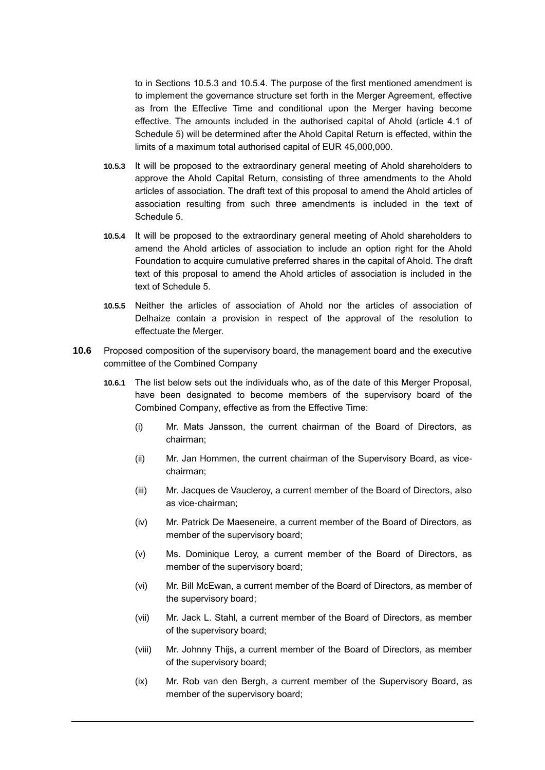to in Sections 10.5.3 and 10.5.4. The purpose of the first mentioned amendment is to implement the governance structure set forth in the Merger Agreement, effective as from the Effective Time and conditional upon the Merger having become effective. The amounts included in the authorised capital of Ahold (article 4.1 of Schedule 5) will be determined after the Ahold Capital Return is effected, within the limits of a maximum total authorised capital of EUR 45,000,000.

**10.5.3** It will be proposed to the extraordinary general meeting of Ahold shareholders to approve the Ahold Capital Return, consisting of three amendments to the Ahold articles of association. The draft text of this proposal to amend the Ahold articles of association resulting from such three amendments is included in the text of Schedule 5.

**10.5.4** It will be proposed to the extraordinary general meeting of Ahold shareholders to amend the Ahold articles of association to include an option right for the Ahold Foundation to acquire cumulative preferred shares in the capital of Ahold. The draft text of this proposal to amend the Ahold articles of association is included in the text of Schedule 5.

**10.5.5** Neither the articles of association of Ahold nor the articles of association of Delhaize contain a provision in respect of the approval of the resolution to effectuate the Merger.

**10.6** Proposed composition of the supervisory board, the management board and the executive committee of the Combined Company

**10.6.1** The list below sets out the individuals who, as of the date of this Merger Proposal, have been designated to become members of the supervisory board of the Combined Company, effective as from the Effective Time:

(i) Mr. Mats Jansson, the current chairman of the Board of Directors, as chairman;

(ii) Mr. Jan Hommen, the current chairman of the Supervisory Board, as vice-chairman;

(iii) Mr. Jacques de Vaucleroy, a current member of the Board of Directors, also as vice-chairman;

(iv) Mr. Patrick De Maeseneire, a current member of the Board of Directors, as member of the supervisory board;

(v) Ms. Dominique Leroy, a current member of the Board of Directors, as member of the supervisory board;

(vi) Mr. Bill McEwan, a current member of the Board of Directors, as member of the supervisory board;

(vii) Mr. Jack L. Stahl, a current member of the Board of Directors, as member of the supervisory board;

(viii) Mr. Johnny Thijs, a current member of the Board of Directors, as member of the supervisory board;

(ix) Mr. Rob van den Bergh, a current member of the Supervisory Board, as member of the supervisory board;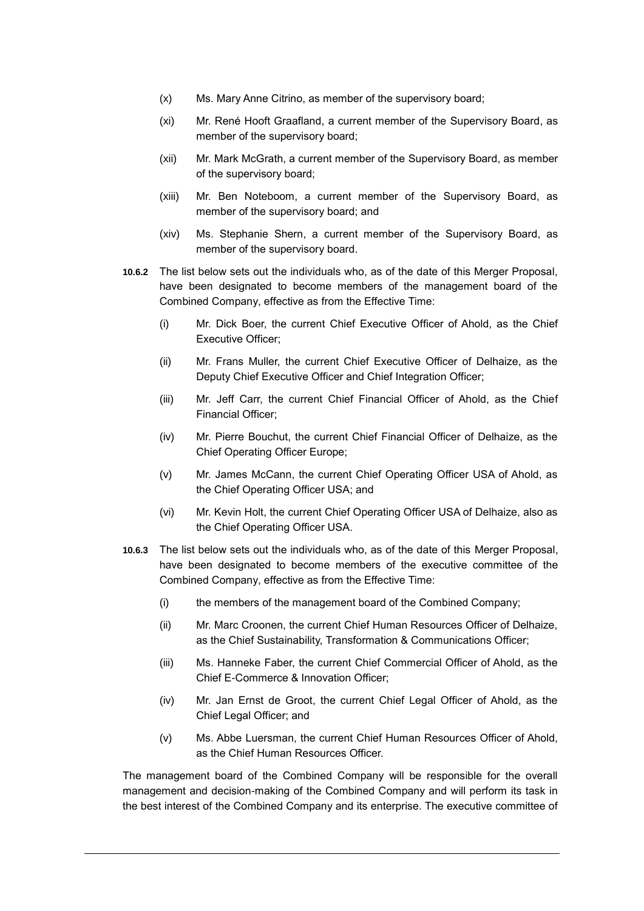(x) Ms. Mary Anne Citrino, as member of the supervisory board;

(xi) Mr. René Hooft Graafland, a current member of the Supervisory Board, as member of the supervisory board;

(xii) Mr. Mark McGrath, a current member of the Supervisory Board, as member of the supervisory board;

(xiii) Mr. Ben Noteboom, a current member of the Supervisory Board, as member of the supervisory board; and

(xiv) Ms. Stephanie Shern, a current member of the Supervisory Board, as member of the supervisory board.

**10.6.2** The list below sets out the individuals who, as of the date of this Merger Proposal, have been designated to become members of the management board of the Combined Company, effective as from the Effective Time:

(i) Mr. Dick Boer, the current Chief Executive Officer of Ahold, as the Chief Executive Officer;

(ii) Mr. Frans Muller, the current Chief Executive Officer of Delhaize, as the Deputy Chief Executive Officer and Chief Integration Officer;

(iii) Mr. Jeff Carr, the current Chief Financial Officer of Ahold, as the Chief Financial Officer;

(iv) Mr. Pierre Bouchut, the current Chief Financial Officer of Delhaize, as the Chief Operating Officer Europe;

(v) Mr. James McCann, the current Chief Operating Officer USA of Ahold, as the Chief Operating Officer USA; and

(vi) Mr. Kevin Holt, the current Chief Operating Officer USA of Delhaize, also as the Chief Operating Officer USA.

**10.6.3** The list below sets out the individuals who, as of the date of this Merger Proposal, have been designated to become members of the executive committee of the Combined Company, effective as from the Effective Time:

(i) the members of the management board of the Combined Company;

(ii) Mr. Marc Croonen, the current Chief Human Resources Officer of Delhaize, as the Chief Sustainability, Transformation & Communications Officer;

(iii) Ms. Hanneke Faber, the current Chief Commercial Officer of Ahold, as the Chief E-Commerce & Innovation Officer;

(iv) Mr. Jan Ernst de Groot, the current Chief Legal Officer of Ahold, as the Chief Legal Officer; and

(v) Ms. Abbe Luersman, the current Chief Human Resources Officer of Ahold, as the Chief Human Resources Officer.

The management board of the Combined Company will be responsible for the overall management and decision-making of the Combined Company and will perform its task in the best interest of the Combined Company and its enterprise. The executive committee of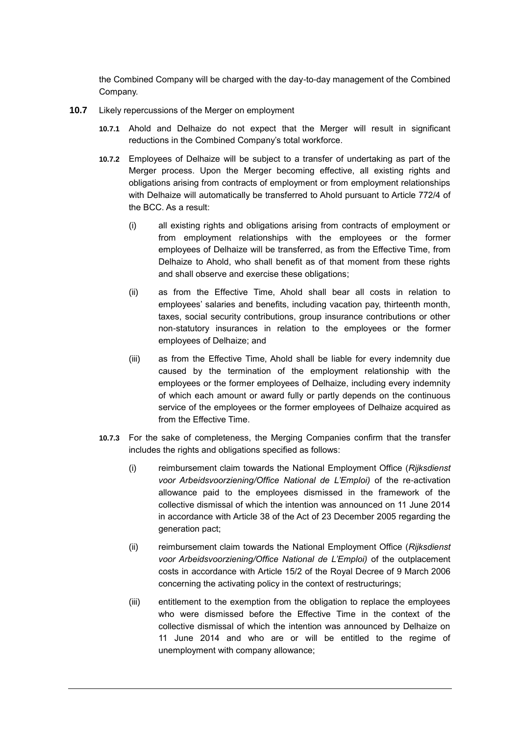the Combined Company will be charged with the day-to-day management of the Combined Company.

**10.7** Likely repercussions of the Merger on employment

**10.7.1** Ahold and Delhaize do not expect that the Merger will result in significant reductions in the Combined Company's total workforce.

**10.7.2** Employees of Delhaize will be subject to a transfer of undertaking as part of the Merger process. Upon the Merger becoming effective, all existing rights and obligations arising from contracts of employment or from employment relationships with Delhaize will automatically be transferred to Ahold pursuant to Article 772/4 of the BCC. As a result:

(i) all existing rights and obligations arising from contracts of employment or from employment relationships with the employees or the former employees of Delhaize will be transferred, as from the Effective Time, from Delhaize to Ahold, who shall benefit as of that moment from these rights and shall observe and exercise these obligations;

(ii) as from the Effective Time, Ahold shall bear all costs in relation to employees' salaries and benefits, including vacation pay, thirteenth month, taxes, social security contributions, group insurance contributions or other non-statutory insurances in relation to the employees or the former employees of Delhaize; and

(iii) as from the Effective Time, Ahold shall be liable for every indemnity due caused by the termination of the employment relationship with the employees or the former employees of Delhaize, including every indemnity of which each amount or award fully or partly depends on the continuous service of the employees or the former employees of Delhaize acquired as from the Effective Time.

**10.7.3** For the sake of completeness, the Merging Companies confirm that the transfer includes the rights and obligations specified as follows:

(i) reimbursement claim towards the National Employment Office (*Rijksdienst voor Arbeidsvoorziening/Office National de L'Emploi)* of the re-activation allowance paid to the employees dismissed in the framework of the collective dismissal of which the intention was announced on 11 June 2014 in accordance with Article 38 of the Act of 23 December 2005 regarding the generation pact;

(ii) reimbursement claim towards the National Employment Office (*Rijksdienst voor Arbeidsvoorziening/Office National de L'Emploi)* of the outplacement costs in accordance with Article 15/2 of the Royal Decree of 9 March 2006 concerning the activating policy in the context of restructurings;

(iii) entitlement to the exemption from the obligation to replace the employees who were dismissed before the Effective Time in the context of the collective dismissal of which the intention was announced by Delhaize on 11 June 2014 and who are or will be entitled to the regime of unemployment with company allowance;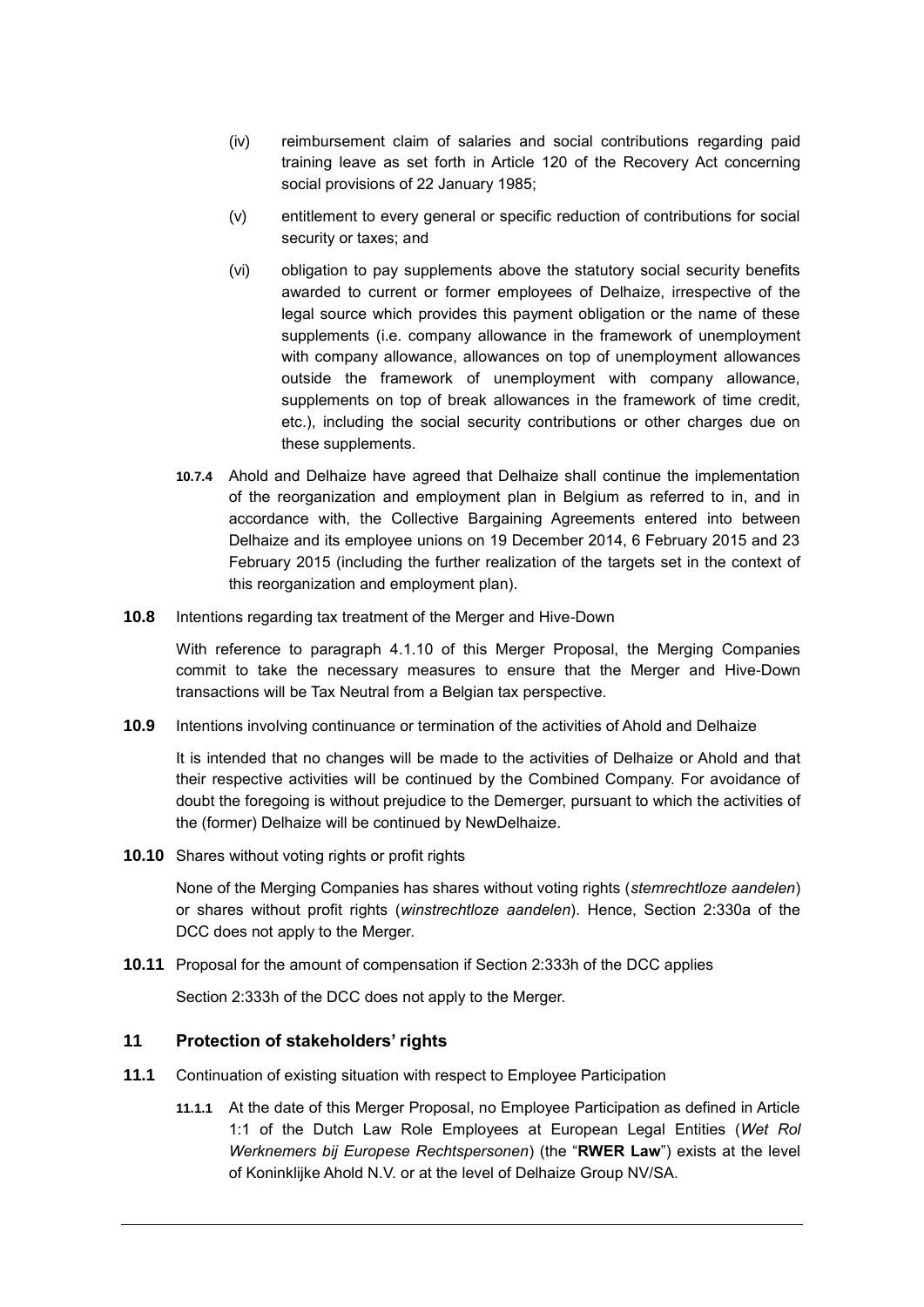(iv) reimbursement claim of salaries and social contributions regarding paid training leave as set forth in Article 120 of the Recovery Act concerning social provisions of 22 January 1985;

(v) entitlement to every general or specific reduction of contributions for social security or taxes; and

(vi) obligation to pay supplements above the statutory social security benefits awarded to current or former employees of Delhaize, irrespective of the legal source which provides this payment obligation or the name of these supplements (i.e. company allowance in the framework of unemployment with company allowance, allowances on top of unemployment allowances outside the framework of unemployment with company allowance, supplements on top of break allowances in the framework of time credit, etc.), including the social security contributions or other charges due on these supplements.

**10.7.4** Ahold and Delhaize have agreed that Delhaize shall continue the implementation of the reorganization and employment plan in Belgium as referred to in, and in accordance with, the Collective Bargaining Agreements entered into between Delhaize and its employee unions on 19 December 2014, 6 February 2015 and 23 February 2015 (including the further realization of the targets set in the context of this reorganization and employment plan).

**10.8** Intentions regarding tax treatment of the Merger and Hive-Down

With reference to paragraph 4.1.10 of this Merger Proposal, the Merging Companies commit to take the necessary measures to ensure that the Merger and Hive-Down transactions will be Tax Neutral from a Belgian tax perspective.

**10.9** Intentions involving continuance or termination of the activities of Ahold and Delhaize

It is intended that no changes will be made to the activities of Delhaize or Ahold and that their respective activities will be continued by the Combined Company. For avoidance of doubt the foregoing is without prejudice to the Demerger, pursuant to which the activities of the (former) Delhaize will be continued by NewDelhaize.

**10.10** Shares without voting rights or profit rights

None of the Merging Companies has shares without voting rights (*stemrechtloze aandelen*) or shares without profit rights (*winstrechtloze aandelen*). Hence, Section 2:330a of the DCC does not apply to the Merger.

**10.11** Proposal for the amount of compensation if Section 2:333h of the DCC applies

Section 2:333h of the DCC does not apply to the Merger.

## 11 Protection of stakeholders' rights

**11.1** Continuation of existing situation with respect to Employee Participation

**11.1.1** At the date of this Merger Proposal, no Employee Participation as defined in Article 1:1 of the Dutch Law Role Employees at European Legal Entities (*Wet Rol Werknemers bij Europese Rechtspersonen*) (the "**RWER Law**") exists at the level of Koninklijke Ahold N.V. or at the level of Delhaize Group NV/SA.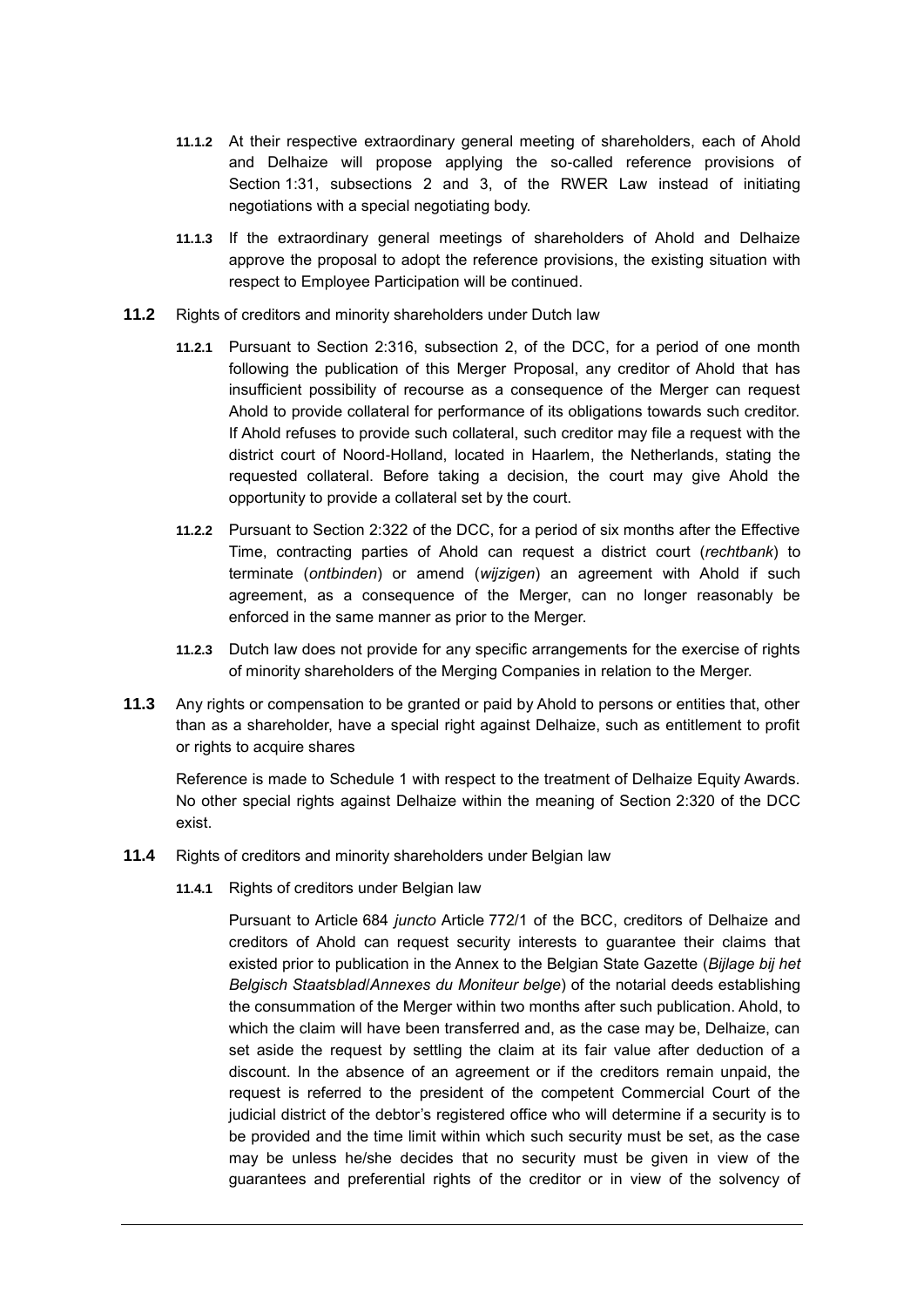**11.1.2** At their respective extraordinary general meeting of shareholders, each of Ahold and Delhaize will propose applying the so-called reference provisions of Section 1:31, subsections 2 and 3, of the RWER Law instead of initiating negotiations with a special negotiating body.

**11.1.3** If the extraordinary general meetings of shareholders of Ahold and Delhaize approve the proposal to adopt the reference provisions, the existing situation with respect to Employee Participation will be continued.

**11.2** Rights of creditors and minority shareholders under Dutch law

**11.2.1** Pursuant to Section 2:316, subsection 2, of the DCC, for a period of one month following the publication of this Merger Proposal, any creditor of Ahold that has insufficient possibility of recourse as a consequence of the Merger can request Ahold to provide collateral for performance of its obligations towards such creditor. If Ahold refuses to provide such collateral, such creditor may file a request with the district court of Noord-Holland, located in Haarlem, the Netherlands, stating the requested collateral. Before taking a decision, the court may give Ahold the opportunity to provide a collateral set by the court.

**11.2.2** Pursuant to Section 2:322 of the DCC, for a period of six months after the Effective Time, contracting parties of Ahold can request a district court (*rechtbank*) to terminate (*ontbinden*) or amend (*wijzigen*) an agreement with Ahold if such agreement, as a consequence of the Merger, can no longer reasonably be enforced in the same manner as prior to the Merger.

**11.2.3** Dutch law does not provide for any specific arrangements for the exercise of rights of minority shareholders of the Merging Companies in relation to the Merger.

**11.3** Any rights or compensation to be granted or paid by Ahold to persons or entities that, other than as a shareholder, have a special right against Delhaize, such as entitlement to profit or rights to acquire shares

Reference is made to Schedule 1 with respect to the treatment of Delhaize Equity Awards. No other special rights against Delhaize within the meaning of Section 2:320 of the DCC exist.

**11.4** Rights of creditors and minority shareholders under Belgian law

**11.4.1** Rights of creditors under Belgian law

Pursuant to Article 684 *juncto* Article 772/1 of the BCC, creditors of Delhaize and creditors of Ahold can request security interests to guarantee their claims that existed prior to publication in the Annex to the Belgian State Gazette (*Bijlage bij het Belgisch Staatsblad*/*Annexes du Moniteur belge*) of the notarial deeds establishing the consummation of the Merger within two months after such publication. Ahold, to which the claim will have been transferred and, as the case may be, Delhaize, can set aside the request by settling the claim at its fair value after deduction of a discount. In the absence of an agreement or if the creditors remain unpaid, the request is referred to the president of the competent Commercial Court of the judicial district of the debtor's registered office who will determine if a security is to be provided and the time limit within which such security must be set, as the case may be unless he/she decides that no security must be given in view of the guarantees and preferential rights of the creditor or in view of the solvency of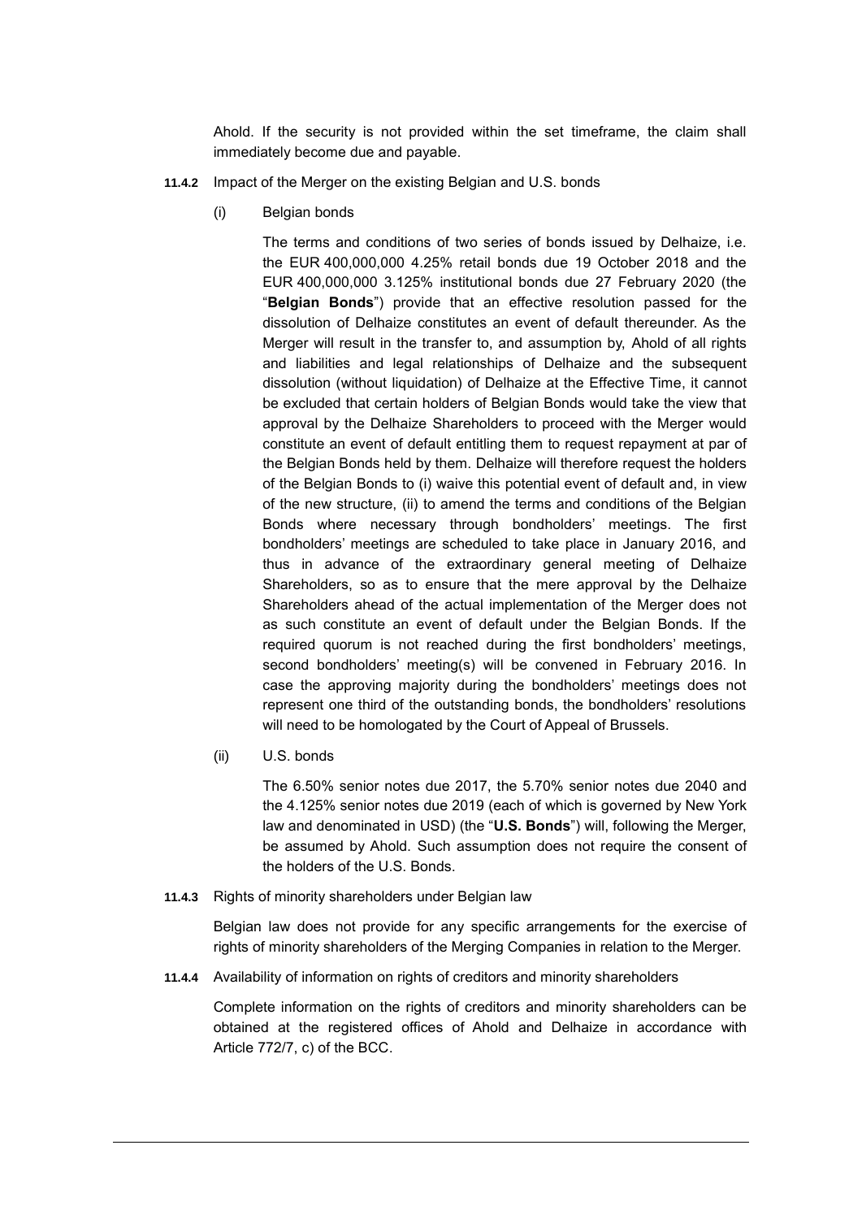Ahold. If the security is not provided within the set timeframe, the claim shall immediately become due and payable.

**11.4.2** Impact of the Merger on the existing Belgian and U.S. bonds

(i) Belgian bonds

The terms and conditions of two series of bonds issued by Delhaize, i.e. the EUR 400,000,000 4.25% retail bonds due 19 October 2018 and the EUR 400,000,000 3.125% institutional bonds due 27 February 2020 (the "**Belgian Bonds**") provide that an effective resolution passed for the dissolution of Delhaize constitutes an event of default thereunder. As the Merger will result in the transfer to, and assumption by, Ahold of all rights and liabilities and legal relationships of Delhaize and the subsequent dissolution (without liquidation) of Delhaize at the Effective Time, it cannot be excluded that certain holders of Belgian Bonds would take the view that approval by the Delhaize Shareholders to proceed with the Merger would constitute an event of default entitling them to request repayment at par of the Belgian Bonds held by them. Delhaize will therefore request the holders of the Belgian Bonds to (i) waive this potential event of default and, in view of the new structure, (ii) to amend the terms and conditions of the Belgian Bonds where necessary through bondholders' meetings. The first bondholders' meetings are scheduled to take place in January 2016, and thus in advance of the extraordinary general meeting of Delhaize Shareholders, so as to ensure that the mere approval by the Delhaize Shareholders ahead of the actual implementation of the Merger does not as such constitute an event of default under the Belgian Bonds. If the required quorum is not reached during the first bondholders' meetings, second bondholders' meeting(s) will be convened in February 2016. In case the approving majority during the bondholders' meetings does not represent one third of the outstanding bonds, the bondholders' resolutions will need to be homologated by the Court of Appeal of Brussels.

(ii) U.S. bonds

The 6.50% senior notes due 2017, the 5.70% senior notes due 2040 and the 4.125% senior notes due 2019 (each of which is governed by New York law and denominated in USD) (the "**U.S. Bonds**") will, following the Merger, be assumed by Ahold. Such assumption does not require the consent of the holders of the U.S. Bonds.

**11.4.3** Rights of minority shareholders under Belgian law

Belgian law does not provide for any specific arrangements for the exercise of rights of minority shareholders of the Merging Companies in relation to the Merger.

**11.4.4** Availability of information on rights of creditors and minority shareholders

Complete information on the rights of creditors and minority shareholders can be obtained at the registered offices of Ahold and Delhaize in accordance with Article 772/7, c) of the BCC.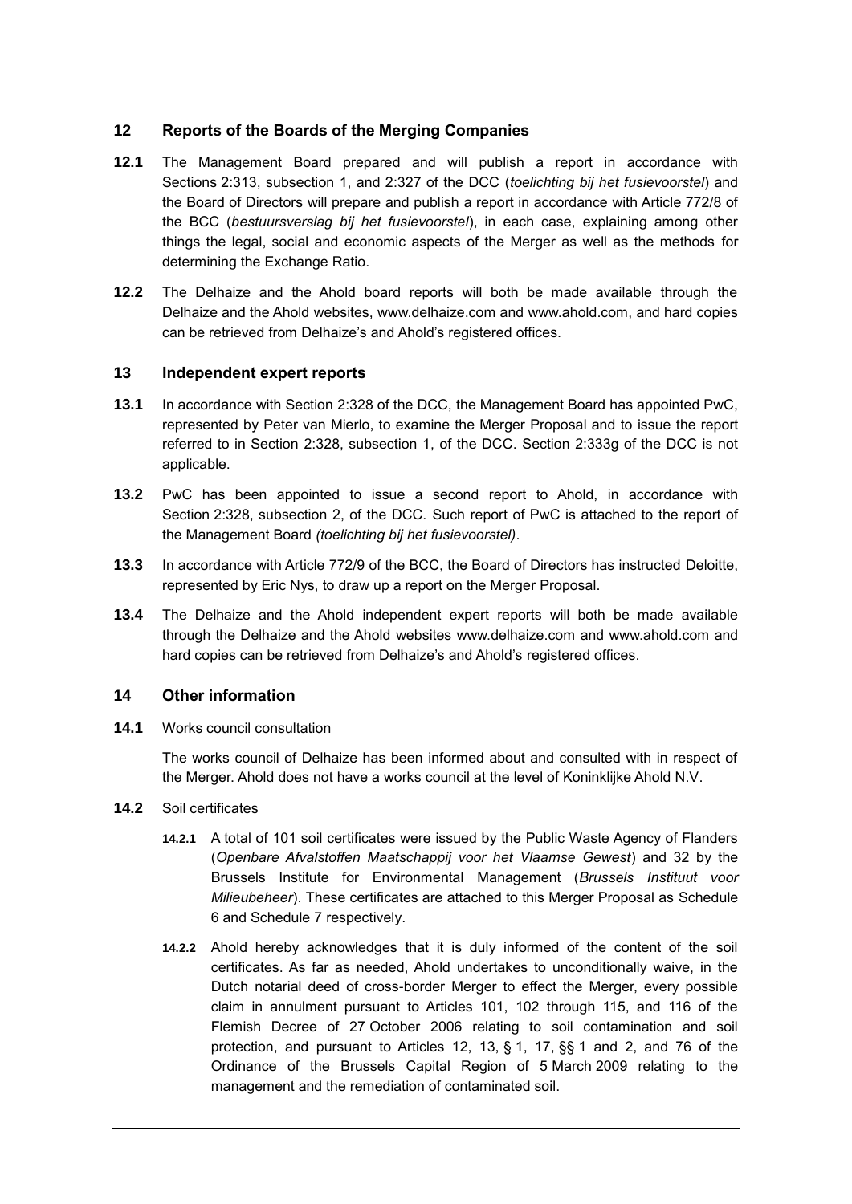## 12 Reports of the Boards of the Merging Companies

**12.1** The Management Board prepared and will publish a report in accordance with Sections 2:313, subsection 1, and 2:327 of the DCC (*toelichting bij het fusievoorstel*) and the Board of Directors will prepare and publish a report in accordance with Article 772/8 of the BCC (*bestuursverslag bij het fusievoorstel*), in each case, explaining among other things the legal, social and economic aspects of the Merger as well as the methods for determining the Exchange Ratio.

**12.2** The Delhaize and the Ahold board reports will both be made available through the Delhaize and the Ahold websites, www.delhaize.com and www.ahold.com, and hard copies can be retrieved from Delhaize's and Ahold's registered offices.

## 13 Independent expert reports

**13.1** In accordance with Section 2:328 of the DCC, the Management Board has appointed PwC, represented by Peter van Mierlo, to examine the Merger Proposal and to issue the report referred to in Section 2:328, subsection 1, of the DCC. Section 2:333g of the DCC is not applicable.

**13.2** PwC has been appointed to issue a second report to Ahold, in accordance with Section 2:328, subsection 2, of the DCC. Such report of PwC is attached to the report of the Management Board *(toelichting bij het fusievoorstel)*.

**13.3** In accordance with Article 772/9 of the BCC, the Board of Directors has instructed Deloitte, represented by Eric Nys, to draw up a report on the Merger Proposal.

**13.4** The Delhaize and the Ahold independent expert reports will both be made available through the Delhaize and the Ahold websites www.delhaize.com and www.ahold.com and hard copies can be retrieved from Delhaize's and Ahold's registered offices.

## 14 Other information

**14.1** Works council consultation

The works council of Delhaize has been informed about and consulted with in respect of the Merger. Ahold does not have a works council at the level of Koninklijke Ahold N.V.

**14.2** Soil certificates

**14.2.1** A total of 101 soil certificates were issued by the Public Waste Agency of Flanders (*Openbare Afvalstoffen Maatschappij voor het Vlaamse Gewest*) and 32 by the Brussels Institute for Environmental Management (*Brussels Instituut voor Milieubeheer*). These certificates are attached to this Merger Proposal as Schedule 6 and Schedule 7 respectively.

**14.2.2** Ahold hereby acknowledges that it is duly informed of the content of the soil certificates. As far as needed, Ahold undertakes to unconditionally waive, in the Dutch notarial deed of cross-border Merger to effect the Merger, every possible claim in annulment pursuant to Articles 101, 102 through 115, and 116 of the Flemish Decree of 27 October 2006 relating to soil contamination and soil protection, and pursuant to Articles 12, 13, § 1, 17, §§ 1 and 2, and 76 of the Ordinance of the Brussels Capital Region of 5 March 2009 relating to the management and the remediation of contaminated soil.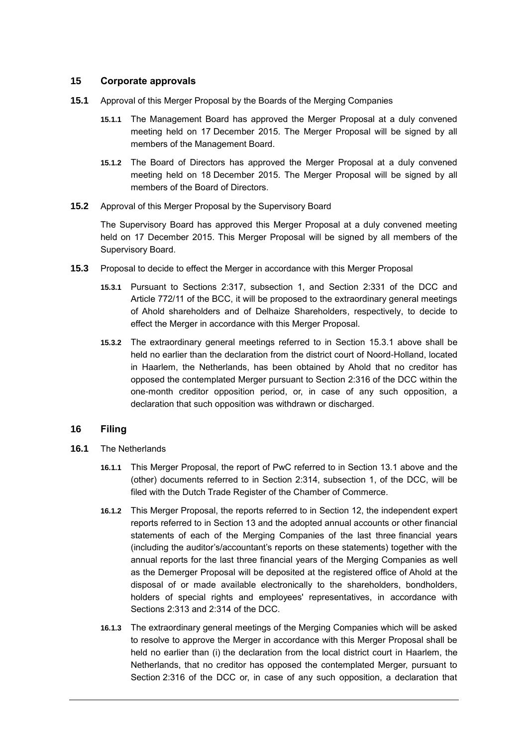## 15 Corporate approvals

**15.1** Approval of this Merger Proposal by the Boards of the Merging Companies

**15.1.1** The Management Board has approved the Merger Proposal at a duly convened meeting held on 17 December 2015. The Merger Proposal will be signed by all members of the Management Board.

**15.1.2** The Board of Directors has approved the Merger Proposal at a duly convened meeting held on 18 December 2015. The Merger Proposal will be signed by all members of the Board of Directors.

**15.2** Approval of this Merger Proposal by the Supervisory Board

The Supervisory Board has approved this Merger Proposal at a duly convened meeting held on 17 December 2015. This Merger Proposal will be signed by all members of the Supervisory Board.

**15.3** Proposal to decide to effect the Merger in accordance with this Merger Proposal

**15.3.1** Pursuant to Sections 2:317, subsection 1, and Section 2:331 of the DCC and Article 772/11 of the BCC, it will be proposed to the extraordinary general meetings of Ahold shareholders and of Delhaize Shareholders, respectively, to decide to effect the Merger in accordance with this Merger Proposal.

**15.3.2** The extraordinary general meetings referred to in Section 15.3.1 above shall be held no earlier than the declaration from the district court of Noord-Holland, located in Haarlem, the Netherlands, has been obtained by Ahold that no creditor has opposed the contemplated Merger pursuant to Section 2:316 of the DCC within the one-month creditor opposition period, or, in case of any such opposition, a declaration that such opposition was withdrawn or discharged.

## 16 Filing

**16.1** The Netherlands

**16.1.1** This Merger Proposal, the report of PwC referred to in Section 13.1 above and the (other) documents referred to in Section 2:314, subsection 1, of the DCC, will be filed with the Dutch Trade Register of the Chamber of Commerce.

**16.1.2** This Merger Proposal, the reports referred to in Section 12, the independent expert reports referred to in Section 13 and the adopted annual accounts or other financial statements of each of the Merging Companies of the last three financial years (including the auditor's/accountant's reports on these statements) together with the annual reports for the last three financial years of the Merging Companies as well as the Demerger Proposal will be deposited at the registered office of Ahold at the disposal of or made available electronically to the shareholders, bondholders, holders of special rights and employees' representatives, in accordance with Sections 2:313 and 2:314 of the DCC.

**16.1.3** The extraordinary general meetings of the Merging Companies which will be asked to resolve to approve the Merger in accordance with this Merger Proposal shall be held no earlier than (i) the declaration from the local district court in Haarlem, the Netherlands, that no creditor has opposed the contemplated Merger, pursuant to Section 2:316 of the DCC or, in case of any such opposition, a declaration that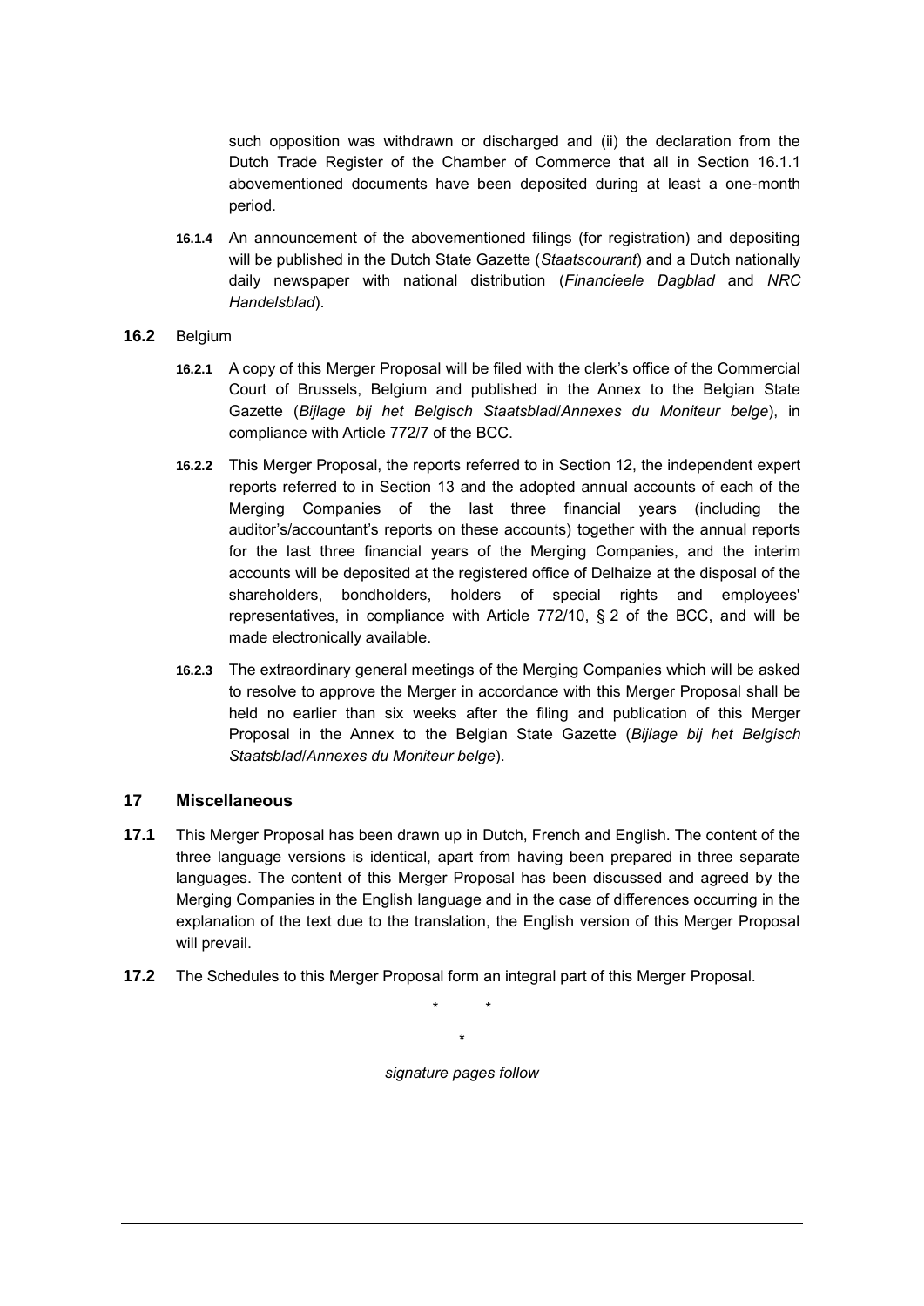such opposition was withdrawn or discharged and (ii) the declaration from the Dutch Trade Register of the Chamber of Commerce that all in Section 16.1.1 abovementioned documents have been deposited during at least a one-month period.

**16.1.4** An announcement of the abovementioned filings (for registration) and depositing will be published in the Dutch State Gazette (*Staatscourant*) and a Dutch nationally daily newspaper with national distribution (*Financieele Dagblad* and *NRC Handelsblad*).

**16.2** Belgium

**16.2.1** A copy of this Merger Proposal will be filed with the clerk's office of the Commercial Court of Brussels, Belgium and published in the Annex to the Belgian State Gazette (*Bijlage bij het Belgisch Staatsblad*/*Annexes du Moniteur belge*), in compliance with Article 772/7 of the BCC.

**16.2.2** This Merger Proposal, the reports referred to in Section 12, the independent expert reports referred to in Section 13 and the adopted annual accounts of each of the Merging Companies of the last three financial years (including the auditor's/accountant's reports on these accounts) together with the annual reports for the last three financial years of the Merging Companies, and the interim accounts will be deposited at the registered office of Delhaize at the disposal of the shareholders, bondholders, holders of special rights and employees' representatives, in compliance with Article 772/10, § 2 of the BCC, and will be made electronically available.

**16.2.3** The extraordinary general meetings of the Merging Companies which will be asked to resolve to approve the Merger in accordance with this Merger Proposal shall be held no earlier than six weeks after the filing and publication of this Merger Proposal in the Annex to the Belgian State Gazette (*Bijlage bij het Belgisch Staatsblad*/*Annexes du Moniteur belge*).

## 17 Miscellaneous

**17.1** This Merger Proposal has been drawn up in Dutch, French and English. The content of the three language versions is identical, apart from having been prepared in three separate languages. The content of this Merger Proposal has been discussed and agreed by the Merging Companies in the English language and in the case of differences occurring in the explanation of the text due to the translation, the English version of this Merger Proposal will prevail.

**17.2** The Schedules to this Merger Proposal form an integral part of this Merger Proposal.

\* \*

\*

*signature pages follow*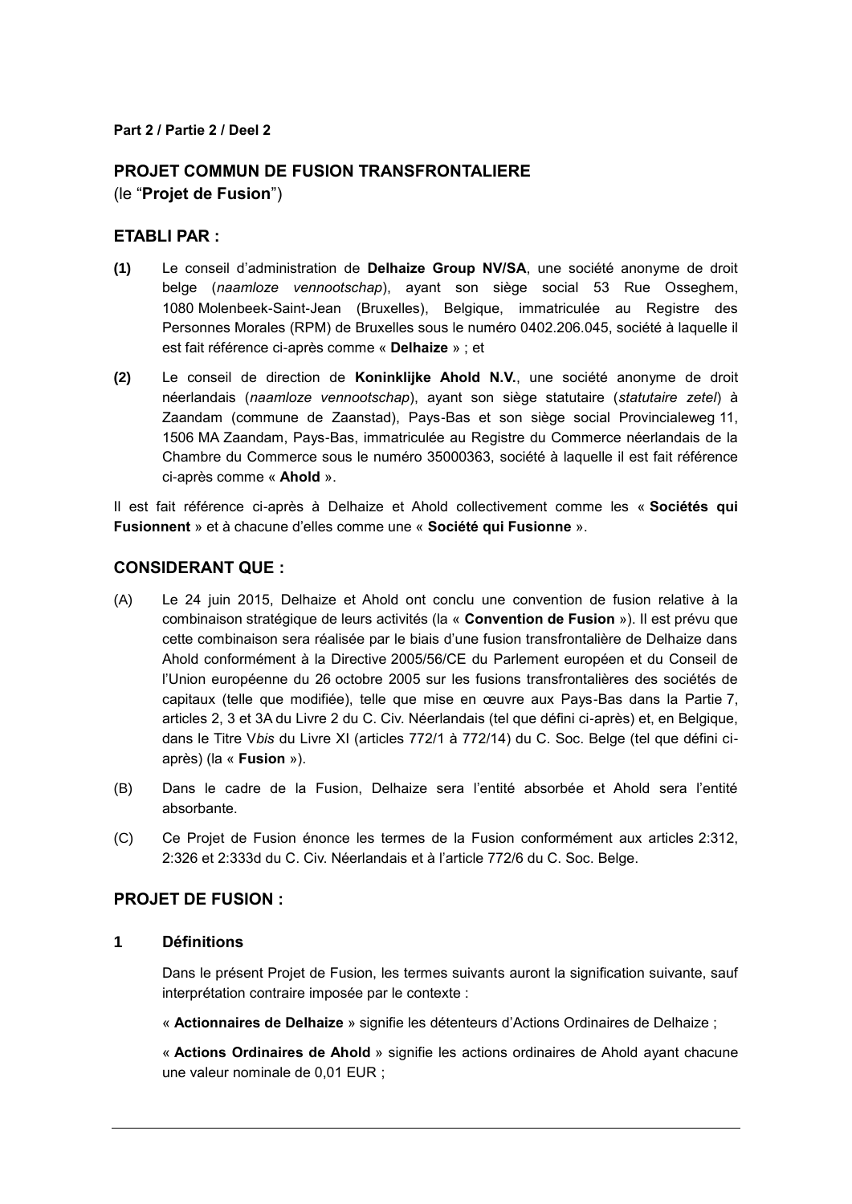**Part 2 / Partie 2 / Deel 2**

## PROJET COMMUN DE FUSION TRANSFRONTALIERE

(le "**Projet de Fusion**")

## ETABLI PAR :

**(1)** Le conseil d'administration de **Delhaize Group NV/SA**, une société anonyme de droit belge (*naamloze vennootschap*), ayant son siège social 53 Rue Osseghem, 1080 Molenbeek-Saint-Jean (Bruxelles), Belgique, immatriculée au Registre des Personnes Morales (RPM) de Bruxelles sous le numéro 0402.206.045, société à laquelle il est fait référence ci-après comme « **Delhaize** » ; et

**(2)** Le conseil de direction de **Koninklijke Ahold N.V.**, une société anonyme de droit néerlandais (*naamloze vennootschap*), ayant son siège statutaire (*statutaire zetel*) à Zaandam (commune de Zaanstad), Pays-Bas et son siège social Provincialeweg 11, 1506 MA Zaandam, Pays-Bas, immatriculée au Registre du Commerce néerlandais de la Chambre du Commerce sous le numéro 35000363, société à laquelle il est fait référence ci-après comme « **Ahold** ».

Il est fait référence ci-après à Delhaize et Ahold collectivement comme les « **Sociétés qui Fusionnent** » et à chacune d'elles comme une « **Société qui Fusionne** ».

## CONSIDERANT QUE :

(A) Le 24 juin 2015, Delhaize et Ahold ont conclu une convention de fusion relative à la combinaison stratégique de leurs activités (la « **Convention de Fusion** »). Il est prévu que cette combinaison sera réalisée par le biais d'une fusion transfrontalière de Delhaize dans Ahold conformément à la Directive 2005/56/CE du Parlement européen et du Conseil de l'Union européenne du 26 octobre 2005 sur les fusions transfrontalières des sociétés de capitaux (telle que modifiée), telle que mise en œuvre aux Pays-Bas dans la Partie 7, articles 2, 3 et 3A du Livre 2 du C. Civ. Néerlandais (tel que défini ci-après) et, en Belgique, dans le Titre V*bis* du Livre XI (articles 772/1 à 772/14) du C. Soc. Belge (tel que défini ci-après) (la « **Fusion** »).

(B) Dans le cadre de la Fusion, Delhaize sera l'entité absorbée et Ahold sera l'entité absorbante.

(C) Ce Projet de Fusion énonce les termes de la Fusion conformément aux articles 2:312, 2:326 et 2:333d du C. Civ. Néerlandais et à l'article 772/6 du C. Soc. Belge.

## PROJET DE FUSION :

### 1 Définitions

Dans le présent Projet de Fusion, les termes suivants auront la signification suivante, sauf interprétation contraire imposée par le contexte :

« **Actionnaires de Delhaize** » signifie les détenteurs d'Actions Ordinaires de Delhaize ;

« **Actions Ordinaires de Ahold** » signifie les actions ordinaires de Ahold ayant chacune une valeur nominale de 0,01 EUR ;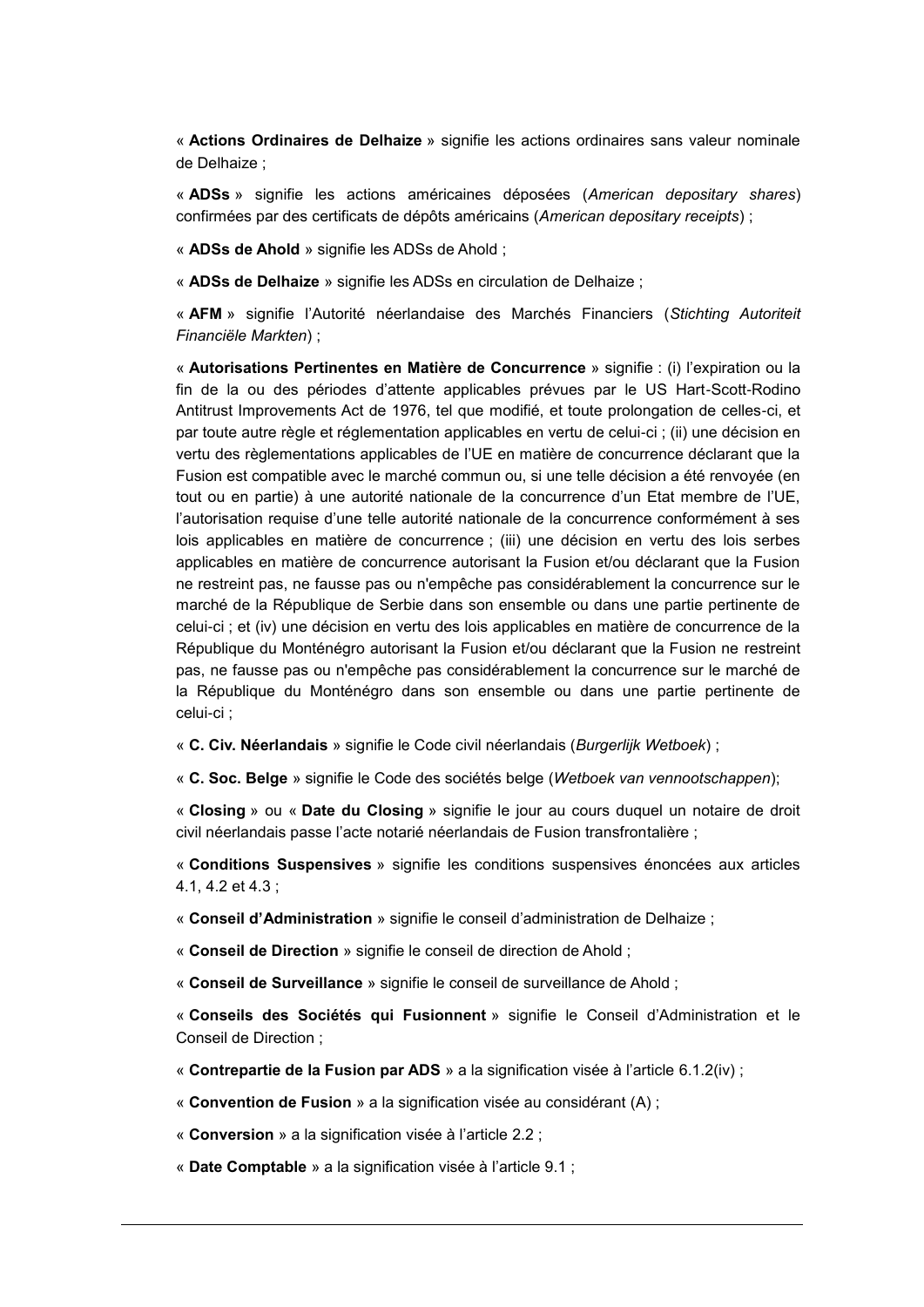« **Actions Ordinaires de Delhaize** » signifie les actions ordinaires sans valeur nominale de Delhaize ;

« **ADSs** » signifie les actions américaines déposées (*American depositary shares*) confirmées par des certificats de dépôts américains (*American depositary receipts*) ;

« **ADSs de Ahold** » signifie les ADSs de Ahold ;

« **ADSs de Delhaize** » signifie les ADSs en circulation de Delhaize ;

« **AFM** » signifie l'Autorité néerlandaise des Marchés Financiers (*Stichting Autoriteit Financiële Markten*) ;

« **Autorisations Pertinentes en Matière de Concurrence** » signifie : (i) l'expiration ou la fin de la ou des périodes d'attente applicables prévues par le US Hart-Scott-Rodino Antitrust Improvements Act de 1976, tel que modifié, et toute prolongation de celles-ci, et par toute autre règle et réglementation applicables en vertu de celui-ci ; (ii) une décision en vertu des règlementations applicables de l'UE en matière de concurrence déclarant que la Fusion est compatible avec le marché commun ou, si une telle décision a été renvoyée (en tout ou en partie) à une autorité nationale de la concurrence d'un Etat membre de l'UE, l'autorisation requise d'une telle autorité nationale de la concurrence conformément à ses lois applicables en matière de concurrence ; (iii) une décision en vertu des lois serbes applicables en matière de concurrence autorisant la Fusion et/ou déclarant que la Fusion ne restreint pas, ne fausse pas ou n'empêche pas considérablement la concurrence sur le marché de la République de Serbie dans son ensemble ou dans une partie pertinente de celui-ci ; et (iv) une décision en vertu des lois applicables en matière de concurrence de la République du Monténégro autorisant la Fusion et/ou déclarant que la Fusion ne restreint pas, ne fausse pas ou n'empêche pas considérablement la concurrence sur le marché de la République du Monténégro dans son ensemble ou dans une partie pertinente de celui-ci ;

« **C. Civ. Néerlandais** » signifie le Code civil néerlandais (*Burgerlijk Wetboek*) ;

« **C. Soc. Belge** » signifie le Code des sociétés belge (*Wetboek van vennootschappen*);

« **Closing** » ou « **Date du Closing** » signifie le jour au cours duquel un notaire de droit civil néerlandais passe l'acte notarié néerlandais de Fusion transfrontalière ;

« **Conditions Suspensives** » signifie les conditions suspensives énoncées aux articles 4.1, 4.2 et 4.3 ;

« **Conseil d'Administration** » signifie le conseil d'administration de Delhaize ;

« **Conseil de Direction** » signifie le conseil de direction de Ahold ;

« **Conseil de Surveillance** » signifie le conseil de surveillance de Ahold ;

« **Conseils des Sociétés qui Fusionnent** » signifie le Conseil d'Administration et le Conseil de Direction ;

« **Contrepartie de la Fusion par ADS** » a la signification visée à l'article 6.1.2(iv) ;

« **Convention de Fusion** » a la signification visée au considérant (A) ;

« **Conversion** » a la signification visée à l'article 2.2 ;

« **Date Comptable** » a la signification visée à l'article 9.1 ;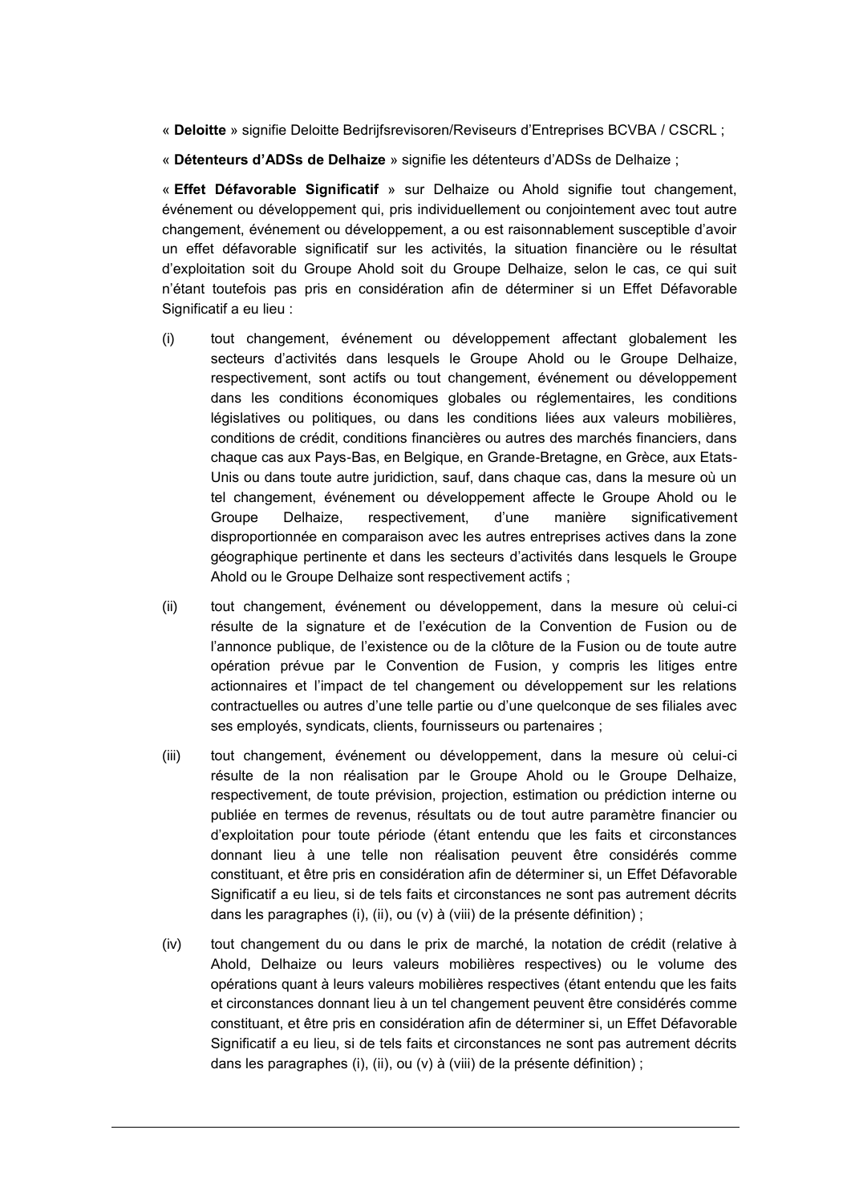« **Deloitte** » signifie Deloitte Bedrijfsrevisoren/Reviseurs d'Entreprises BCVBA / CSCRL ;

« **Détenteurs d'ADSs de Delhaize** » signifie les détenteurs d'ADSs de Delhaize ;

« **Effet Défavorable Significatif** » sur Delhaize ou Ahold signifie tout changement, événement ou développement qui, pris individuellement ou conjointement avec tout autre changement, événement ou développement, a ou est raisonnablement susceptible d'avoir un effet défavorable significatif sur les activités, la situation financière ou le résultat d'exploitation soit du Groupe Ahold soit du Groupe Delhaize, selon le cas, ce qui suit n'étant toutefois pas pris en considération afin de déterminer si un Effet Défavorable Significatif a eu lieu :

(i) tout changement, événement ou développement affectant globalement les secteurs d'activités dans lesquels le Groupe Ahold ou le Groupe Delhaize, respectivement, sont actifs ou tout changement, événement ou développement dans les conditions économiques globales ou réglementaires, les conditions législatives ou politiques, ou dans les conditions liées aux valeurs mobilières, conditions de crédit, conditions financières ou autres des marchés financiers, dans chaque cas aux Pays-Bas, en Belgique, en Grande-Bretagne, en Grèce, aux Etats-Unis ou dans toute autre juridiction, sauf, dans chaque cas, dans la mesure où un tel changement, événement ou développement affecte le Groupe Ahold ou le Groupe Delhaize, respectivement, d'une manière significativement disproportionnée en comparaison avec les autres entreprises actives dans la zone géographique pertinente et dans les secteurs d'activités dans lesquels le Groupe Ahold ou le Groupe Delhaize sont respectivement actifs ;

(ii) tout changement, événement ou développement, dans la mesure où celui-ci résulte de la signature et de l'exécution de la Convention de Fusion ou de l'annonce publique, de l'existence ou de la clôture de la Fusion ou de toute autre opération prévue par le Convention de Fusion, y compris les litiges entre actionnaires et l'impact de tel changement ou développement sur les relations contractuelles ou autres d'une telle partie ou d'une quelconque de ses filiales avec ses employés, syndicats, clients, fournisseurs ou partenaires ;

(iii) tout changement, événement ou développement, dans la mesure où celui-ci résulte de la non réalisation par le Groupe Ahold ou le Groupe Delhaize, respectivement, de toute prévision, projection, estimation ou prédiction interne ou publiée en termes de revenus, résultats ou de tout autre paramètre financier ou d'exploitation pour toute période (étant entendu que les faits et circonstances donnant lieu à une telle non réalisation peuvent être considérés comme constituant, et être pris en considération afin de déterminer si, un Effet Défavorable Significatif a eu lieu, si de tels faits et circonstances ne sont pas autrement décrits dans les paragraphes (i), (ii), ou (v) à (viii) de la présente définition) ;

(iv) tout changement du ou dans le prix de marché, la notation de crédit (relative à Ahold, Delhaize ou leurs valeurs mobilières respectives) ou le volume des opérations quant à leurs valeurs mobilières respectives (étant entendu que les faits et circonstances donnant lieu à un tel changement peuvent être considérés comme constituant, et être pris en considération afin de déterminer si, un Effet Défavorable Significatif a eu lieu, si de tels faits et circonstances ne sont pas autrement décrits dans les paragraphes (i), (ii), ou (v) à (viii) de la présente définition) ;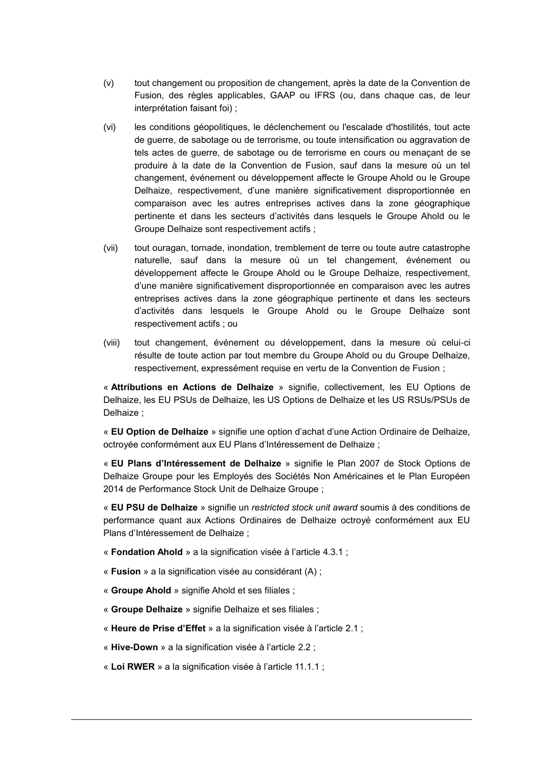(v) tout changement ou proposition de changement, après la date de la Convention de Fusion, des règles applicables, GAAP ou IFRS (ou, dans chaque cas, de leur interprétation faisant foi) ;

(vi) les conditions géopolitiques, le déclenchement ou l'escalade d'hostilités, tout acte de guerre, de sabotage ou de terrorisme, ou toute intensification ou aggravation de tels actes de guerre, de sabotage ou de terrorisme en cours ou menaçant de se produire à la date de la Convention de Fusion, sauf dans la mesure où un tel changement, événement ou développement affecte le Groupe Ahold ou le Groupe Delhaize, respectivement, d'une manière significativement disproportionnée en comparaison avec les autres entreprises actives dans la zone géographique pertinente et dans les secteurs d'activités dans lesquels le Groupe Ahold ou le Groupe Delhaize sont respectivement actifs ;

(vii) tout ouragan, tornade, inondation, tremblement de terre ou toute autre catastrophe naturelle, sauf dans la mesure où un tel changement, événement ou développement affecte le Groupe Ahold ou le Groupe Delhaize, respectivement, d'une manière significativement disproportionnée en comparaison avec les autres entreprises actives dans la zone géographique pertinente et dans les secteurs d'activités dans lesquels le Groupe Ahold ou le Groupe Delhaize sont respectivement actifs ; ou

(viii) tout changement, événement ou développement, dans la mesure où celui-ci résulte de toute action par tout membre du Groupe Ahold ou du Groupe Delhaize, respectivement, expressément requise en vertu de la Convention de Fusion ;

« **Attributions en Actions de Delhaize** » signifie, collectivement, les EU Options de Delhaize, les EU PSUs de Delhaize, les US Options de Delhaize et les US RSUs/PSUs de Delhaize ;

« **EU Option de Delhaize** » signifie une option d'achat d'une Action Ordinaire de Delhaize, octroyée conformément aux EU Plans d'Intéressement de Delhaize ;

« **EU Plans d'Intéressement de Delhaize** » signifie le Plan 2007 de Stock Options de Delhaize Groupe pour les Employés des Sociétés Non Américaines et le Plan Européen 2014 de Performance Stock Unit de Delhaize Groupe ;

« **EU PSU de Delhaize** » signifie un *restricted stock unit award* soumis à des conditions de performance quant aux Actions Ordinaires de Delhaize octroyé conformément aux EU Plans d'Intéressement de Delhaize ;

« **Fondation Ahold** » a la signification visée à l'article 4.3.1 ;

« **Fusion** » a la signification visée au considérant (A) ;

« **Groupe Ahold** » signifie Ahold et ses filiales ;

« **Groupe Delhaize** » signifie Delhaize et ses filiales ;

« **Heure de Prise d'Effet** » a la signification visée à l'article 2.1 ;

« **Hive-Down** » a la signification visée à l'article 2.2 ;

« **Loi RWER** » a la signification visée à l'article 11.1.1 ;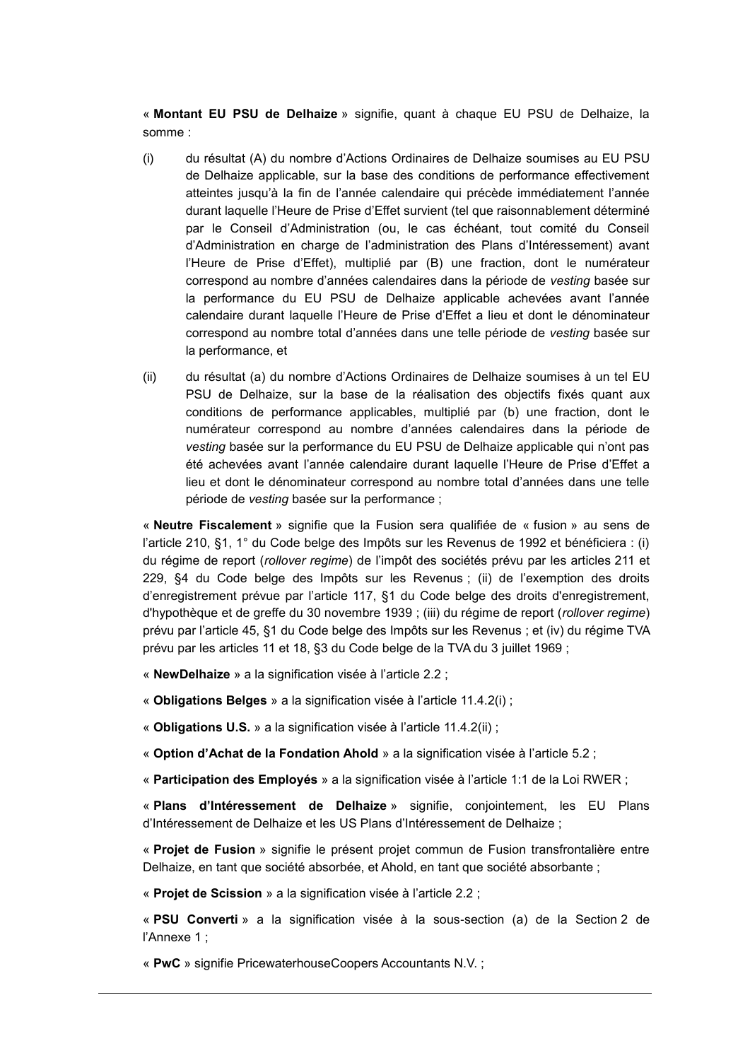« **Montant EU PSU de Delhaize** » signifie, quant à chaque EU PSU de Delhaize, la somme :

(i) du résultat (A) du nombre d'Actions Ordinaires de Delhaize soumises au EU PSU de Delhaize applicable, sur la base des conditions de performance effectivement atteintes jusqu'à la fin de l'année calendaire qui précède immédiatement l'année durant laquelle l'Heure de Prise d'Effet survient (tel que raisonnablement déterminé par le Conseil d'Administration (ou, le cas échéant, tout comité du Conseil d'Administration en charge de l'administration des Plans d'Intéressement) avant l'Heure de Prise d'Effet), multiplié par (B) une fraction, dont le numérateur correspond au nombre d'années calendaires dans la période de *vesting* basée sur la performance du EU PSU de Delhaize applicable achevées avant l'année calendaire durant laquelle l'Heure de Prise d'Effet a lieu et dont le dénominateur correspond au nombre total d'années dans une telle période de *vesting* basée sur la performance, et

(ii) du résultat (a) du nombre d'Actions Ordinaires de Delhaize soumises à un tel EU PSU de Delhaize, sur la base de la réalisation des objectifs fixés quant aux conditions de performance applicables, multiplié par (b) une fraction, dont le numérateur correspond au nombre d'années calendaires dans la période de *vesting* basée sur la performance du EU PSU de Delhaize applicable qui n'ont pas été achevées avant l'année calendaire durant laquelle l'Heure de Prise d'Effet a lieu et dont le dénominateur correspond au nombre total d'années dans une telle période de *vesting* basée sur la performance ;

« **Neutre Fiscalement** » signifie que la Fusion sera qualifiée de « fusion » au sens de l'article 210, §1, 1° du Code belge des Impôts sur les Revenus de 1992 et bénéficiera : (i) du régime de report (*rollover regime*) de l'impôt des sociétés prévu par les articles 211 et 229, §4 du Code belge des Impôts sur les Revenus ; (ii) de l'exemption des droits d'enregistrement prévue par l'article 117, §1 du Code belge des droits d'enregistrement, d'hypothèque et de greffe du 30 novembre 1939 ; (iii) du régime de report (*rollover regime*) prévu par l'article 45, §1 du Code belge des Impôts sur les Revenus ; et (iv) du régime TVA prévu par les articles 11 et 18, §3 du Code belge de la TVA du 3 juillet 1969 ;

« **NewDelhaize** » a la signification visée à l'article 2.2 ;

« **Obligations Belges** » a la signification visée à l'article 11.4.2(i) ;

« **Obligations U.S.** » a la signification visée à l'article 11.4.2(ii) ;

« **Option d'Achat de la Fondation Ahold** » a la signification visée à l'article 5.2 ;

« **Participation des Employés** » a la signification visée à l'article 1:1 de la Loi RWER ;

« **Plans d'Intéressement de Delhaize** » signifie, conjointement, les EU Plans d'Intéressement de Delhaize et les US Plans d'Intéressement de Delhaize ;

« **Projet de Fusion** » signifie le présent projet commun de Fusion transfrontalière entre Delhaize, en tant que société absorbée, et Ahold, en tant que société absorbante ;

« **Projet de Scission** » a la signification visée à l'article 2.2 ;

« **PSU Converti** » a la signification visée à la sous-section (a) de la Section 2 de l'Annexe 1 ;

« **PwC** » signifie PricewaterhouseCoopers Accountants N.V. ;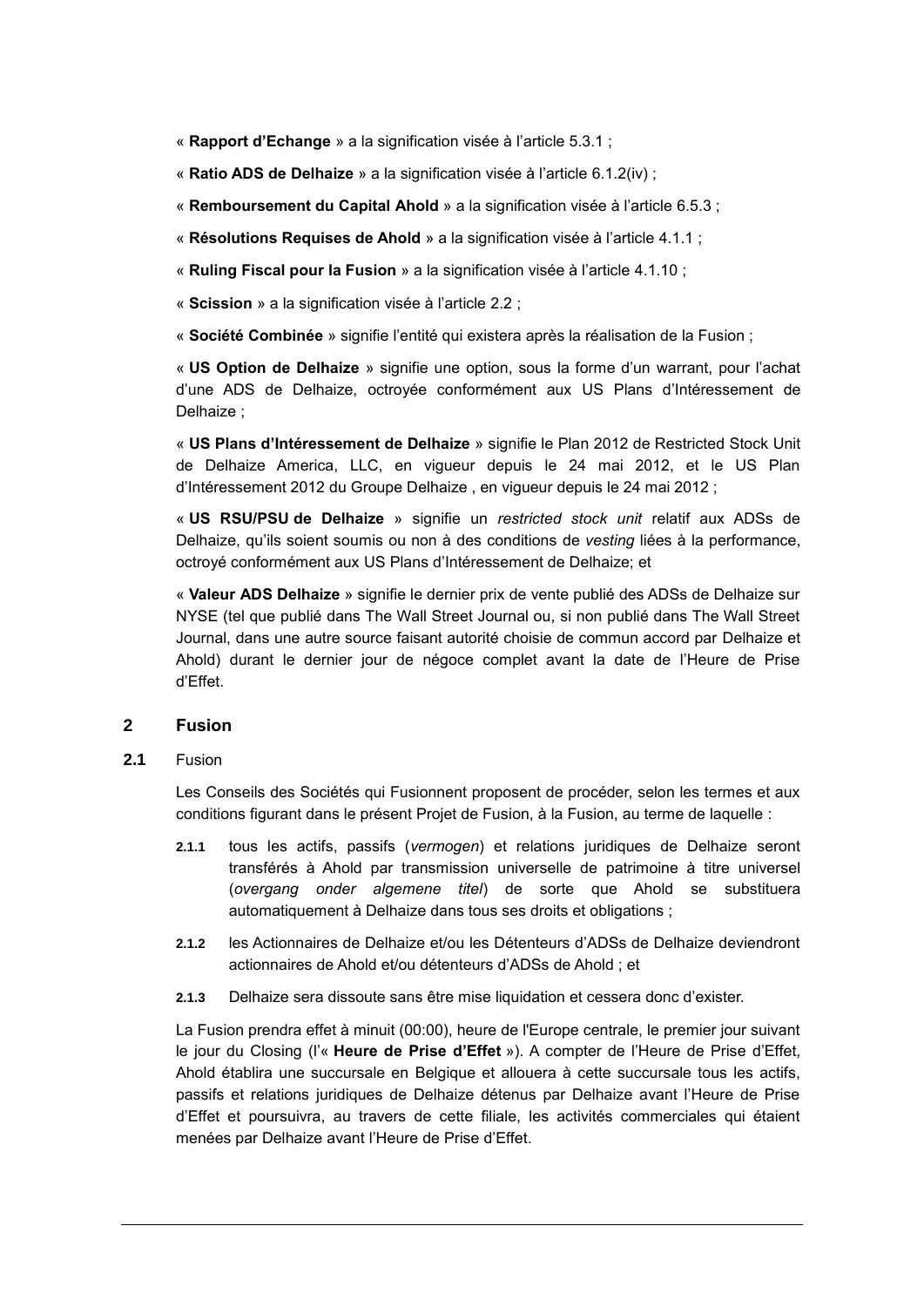« **Rapport d'Echange** » a la signification visée à l'article 5.3.1 ;

« **Ratio ADS de Delhaize** » a la signification visée à l'article 6.1.2(iv) ;

« **Remboursement du Capital Ahold** » a la signification visée à l'article 6.5.3 ;

« **Résolutions Requises de Ahold** » a la signification visée à l'article 4.1.1 ;

« **Ruling Fiscal pour la Fusion** » a la signification visée à l'article 4.1.10 ;

« **Scission** » a la signification visée à l'article 2.2 ;

« **Société Combinée** » signifie l'entité qui existera après la réalisation de la Fusion ;

« **US Option de Delhaize** » signifie une option, sous la forme d'un warrant, pour l'achat d'une ADS de Delhaize, octroyée conformément aux US Plans d'Intéressement de Delhaize ;

« **US Plans d'Intéressement de Delhaize** » signifie le Plan 2012 de Restricted Stock Unit de Delhaize America, LLC, en vigueur depuis le 24 mai 2012, et le US Plan d'Intéressement 2012 du Groupe Delhaize , en vigueur depuis le 24 mai 2012 ;

« **US RSU/PSU de Delhaize** » signifie un *restricted stock unit* relatif aux ADSs de Delhaize, qu'ils soient soumis ou non à des conditions de *vesting* liées à la performance, octroyé conformément aux US Plans d'Intéressement de Delhaize; et

« **Valeur ADS Delhaize** » signifie le dernier prix de vente publié des ADSs de Delhaize sur NYSE (tel que publié dans The Wall Street Journal ou, si non publié dans The Wall Street Journal, dans une autre source faisant autorité choisie de commun accord par Delhaize et Ahold) durant le dernier jour de négoce complet avant la date de l'Heure de Prise d'Effet.

## 2 Fusion

### 2.1 Fusion

Les Conseils des Sociétés qui Fusionnent proposent de procéder, selon les termes et aux conditions figurant dans le présent Projet de Fusion, à la Fusion, au terme de laquelle :

**2.1.1** tous les actifs, passifs (*vermogen*) et relations juridiques de Delhaize seront transférés à Ahold par transmission universelle de patrimoine à titre universel (*overgang onder algemene titel*) de sorte que Ahold se substituera automatiquement à Delhaize dans tous ses droits et obligations ;

**2.1.2** les Actionnaires de Delhaize et/ou les Détenteurs d'ADSs de Delhaize deviendront actionnaires de Ahold et/ou détenteurs d'ADSs de Ahold ; et

**2.1.3** Delhaize sera dissoute sans être mise liquidation et cessera donc d'exister.

La Fusion prendra effet à minuit (00:00), heure de l'Europe centrale, le premier jour suivant le jour du Closing (l'« **Heure de Prise d'Effet** »). A compter de l'Heure de Prise d'Effet, Ahold établira une succursale en Belgique et allouera à cette succursale tous les actifs, passifs et relations juridiques de Delhaize détenus par Delhaize avant l'Heure de Prise d'Effet et poursuivra, au travers de cette filiale, les activités commerciales qui étaient menées par Delhaize avant l'Heure de Prise d'Effet.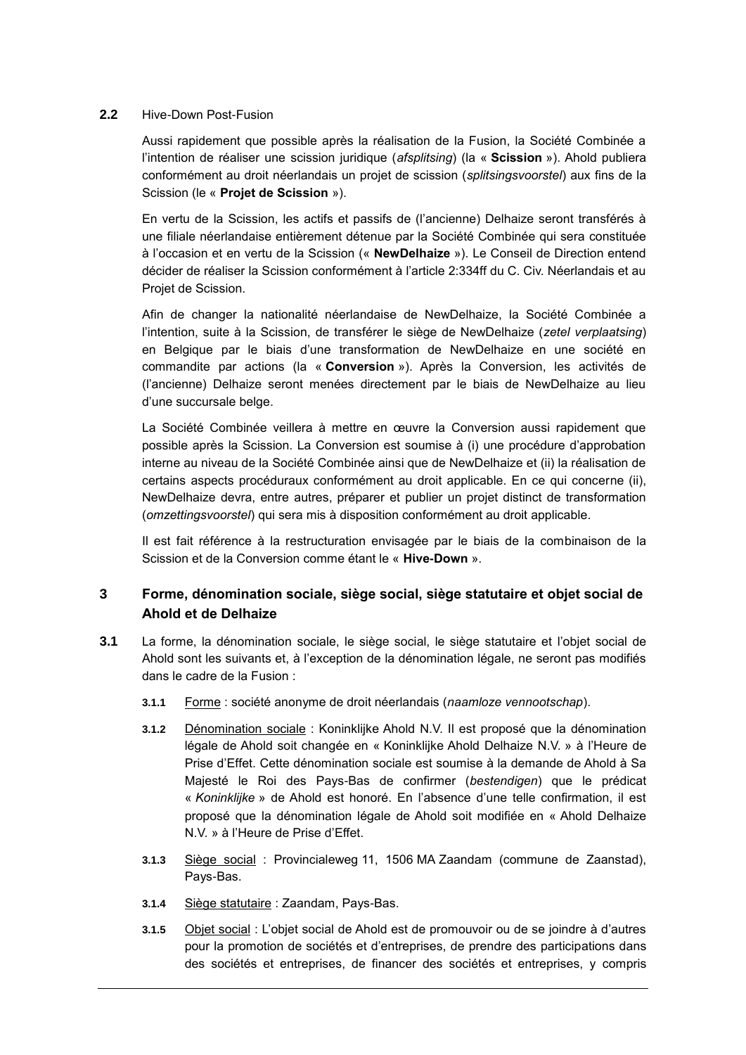**2.2** Hive-Down Post-Fusion

Aussi rapidement que possible après la réalisation de la Fusion, la Société Combinée a l'intention de réaliser une scission juridique (*afsplitsing*) (la « **Scission** »). Ahold publiera conformément au droit néerlandais un projet de scission (*splitsingsvoorstel*) aux fins de la Scission (le « **Projet de Scission** »).

En vertu de la Scission, les actifs et passifs de (l'ancienne) Delhaize seront transférés à une filiale néerlandaise entièrement détenue par la Société Combinée qui sera constituée à l'occasion et en vertu de la Scission (« **NewDelhaize** »). Le Conseil de Direction entend décider de réaliser la Scission conformément à l'article 2:334ff du C. Civ. Néerlandais et au Projet de Scission.

Afin de changer la nationalité néerlandaise de NewDelhaize, la Société Combinée a l'intention, suite à la Scission, de transférer le siège de NewDelhaize (*zetel verplaatsing*) en Belgique par le biais d'une transformation de NewDelhaize en une société en commandite par actions (la « **Conversion** »). Après la Conversion, les activités de (l'ancienne) Delhaize seront menées directement par le biais de NewDelhaize au lieu d'une succursale belge.

La Société Combinée veillera à mettre en œuvre la Conversion aussi rapidement que possible après la Scission. La Conversion est soumise à (i) une procédure d'approbation interne au niveau de la Société Combinée ainsi que de NewDelhaize et (ii) la réalisation de certains aspects procéduraux conformément au droit applicable. En ce qui concerne (ii), NewDelhaize devra, entre autres, préparer et publier un projet distinct de transformation (*omzettingsvoorstel*) qui sera mis à disposition conformément au droit applicable.

Il est fait référence à la restructuration envisagée par le biais de la combinaison de la Scission et de la Conversion comme étant le « **Hive-Down** ».

## 3 Forme, dénomination sociale, siège social, siège statutaire et objet social de Ahold et de Delhaize

**3.1** La forme, la dénomination sociale, le siège social, le siège statutaire et l'objet social de Ahold sont les suivants et, à l'exception de la dénomination légale, ne seront pas modifiés dans le cadre de la Fusion :

**3.1.1** Forme : société anonyme de droit néerlandais (*naamloze vennootschap*).

**3.1.2** Dénomination sociale : Koninklijke Ahold N.V. Il est proposé que la dénomination légale de Ahold soit changée en « Koninklijke Ahold Delhaize N.V. » à l'Heure de Prise d'Effet. Cette dénomination sociale est soumise à la demande de Ahold à Sa Majesté le Roi des Pays-Bas de confirmer (*bestendigen*) que le prédicat « *Koninklijke* » de Ahold est honoré. En l'absence d'une telle confirmation, il est proposé que la dénomination légale de Ahold soit modifiée en « Ahold Delhaize N.V. » à l'Heure de Prise d'Effet.

**3.1.3** Siège social : Provincialeweg 11, 1506 MA Zaandam (commune de Zaanstad), Pays-Bas.

**3.1.4** Siège statutaire : Zaandam, Pays-Bas.

**3.1.5** Objet social : L'objet social de Ahold est de promouvoir ou de se joindre à d'autres pour la promotion de sociétés et d'entreprises, de prendre des participations dans des sociétés et entreprises, de financer des sociétés et entreprises, y compris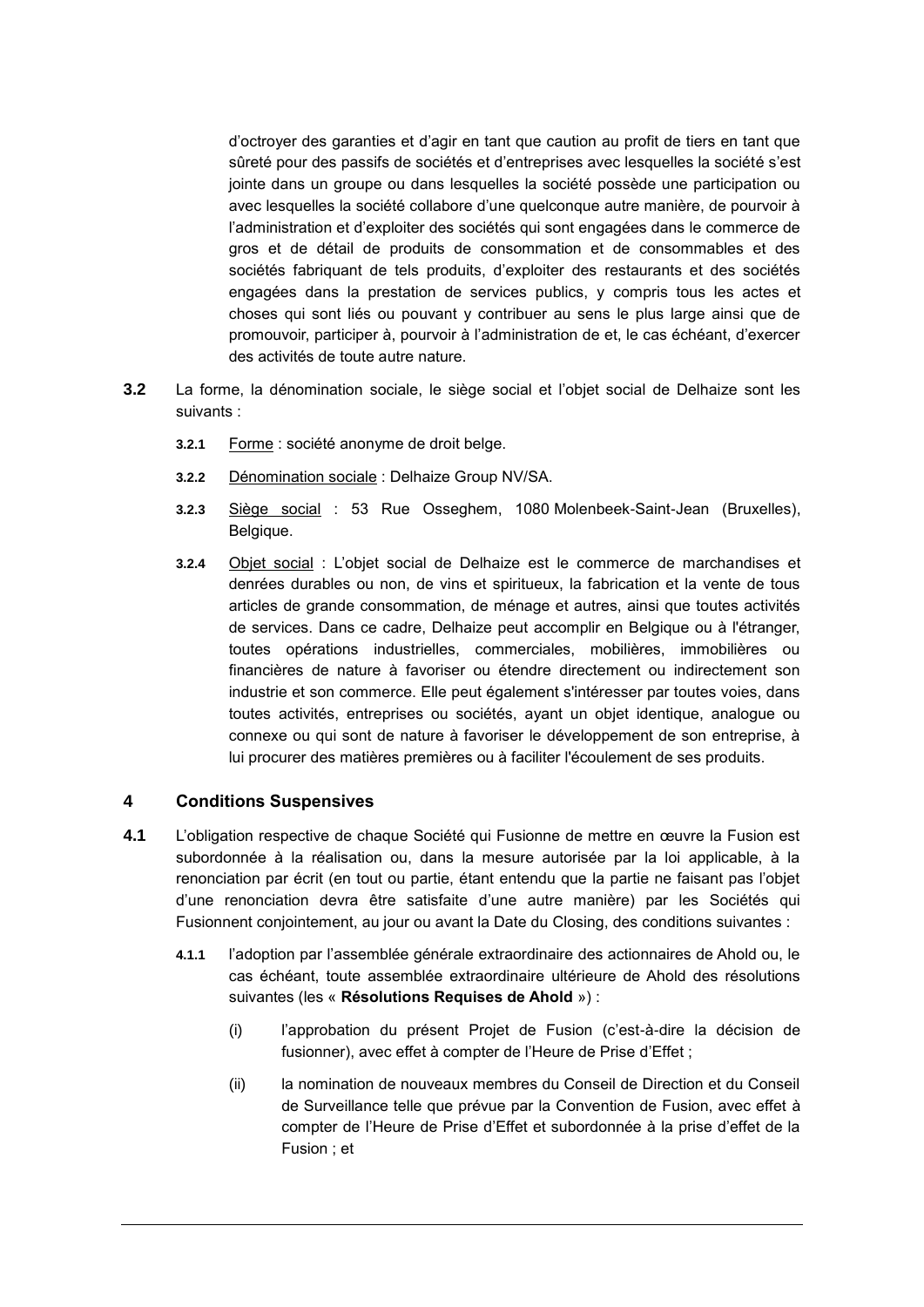d'octroyer des garanties et d'agir en tant que caution au profit de tiers en tant que sûreté pour des passifs de sociétés et d'entreprises avec lesquelles la société s'est jointe dans un groupe ou dans lesquelles la société possède une participation ou avec lesquelles la société collabore d'une quelconque autre manière, de pourvoir à l'administration et d'exploiter des sociétés qui sont engagées dans le commerce de gros et de détail de produits de consommation et de consommables et des sociétés fabriquant de tels produits, d'exploiter des restaurants et des sociétés engagées dans la prestation de services publics, y compris tous les actes et choses qui sont liés ou pouvant y contribuer au sens le plus large ainsi que de promouvoir, participer à, pourvoir à l'administration de et, le cas échéant, d'exercer des activités de toute autre nature.

**3.2** La forme, la dénomination sociale, le siège social et l'objet social de Delhaize sont les suivants :

**3.2.1** Forme : société anonyme de droit belge.

**3.2.2** Dénomination sociale : Delhaize Group NV/SA.

**3.2.3** Siège social : 53 Rue Osseghem, 1080 Molenbeek-Saint-Jean (Bruxelles), Belgique.

**3.2.4** Objet social : L'objet social de Delhaize est le commerce de marchandises et denrées durables ou non, de vins et spiritueux, la fabrication et la vente de tous articles de grande consommation, de ménage et autres, ainsi que toutes activités de services. Dans ce cadre, Delhaize peut accomplir en Belgique ou à l'étranger, toutes opérations industrielles, commerciales, mobilières, immobilières ou financières de nature à favoriser ou étendre directement ou indirectement son industrie et son commerce. Elle peut également s'intéresser par toutes voies, dans toutes activités, entreprises ou sociétés, ayant un objet identique, analogue ou connexe ou qui sont de nature à favoriser le développement de son entreprise, à lui procurer des matières premières ou à faciliter l'écoulement de ses produits.

## 4 Conditions Suspensives

**4.1** L'obligation respective de chaque Société qui Fusionne de mettre en œuvre la Fusion est subordonnée à la réalisation ou, dans la mesure autorisée par la loi applicable, à la renonciation par écrit (en tout ou partie, étant entendu que la partie ne faisant pas l'objet d'une renonciation devra être satisfaite d'une autre manière) par les Sociétés qui Fusionnent conjointement, au jour ou avant la Date du Closing, des conditions suivantes :

**4.1.1** l'adoption par l'assemblée générale extraordinaire des actionnaires de Ahold ou, le cas échéant, toute assemblée extraordinaire ultérieure de Ahold des résolutions suivantes (les « **Résolutions Requises de Ahold** ») :

(i) l'approbation du présent Projet de Fusion (c'est-à-dire la décision de fusionner), avec effet à compter de l'Heure de Prise d'Effet ;

(ii) la nomination de nouveaux membres du Conseil de Direction et du Conseil de Surveillance telle que prévue par la Convention de Fusion, avec effet à compter de l'Heure de Prise d'Effet et subordonnée à la prise d'effet de la Fusion ; et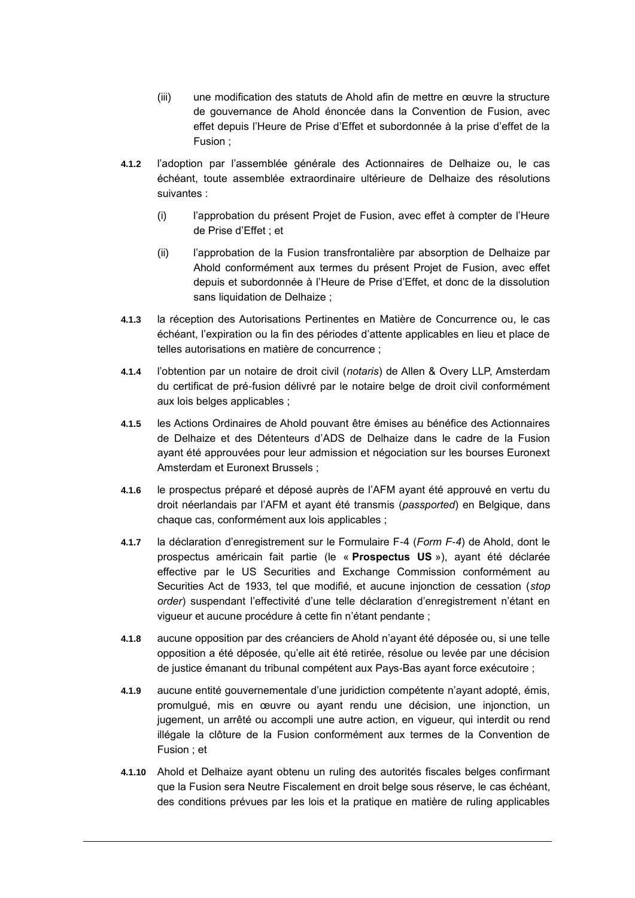(iii) une modification des statuts de Ahold afin de mettre en œuvre la structure de gouvernance de Ahold énoncée dans la Convention de Fusion, avec effet depuis l'Heure de Prise d'Effet et subordonnée à la prise d'effet de la Fusion ;

**4.1.2** l'adoption par l'assemblée générale des Actionnaires de Delhaize ou, le cas échéant, toute assemblée extraordinaire ultérieure de Delhaize des résolutions suivantes :

(i) l'approbation du présent Projet de Fusion, avec effet à compter de l'Heure de Prise d'Effet ; et

(ii) l'approbation de la Fusion transfrontalière par absorption de Delhaize par Ahold conformément aux termes du présent Projet de Fusion, avec effet depuis et subordonnée à l'Heure de Prise d'Effet, et donc de la dissolution sans liquidation de Delhaize ;

**4.1.3** la réception des Autorisations Pertinentes en Matière de Concurrence ou, le cas échéant, l'expiration ou la fin des périodes d'attente applicables en lieu et place de telles autorisations en matière de concurrence ;

**4.1.4** l'obtention par un notaire de droit civil (*notaris*) de Allen & Overy LLP, Amsterdam du certificat de pré-fusion délivré par le notaire belge de droit civil conformément aux lois belges applicables ;

**4.1.5** les Actions Ordinaires de Ahold pouvant être émises au bénéfice des Actionnaires de Delhaize et des Détenteurs d'ADS de Delhaize dans le cadre de la Fusion ayant été approuvées pour leur admission et négociation sur les bourses Euronext Amsterdam et Euronext Brussels ;

**4.1.6** le prospectus préparé et déposé auprès de l'AFM ayant été approuvé en vertu du droit néerlandais par l'AFM et ayant été transmis (*passported*) en Belgique, dans chaque cas, conformément aux lois applicables ;

**4.1.7** la déclaration d'enregistrement sur le Formulaire F-4 (*Form F-4*) de Ahold, dont le prospectus américain fait partie (le « **Prospectus US** »), ayant été déclarée effective par le US Securities and Exchange Commission conformément au Securities Act de 1933, tel que modifié, et aucune injonction de cessation (*stop order*) suspendant l'effectivité d'une telle déclaration d'enregistrement n'étant en vigueur et aucune procédure à cette fin n'étant pendante ;

**4.1.8** aucune opposition par des créanciers de Ahold n'ayant été déposée ou, si une telle opposition a été déposée, qu'elle ait été retirée, résolue ou levée par une décision de justice émanant du tribunal compétent aux Pays-Bas ayant force exécutoire ;

**4.1.9** aucune entité gouvernementale d'une juridiction compétente n'ayant adopté, émis, promulgué, mis en œuvre ou ayant rendu une décision, une injonction, un jugement, un arrêté ou accompli une autre action, en vigueur, qui interdit ou rend illégale la clôture de la Fusion conformément aux termes de la Convention de Fusion ; et

**4.1.10** Ahold et Delhaize ayant obtenu un ruling des autorités fiscales belges confirmant que la Fusion sera Neutre Fiscalement en droit belge sous réserve, le cas échéant, des conditions prévues par les lois et la pratique en matière de ruling applicables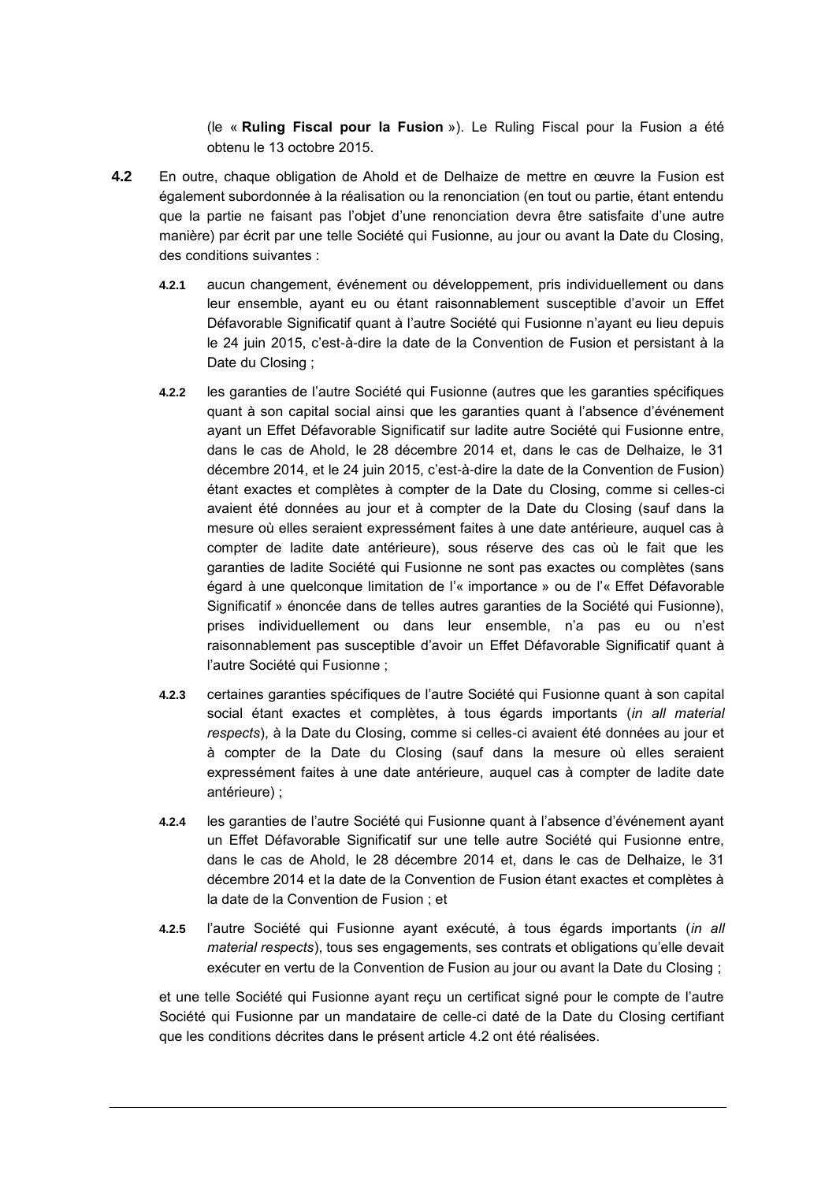(le « **Ruling Fiscal pour la Fusion** »). Le Ruling Fiscal pour la Fusion a été obtenu le 13 octobre 2015.

**4.2** En outre, chaque obligation de Ahold et de Delhaize de mettre en œuvre la Fusion est également subordonnée à la réalisation ou la renonciation (en tout ou partie, étant entendu que la partie ne faisant pas l'objet d'une renonciation devra être satisfaite d'une autre manière) par écrit par une telle Société qui Fusionne, au jour ou avant la Date du Closing, des conditions suivantes :

**4.2.1** aucun changement, événement ou développement, pris individuellement ou dans leur ensemble, ayant eu ou étant raisonnablement susceptible d'avoir un Effet Défavorable Significatif quant à l'autre Société qui Fusionne n'ayant eu lieu depuis le 24 juin 2015, c'est-à-dire la date de la Convention de Fusion et persistant à la Date du Closing ;

**4.2.2** les garanties de l'autre Société qui Fusionne (autres que les garanties spécifiques quant à son capital social ainsi que les garanties quant à l'absence d'événement ayant un Effet Défavorable Significatif sur ladite autre Société qui Fusionne entre, dans le cas de Ahold, le 28 décembre 2014 et, dans le cas de Delhaize, le 31 décembre 2014, et le 24 juin 2015, c'est-à-dire la date de la Convention de Fusion) étant exactes et complètes à compter de la Date du Closing, comme si celles-ci avaient été données au jour et à compter de la Date du Closing (sauf dans la mesure où elles seraient expressément faites à une date antérieure, auquel cas à compter de ladite date antérieure), sous réserve des cas où le fait que les garanties de ladite Société qui Fusionne ne sont pas exactes ou complètes (sans égard à une quelconque limitation de l'« importance » ou de l'« Effet Défavorable Significatif » énoncée dans de telles autres garanties de la Société qui Fusionne), prises individuellement ou dans leur ensemble, n'a pas eu ou n'est raisonnablement pas susceptible d'avoir un Effet Défavorable Significatif quant à l'autre Société qui Fusionne ;

**4.2.3** certaines garanties spécifiques de l'autre Société qui Fusionne quant à son capital social étant exactes et complètes, à tous égards importants (*in all material respects*), à la Date du Closing, comme si celles-ci avaient été données au jour et à compter de la Date du Closing (sauf dans la mesure où elles seraient expressément faites à une date antérieure, auquel cas à compter de ladite date antérieure) ;

**4.2.4** les garanties de l'autre Société qui Fusionne quant à l'absence d'événement ayant un Effet Défavorable Significatif sur une telle autre Société qui Fusionne entre, dans le cas de Ahold, le 28 décembre 2014 et, dans le cas de Delhaize, le 31 décembre 2014 et la date de la Convention de Fusion étant exactes et complètes à la date de la Convention de Fusion ; et

**4.2.5** l'autre Société qui Fusionne ayant exécuté, à tous égards importants (*in all material respects*), tous ses engagements, ses contrats et obligations qu'elle devait exécuter en vertu de la Convention de Fusion au jour ou avant la Date du Closing ;

et une telle Société qui Fusionne ayant reçu un certificat signé pour le compte de l'autre Société qui Fusionne par un mandataire de celle-ci daté de la Date du Closing certifiant que les conditions décrites dans le présent article 4.2 ont été réalisées.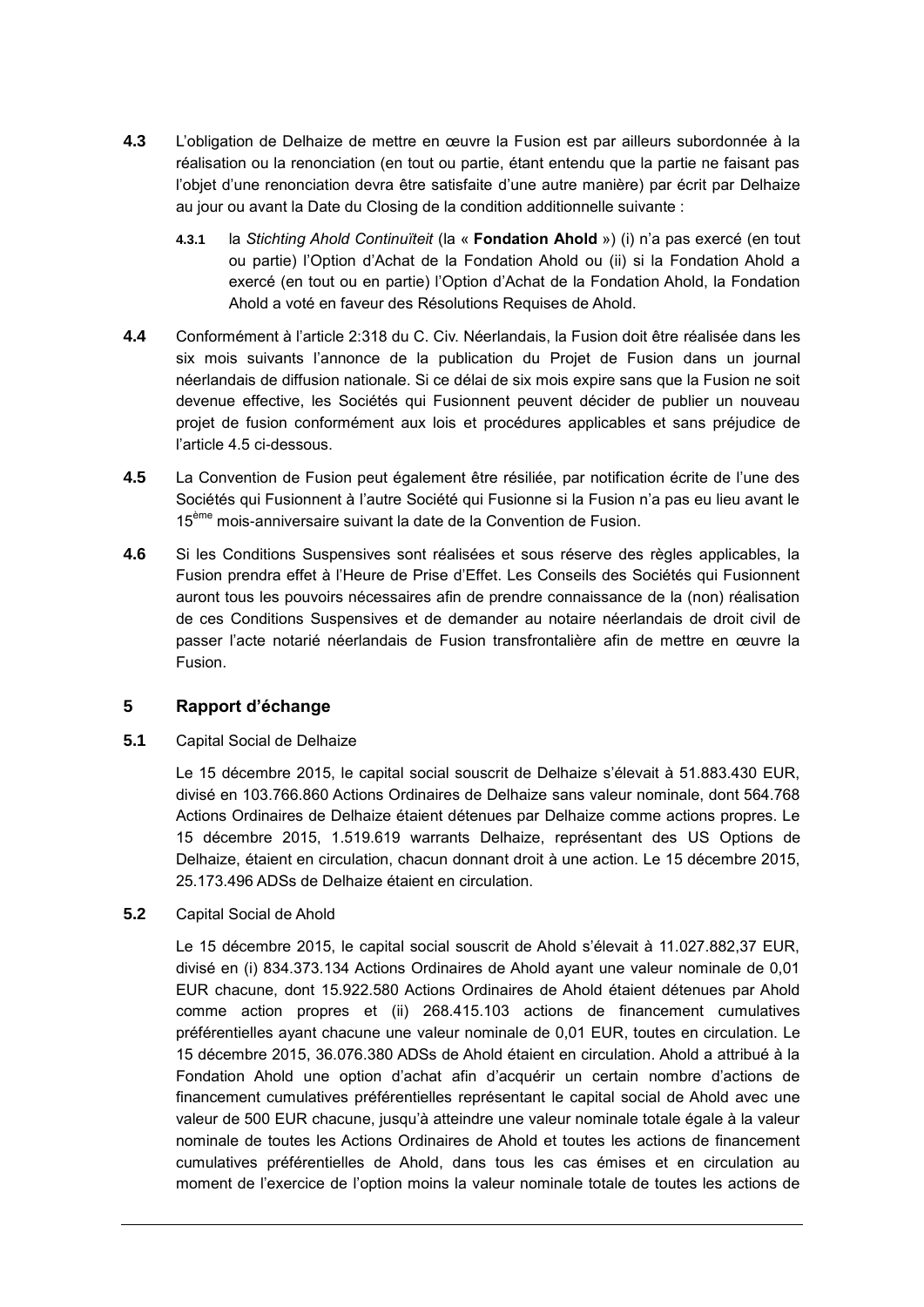**4.3** L'obligation de Delhaize de mettre en œuvre la Fusion est par ailleurs subordonnée à la réalisation ou la renonciation (en tout ou partie, étant entendu que la partie ne faisant pas l'objet d'une renonciation devra être satisfaite d'une autre manière) par écrit par Delhaize au jour ou avant la Date du Closing de la condition additionnelle suivante :

**4.3.1** la *Stichting Ahold Continuïteit* (la « **Fondation Ahold** ») (i) n'a pas exercé (en tout ou partie) l'Option d'Achat de la Fondation Ahold ou (ii) si la Fondation Ahold a exercé (en tout ou en partie) l'Option d'Achat de la Fondation Ahold, la Fondation Ahold a voté en faveur des Résolutions Requises de Ahold.

**4.4** Conformément à l'article 2:318 du C. Civ. Néerlandais, la Fusion doit être réalisée dans les six mois suivants l'annonce de la publication du Projet de Fusion dans un journal néerlandais de diffusion nationale. Si ce délai de six mois expire sans que la Fusion ne soit devenue effective, les Sociétés qui Fusionnent peuvent décider de publier un nouveau projet de fusion conformément aux lois et procédures applicables et sans préjudice de l'article 4.5 ci-dessous.

**4.5** La Convention de Fusion peut également être résiliée, par notification écrite de l'une des Sociétés qui Fusionnent à l'autre Société qui Fusionne si la Fusion n'a pas eu lieu avant le 15ème mois-anniversaire suivant la date de la Convention de Fusion.

**4.6** Si les Conditions Suspensives sont réalisées et sous réserve des règles applicables, la Fusion prendra effet à l'Heure de Prise d'Effet. Les Conseils des Sociétés qui Fusionnent auront tous les pouvoirs nécessaires afin de prendre connaissance de la (non) réalisation de ces Conditions Suspensives et de demander au notaire néerlandais de droit civil de passer l'acte notarié néerlandais de Fusion transfrontalière afin de mettre en œuvre la Fusion.

## 5 Rapport d'échange

**5.1** Capital Social de Delhaize

Le 15 décembre 2015, le capital social souscrit de Delhaize s'élevait à 51.883.430 EUR, divisé en 103.766.860 Actions Ordinaires de Delhaize sans valeur nominale, dont 564.768 Actions Ordinaires de Delhaize étaient détenues par Delhaize comme actions propres. Le 15 décembre 2015, 1.519.619 warrants Delhaize, représentant des US Options de Delhaize, étaient en circulation, chacun donnant droit à une action. Le 15 décembre 2015, 25.173.496 ADSs de Delhaize étaient en circulation.

**5.2** Capital Social de Ahold

Le 15 décembre 2015, le capital social souscrit de Ahold s'élevait à 11.027.882,37 EUR, divisé en (i) 834.373.134 Actions Ordinaires de Ahold ayant une valeur nominale de 0,01 EUR chacune, dont 15.922.580 Actions Ordinaires de Ahold étaient détenues par Ahold comme action propres et (ii) 268.415.103 actions de financement cumulatives préférentielles ayant chacune une valeur nominale de 0,01 EUR, toutes en circulation. Le 15 décembre 2015, 36.076.380 ADSs de Ahold étaient en circulation. Ahold a attribué à la Fondation Ahold une option d'achat afin d'acquérir un certain nombre d'actions de financement cumulatives préférentielles représentant le capital social de Ahold avec une valeur de 500 EUR chacune, jusqu'à atteindre une valeur nominale totale égale à la valeur nominale de toutes les Actions Ordinaires de Ahold et toutes les actions de financement cumulatives préférentielles de Ahold, dans tous les cas émises et en circulation au moment de l'exercice de l'option moins la valeur nominale totale de toutes les actions de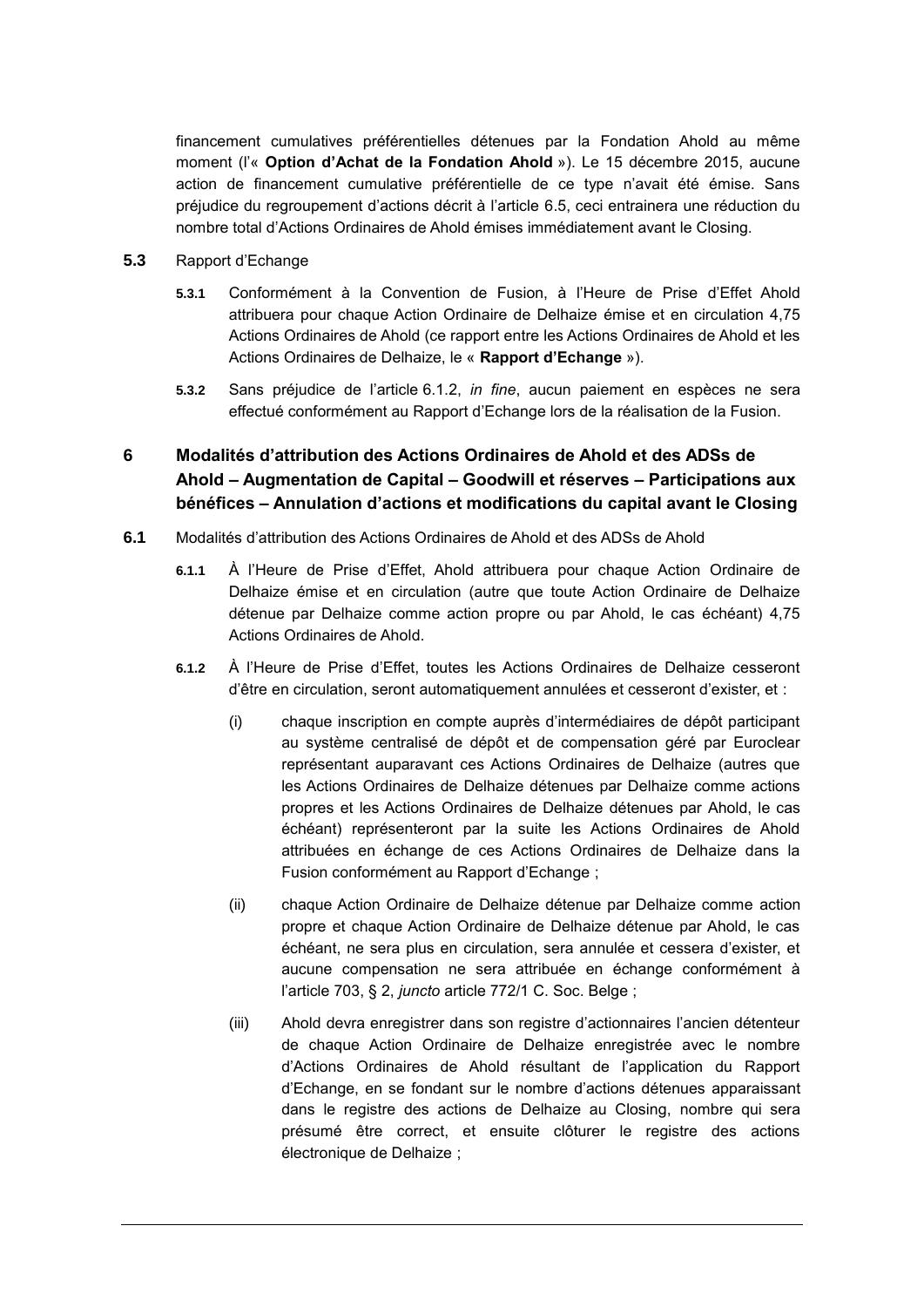financement cumulatives préférentielles détenues par la Fondation Ahold au même moment (l'« **Option d'Achat de la Fondation Ahold** »). Le 15 décembre 2015, aucune action de financement cumulative préférentielle de ce type n'avait été émise. Sans préjudice du regroupement d'actions décrit à l'article 6.5, ceci entrainera une réduction du nombre total d'Actions Ordinaires de Ahold émises immédiatement avant le Closing.

**5.3** Rapport d'Echange

**5.3.1** Conformément à la Convention de Fusion, à l'Heure de Prise d'Effet Ahold attribuera pour chaque Action Ordinaire de Delhaize émise et en circulation 4,75 Actions Ordinaires de Ahold (ce rapport entre les Actions Ordinaires de Ahold et les Actions Ordinaires de Delhaize, le « **Rapport d'Echange** »).

**5.3.2** Sans préjudice de l'article 6.1.2, *in fine*, aucun paiement en espèces ne sera effectué conformément au Rapport d'Echange lors de la réalisation de la Fusion.

## 6 Modalités d'attribution des Actions Ordinaires de Ahold et des ADSs de Ahold – Augmentation de Capital – Goodwill et réserves – Participations aux bénéfices – Annulation d'actions et modifications du capital avant le Closing

**6.1** Modalités d'attribution des Actions Ordinaires de Ahold et des ADSs de Ahold

**6.1.1** À l'Heure de Prise d'Effet, Ahold attribuera pour chaque Action Ordinaire de Delhaize émise et en circulation (autre que toute Action Ordinaire de Delhaize détenue par Delhaize comme action propre ou par Ahold, le cas échéant) 4,75 Actions Ordinaires de Ahold.

**6.1.2** À l'Heure de Prise d'Effet, toutes les Actions Ordinaires de Delhaize cesseront d'être en circulation, seront automatiquement annulées et cesseront d'exister, et :

(i) chaque inscription en compte auprès d'intermédiaires de dépôt participant au système centralisé de dépôt et de compensation géré par Euroclear représentant auparavant ces Actions Ordinaires de Delhaize (autres que les Actions Ordinaires de Delhaize détenues par Delhaize comme actions propres et les Actions Ordinaires de Delhaize détenues par Ahold, le cas échéant) représenteront par la suite les Actions Ordinaires de Ahold attribuées en échange de ces Actions Ordinaires de Delhaize dans la Fusion conformément au Rapport d'Echange ;

(ii) chaque Action Ordinaire de Delhaize détenue par Delhaize comme action propre et chaque Action Ordinaire de Delhaize détenue par Ahold, le cas échéant, ne sera plus en circulation, sera annulée et cessera d'exister, et aucune compensation ne sera attribuée en échange conformément à l'article 703, § 2, *juncto* article 772/1 C. Soc. Belge ;

(iii) Ahold devra enregistrer dans son registre d'actionnaires l'ancien détenteur de chaque Action Ordinaire de Delhaize enregistrée avec le nombre d'Actions Ordinaires de Ahold résultant de l'application du Rapport d'Echange, en se fondant sur le nombre d'actions détenues apparaissant dans le registre des actions de Delhaize au Closing, nombre qui sera présumé être correct, et ensuite clôturer le registre des actions électronique de Delhaize ;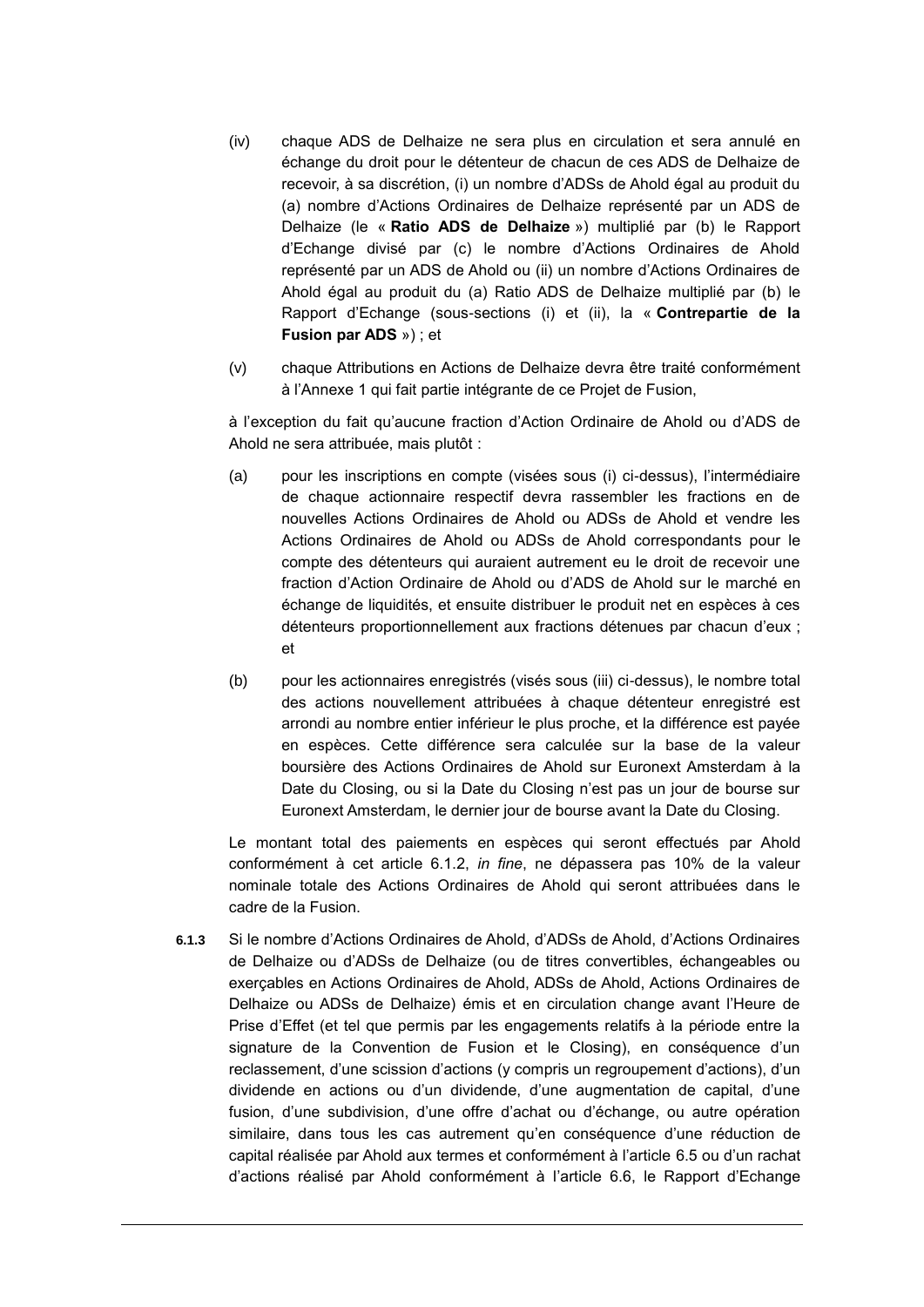(iv) chaque ADS de Delhaize ne sera plus en circulation et sera annulé en échange du droit pour le détenteur de chacun de ces ADS de Delhaize de recevoir, à sa discrétion, (i) un nombre d'ADSs de Ahold égal au produit du (a) nombre d'Actions Ordinaires de Delhaize représenté par un ADS de Delhaize (le « **Ratio ADS de Delhaize** ») multiplié par (b) le Rapport d'Echange divisé par (c) le nombre d'Actions Ordinaires de Ahold représenté par un ADS de Ahold ou (ii) un nombre d'Actions Ordinaires de Ahold égal au produit du (a) Ratio ADS de Delhaize multiplié par (b) le Rapport d'Echange (sous-sections (i) et (ii), la « **Contrepartie de la Fusion par ADS** ») ; et

(v) chaque Attributions en Actions de Delhaize devra être traité conformément à l'Annexe 1 qui fait partie intégrante de ce Projet de Fusion,

à l'exception du fait qu'aucune fraction d'Action Ordinaire de Ahold ou d'ADS de Ahold ne sera attribuée, mais plutôt :

(a) pour les inscriptions en compte (visées sous (i) ci-dessus), l'intermédiaire de chaque actionnaire respectif devra rassembler les fractions en de nouvelles Actions Ordinaires de Ahold ou ADSs de Ahold et vendre les Actions Ordinaires de Ahold ou ADSs de Ahold correspondants pour le compte des détenteurs qui auraient autrement eu le droit de recevoir une fraction d'Action Ordinaire de Ahold ou d'ADS de Ahold sur le marché en échange de liquidités, et ensuite distribuer le produit net en espèces à ces détenteurs proportionnellement aux fractions détenues par chacun d'eux ; et

(b) pour les actionnaires enregistrés (visés sous (iii) ci-dessus), le nombre total des actions nouvellement attribuées à chaque détenteur enregistré est arrondi au nombre entier inférieur le plus proche, et la différence est payée en espèces. Cette différence sera calculée sur la base de la valeur boursière des Actions Ordinaires de Ahold sur Euronext Amsterdam à la Date du Closing, ou si la Date du Closing n'est pas un jour de bourse sur Euronext Amsterdam, le dernier jour de bourse avant la Date du Closing.

Le montant total des paiements en espèces qui seront effectués par Ahold conformément à cet article 6.1.2, *in fine*, ne dépassera pas 10% de la valeur nominale totale des Actions Ordinaires de Ahold qui seront attribuées dans le cadre de la Fusion.

**6.1.3** Si le nombre d'Actions Ordinaires de Ahold, d'ADSs de Ahold, d'Actions Ordinaires de Delhaize ou d'ADSs de Delhaize (ou de titres convertibles, échangeables ou exerçables en Actions Ordinaires de Ahold, ADSs de Ahold, Actions Ordinaires de Delhaize ou ADSs de Delhaize) émis et en circulation change avant l'Heure de Prise d'Effet (et tel que permis par les engagements relatifs à la période entre la signature de la Convention de Fusion et le Closing), en conséquence d'un reclassement, d'une scission d'actions (y compris un regroupement d'actions), d'un dividende en actions ou d'un dividende, d'une augmentation de capital, d'une fusion, d'une subdivision, d'une offre d'achat ou d'échange, ou autre opération similaire, dans tous les cas autrement qu'en conséquence d'une réduction de capital réalisée par Ahold aux termes et conformément à l'article 6.5 ou d'un rachat d'actions réalisé par Ahold conformément à l'article 6.6, le Rapport d'Echange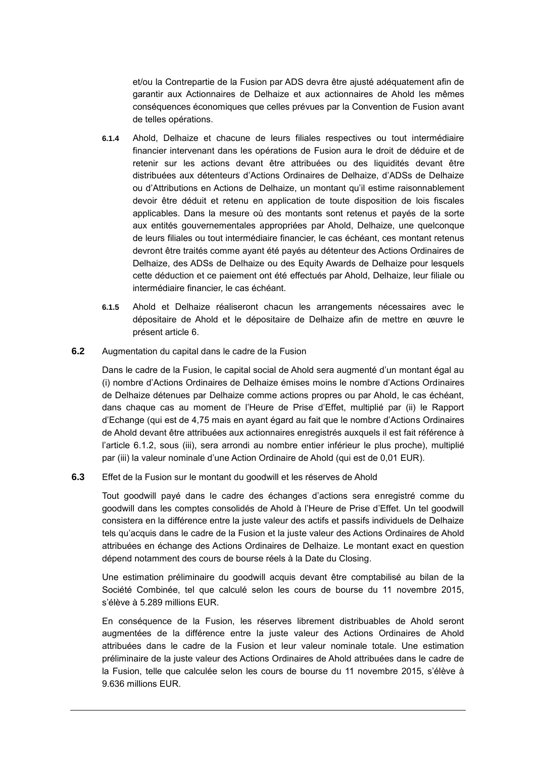et/ou la Contrepartie de la Fusion par ADS devra être ajusté adéquatement afin de garantir aux Actionnaires de Delhaize et aux actionnaires de Ahold les mêmes conséquences économiques que celles prévues par la Convention de Fusion avant de telles opérations.

**6.1.4** Ahold, Delhaize et chacune de leurs filiales respectives ou tout intermédiaire financier intervenant dans les opérations de Fusion aura le droit de déduire et de retenir sur les actions devant être attribuées ou des liquidités devant être distribuées aux détenteurs d'Actions Ordinaires de Delhaize, d'ADSs de Delhaize ou d'Attributions en Actions de Delhaize, un montant qu'il estime raisonnablement devoir être déduit et retenu en application de toute disposition de lois fiscales applicables. Dans la mesure où des montants sont retenus et payés de la sorte aux entités gouvernementales appropriées par Ahold, Delhaize, une quelconque de leurs filiales ou tout intermédiaire financier, le cas échéant, ces montant retenus devront être traités comme ayant été payés au détenteur des Actions Ordinaires de Delhaize, des ADSs de Delhaize ou des Equity Awards de Delhaize pour lesquels cette déduction et ce paiement ont été effectués par Ahold, Delhaize, leur filiale ou intermédiaire financier, le cas échéant.

**6.1.5** Ahold et Delhaize réaliseront chacun les arrangements nécessaires avec le dépositaire de Ahold et le dépositaire de Delhaize afin de mettre en œuvre le présent article 6.

**6.2** Augmentation du capital dans le cadre de la Fusion

Dans le cadre de la Fusion, le capital social de Ahold sera augmenté d'un montant égal au (i) nombre d'Actions Ordinaires de Delhaize émises moins le nombre d'Actions Ordinaires de Delhaize détenues par Delhaize comme actions propres ou par Ahold, le cas échéant, dans chaque cas au moment de l'Heure de Prise d'Effet, multiplié par (ii) le Rapport d'Echange (qui est de 4,75 mais en ayant égard au fait que le nombre d'Actions Ordinaires de Ahold devant être attribuées aux actionnaires enregistrés auxquels il est fait référence à l'article 6.1.2, sous (iii), sera arrondi au nombre entier inférieur le plus proche), multiplié par (iii) la valeur nominale d'une Action Ordinaire de Ahold (qui est de 0,01 EUR).

**6.3** Effet de la Fusion sur le montant du goodwill et les réserves de Ahold

Tout goodwill payé dans le cadre des échanges d'actions sera enregistré comme du goodwill dans les comptes consolidés de Ahold à l'Heure de Prise d'Effet. Un tel goodwill consistera en la différence entre la juste valeur des actifs et passifs individuels de Delhaize tels qu'acquis dans le cadre de la Fusion et la juste valeur des Actions Ordinaires de Ahold attribuées en échange des Actions Ordinaires de Delhaize. Le montant exact en question dépend notamment des cours de bourse réels à la Date du Closing.

Une estimation préliminaire du goodwill acquis devant être comptabilisé au bilan de la Société Combinée, tel que calculé selon les cours de bourse du 11 novembre 2015, s'élève à 5.289 millions EUR.

En conséquence de la Fusion, les réserves librement distribuables de Ahold seront augmentées de la différence entre la juste valeur des Actions Ordinaires de Ahold attribuées dans le cadre de la Fusion et leur valeur nominale totale. Une estimation préliminaire de la juste valeur des Actions Ordinaires de Ahold attribuées dans le cadre de la Fusion, telle que calculée selon les cours de bourse du 11 novembre 2015, s'élève à 9.636 millions EUR.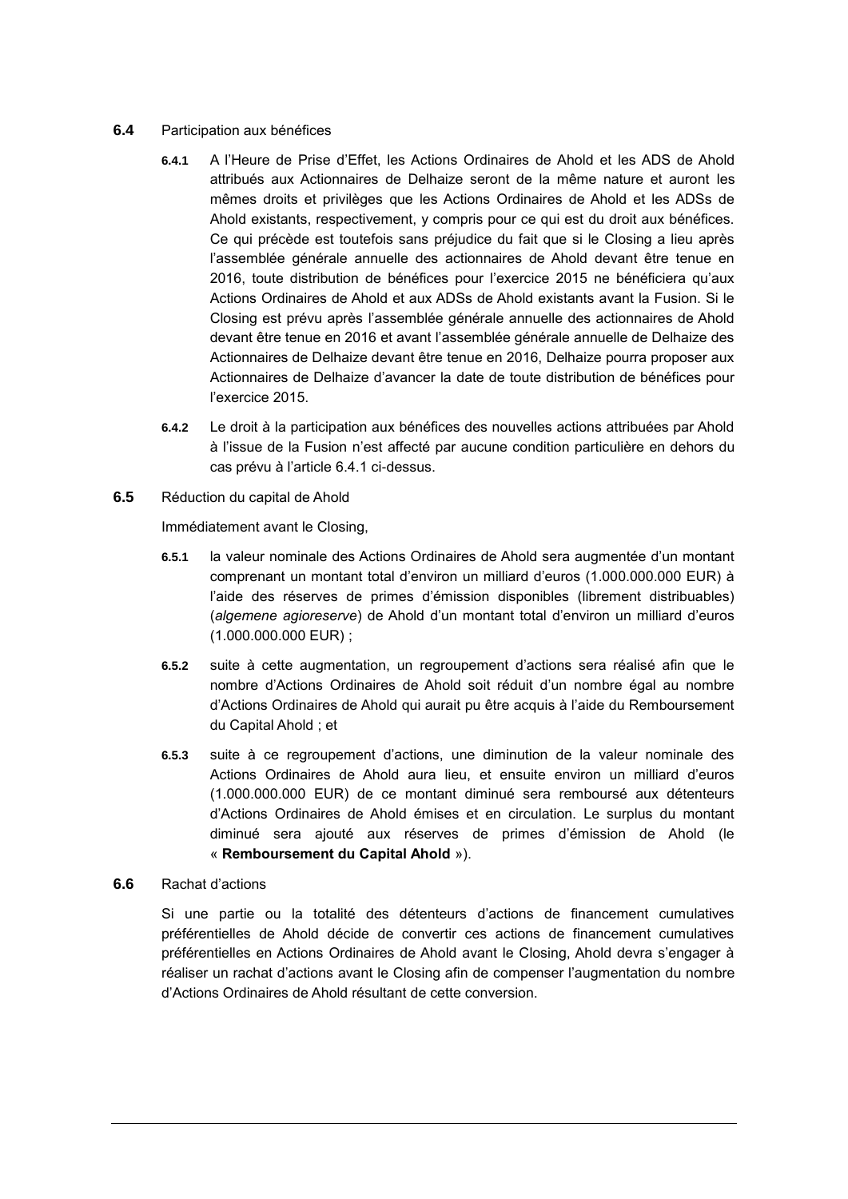**6.4** Participation aux bénéfices

**6.4.1** A l'Heure de Prise d'Effet, les Actions Ordinaires de Ahold et les ADS de Ahold attribués aux Actionnaires de Delhaize seront de la même nature et auront les mêmes droits et privilèges que les Actions Ordinaires de Ahold et les ADSs de Ahold existants, respectivement, y compris pour ce qui est du droit aux bénéfices. Ce qui précède est toutefois sans préjudice du fait que si le Closing a lieu après l'assemblée générale annuelle des actionnaires de Ahold devant être tenue en 2016, toute distribution de bénéfices pour l'exercice 2015 ne bénéficiera qu'aux Actions Ordinaires de Ahold et aux ADSs de Ahold existants avant la Fusion. Si le Closing est prévu après l'assemblée générale annuelle des actionnaires de Ahold devant être tenue en 2016 et avant l'assemblée générale annuelle de Delhaize des Actionnaires de Delhaize devant être tenue en 2016, Delhaize pourra proposer aux Actionnaires de Delhaize d'avancer la date de toute distribution de bénéfices pour l'exercice 2015.

**6.4.2** Le droit à la participation aux bénéfices des nouvelles actions attribuées par Ahold à l'issue de la Fusion n'est affecté par aucune condition particulière en dehors du cas prévu à l'article 6.4.1 ci-dessus.

**6.5** Réduction du capital de Ahold

Immédiatement avant le Closing,

**6.5.1** la valeur nominale des Actions Ordinaires de Ahold sera augmentée d'un montant comprenant un montant total d'environ un milliard d'euros (1.000.000.000 EUR) à l'aide des réserves de primes d'émission disponibles (librement distribuables) (*algemene agioreserve*) de Ahold d'un montant total d'environ un milliard d'euros (1.000.000.000 EUR) ;

**6.5.2** suite à cette augmentation, un regroupement d'actions sera réalisé afin que le nombre d'Actions Ordinaires de Ahold soit réduit d'un nombre égal au nombre d'Actions Ordinaires de Ahold qui aurait pu être acquis à l'aide du Remboursement du Capital Ahold ; et

**6.5.3** suite à ce regroupement d'actions, une diminution de la valeur nominale des Actions Ordinaires de Ahold aura lieu, et ensuite environ un milliard d'euros (1.000.000.000 EUR) de ce montant diminué sera remboursé aux détenteurs d'Actions Ordinaires de Ahold émises et en circulation. Le surplus du montant diminué sera ajouté aux réserves de primes d'émission de Ahold (le « **Remboursement du Capital Ahold** »).

**6.6** Rachat d'actions

Si une partie ou la totalité des détenteurs d'actions de financement cumulatives préférentielles de Ahold décide de convertir ces actions de financement cumulatives préférentielles en Actions Ordinaires de Ahold avant le Closing, Ahold devra s'engager à réaliser un rachat d'actions avant le Closing afin de compenser l'augmentation du nombre d'Actions Ordinaires de Ahold résultant de cette conversion.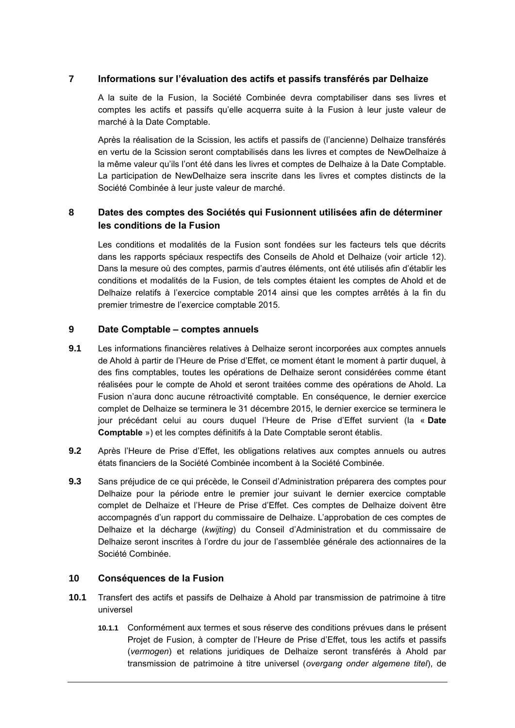## 7 Informations sur l’évaluation des actifs et passifs transférés par Delhaize

A la suite de la Fusion, la Société Combinée devra comptabiliser dans ses livres et comptes les actifs et passifs qu’elle acquerra suite à la Fusion à leur juste valeur de marché à la Date Comptable.

Après la réalisation de la Scission, les actifs et passifs de (l’ancienne) Delhaize transférés en vertu de la Scission seront comptabilisés dans les livres et comptes de NewDelhaize à la même valeur qu’ils l’ont été dans les livres et comptes de Delhaize à la Date Comptable. La participation de NewDelhaize sera inscrite dans les livres et comptes distincts de la Société Combinée à leur juste valeur de marché.

## 8 Dates des comptes des Sociétés qui Fusionnent utilisées afin de déterminer les conditions de la Fusion

Les conditions et modalités de la Fusion sont fondées sur les facteurs tels que décrits dans les rapports spéciaux respectifs des Conseils de Ahold et Delhaize (voir article 12). Dans la mesure où des comptes, parmis d’autres éléments, ont été utilisés afin d’établir les conditions et modalités de la Fusion, de tels comptes étaient les comptes de Ahold et de Delhaize relatifs à l’exercice comptable 2014 ainsi que les comptes arrêtés à la fin du premier trimestre de l’exercice comptable 2015.

## 9 Date Comptable – comptes annuels

**9.1** Les informations financières relatives à Delhaize seront incorporées aux comptes annuels de Ahold à partir de l’Heure de Prise d’Effet, ce moment étant le moment à partir duquel, à des fins comptables, toutes les opérations de Delhaize seront considérées comme étant réalisées pour le compte de Ahold et seront traitées comme des opérations de Ahold. La Fusion n’aura donc aucune rétroactivité comptable. En conséquence, le dernier exercice complet de Delhaize se terminera le 31 décembre 2015, le dernier exercice se terminera le jour précédant celui au cours duquel l’Heure de Prise d’Effet survient (la « **Date Comptable** ») et les comptes définitifs à la Date Comptable seront établis.

**9.2** Après l’Heure de Prise d’Effet, les obligations relatives aux comptes annuels ou autres états financiers de la Société Combinée incombent à la Société Combinée.

**9.3** Sans préjudice de ce qui précède, le Conseil d’Administration préparera des comptes pour Delhaize pour la période entre le premier jour suivant le dernier exercice comptable complet de Delhaize et l’Heure de Prise d’Effet. Ces comptes de Delhaize doivent être accompagnés d’un rapport du commissaire de Delhaize. L’approbation de ces comptes de Delhaize et la décharge (*kwijting*) du Conseil d’Administration et du commissaire de Delhaize seront inscrites à l’ordre du jour de l’assemblée générale des actionnaires de la Société Combinée.

## 10 Conséquences de la Fusion

**10.1** Transfert des actifs et passifs de Delhaize à Ahold par transmission de patrimoine à titre universel

**10.1.1** Conformément aux termes et sous réserve des conditions prévues dans le présent Projet de Fusion, à compter de l’Heure de Prise d’Effet, tous les actifs et passifs (*vermogen*) et relations juridiques de Delhaize seront transférés à Ahold par transmission de patrimoine à titre universel (*overgang onder algemene titel*), de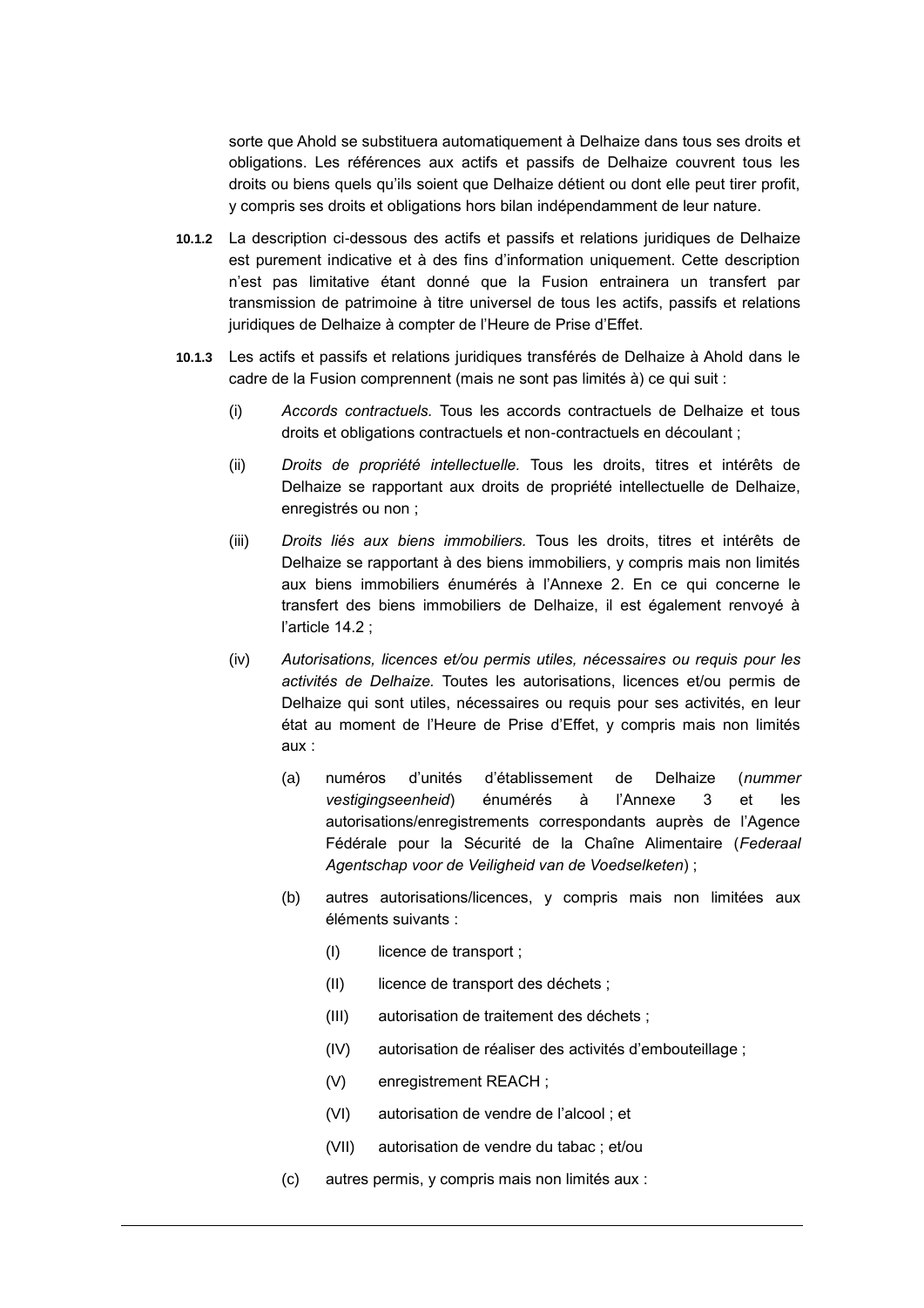sorte que Ahold se substituera automatiquement à Delhaize dans tous ses droits et obligations. Les références aux actifs et passifs de Delhaize couvrent tous les droits ou biens quels qu'ils soient que Delhaize détient ou dont elle peut tirer profit, y compris ses droits et obligations hors bilan indépendamment de leur nature.

**10.1.2** La description ci-dessous des actifs et passifs et relations juridiques de Delhaize est purement indicative et à des fins d'information uniquement. Cette description n'est pas limitative étant donné que la Fusion entrainera un transfert par transmission de patrimoine à titre universel de tous les actifs, passifs et relations juridiques de Delhaize à compter de l'Heure de Prise d'Effet.

**10.1.3** Les actifs et passifs et relations juridiques transférés de Delhaize à Ahold dans le cadre de la Fusion comprennent (mais ne sont pas limités à) ce qui suit :

(i) *Accords contractuels.* Tous les accords contractuels de Delhaize et tous droits et obligations contractuels et non-contractuels en découlant ;

(ii) *Droits de propriété intellectuelle.* Tous les droits, titres et intérêts de Delhaize se rapportant aux droits de propriété intellectuelle de Delhaize, enregistrés ou non ;

(iii) *Droits liés aux biens immobiliers.* Tous les droits, titres et intérêts de Delhaize se rapportant à des biens immobiliers, y compris mais non limités aux biens immobiliers énumérés à l'Annexe 2. En ce qui concerne le transfert des biens immobiliers de Delhaize, il est également renvoyé à l'article 14.2 ;

(iv) *Autorisations, licences et/ou permis utiles, nécessaires ou requis pour les activités de Delhaize.* Toutes les autorisations, licences et/ou permis de Delhaize qui sont utiles, nécessaires ou requis pour ses activités, en leur état au moment de l'Heure de Prise d'Effet, y compris mais non limités aux :

  (a) numéros d'unités d'établissement de Delhaize (*nummer vestigingseenheid*) énumérés à l'Annexe 3 et les autorisations/enregistrements correspondants auprès de l'Agence Fédérale pour la Sécurité de la Chaîne Alimentaire (*Federaal Agentschap voor de Veiligheid van de Voedselketen*) ;

  (b) autres autorisations/licences, y compris mais non limitées aux éléments suivants :

    (I) licence de transport ;

    (II) licence de transport des déchets ;

    (III) autorisation de traitement des déchets ;

    (IV) autorisation de réaliser des activités d'embouteillage ;

    (V) enregistrement REACH ;

    (VI) autorisation de vendre de l'alcool ; et

    (VII) autorisation de vendre du tabac ; et/ou

  (c) autres permis, y compris mais non limités aux :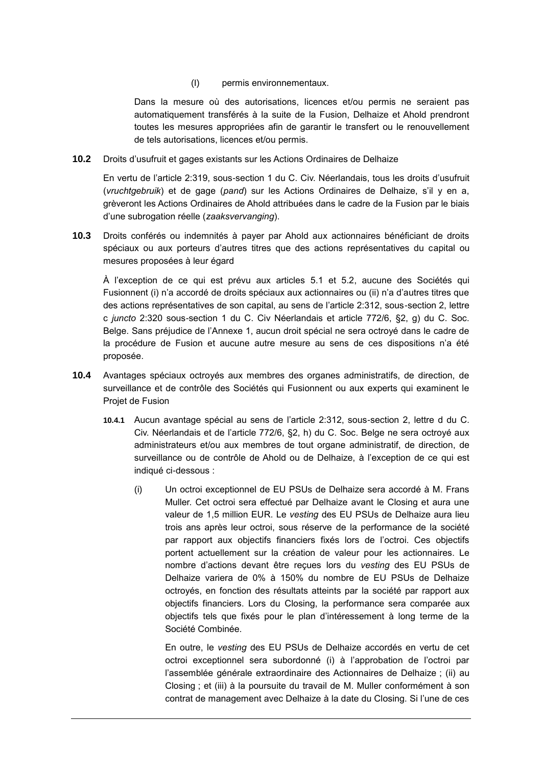(l) permis environnementaux.

Dans la mesure où des autorisations, licences et/ou permis ne seraient pas automatiquement transférés à la suite de la Fusion, Delhaize et Ahold prendront toutes les mesures appropriées afin de garantir le transfert ou le renouvellement de tels autorisations, licences et/ou permis.

**10.2** Droits d'usufruit et gages existants sur les Actions Ordinaires de Delhaize

En vertu de l'article 2:319, sous-section 1 du C. Civ. Néerlandais, tous les droits d'usufruit (*vruchtgebruik*) et de gage (*pand*) sur les Actions Ordinaires de Delhaize, s'il y en a, grèveront les Actions Ordinaires de Ahold attribuées dans le cadre de la Fusion par le biais d'une subrogation réelle (*zaaksvervanging*).

**10.3** Droits conférés ou indemnités à payer par Ahold aux actionnaires bénéficiant de droits spéciaux ou aux porteurs d'autres titres que des actions représentatives du capital ou mesures proposées à leur égard

À l'exception de ce qui est prévu aux articles 5.1 et 5.2, aucune des Sociétés qui Fusionnent (i) n'a accordé de droits spéciaux aux actionnaires ou (ii) n'a d'autres titres que des actions représentatives de son capital, au sens de l'article 2:312, sous-section 2, lettre c *juncto* 2:320 sous-section 1 du C. Civ Néerlandais et article 772/6, §2, g) du C. Soc. Belge. Sans préjudice de l'Annexe 1, aucun droit spécial ne sera octroyé dans le cadre de la procédure de Fusion et aucune autre mesure au sens de ces dispositions n'a été proposée.

**10.4** Avantages spéciaux octroyés aux membres des organes administratifs, de direction, de surveillance et de contrôle des Sociétés qui Fusionnent ou aux experts qui examinent le Projet de Fusion

**10.4.1** Aucun avantage spécial au sens de l'article 2:312, sous-section 2, lettre d du C. Civ. Néerlandais et de l'article 772/6, §2, h) du C. Soc. Belge ne sera octroyé aux administrateurs et/ou aux membres de tout organe administratif, de direction, de surveillance ou de contrôle de Ahold ou de Delhaize, à l'exception de ce qui est indiqué ci-dessous :

(i) Un octroi exceptionnel de EU PSUs de Delhaize sera accordé à M. Frans Muller. Cet octroi sera effectué par Delhaize avant le Closing et aura une valeur de 1,5 million EUR. Le *vesting* des EU PSUs de Delhaize aura lieu trois ans après leur octroi, sous réserve de la performance de la société par rapport aux objectifs financiers fixés lors de l'octroi. Ces objectifs portent actuellement sur la création de valeur pour les actionnaires. Le nombre d'actions devant être reçues lors du *vesting* des EU PSUs de Delhaize variera de 0% à 150% du nombre de EU PSUs de Delhaize octroyés, en fonction des résultats atteints par la société par rapport aux objectifs financiers. Lors du Closing, la performance sera comparée aux objectifs tels que fixés pour le plan d'intéressement à long terme de la Société Combinée.

En outre, le *vesting* des EU PSUs de Delhaize accordés en vertu de cet octroi exceptionnel sera subordonné (i) à l'approbation de l'octroi par l'assemblée générale extraordinaire des Actionnaires de Delhaize ; (ii) au Closing ; et (iii) à la poursuite du travail de M. Muller conformément à son contrat de management avec Delhaize à la date du Closing. Si l'une de ces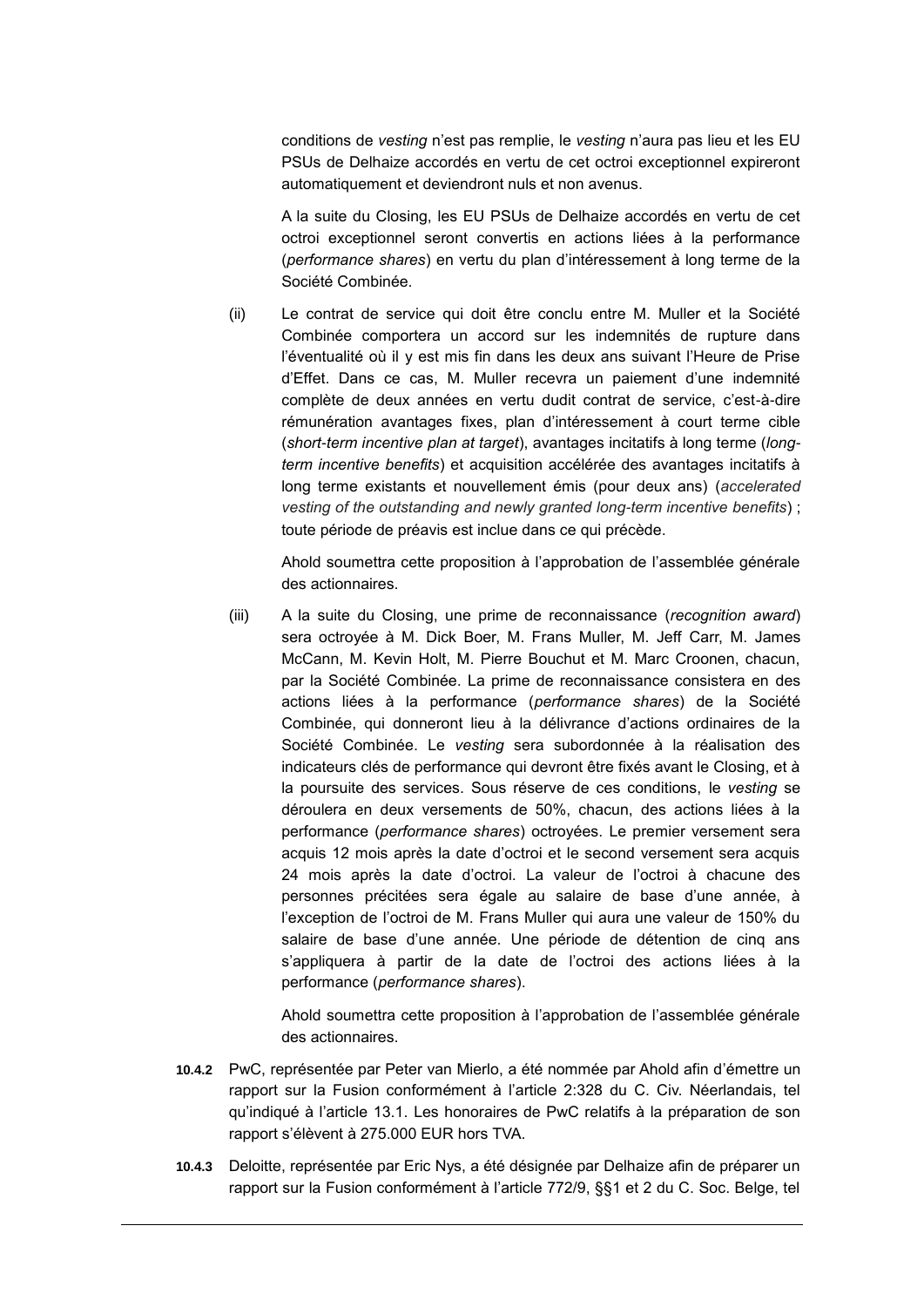conditions de *vesting* n'est pas remplie, le *vesting* n'aura pas lieu et les EU PSUs de Delhaize accordés en vertu de cet octroi exceptionnel expireront automatiquement et deviendront nuls et non avenus.

A la suite du Closing, les EU PSUs de Delhaize accordés en vertu de cet octroi exceptionnel seront convertis en actions liées à la performance (*performance shares*) en vertu du plan d'intéressement à long terme de la Société Combinée.

(ii) Le contrat de service qui doit être conclu entre M. Muller et la Société Combinée comportera un accord sur les indemnités de rupture dans l'éventualité où il y est mis fin dans les deux ans suivant l'Heure de Prise d'Effet. Dans ce cas, M. Muller recevra un paiement d'une indemnité complète de deux années en vertu dudit contrat de service, c'est-à-dire rémunération avantages fixes, plan d'intéressement à court terme cible (*short-term incentive plan at target*), avantages incitatifs à long terme (*long-term incentive benefits*) et acquisition accélérée des avantages incitatifs à long terme existants et nouvellement émis (pour deux ans) (*accelerated vesting of the outstanding and newly granted long-term incentive benefits*) ; toute période de préavis est inclue dans ce qui précède.

Ahold soumettra cette proposition à l'approbation de l'assemblée générale des actionnaires.

(iii) A la suite du Closing, une prime de reconnaissance (*recognition award*) sera octroyée à M. Dick Boer, M. Frans Muller, M. Jeff Carr, M. James McCann, M. Kevin Holt, M. Pierre Bouchut et M. Marc Croonen, chacun, par la Société Combinée. La prime de reconnaissance consistera en des actions liées à la performance (*performance shares*) de la Société Combinée, qui donneront lieu à la délivrance d'actions ordinaires de la Société Combinée. Le *vesting* sera subordonnée à la réalisation des indicateurs clés de performance qui devront être fixés avant le Closing, et à la poursuite des services. Sous réserve de ces conditions, le *vesting* se déroulera en deux versements de 50%, chacun, des actions liées à la performance (*performance shares*) octroyées. Le premier versement sera acquis 12 mois après la date d'octroi et le second versement sera acquis 24 mois après la date d'octroi. La valeur de l'octroi à chacune des personnes précitées sera égale au salaire de base d'une année, à l'exception de l'octroi de M. Frans Muller qui aura une valeur de 150% du salaire de base d'une année. Une période de détention de cinq ans s'appliquera à partir de la date de l'octroi des actions liées à la performance (*performance shares*).

Ahold soumettra cette proposition à l'approbation de l'assemblée générale des actionnaires.

**10.4.2** PwC, représentée par Peter van Mierlo, a été nommée par Ahold afin d'émettre un rapport sur la Fusion conformément à l'article 2:328 du C. Civ. Néerlandais, tel qu'indiqué à l'article 13.1. Les honoraires de PwC relatifs à la préparation de son rapport s'élèvent à 275.000 EUR hors TVA.

**10.4.3** Deloitte, représentée par Eric Nys, a été désignée par Delhaize afin de préparer un rapport sur la Fusion conformément à l'article 772/9, §§1 et 2 du C. Soc. Belge, tel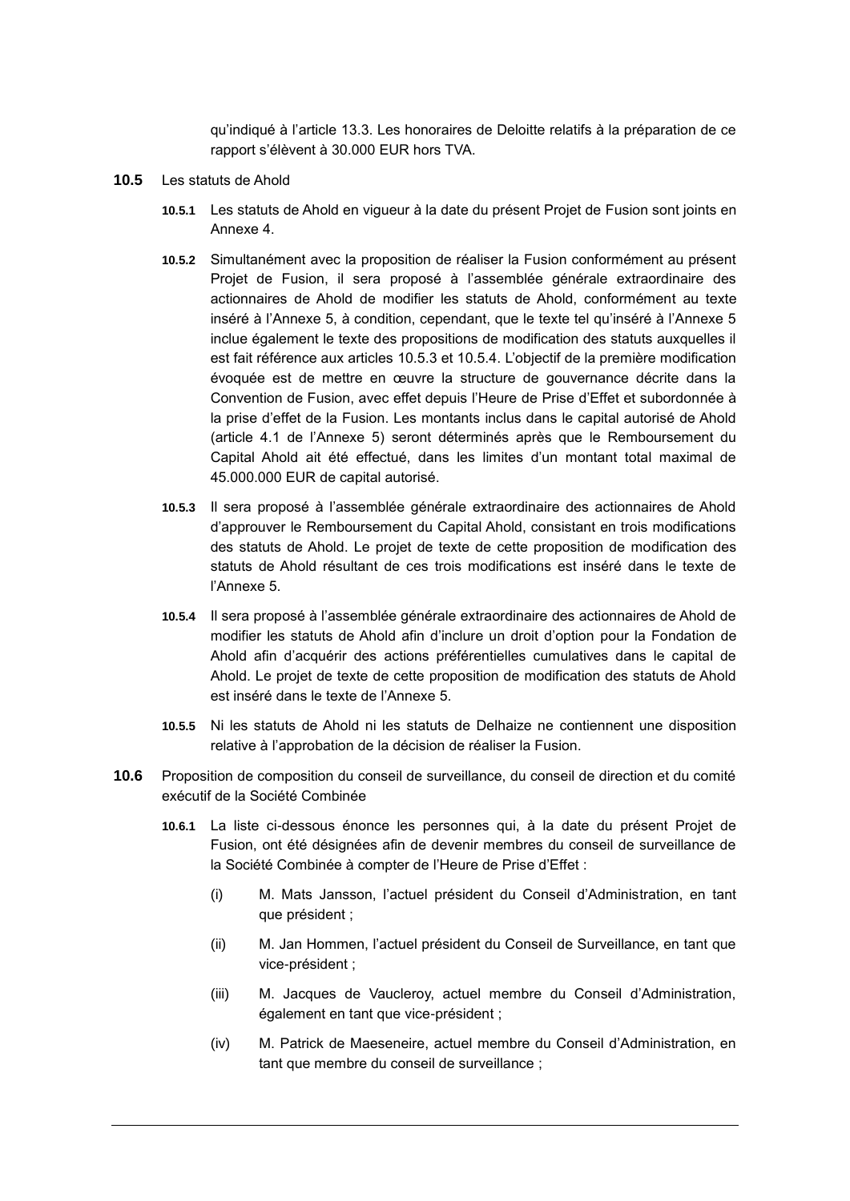qu'indiqué à l'article 13.3. Les honoraires de Deloitte relatifs à la préparation de ce rapport s'élèvent à 30.000 EUR hors TVA.

**10.5** Les statuts de Ahold

**10.5.1** Les statuts de Ahold en vigueur à la date du présent Projet de Fusion sont joints en Annexe 4.

**10.5.2** Simultanément avec la proposition de réaliser la Fusion conformément au présent Projet de Fusion, il sera proposé à l'assemblée générale extraordinaire des actionnaires de Ahold de modifier les statuts de Ahold, conformément au texte inséré à l'Annexe 5, à condition, cependant, que le texte tel qu'inséré à l'Annexe 5 inclue également le texte des propositions de modification des statuts auxquelles il est fait référence aux articles 10.5.3 et 10.5.4. L'objectif de la première modification évoquée est de mettre en œuvre la structure de gouvernance décrite dans la Convention de Fusion, avec effet depuis l'Heure de Prise d'Effet et subordonnée à la prise d'effet de la Fusion. Les montants inclus dans le capital autorisé de Ahold (article 4.1 de l'Annexe 5) seront déterminés après que le Remboursement du Capital Ahold ait été effectué, dans les limites d'un montant total maximal de 45.000.000 EUR de capital autorisé.

**10.5.3** Il sera proposé à l'assemblée générale extraordinaire des actionnaires de Ahold d'approuver le Remboursement du Capital Ahold, consistant en trois modifications des statuts de Ahold. Le projet de texte de cette proposition de modification des statuts de Ahold résultant de ces trois modifications est inséré dans le texte de l'Annexe 5.

**10.5.4** Il sera proposé à l'assemblée générale extraordinaire des actionnaires de Ahold de modifier les statuts de Ahold afin d'inclure un droit d'option pour la Fondation de Ahold afin d'acquérir des actions préférentielles cumulatives dans le capital de Ahold. Le projet de texte de cette proposition de modification des statuts de Ahold est inséré dans le texte de l'Annexe 5.

**10.5.5** Ni les statuts de Ahold ni les statuts de Delhaize ne contiennent une disposition relative à l'approbation de la décision de réaliser la Fusion.

**10.6** Proposition de composition du conseil de surveillance, du conseil de direction et du comité exécutif de la Société Combinée

**10.6.1** La liste ci-dessous énonce les personnes qui, à la date du présent Projet de Fusion, ont été désignées afin de devenir membres du conseil de surveillance de la Société Combinée à compter de l'Heure de Prise d'Effet :

(i) M. Mats Jansson, l'actuel président du Conseil d'Administration, en tant que président ;

(ii) M. Jan Hommen, l'actuel président du Conseil de Surveillance, en tant que vice-président ;

(iii) M. Jacques de Vaucleroy, actuel membre du Conseil d'Administration, également en tant que vice-président ;

(iv) M. Patrick de Maeseneire, actuel membre du Conseil d'Administration, en tant que membre du conseil de surveillance ;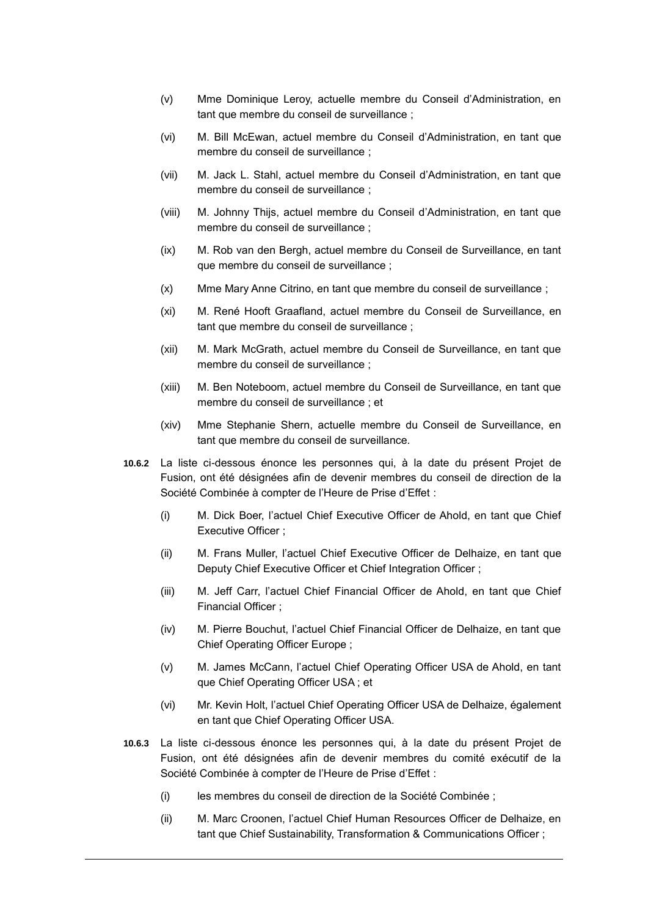(v) Mme Dominique Leroy, actuelle membre du Conseil d'Administration, en tant que membre du conseil de surveillance ;

(vi) M. Bill McEwan, actuel membre du Conseil d'Administration, en tant que membre du conseil de surveillance ;

(vii) M. Jack L. Stahl, actuel membre du Conseil d'Administration, en tant que membre du conseil de surveillance ;

(viii) M. Johnny Thijs, actuel membre du Conseil d'Administration, en tant que membre du conseil de surveillance ;

(ix) M. Rob van den Bergh, actuel membre du Conseil de Surveillance, en tant que membre du conseil de surveillance ;

(x) Mme Mary Anne Citrino, en tant que membre du conseil de surveillance ;

(xi) M. René Hooft Graafland, actuel membre du Conseil de Surveillance, en tant que membre du conseil de surveillance ;

(xii) M. Mark McGrath, actuel membre du Conseil de Surveillance, en tant que membre du conseil de surveillance ;

(xiii) M. Ben Noteboom, actuel membre du Conseil de Surveillance, en tant que membre du conseil de surveillance ; et

(xiv) Mme Stephanie Shern, actuelle membre du Conseil de Surveillance, en tant que membre du conseil de surveillance.

**10.6.2** La liste ci-dessous énonce les personnes qui, à la date du présent Projet de Fusion, ont été désignées afin de devenir membres du conseil de direction de la Société Combinée à compter de l'Heure de Prise d'Effet :

(i) M. Dick Boer, l'actuel Chief Executive Officer de Ahold, en tant que Chief Executive Officer ;

(ii) M. Frans Muller, l'actuel Chief Executive Officer de Delhaize, en tant que Deputy Chief Executive Officer et Chief Integration Officer ;

(iii) M. Jeff Carr, l'actuel Chief Financial Officer de Ahold, en tant que Chief Financial Officer ;

(iv) M. Pierre Bouchut, l'actuel Chief Financial Officer de Delhaize, en tant que Chief Operating Officer Europe ;

(v) M. James McCann, l'actuel Chief Operating Officer USA de Ahold, en tant que Chief Operating Officer USA ; et

(vi) Mr. Kevin Holt, l'actuel Chief Operating Officer USA de Delhaize, également en tant que Chief Operating Officer USA.

**10.6.3** La liste ci-dessous énonce les personnes qui, à la date du présent Projet de Fusion, ont été désignées afin de devenir membres du comité exécutif de la Société Combinée à compter de l'Heure de Prise d'Effet :

(i) les membres du conseil de direction de la Société Combinée ;

(ii) M. Marc Croonen, l'actuel Chief Human Resources Officer de Delhaize, en tant que Chief Sustainability, Transformation & Communications Officer ;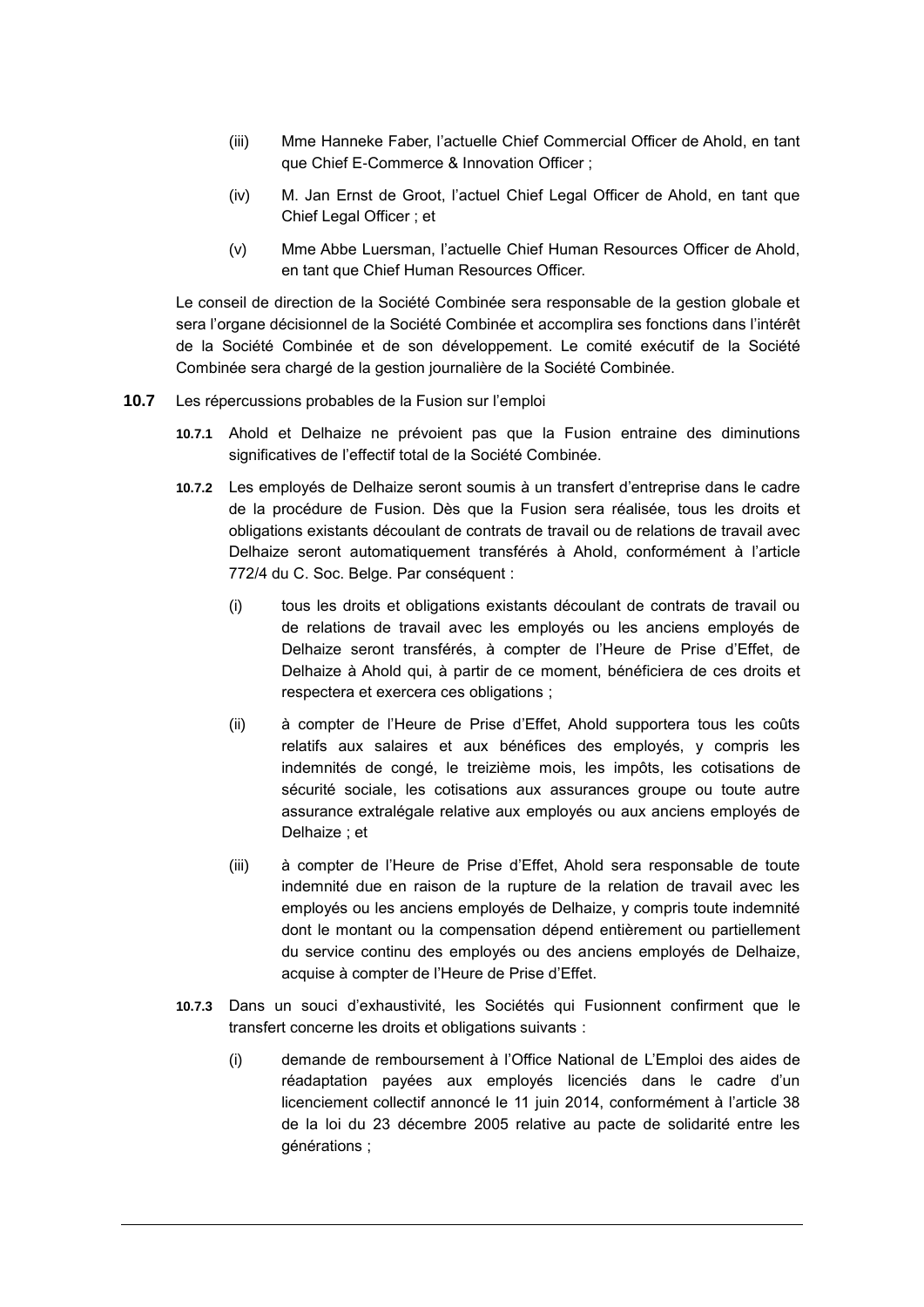(iii) Mme Hanneke Faber, l'actuelle Chief Commercial Officer de Ahold, en tant que Chief E-Commerce & Innovation Officer ;

(iv) M. Jan Ernst de Groot, l'actuel Chief Legal Officer de Ahold, en tant que Chief Legal Officer ; et

(v) Mme Abbe Luersman, l'actuelle Chief Human Resources Officer de Ahold, en tant que Chief Human Resources Officer.

Le conseil de direction de la Société Combinée sera responsable de la gestion globale et sera l'organe décisionnel de la Société Combinée et accomplira ses fonctions dans l'intérêt de la Société Combinée et de son développement. Le comité exécutif de la Société Combinée sera chargé de la gestion journalière de la Société Combinée.

**10.7** Les répercussions probables de la Fusion sur l'emploi

**10.7.1** Ahold et Delhaize ne prévoient pas que la Fusion entraine des diminutions significatives de l'effectif total de la Société Combinée.

**10.7.2** Les employés de Delhaize seront soumis à un transfert d'entreprise dans le cadre de la procédure de Fusion. Dès que la Fusion sera réalisée, tous les droits et obligations existants découlant de contrats de travail ou de relations de travail avec Delhaize seront automatiquement transférés à Ahold, conformément à l'article 772/4 du C. Soc. Belge. Par conséquent :

(i) tous les droits et obligations existants découlant de contrats de travail ou de relations de travail avec les employés ou les anciens employés de Delhaize seront transférés, à compter de l'Heure de Prise d'Effet, de Delhaize à Ahold qui, à partir de ce moment, bénéficiera de ces droits et respectera et exercera ces obligations ;

(ii) à compter de l'Heure de Prise d'Effet, Ahold supportera tous les coûts relatifs aux salaires et aux bénéfices des employés, y compris les indemnités de congé, le treizième mois, les impôts, les cotisations de sécurité sociale, les cotisations aux assurances groupe ou toute autre assurance extralégale relative aux employés ou aux anciens employés de Delhaize ; et

(iii) à compter de l'Heure de Prise d'Effet, Ahold sera responsable de toute indemnité due en raison de la rupture de la relation de travail avec les employés ou les anciens employés de Delhaize, y compris toute indemnité dont le montant ou la compensation dépend entièrement ou partiellement du service continu des employés ou des anciens employés de Delhaize, acquise à compter de l'Heure de Prise d'Effet.

**10.7.3** Dans un souci d'exhaustivité, les Sociétés qui Fusionnent confirment que le transfert concerne les droits et obligations suivants :

(i) demande de remboursement à l'Office National de L'Emploi des aides de réadaptation payées aux employés licenciés dans le cadre d'un licenciement collectif annoncé le 11 juin 2014, conformément à l'article 38 de la loi du 23 décembre 2005 relative au pacte de solidarité entre les générations ;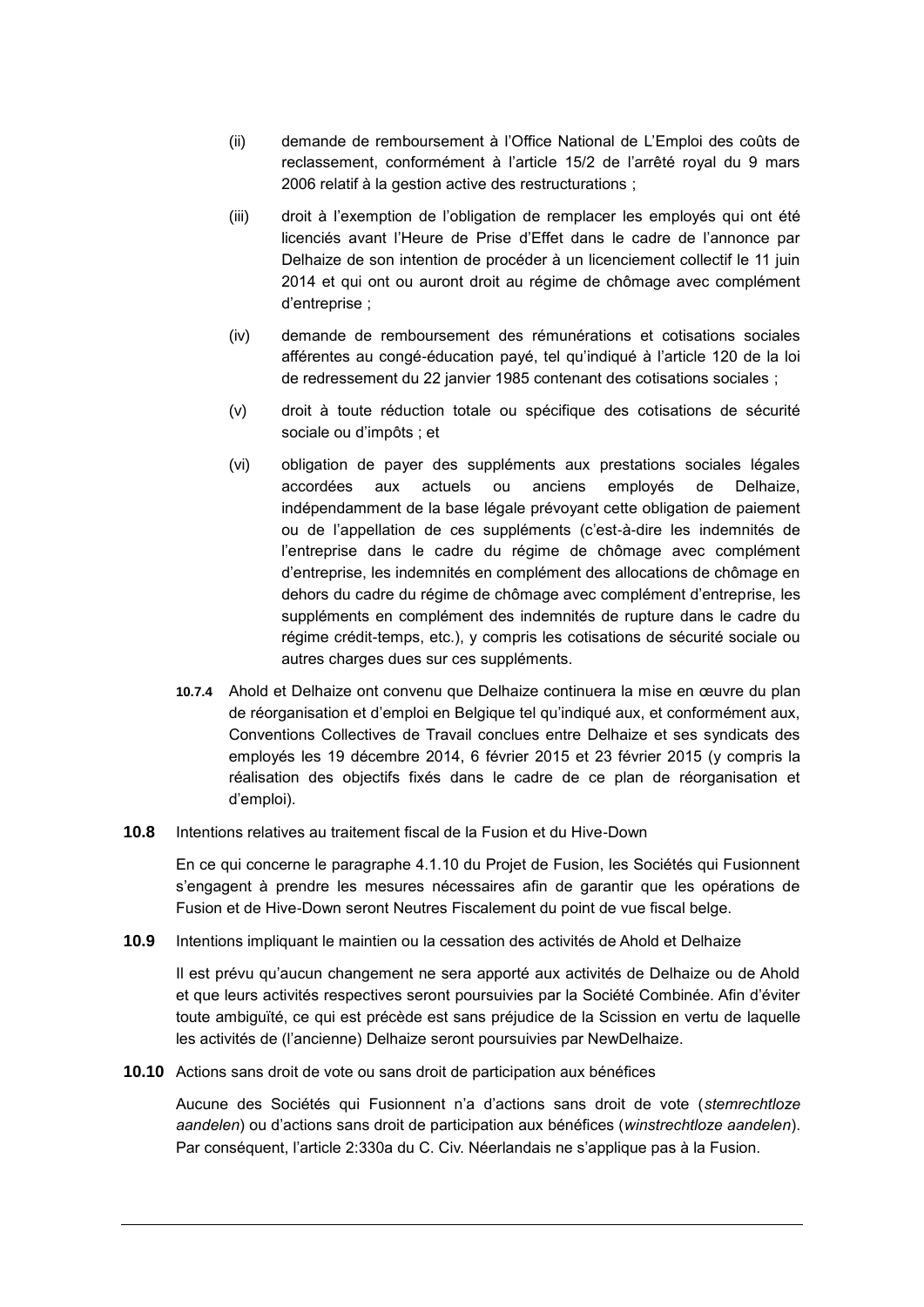(ii) demande de remboursement à l'Office National de L'Emploi des coûts de reclassement, conformément à l'article 15/2 de l'arrêté royal du 9 mars 2006 relatif à la gestion active des restructurations ;

(iii) droit à l'exemption de l'obligation de remplacer les employés qui ont été licenciés avant l'Heure de Prise d'Effet dans le cadre de l'annonce par Delhaize de son intention de procéder à un licenciement collectif le 11 juin 2014 et qui ont ou auront droit au régime de chômage avec complément d'entreprise ;

(iv) demande de remboursement des rémunérations et cotisations sociales afférentes au congé-éducation payé, tel qu'indiqué à l'article 120 de la loi de redressement du 22 janvier 1985 contenant des cotisations sociales ;

(v) droit à toute réduction totale ou spécifique des cotisations de sécurité sociale ou d'impôts ; et

(vi) obligation de payer des suppléments aux prestations sociales légales accordées aux actuels ou anciens employés de Delhaize, indépendamment de la base légale prévoyant cette obligation de paiement ou de l'appellation de ces suppléments (c'est-à-dire les indemnités de l'entreprise dans le cadre du régime de chômage avec complément d'entreprise, les indemnités en complément des allocations de chômage en dehors du cadre du régime de chômage avec complément d'entreprise, les suppléments en complément des indemnités de rupture dans le cadre du régime crédit-temps, etc.), y compris les cotisations de sécurité sociale ou autres charges dues sur ces suppléments.

**10.7.4** Ahold et Delhaize ont convenu que Delhaize continuera la mise en œuvre du plan de réorganisation et d'emploi en Belgique tel qu'indiqué aux, et conformément aux, Conventions Collectives de Travail conclues entre Delhaize et ses syndicats des employés les 19 décembre 2014, 6 février 2015 et 23 février 2015 (y compris la réalisation des objectifs fixés dans le cadre de ce plan de réorganisation et d'emploi).

**10.8** Intentions relatives au traitement fiscal de la Fusion et du Hive-Down

En ce qui concerne le paragraphe 4.1.10 du Projet de Fusion, les Sociétés qui Fusionnent s'engagent à prendre les mesures nécessaires afin de garantir que les opérations de Fusion et de Hive-Down seront Neutres Fiscalement du point de vue fiscal belge.

**10.9** Intentions impliquant le maintien ou la cessation des activités de Ahold et Delhaize

Il est prévu qu'aucun changement ne sera apporté aux activités de Delhaize ou de Ahold et que leurs activités respectives seront poursuivies par la Société Combinée. Afin d'éviter toute ambiguïté, ce qui est précède est sans préjudice de la Scission en vertu de laquelle les activités de (l'ancienne) Delhaize seront poursuivies par NewDelhaize.

**10.10** Actions sans droit de vote ou sans droit de participation aux bénéfices

Aucune des Sociétés qui Fusionnent n'a d'actions sans droit de vote (*stemrechtloze aandelen*) ou d'actions sans droit de participation aux bénéfices (*winstrechtloze aandelen*). Par conséquent, l'article 2:330a du C. Civ. Néerlandais ne s'applique pas à la Fusion.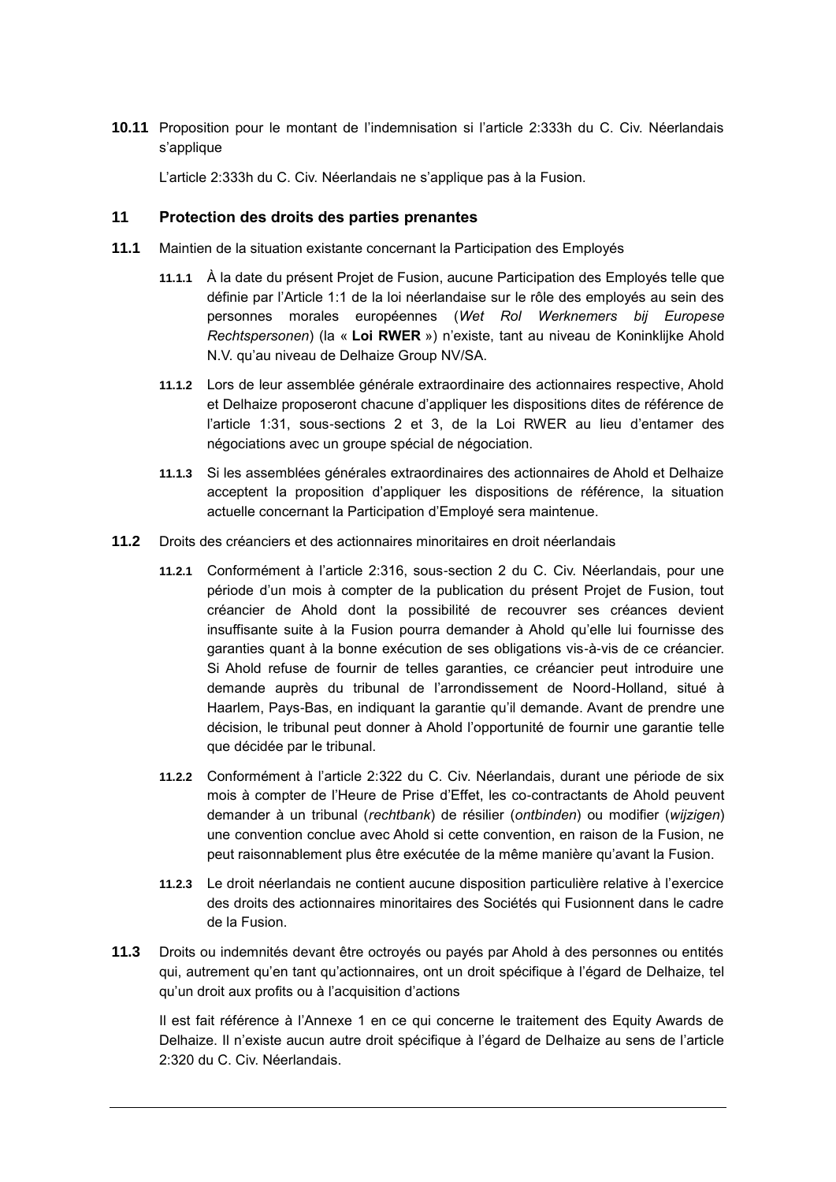**10.11** Proposition pour le montant de l'indemnisation si l'article 2:333h du C. Civ. Néerlandais s'applique

L'article 2:333h du C. Civ. Néerlandais ne s'applique pas à la Fusion.

## 11 Protection des droits des parties prenantes

**11.1** Maintien de la situation existante concernant la Participation des Employés

**11.1.1** À la date du présent Projet de Fusion, aucune Participation des Employés telle que définie par l'Article 1:1 de la loi néerlandaise sur le rôle des employés au sein des personnes morales européennes (*Wet Rol Werknemers bij Europese Rechtspersonen*) (la « **Loi RWER** ») n'existe, tant au niveau de Koninklijke Ahold N.V. qu'au niveau de Delhaize Group NV/SA.

**11.1.2** Lors de leur assemblée générale extraordinaire des actionnaires respective, Ahold et Delhaize proposeront chacune d'appliquer les dispositions dites de référence de l'article 1:31, sous-sections 2 et 3, de la Loi RWER au lieu d'entamer des négociations avec un groupe spécial de négociation.

**11.1.3** Si les assemblées générales extraordinaires des actionnaires de Ahold et Delhaize acceptent la proposition d'appliquer les dispositions de référence, la situation actuelle concernant la Participation d'Employé sera maintenue.

**11.2** Droits des créanciers et des actionnaires minoritaires en droit néerlandais

**11.2.1** Conformément à l'article 2:316, sous-section 2 du C. Civ. Néerlandais, pour une période d'un mois à compter de la publication du présent Projet de Fusion, tout créancier de Ahold dont la possibilité de recouvrer ses créances devient insuffisante suite à la Fusion pourra demander à Ahold qu'elle lui fournisse des garanties quant à la bonne exécution de ses obligations vis-à-vis de ce créancier. Si Ahold refuse de fournir de telles garanties, ce créancier peut introduire une demande auprès du tribunal de l'arrondissement de Noord-Holland, situé à Haarlem, Pays-Bas, en indiquant la garantie qu'il demande. Avant de prendre une décision, le tribunal peut donner à Ahold l'opportunité de fournir une garantie telle que décidée par le tribunal.

**11.2.2** Conformément à l'article 2:322 du C. Civ. Néerlandais, durant une période de six mois à compter de l'Heure de Prise d'Effet, les co-contractants de Ahold peuvent demander à un tribunal (*rechtbank*) de résilier (*ontbinden*) ou modifier (*wijzigen*) une convention conclue avec Ahold si cette convention, en raison de la Fusion, ne peut raisonnablement plus être exécutée de la même manière qu'avant la Fusion.

**11.2.3** Le droit néerlandais ne contient aucune disposition particulière relative à l'exercice des droits des actionnaires minoritaires des Sociétés qui Fusionnent dans le cadre de la Fusion.

**11.3** Droits ou indemnités devant être octroyés ou payés par Ahold à des personnes ou entités qui, autrement qu'en tant qu'actionnaires, ont un droit spécifique à l'égard de Delhaize, tel qu'un droit aux profits ou à l'acquisition d'actions

Il est fait référence à l'Annexe 1 en ce qui concerne le traitement des Equity Awards de Delhaize. Il n'existe aucun autre droit spécifique à l'égard de Delhaize au sens de l'article 2:320 du C. Civ. Néerlandais.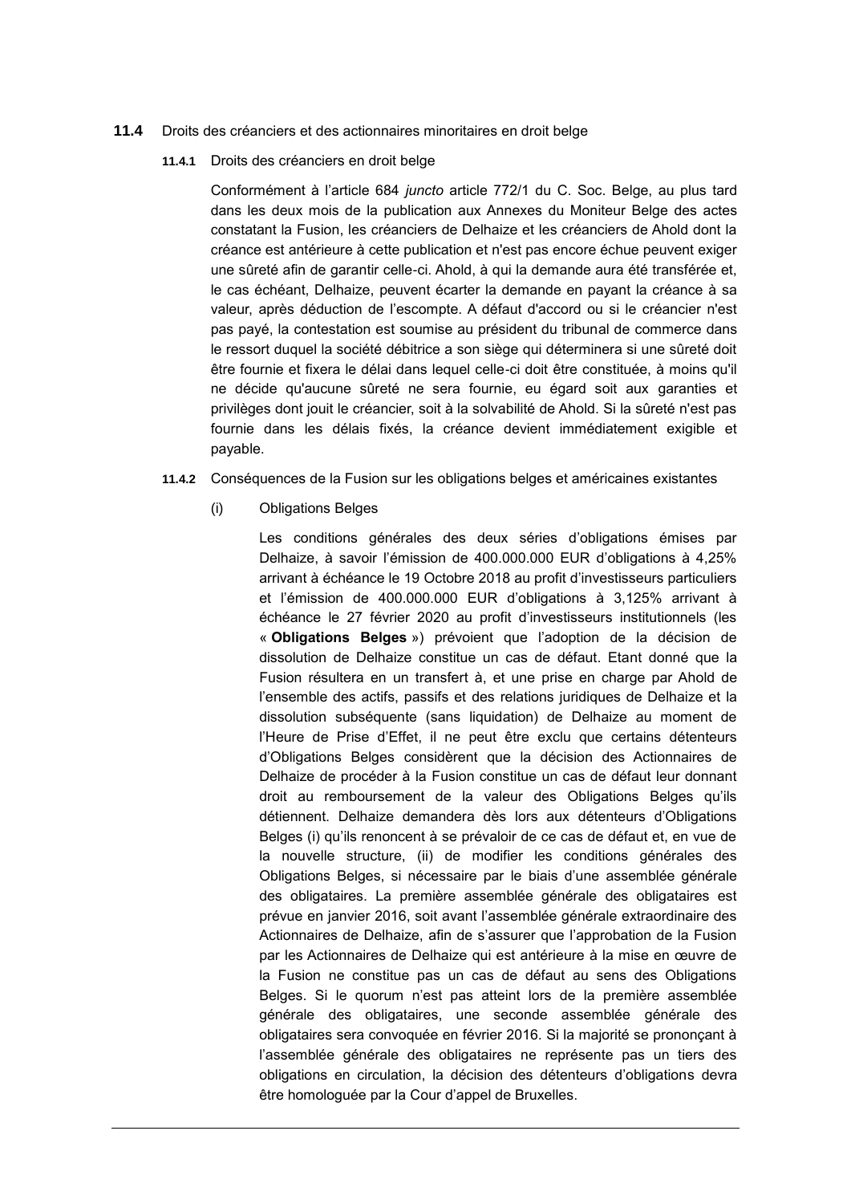### 11.4 Droits des créanciers et des actionnaires minoritaires en droit belge

#### 11.4.1 Droits des créanciers en droit belge

Conformément à l'article 684 *juncto* article 772/1 du C. Soc. Belge, au plus tard dans les deux mois de la publication aux Annexes du Moniteur Belge des actes constatant la Fusion, les créanciers de Delhaize et les créanciers de Ahold dont la créance est antérieure à cette publication et n'est pas encore échue peuvent exiger une sûreté afin de garantir celle-ci. Ahold, à qui la demande aura été transférée et, le cas échéant, Delhaize, peuvent écarter la demande en payant la créance à sa valeur, après déduction de l'escompte. A défaut d'accord ou si le créancier n'est pas payé, la contestation est soumise au président du tribunal de commerce dans le ressort duquel la société débitrice a son siège qui déterminera si une sûreté doit être fournie et fixera le délai dans lequel celle-ci doit être constituée, à moins qu'il ne décide qu'aucune sûreté ne sera fournie, eu égard soit aux garanties et privilèges dont jouit le créancier, soit à la solvabilité de Ahold. Si la sûreté n'est pas fournie dans les délais fixés, la créance devient immédiatement exigible et payable.

#### 11.4.2 Conséquences de la Fusion sur les obligations belges et américaines existantes

(i) Obligations Belges

Les conditions générales des deux séries d'obligations émises par Delhaize, à savoir l'émission de 400.000.000 EUR d'obligations à 4,25% arrivant à échéance le 19 Octobre 2018 au profit d'investisseurs particuliers et l'émission de 400.000.000 EUR d'obligations à 3,125% arrivant à échéance le 27 février 2020 au profit d'investisseurs institutionnels (les « **Obligations Belges** ») prévoient que l'adoption de la décision de dissolution de Delhaize constitue un cas de défaut. Etant donné que la Fusion résultera en un transfert à, et une prise en charge par Ahold de l'ensemble des actifs, passifs et des relations juridiques de Delhaize et la dissolution subséquente (sans liquidation) de Delhaize au moment de l'Heure de Prise d'Effet, il ne peut être exclu que certains détenteurs d'Obligations Belges considèrent que la décision des Actionnaires de Delhaize de procéder à la Fusion constitue un cas de défaut leur donnant droit au remboursement de la valeur des Obligations Belges qu'ils détiennent. Delhaize demandera dès lors aux détenteurs d'Obligations Belges (i) qu'ils renoncent à se prévaloir de ce cas de défaut et, en vue de la nouvelle structure, (ii) de modifier les conditions générales des Obligations Belges, si nécessaire par le biais d'une assemblée générale des obligataires. La première assemblée générale des obligataires est prévue en janvier 2016, soit avant l'assemblée générale extraordinaire des Actionnaires de Delhaize, afin de s'assurer que l'approbation de la Fusion par les Actionnaires de Delhaize qui est antérieure à la mise en œuvre de la Fusion ne constitue pas un cas de défaut au sens des Obligations Belges. Si le quorum n'est pas atteint lors de la première assemblée générale des obligataires, une seconde assemblée générale des obligataires sera convoquée en février 2016. Si la majorité se prononçant à l'assemblée générale des obligataires ne représente pas un tiers des obligations en circulation, la décision des détenteurs d'obligations devra être homologuée par la Cour d'appel de Bruxelles.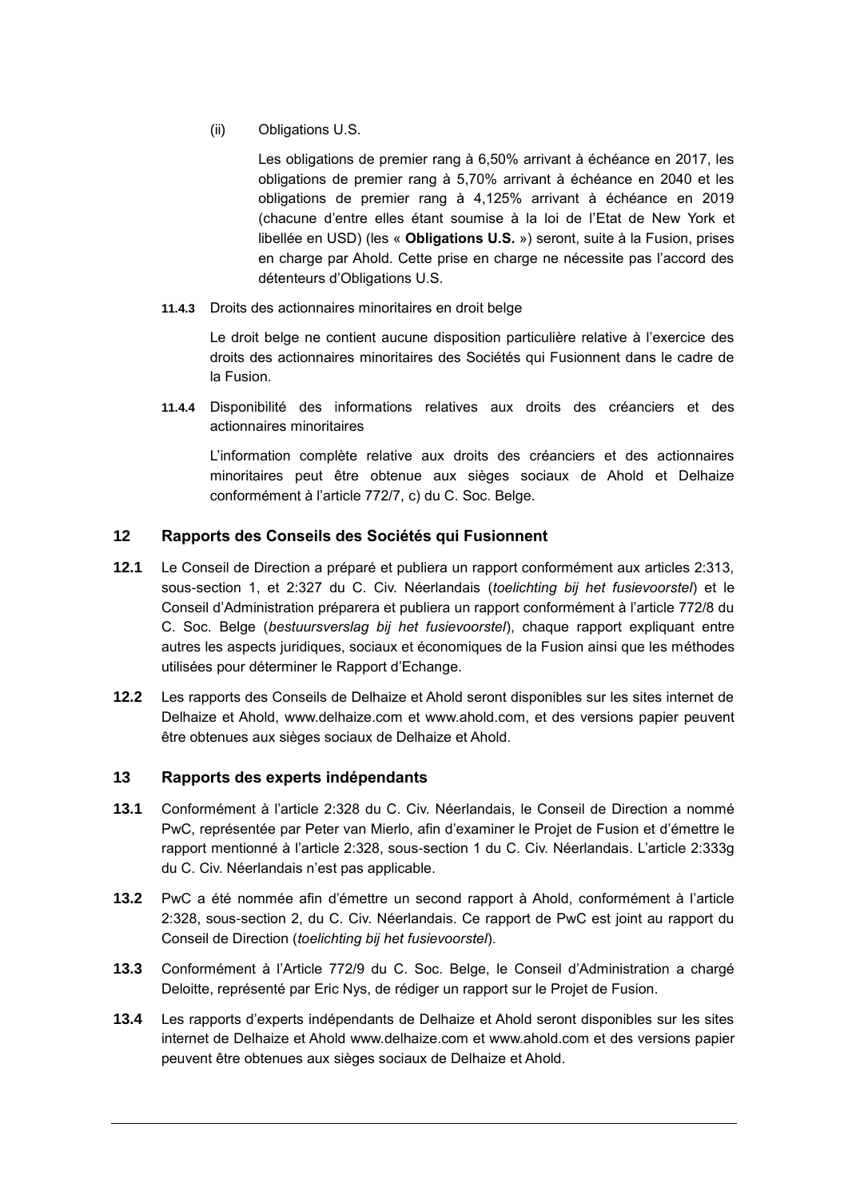(ii) Obligations U.S.

Les obligations de premier rang à 6,50% arrivant à échéance en 2017, les obligations de premier rang à 5,70% arrivant à échéance en 2040 et les obligations de premier rang à 4,125% arrivant à échéance en 2019 (chacune d'entre elles étant soumise à la loi de l'Etat de New York et libellée en USD) (les « **Obligations U.S.** ») seront, suite à la Fusion, prises en charge par Ahold. Cette prise en charge ne nécessite pas l'accord des détenteurs d'Obligations U.S.

**11.4.3** Droits des actionnaires minoritaires en droit belge

Le droit belge ne contient aucune disposition particulière relative à l'exercice des droits des actionnaires minoritaires des Sociétés qui Fusionnent dans le cadre de la Fusion.

**11.4.4** Disponibilité des informations relatives aux droits des créanciers et des actionnaires minoritaires

L'information complète relative aux droits des créanciers et des actionnaires minoritaires peut être obtenue aux sièges sociaux de Ahold et Delhaize conformément à l'article 772/7, c) du C. Soc. Belge.

## 12 Rapports des Conseils des Sociétés qui Fusionnent

**12.1** Le Conseil de Direction a préparé et publiera un rapport conformément aux articles 2:313, sous-section 1, et 2:327 du C. Civ. Néerlandais (*toelichting bij het fusievoorstel*) et le Conseil d'Administration préparera et publiera un rapport conformément à l'article 772/8 du C. Soc. Belge (*bestuursverslag bij het fusievoorstel*), chaque rapport expliquant entre autres les aspects juridiques, sociaux et économiques de la Fusion ainsi que les méthodes utilisées pour déterminer le Rapport d'Echange.

**12.2** Les rapports des Conseils de Delhaize et Ahold seront disponibles sur les sites internet de Delhaize et Ahold, www.delhaize.com et www.ahold.com, et des versions papier peuvent être obtenues aux sièges sociaux de Delhaize et Ahold.

## 13 Rapports des experts indépendants

**13.1** Conformément à l'article 2:328 du C. Civ. Néerlandais, le Conseil de Direction a nommé PwC, représentée par Peter van Mierlo, afin d'examiner le Projet de Fusion et d'émettre le rapport mentionné à l'article 2:328, sous-section 1 du C. Civ. Néerlandais. L'article 2:333g du C. Civ. Néerlandais n'est pas applicable.

**13.2** PwC a été nommée afin d'émettre un second rapport à Ahold, conformément à l'article 2:328, sous-section 2, du C. Civ. Néerlandais. Ce rapport de PwC est joint au rapport du Conseil de Direction (*toelichting bij het fusievoorstel*).

**13.3** Conformément à l'Article 772/9 du C. Soc. Belge, le Conseil d'Administration a chargé Deloitte, représenté par Eric Nys, de rédiger un rapport sur le Projet de Fusion.

**13.4** Les rapports d'experts indépendants de Delhaize et Ahold seront disponibles sur les sites internet de Delhaize et Ahold www.delhaize.com et www.ahold.com et des versions papier peuvent être obtenues aux sièges sociaux de Delhaize et Ahold.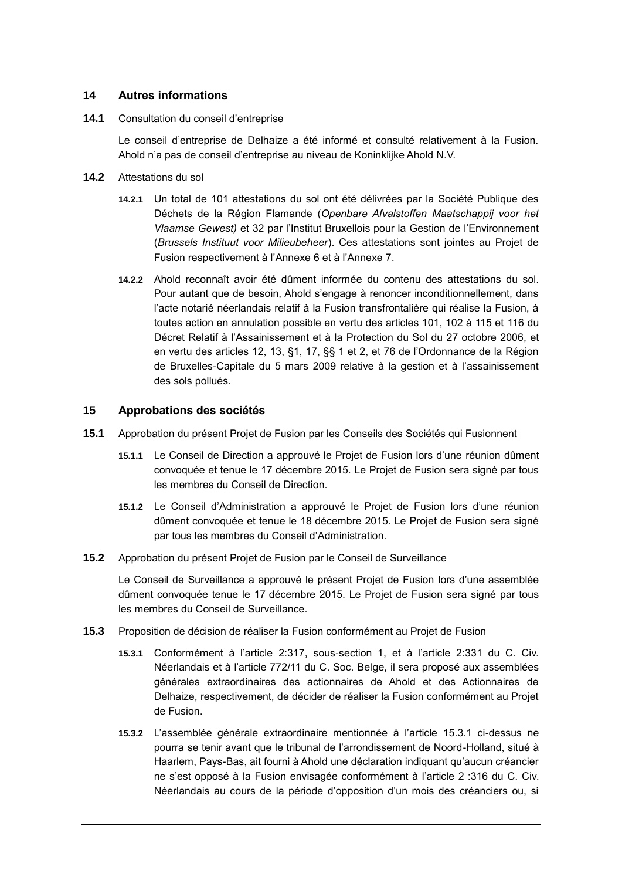## 14 Autres informations

**14.1** Consultation du conseil d'entreprise

Le conseil d'entreprise de Delhaize a été informé et consulté relativement à la Fusion. Ahold n'a pas de conseil d'entreprise au niveau de Koninklijke Ahold N.V.

**14.2** Attestations du sol

**14.2.1** Un total de 101 attestations du sol ont été délivrées par la Société Publique des Déchets de la Région Flamande (*Openbare Afvalstoffen Maatschappij voor het Vlaamse Gewest)* et 32 par l'Institut Bruxellois pour la Gestion de l'Environnement (*Brussels Instituut voor Milieubeheer*). Ces attestations sont jointes au Projet de Fusion respectivement à l'Annexe 6 et à l'Annexe 7.

**14.2.2** Ahold reconnaît avoir été dûment informée du contenu des attestations du sol. Pour autant que de besoin, Ahold s'engage à renoncer inconditionnellement, dans l'acte notarié néerlandais relatif à la Fusion transfrontalière qui réalise la Fusion, à toutes action en annulation possible en vertu des articles 101, 102 à 115 et 116 du Décret Relatif à l'Assainissement et à la Protection du Sol du 27 octobre 2006, et en vertu des articles 12, 13, §1, 17, §§ 1 et 2, et 76 de l'Ordonnance de la Région de Bruxelles-Capitale du 5 mars 2009 relative à la gestion et à l'assainissement des sols pollués.

## 15 Approbations des sociétés

**15.1** Approbation du présent Projet de Fusion par les Conseils des Sociétés qui Fusionnent

**15.1.1** Le Conseil de Direction a approuvé le Projet de Fusion lors d'une réunion dûment convoquée et tenue le 17 décembre 2015. Le Projet de Fusion sera signé par tous les membres du Conseil de Direction.

**15.1.2** Le Conseil d'Administration a approuvé le Projet de Fusion lors d'une réunion dûment convoquée et tenue le 18 décembre 2015. Le Projet de Fusion sera signé par tous les membres du Conseil d'Administration.

**15.2** Approbation du présent Projet de Fusion par le Conseil de Surveillance

Le Conseil de Surveillance a approuvé le présent Projet de Fusion lors d'une assemblée dûment convoquée tenue le 17 décembre 2015. Le Projet de Fusion sera signé par tous les membres du Conseil de Surveillance.

**15.3** Proposition de décision de réaliser la Fusion conformément au Projet de Fusion

**15.3.1** Conformément à l'article 2:317, sous-section 1, et à l'article 2:331 du C. Civ. Néerlandais et à l'article 772/11 du C. Soc. Belge, il sera proposé aux assemblées générales extraordinaires des actionnaires de Ahold et des Actionnaires de Delhaize, respectivement, de décider de réaliser la Fusion conformément au Projet de Fusion.

**15.3.2** L'assemblée générale extraordinaire mentionnée à l'article 15.3.1 ci-dessus ne pourra se tenir avant que le tribunal de l'arrondissement de Noord-Holland, situé à Haarlem, Pays-Bas, ait fourni à Ahold une déclaration indiquant qu'aucun créancier ne s'est opposé à la Fusion envisagée conformément à l'article 2 :316 du C. Civ. Néerlandais au cours de la période d'opposition d'un mois des créanciers ou, si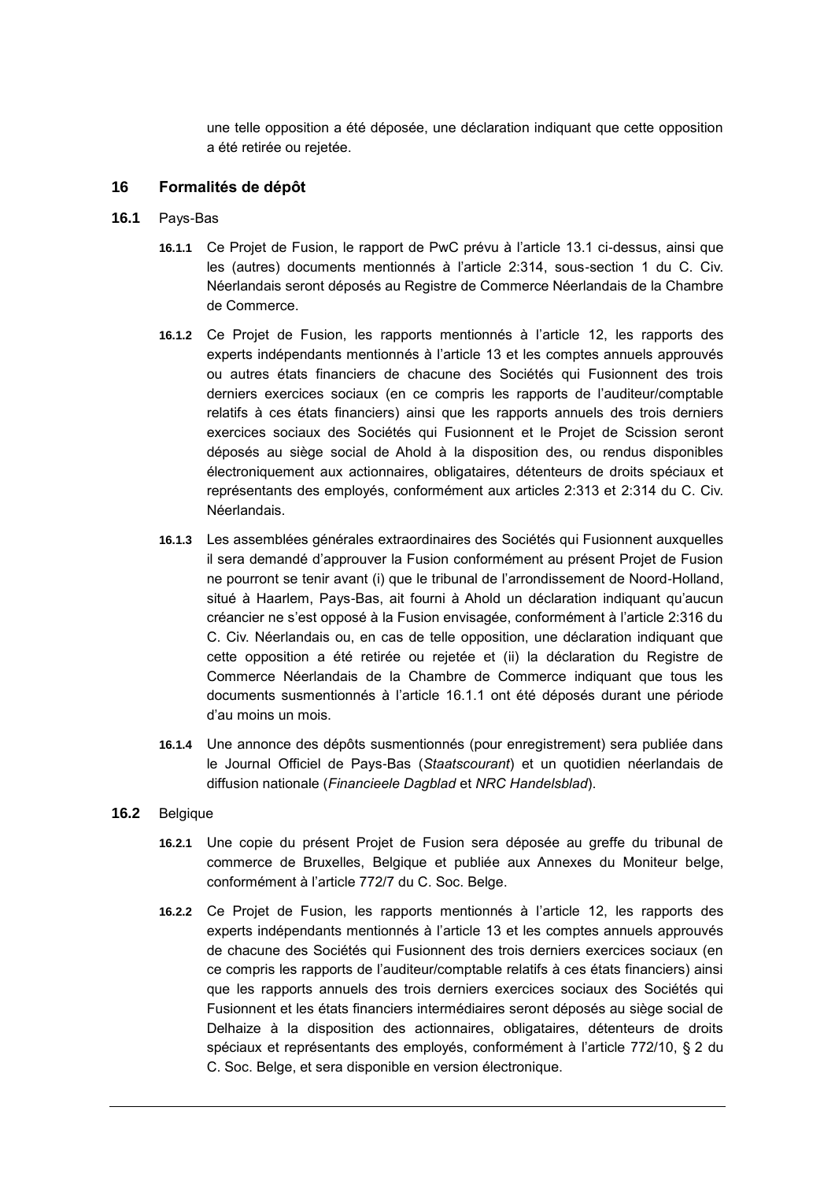une telle opposition a été déposée, une déclaration indiquant que cette opposition a été retirée ou rejetée.

## 16 Formalités de dépôt

### 16.1 Pays-Bas

**16.1.1** Ce Projet de Fusion, le rapport de PwC prévu à l'article 13.1 ci-dessus, ainsi que les (autres) documents mentionnés à l'article 2:314, sous-section 1 du C. Civ. Néerlandais seront déposés au Registre de Commerce Néerlandais de la Chambre de Commerce.

**16.1.2** Ce Projet de Fusion, les rapports mentionnés à l'article 12, les rapports des experts indépendants mentionnés à l'article 13 et les comptes annuels approuvés ou autres états financiers de chacune des Sociétés qui Fusionnent des trois derniers exercices sociaux (en ce compris les rapports de l'auditeur/comptable relatifs à ces états financiers) ainsi que les rapports annuels des trois derniers exercices sociaux des Sociétés qui Fusionnent et le Projet de Scission seront déposés au siège social de Ahold à la disposition des, ou rendus disponibles électroniquement aux actionnaires, obligataires, détenteurs de droits spéciaux et représentants des employés, conformément aux articles 2:313 et 2:314 du C. Civ. Néerlandais.

**16.1.3** Les assemblées générales extraordinaires des Sociétés qui Fusionnent auxquelles il sera demandé d'approuver la Fusion conformément au présent Projet de Fusion ne pourront se tenir avant (i) que le tribunal de l'arrondissement de Noord-Holland, situé à Haarlem, Pays-Bas, ait fourni à Ahold un déclaration indiquant qu'aucun créancier ne s'est opposé à la Fusion envisagée, conformément à l'article 2:316 du C. Civ. Néerlandais ou, en cas de telle opposition, une déclaration indiquant que cette opposition a été retirée ou rejetée et (ii) la déclaration du Registre de Commerce Néerlandais de la Chambre de Commerce indiquant que tous les documents susmentionnés à l'article 16.1.1 ont été déposés durant une période d'au moins un mois.

**16.1.4** Une annonce des dépôts susmentionnés (pour enregistrement) sera publiée dans le Journal Officiel de Pays-Bas (*Staatscourant*) et un quotidien néerlandais de diffusion nationale (*Financieele Dagblad* et *NRC Handelsblad*).

### 16.2 Belgique

**16.2.1** Une copie du présent Projet de Fusion sera déposée au greffe du tribunal de commerce de Bruxelles, Belgique et publiée aux Annexes du Moniteur belge, conformément à l'article 772/7 du C. Soc. Belge.

**16.2.2** Ce Projet de Fusion, les rapports mentionnés à l'article 12, les rapports des experts indépendants mentionnés à l'article 13 et les comptes annuels approuvés de chacune des Sociétés qui Fusionnent des trois derniers exercices sociaux (en ce compris les rapports de l'auditeur/comptable relatifs à ces états financiers) ainsi que les rapports annuels des trois derniers exercices sociaux des Sociétés qui Fusionnent et les états financiers intermédiaires seront déposés au siège social de Delhaize à la disposition des actionnaires, obligataires, détenteurs de droits spéciaux et représentants des employés, conformément à l'article 772/10, § 2 du C. Soc. Belge, et sera disponible en version électronique.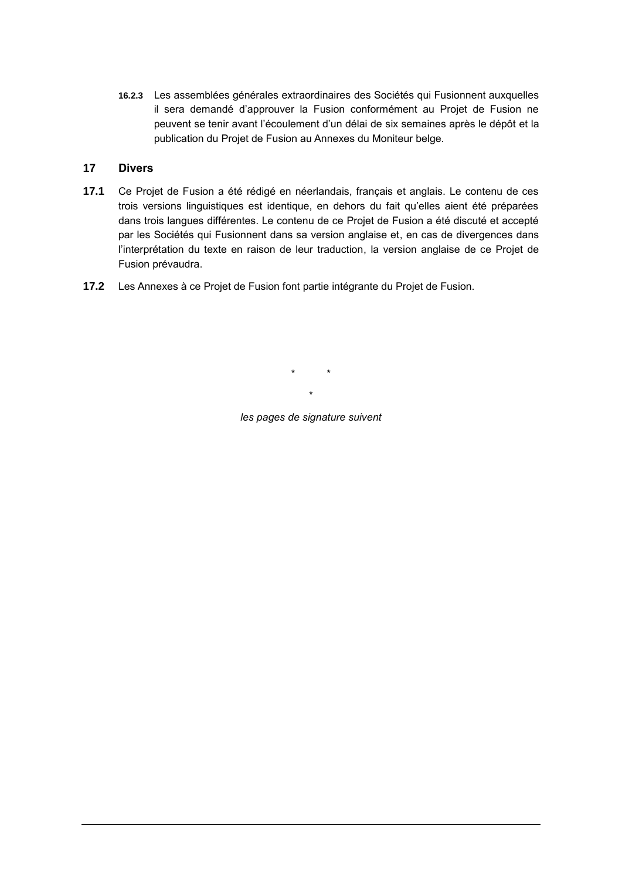**16.2.3** Les assemblées générales extraordinaires des Sociétés qui Fusionnent auxquelles il sera demandé d'approuver la Fusion conformément au Projet de Fusion ne peuvent se tenir avant l'écoulement d'un délai de six semaines après le dépôt et la publication du Projet de Fusion au Annexes du Moniteur belge.

## 17 Divers

**17.1** Ce Projet de Fusion a été rédigé en néerlandais, français et anglais. Le contenu de ces trois versions linguistiques est identique, en dehors du fait qu'elles aient été préparées dans trois langues différentes. Le contenu de ce Projet de Fusion a été discuté et accepté par les Sociétés qui Fusionnent dans sa version anglaise et, en cas de divergences dans l'interprétation du texte en raison de leur traduction, la version anglaise de ce Projet de Fusion prévaudra.

**17.2** Les Annexes à ce Projet de Fusion font partie intégrante du Projet de Fusion.

\* \*

\*

*les pages de signature suivent*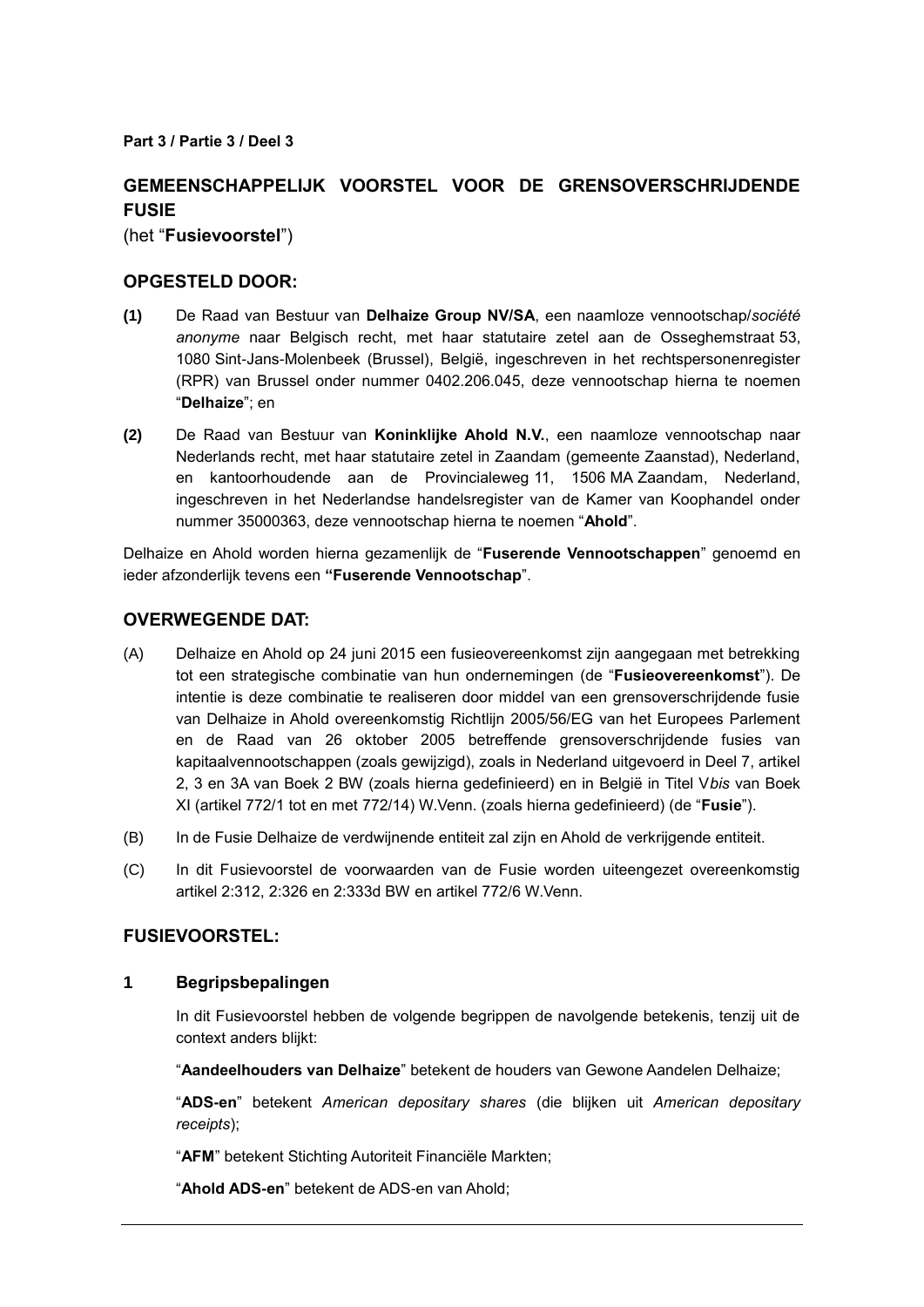**Part 3 / Partie 3 / Deel 3**

# GEMEENSCHAPPELIJK VOORSTEL VOOR DE GRENSOVERSCHRIJDENDE FUSIE

(het "**Fusievoorstel**")

## OPGESTELD DOOR:

**(1)** De Raad van Bestuur van **Delhaize Group NV/SA**, een naamloze vennootschap/*société anonyme* naar Belgisch recht, met haar statutaire zetel aan de Osseghemstraat 53, 1080 Sint-Jans-Molenbeek (Brussel), België, ingeschreven in het rechtspersonenregister (RPR) van Brussel onder nummer 0402.206.045, deze vennootschap hierna te noemen "**Delhaize**"; en

**(2)** De Raad van Bestuur van **Koninklijke Ahold N.V.**, een naamloze vennootschap naar Nederlands recht, met haar statutaire zetel in Zaandam (gemeente Zaanstad), Nederland, en kantoorhoudende aan de Provincialeweg 11, 1506 MA Zaandam, Nederland, ingeschreven in het Nederlandse handelsregister van de Kamer van Koophandel onder nummer 35000363, deze vennootschap hierna te noemen "**Ahold**".

Delhaize en Ahold worden hierna gezamenlijk de "**Fuserende Vennootschappen**" genoemd en ieder afzonderlijk tevens een **"Fuserende Vennootschap**".

## OVERWEGENDE DAT:

(A) Delhaize en Ahold op 24 juni 2015 een fusieovereenkomst zijn aangegaan met betrekking tot een strategische combinatie van hun ondernemingen (de "**Fusieovereenkomst**"). De intentie is deze combinatie te realiseren door middel van een grensoverschrijdende fusie van Delhaize in Ahold overeenkomstig Richtlijn 2005/56/EG van het Europees Parlement en de Raad van 26 oktober 2005 betreffende grensoverschrijdende fusies van kapitaalvennootschappen (zoals gewijzigd), zoals in Nederland uitgevoerd in Deel 7, artikel 2, 3 en 3A van Boek 2 BW (zoals hierna gedefinieerd) en in België in Titel V*bis* van Boek XI (artikel 772/1 tot en met 772/14) W.Venn. (zoals hierna gedefinieerd) (de "**Fusie**").

(B) In de Fusie Delhaize de verdwijnende entiteit zal zijn en Ahold de verkrijgende entiteit.

(C) In dit Fusievoorstel de voorwaarden van de Fusie worden uiteengezet overeenkomstig artikel 2:312, 2:326 en 2:333d BW en artikel 772/6 W.Venn.

## FUSIEVOORSTEL:

### 1 Begripsbepalingen

In dit Fusievoorstel hebben de volgende begrippen de navolgende betekenis, tenzij uit de context anders blijkt:

"**Aandeelhouders van Delhaize**" betekent de houders van Gewone Aandelen Delhaize;

"**ADS-en**" betekent *American depositary shares* (die blijken uit *American depositary receipts*);

"**AFM**" betekent Stichting Autoriteit Financiële Markten;

"**Ahold ADS-en**" betekent de ADS-en van Ahold;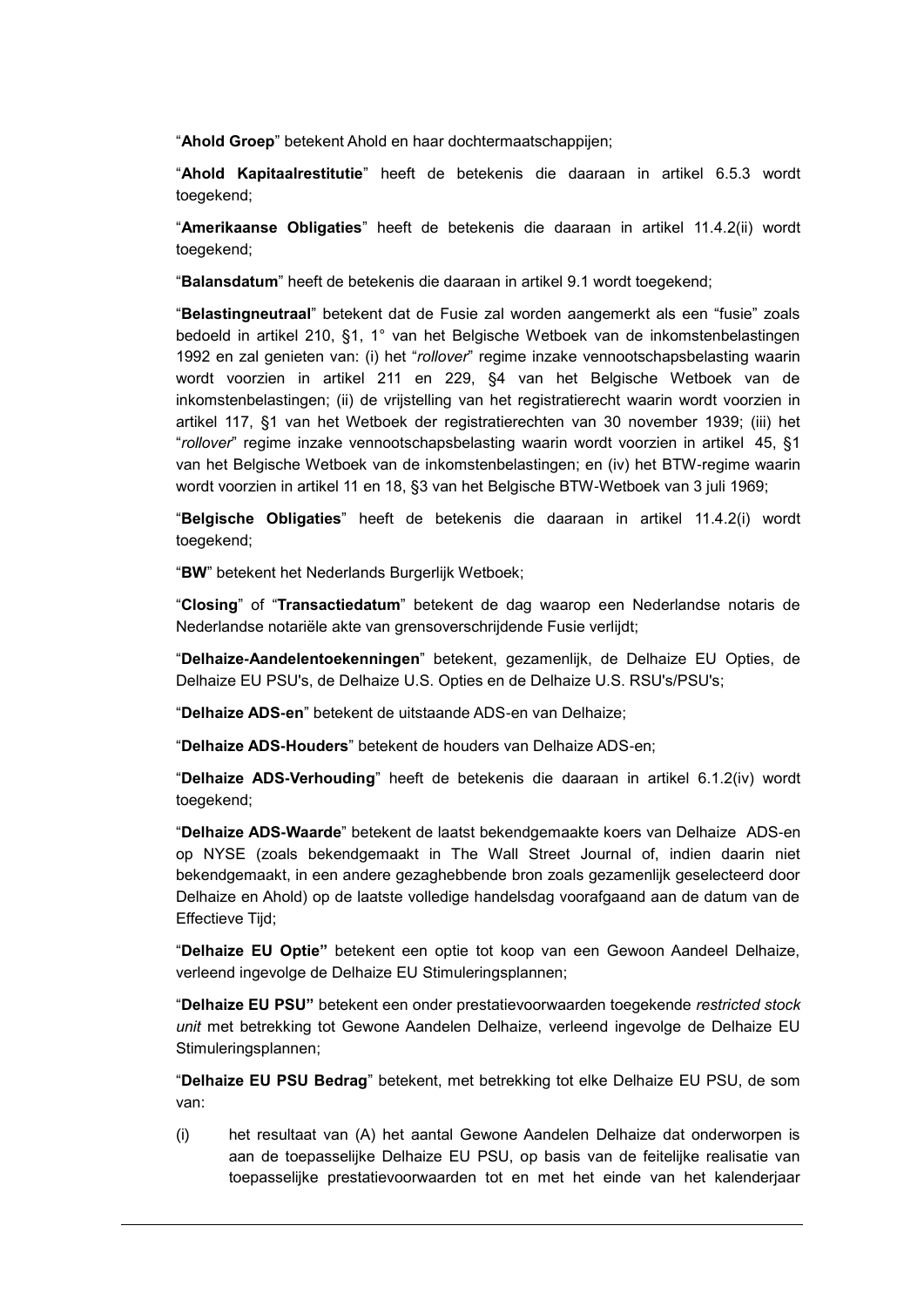"**Ahold Groep**" betekent Ahold en haar dochtermaatschappijen;

"**Ahold Kapitaalrestitutie**" heeft de betekenis die daaraan in artikel 6.5.3 wordt toegekend;

"**Amerikaanse Obligaties**" heeft de betekenis die daaraan in artikel 11.4.2(ii) wordt toegekend;

"**Balansdatum**" heeft de betekenis die daaraan in artikel 9.1 wordt toegekend;

"**Belastingneutraal**" betekent dat de Fusie zal worden aangemerkt als een "fusie" zoals bedoeld in artikel 210, §1, 1° van het Belgische Wetboek van de inkomstenbelastingen 1992 en zal genieten van: (i) het "*rollover*" regime inzake vennootschapsbelasting waarin wordt voorzien in artikel 211 en 229, §4 van het Belgische Wetboek van de inkomstenbelastingen; (ii) de vrijstelling van het registratierecht waarin wordt voorzien in artikel 117, §1 van het Wetboek der registratierechten van 30 november 1939; (iii) het "*rollover*" regime inzake vennootschapsbelasting waarin wordt voorzien in artikel 45, §1 van het Belgische Wetboek van de inkomstenbelastingen; en (iv) het BTW-regime waarin wordt voorzien in artikel 11 en 18, §3 van het Belgische BTW-Wetboek van 3 juli 1969;

"**Belgische Obligaties**" heeft de betekenis die daaraan in artikel 11.4.2(i) wordt toegekend;

"**BW**" betekent het Nederlands Burgerlijk Wetboek;

"**Closing**" of "**Transactiedatum**" betekent de dag waarop een Nederlandse notaris de Nederlandse notariële akte van grensoverschrijdende Fusie verlijdt;

"**Delhaize-Aandelentoekenningen**" betekent, gezamenlijk, de Delhaize EU Opties, de Delhaize EU PSU's, de Delhaize U.S. Opties en de Delhaize U.S. RSU's/PSU's;

"**Delhaize ADS-en**" betekent de uitstaande ADS-en van Delhaize;

"**Delhaize ADS-Houders**" betekent de houders van Delhaize ADS-en;

"**Delhaize ADS-Verhouding**" heeft de betekenis die daaraan in artikel 6.1.2(iv) wordt toegekend;

"**Delhaize ADS-Waarde**" betekent de laatst bekendgemaakte koers van Delhaize ADS-en op NYSE (zoals bekendgemaakt in The Wall Street Journal of, indien daarin niet bekendgemaakt, in een andere gezaghebbende bron zoals gezamenlijk geselecteerd door Delhaize en Ahold) op de laatste volledige handelsdag voorafgaand aan de datum van de Effectieve Tijd;

"**Delhaize EU Optie"** betekent een optie tot koop van een Gewoon Aandeel Delhaize, verleend ingevolge de Delhaize EU Stimuleringsplannen;

"**Delhaize EU PSU"** betekent een onder prestatievoorwaarden toegekende *restricted stock unit* met betrekking tot Gewone Aandelen Delhaize, verleend ingevolge de Delhaize EU Stimuleringsplannen;

"**Delhaize EU PSU Bedrag**" betekent, met betrekking tot elke Delhaize EU PSU, de som van:

(i) het resultaat van (A) het aantal Gewone Aandelen Delhaize dat onderworpen is aan de toepasselijke Delhaize EU PSU, op basis van de feitelijke realisatie van toepasselijke prestatievoorwaarden tot en met het einde van het kalenderjaar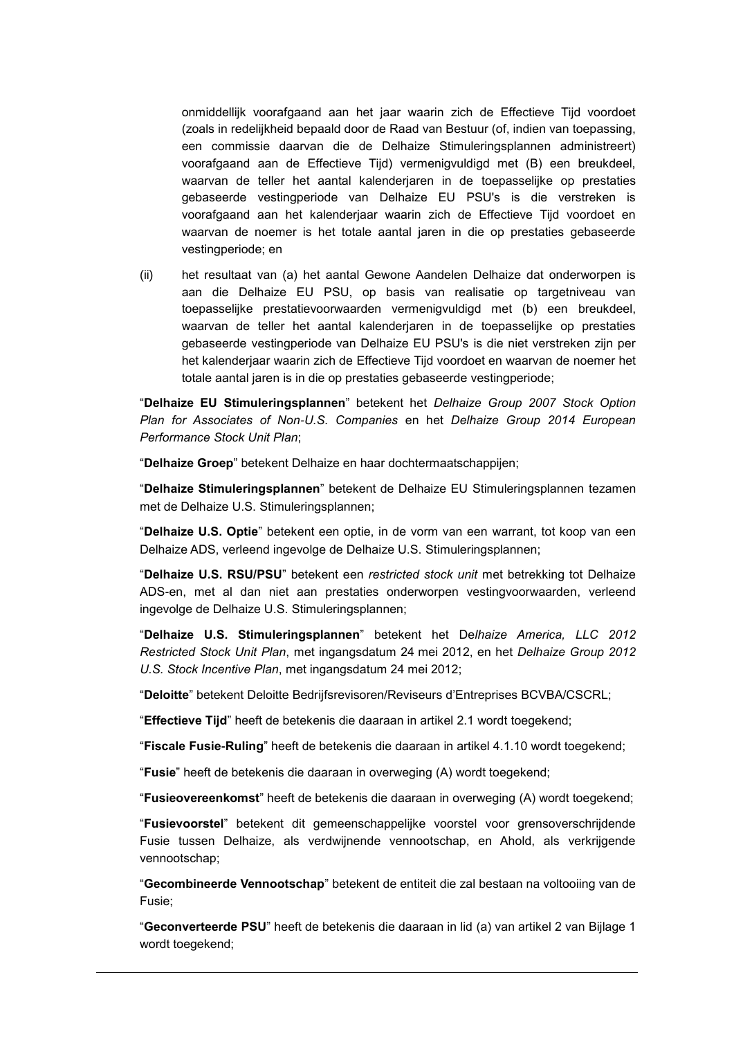onmiddellijk voorafgaand aan het jaar waarin zich de Effectieve Tijd voordoet (zoals in redelijkheid bepaald door de Raad van Bestuur (of, indien van toepassing, een commissie daarvan die de Delhaize Stimuleringsplannen administreert) voorafgaand aan de Effectieve Tijd) vermenigvuldigd met (B) een breukdeel, waarvan de teller het aantal kalenderjaren in de toepasselijke op prestaties gebaseerde vestingperiode van Delhaize EU PSU's is die verstreken is voorafgaand aan het kalenderjaar waarin zich de Effectieve Tijd voordoet en waarvan de noemer is het totale aantal jaren in die op prestaties gebaseerde vestingperiode; en

(ii) het resultaat van (a) het aantal Gewone Aandelen Delhaize dat onderworpen is aan die Delhaize EU PSU, op basis van realisatie op targetniveau van toepasselijke prestatievoorwaarden vermenigvuldigd met (b) een breukdeel, waarvan de teller het aantal kalenderjaren in de toepasselijke op prestaties gebaseerde vestingperiode van Delhaize EU PSU's is die niet verstreken zijn per het kalenderjaar waarin zich de Effectieve Tijd voordoet en waarvan de noemer het totale aantal jaren is in die op prestaties gebaseerde vestingperiode;

"**Delhaize EU Stimuleringsplannen**" betekent het *Delhaize Group 2007 Stock Option Plan for Associates of Non-U.S. Companies* en het *Delhaize Group 2014 European Performance Stock Unit Plan*;

"**Delhaize Groep**" betekent Delhaize en haar dochtermaatschappijen;

"**Delhaize Stimuleringsplannen**" betekent de Delhaize EU Stimuleringsplannen tezamen met de Delhaize U.S. Stimuleringsplannen;

"**Delhaize U.S. Optie**" betekent een optie, in de vorm van een warrant, tot koop van een Delhaize ADS, verleend ingevolge de Delhaize U.S. Stimuleringsplannen;

"**Delhaize U.S. RSU/PSU**" betekent een *restricted stock unit* met betrekking tot Delhaize ADS-en, met al dan niet aan prestaties onderworpen vestingvoorwaarden, verleend ingevolge de Delhaize U.S. Stimuleringsplannen;

"**Delhaize U.S. Stimuleringsplannen**" betekent het D*elhaize America, LLC 2012 Restricted Stock Unit Plan*, met ingangsdatum 24 mei 2012, en het *Delhaize Group 2012 U.S. Stock Incentive Plan*, met ingangsdatum 24 mei 2012;

"**Deloitte**" betekent Deloitte Bedrijfsrevisoren/Reviseurs d'Entreprises BCVBA/CSCRL;

"**Effectieve Tijd**" heeft de betekenis die daaraan in artikel 2.1 wordt toegekend;

"**Fiscale Fusie-Ruling**" heeft de betekenis die daaraan in artikel 4.1.10 wordt toegekend;

"**Fusie**" heeft de betekenis die daaraan in overweging (A) wordt toegekend;

"**Fusieovereenkomst**" heeft de betekenis die daaraan in overweging (A) wordt toegekend;

"**Fusievoorstel**" betekent dit gemeenschappelijke voorstel voor grensoverschrijdende Fusie tussen Delhaize, als verdwijnende vennootschap, en Ahold, als verkrijgende vennootschap;

"**Gecombineerde Vennootschap**" betekent de entiteit die zal bestaan na voltooiing van de Fusie;

"**Geconverteerde PSU**" heeft de betekenis die daaraan in lid (a) van artikel 2 van Bijlage 1 wordt toegekend;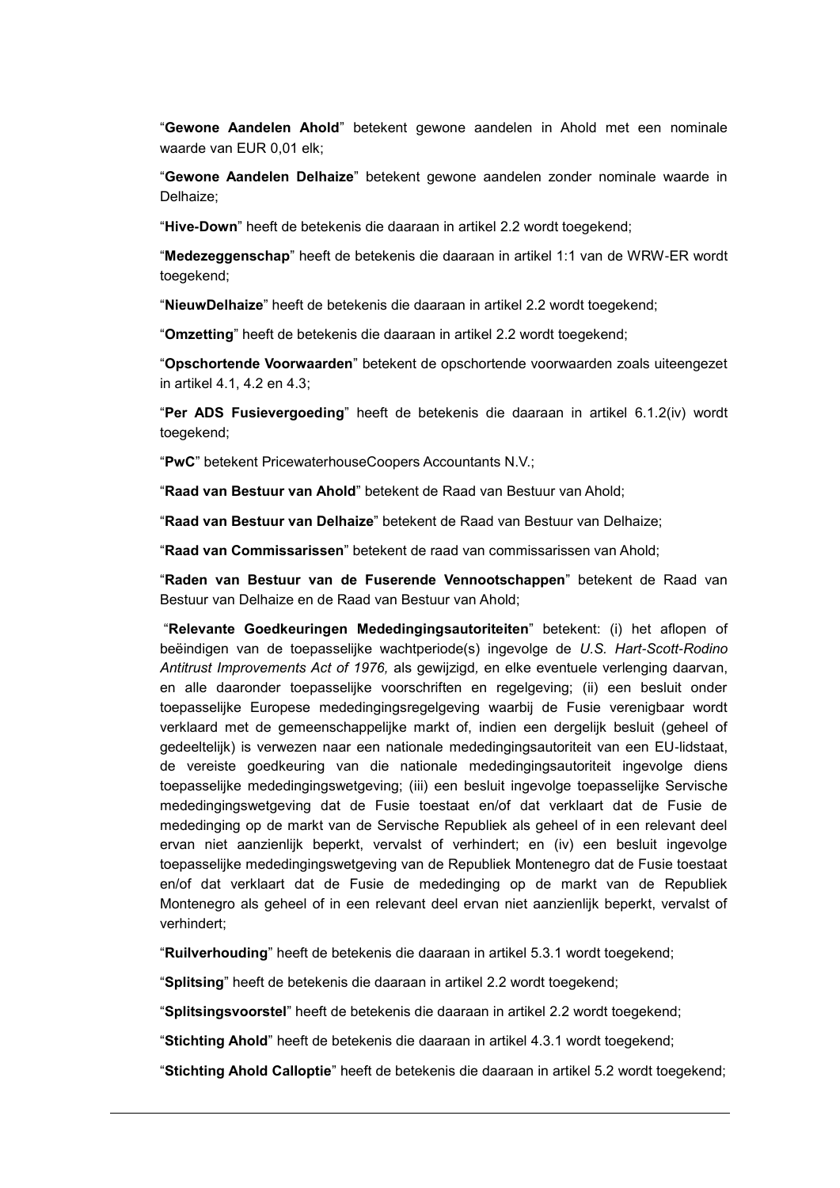“**Gewone Aandelen Ahold**” betekent gewone aandelen in Ahold met een nominale waarde van EUR 0,01 elk;

“**Gewone Aandelen Delhaize**” betekent gewone aandelen zonder nominale waarde in Delhaize;

“**Hive-Down**” heeft de betekenis die daaraan in artikel 2.2 wordt toegekend;

“**Medezeggenschap**” heeft de betekenis die daaraan in artikel 1:1 van de WRW-ER wordt toegekend;

“**NieuwDelhaize**” heeft de betekenis die daaraan in artikel 2.2 wordt toegekend;

“**Omzetting**” heeft de betekenis die daaraan in artikel 2.2 wordt toegekend;

“**Opschortende Voorwaarden**” betekent de opschortende voorwaarden zoals uiteengezet in artikel 4.1, 4.2 en 4.3;

“**Per ADS Fusievergoeding**” heeft de betekenis die daaraan in artikel 6.1.2(iv) wordt toegekend;

“**PwC**” betekent PricewaterhouseCoopers Accountants N.V.;

“**Raad van Bestuur van Ahold**” betekent de Raad van Bestuur van Ahold;

“**Raad van Bestuur van Delhaize**” betekent de Raad van Bestuur van Delhaize;

“**Raad van Commissarissen**” betekent de raad van commissarissen van Ahold;

“**Raden van Bestuur van de Fuserende Vennootschappen**” betekent de Raad van Bestuur van Delhaize en de Raad van Bestuur van Ahold;

“**Relevante Goedkeuringen Mededingingsautoriteiten**” betekent: (i) het aflopen of beëindigen van de toepasselijke wachtperiode(s) ingevolge de *U.S. Hart-Scott-Rodino Antitrust Improvements Act of 1976,* als gewijzigd, en elke eventuele verlenging daarvan, en alle daaronder toepasselijke voorschriften en regelgeving; (ii) een besluit onder toepasselijke Europese mededingingsregelgeving waarbij de Fusie verenigbaar wordt verklaard met de gemeenschappelijke markt of, indien een dergelijk besluit (geheel of gedeeltelijk) is verwezen naar een nationale mededingingsautoriteit van een EU-lidstaat, de vereiste goedkeuring van die nationale mededingingsautoriteit ingevolge diens toepasselijke mededingingswetgeving; (iii) een besluit ingevolge toepasselijke Servische mededingingswetgeving dat de Fusie toestaat en/of dat verklaart dat de Fusie de mededinging op de markt van de Servische Republiek als geheel of in een relevant deel ervan niet aanzienlijk beperkt, vervalst of verhindert; en (iv) een besluit ingevolge toepasselijke mededingingswetgeving van de Republiek Montenegro dat de Fusie toestaat en/of dat verklaart dat de Fusie de mededinging op de markt van de Republiek Montenegro als geheel of in een relevant deel ervan niet aanzienlijk beperkt, vervalst of verhindert;

“**Ruilverhouding**” heeft de betekenis die daaraan in artikel 5.3.1 wordt toegekend;

“**Splitsing**” heeft de betekenis die daaraan in artikel 2.2 wordt toegekend;

“**Splitsingsvoorstel**” heeft de betekenis die daaraan in artikel 2.2 wordt toegekend;

“**Stichting Ahold**” heeft de betekenis die daaraan in artikel 4.3.1 wordt toegekend;

“**Stichting Ahold Calloptie**” heeft de betekenis die daaraan in artikel 5.2 wordt toegekend;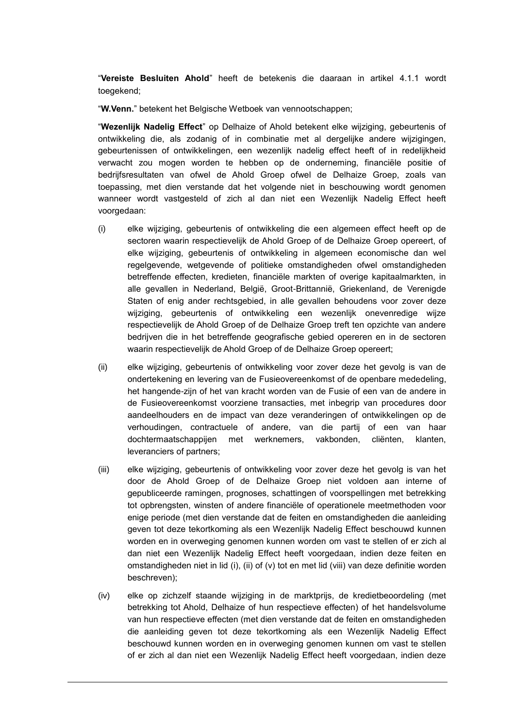"**Vereiste Besluiten Ahold**" heeft de betekenis die daaraan in artikel 4.1.1 wordt toegekend;

"**W.Venn.**" betekent het Belgische Wetboek van vennootschappen;

"**Wezenlijk Nadelig Effect**" op Delhaize of Ahold betekent elke wijziging, gebeurtenis of ontwikkeling die, als zodanig of in combinatie met al dergelijke andere wijzigingen, gebeurtenissen of ontwikkelingen, een wezenlijk nadelig effect heeft of in redelijkheid verwacht zou mogen worden te hebben op de onderneming, financiële positie of bedrijfsresultaten van ofwel de Ahold Groep ofwel de Delhaize Groep, zoals van toepassing, met dien verstande dat het volgende niet in beschouwing wordt genomen wanneer wordt vastgesteld of zich al dan niet een Wezenlijk Nadelig Effect heeft voorgedaan:

(i) elke wijziging, gebeurtenis of ontwikkeling die een algemeen effect heeft op de sectoren waarin respectievelijk de Ahold Groep of de Delhaize Groep opereert, of elke wijziging, gebeurtenis of ontwikkeling in algemeen economische dan wel regelgevende, wetgevende of politieke omstandigheden ofwel omstandigheden betreffende effecten, kredieten, financiële markten of overige kapitaalmarkten, in alle gevallen in Nederland, België, Groot-Brittannië, Griekenland, de Verenigde Staten of enig ander rechtsgebied, in alle gevallen behoudens voor zover deze wijziging, gebeurtenis of ontwikkeling een wezenlijk onevenredige wijze respectievelijk de Ahold Groep of de Delhaize Groep treft ten opzichte van andere bedrijven die in het betreffende geografische gebied opereren en in de sectoren waarin respectievelijk de Ahold Groep of de Delhaize Groep opereert;

(ii) elke wijziging, gebeurtenis of ontwikkeling voor zover deze het gevolg is van de ondertekening en levering van de Fusieovereenkomst of de openbare mededeling, het hangende-zijn of het van kracht worden van de Fusie of een van de andere in de Fusieovereenkomst voorziene transacties, met inbegrip van procedures door aandeelhouders en de impact van deze veranderingen of ontwikkelingen op de verhoudingen, contractuele of andere, van die partij of een van haar dochtermaatschappijen met werknemers, vakbonden, cliënten, klanten, leveranciers of partners;

(iii) elke wijziging, gebeurtenis of ontwikkeling voor zover deze het gevolg is van het door de Ahold Groep of de Delhaize Groep niet voldoen aan interne of gepubliceerde ramingen, prognoses, schattingen of voorspellingen met betrekking tot opbrengsten, winsten of andere financiële of operationele meetmethoden voor enige periode (met dien verstande dat de feiten en omstandigheden die aanleiding geven tot deze tekortkoming als een Wezenlijk Nadelig Effect beschouwd kunnen worden en in overweging genomen kunnen worden om vast te stellen of er zich al dan niet een Wezenlijk Nadelig Effect heeft voorgedaan, indien deze feiten en omstandigheden niet in lid (i), (ii) of (v) tot en met lid (viii) van deze definitie worden beschreven);

(iv) elke op zichzelf staande wijziging in de marktprijs, de kredietbeoordeling (met betrekking tot Ahold, Delhaize of hun respectieve effecten) of het handelsvolume van hun respectieve effecten (met dien verstande dat de feiten en omstandigheden die aanleiding geven tot deze tekortkoming als een Wezenlijk Nadelig Effect beschouwd kunnen worden en in overweging genomen kunnen om vast te stellen of er zich al dan niet een Wezenlijk Nadelig Effect heeft voorgedaan, indien deze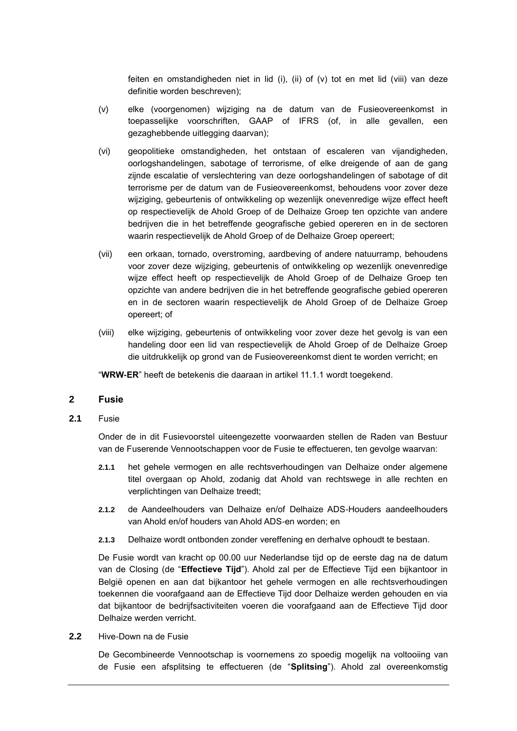feiten en omstandigheden niet in lid (i), (ii) of (v) tot en met lid (viii) van deze definitie worden beschreven);

(v) elke (voorgenomen) wijziging na de datum van de Fusieovereenkomst in toepasselijke voorschriften, GAAP of IFRS (of, in alle gevallen, een gezaghebbende uitlegging daarvan);

(vi) geopolitieke omstandigheden, het ontstaan of escaleren van vijandigheden, oorlogshandelingen, sabotage of terrorisme, of elke dreigende of aan de gang zijnde escalatie of verslechtering van deze oorlogshandelingen of sabotage of dit terrorisme per de datum van de Fusieovereenkomst, behoudens voor zover deze wijziging, gebeurtenis of ontwikkeling op wezenlijk onevenredige wijze effect heeft op respectievelijk de Ahold Groep of de Delhaize Groep ten opzichte van andere bedrijven die in het betreffende geografische gebied opereren en in de sectoren waarin respectievelijk de Ahold Groep of de Delhaize Groep opereert;

(vii) een orkaan, tornado, overstroming, aardbeving of andere natuurramp, behoudens voor zover deze wijziging, gebeurtenis of ontwikkeling op wezenlijk onevenredige wijze effect heeft op respectievelijk de Ahold Groep of de Delhaize Groep ten opzichte van andere bedrijven die in het betreffende geografische gebied opereren en in de sectoren waarin respectievelijk de Ahold Groep of de Delhaize Groep opereert; of

(viii) elke wijziging, gebeurtenis of ontwikkeling voor zover deze het gevolg is van een handeling door een lid van respectievelijk de Ahold Groep of de Delhaize Groep die uitdrukkelijk op grond van de Fusieovereenkomst dient te worden verricht; en

"**WRW-ER**" heeft de betekenis die daaraan in artikel 11.1.1 wordt toegekend.

## 2 Fusie

### 2.1 Fusie

Onder de in dit Fusievoorstel uiteengezette voorwaarden stellen de Raden van Bestuur van de Fuserende Vennootschappen voor de Fusie te effectueren, ten gevolge waarvan:

**2.1.1** het gehele vermogen en alle rechtsverhoudingen van Delhaize onder algemene titel overgaan op Ahold, zodanig dat Ahold van rechtswege in alle rechten en verplichtingen van Delhaize treedt;

**2.1.2** de Aandeelhouders van Delhaize en/of Delhaize ADS-Houders aandeelhouders van Ahold en/of houders van Ahold ADS-en worden; en

**2.1.3** Delhaize wordt ontbonden zonder vereffening en derhalve ophoudt te bestaan.

De Fusie wordt van kracht op 00.00 uur Nederlandse tijd op de eerste dag na de datum van de Closing (de "**Effectieve Tijd**"). Ahold zal per de Effectieve Tijd een bijkantoor in België openen en aan dat bijkantoor het gehele vermogen en alle rechtsverhoudingen toekennen die voorafgaand aan de Effectieve Tijd door Delhaize werden gehouden en via dat bijkantoor de bedrijfsactiviteiten voeren die voorafgaand aan de Effectieve Tijd door Delhaize werden verricht.

### 2.2 Hive-Down na de Fusie

De Gecombineerde Vennootschap is voornemens zo spoedig mogelijk na voltooiing van de Fusie een afsplitsing te effectueren (de "**Splitsing**"). Ahold zal overeenkomstig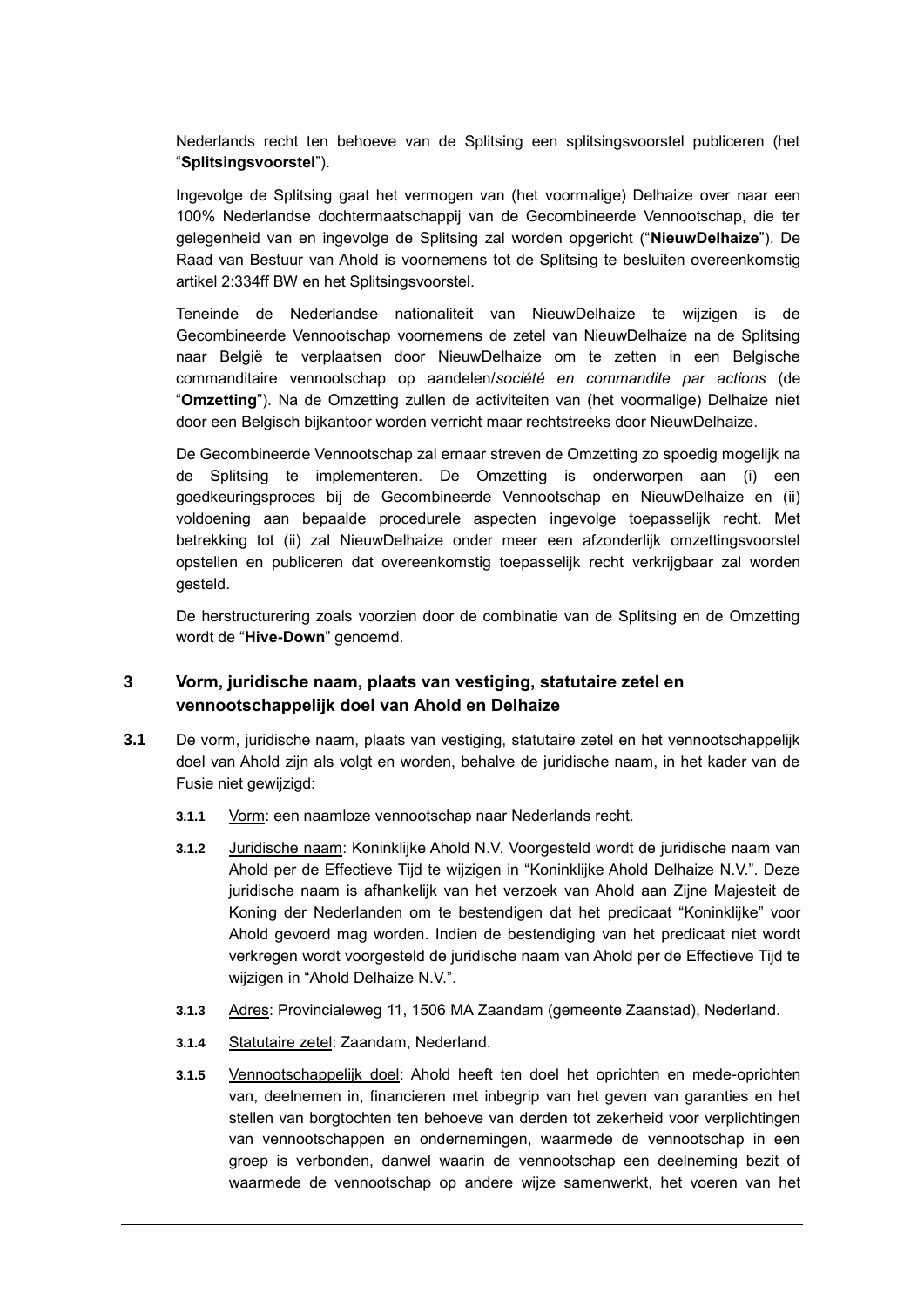Nederlands recht ten behoeve van de Splitsing een splitsingsvoorstel publiceren (het "**Splitsingsvoorstel**").

Ingevolge de Splitsing gaat het vermogen van (het voormalige) Delhaize over naar een 100% Nederlandse dochtermaatschappij van de Gecombineerde Vennootschap, die ter gelegenheid van en ingevolge de Splitsing zal worden opgericht ("**NieuwDelhaize**"). De Raad van Bestuur van Ahold is voornemens tot de Splitsing te besluiten overeenkomstig artikel 2:334ff BW en het Splitsingsvoorstel.

Teneinde de Nederlandse nationaliteit van NieuwDelhaize te wijzigen is de Gecombineerde Vennootschap voornemens de zetel van NieuwDelhaize na de Splitsing naar België te verplaatsen door NieuwDelhaize om te zetten in een Belgische commanditaire vennootschap op aandelen/*société en commandite par actions* (de "**Omzetting**"). Na de Omzetting zullen de activiteiten van (het voormalige) Delhaize niet door een Belgisch bijkantoor worden verricht maar rechtstreeks door NieuwDelhaize.

De Gecombineerde Vennootschap zal ernaar streven de Omzetting zo spoedig mogelijk na de Splitsing te implementeren. De Omzetting is onderworpen aan (i) een goedkeuringsproces bij de Gecombineerde Vennootschap en NieuwDelhaize en (ii) voldoening aan bepaalde procedurele aspecten ingevolge toepasselijk recht. Met betrekking tot (ii) zal NieuwDelhaize onder meer een afzonderlijk omzettingsvoorstel opstellen en publiceren dat overeenkomstig toepasselijk recht verkrijgbaar zal worden gesteld.

De herstructurering zoals voorzien door de combinatie van de Splitsing en de Omzetting wordt de "**Hive-Down**" genoemd.

## 3 Vorm, juridische naam, plaats van vestiging, statutaire zetel en vennootschappelijk doel van Ahold en Delhaize

**3.1** De vorm, juridische naam, plaats van vestiging, statutaire zetel en het vennootschappelijk doel van Ahold zijn als volgt en worden, behalve de juridische naam, in het kader van de Fusie niet gewijzigd:

**3.1.1** Vorm: een naamloze vennootschap naar Nederlands recht.

**3.1.2** Juridische naam: Koninklijke Ahold N.V. Voorgesteld wordt de juridische naam van Ahold per de Effectieve Tijd te wijzigen in "Koninklijke Ahold Delhaize N.V.". Deze juridische naam is afhankelijk van het verzoek van Ahold aan Zijne Majesteit de Koning der Nederlanden om te bestendigen dat het predicaat "Koninklijke" voor Ahold gevoerd mag worden. Indien de bestendiging van het predicaat niet wordt verkregen wordt voorgesteld de juridische naam van Ahold per de Effectieve Tijd te wijzigen in "Ahold Delhaize N.V.".

**3.1.3** Adres: Provincialeweg 11, 1506 MA Zaandam (gemeente Zaanstad), Nederland.

**3.1.4** Statutaire zetel: Zaandam, Nederland.

**3.1.5** Vennootschappelijk doel: Ahold heeft ten doel het oprichten en mede-oprichten van, deelnemen in, financieren met inbegrip van het geven van garanties en het stellen van borgtochten ten behoeve van derden tot zekerheid voor verplichtingen van vennootschappen en ondernemingen, waarmede de vennootschap in een groep is verbonden, danwel waarin de vennootschap een deelneming bezit of waarmede de vennootschap op andere wijze samenwerkt, het voeren van het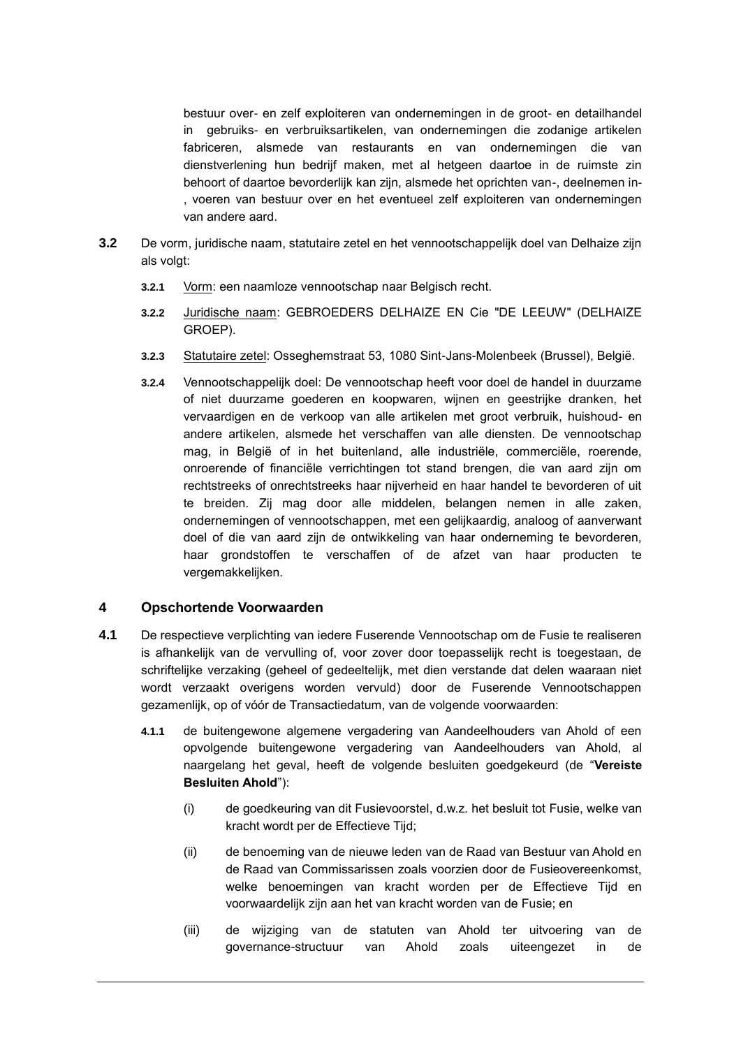bestuur over- en zelf exploiteren van ondernemingen in de groot- en detailhandel in gebruiks- en verbruiksartikelen, van ondernemingen die zodanige artikelen fabriceren, alsmede van restaurants en van ondernemingen die van dienstverlening hun bedrijf maken, met al hetgeen daartoe in de ruimste zin behoort of daartoe bevorderlijk kan zijn, alsmede het oprichten van-, deelnemen in-, voeren van bestuur over en het eventueel zelf exploiteren van ondernemingen van andere aard.

**3.2** De vorm, juridische naam, statutaire zetel en het vennootschappelijk doel van Delhaize zijn als volgt:

**3.2.1** Vorm: een naamloze vennootschap naar Belgisch recht.

**3.2.2** Juridische naam: GEBROEDERS DELHAIZE EN Cie "DE LEEUW" (DELHAIZE GROEP).

**3.2.3** Statutaire zetel: Osseghemstraat 53, 1080 Sint-Jans-Molenbeek (Brussel), België.

**3.2.4** Vennootschappelijk doel: De vennootschap heeft voor doel de handel in duurzame of niet duurzame goederen en koopwaren, wijnen en geestrijke dranken, het vervaardigen en de verkoop van alle artikelen met groot verbruik, huishoud- en andere artikelen, alsmede het verschaffen van alle diensten. De vennootschap mag, in België of in het buitenland, alle industriële, commerciële, roerende, onroerende of financiële verrichtingen tot stand brengen, die van aard zijn om rechtstreeks of onrechtstreeks haar nijverheid en haar handel te bevorderen of uit te breiden. Zij mag door alle middelen, belangen nemen in alle zaken, ondernemingen of vennootschappen, met een gelijkaardig, analoog of aanverwant doel of die van aard zijn de ontwikkeling van haar onderneming te bevorderen, haar grondstoffen te verschaffen of de afzet van haar producten te vergemakkelijken.

## 4 Opschortende Voorwaarden

**4.1** De respectieve verplichting van iedere Fuserende Vennootschap om de Fusie te realiseren is afhankelijk van de vervulling of, voor zover door toepasselijk recht is toegestaan, de schriftelijke verzaking (geheel of gedeeltelijk, met dien verstande dat delen waaraan niet wordt verzaakt overigens worden vervuld) door de Fuserende Vennootschappen gezamenlijk, op of vóór de Transactiedatum, van de volgende voorwaarden:

**4.1.1** de buitengewone algemene vergadering van Aandeelhouders van Ahold of een opvolgende buitengewone vergadering van Aandeelhouders van Ahold, al naargelang het geval, heeft de volgende besluiten goedgekeurd (de "**Vereiste Besluiten Ahold**"):

(i) de goedkeuring van dit Fusievoorstel, d.w.z. het besluit tot Fusie, welke van kracht wordt per de Effectieve Tijd;

(ii) de benoeming van de nieuwe leden van de Raad van Bestuur van Ahold en de Raad van Commissarissen zoals voorzien door de Fusieovereenkomst, welke benoemingen van kracht worden per de Effectieve Tijd en voorwaardelijk zijn aan het van kracht worden van de Fusie; en

(iii) de wijziging van de statuten van Ahold ter uitvoering van de governance-structuur van Ahold zoals uiteengezet in de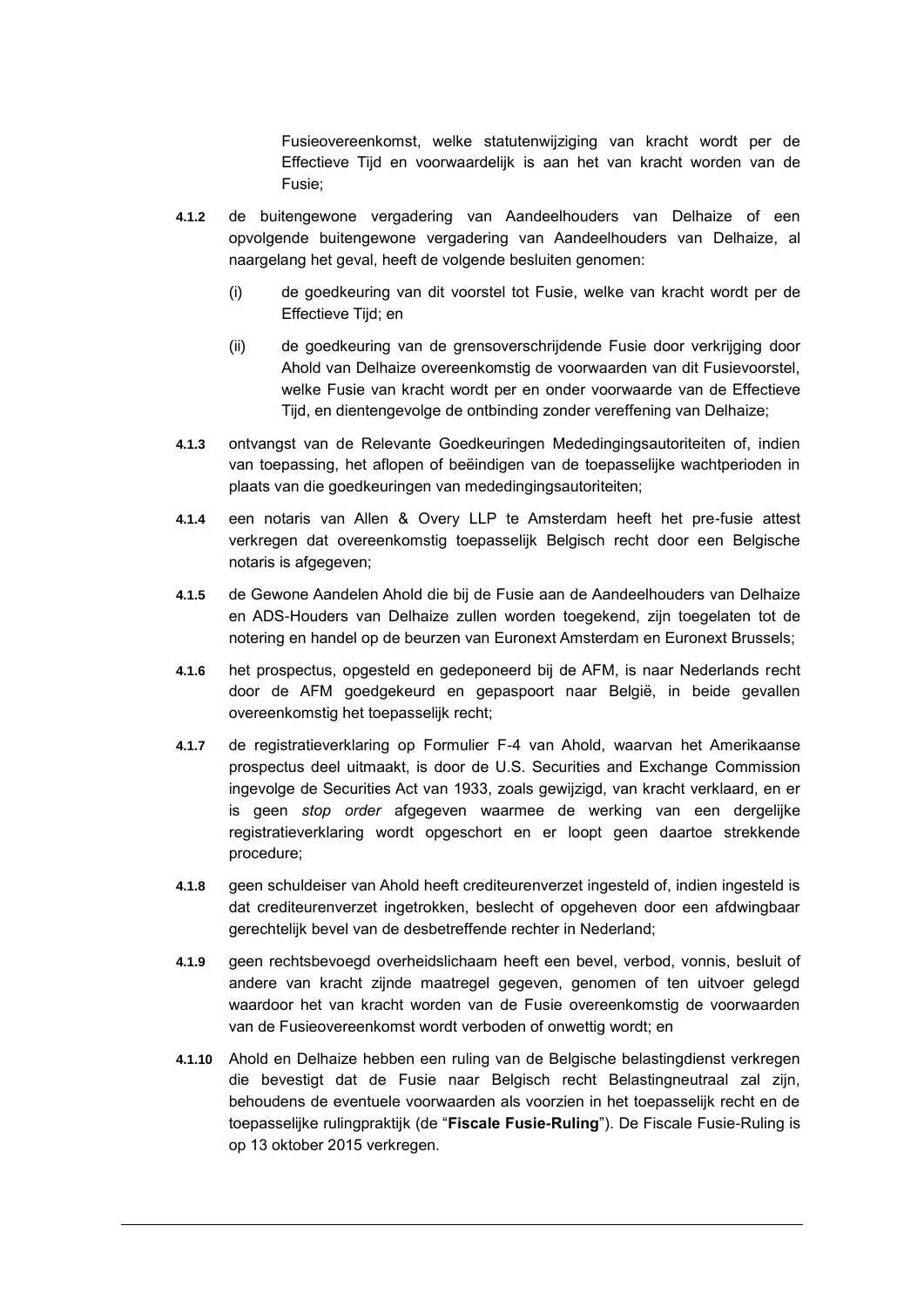Fusieovereenkomst, welke statutenwijziging van kracht wordt per de Effectieve Tijd en voorwaardelijk is aan het van kracht worden van de Fusie;

**4.1.2** de buitengewone vergadering van Aandeelhouders van Delhaize of een opvolgende buitengewone vergadering van Aandeelhouders van Delhaize, al naargelang het geval, heeft de volgende besluiten genomen:

(i) de goedkeuring van dit voorstel tot Fusie, welke van kracht wordt per de Effectieve Tijd; en

(ii) de goedkeuring van de grensoverschrijdende Fusie door verkrijging door Ahold van Delhaize overeenkomstig de voorwaarden van dit Fusievoorstel, welke Fusie van kracht wordt per en onder voorwaarde van de Effectieve Tijd, en dientengevolge de ontbinding zonder vereffening van Delhaize;

**4.1.3** ontvangst van de Relevante Goedkeuringen Mededingingsautoriteiten of, indien van toepassing, het aflopen of beëindigen van de toepasselijke wachtperioden in plaats van die goedkeuringen van mededingingsautoriteiten;

**4.1.4** een notaris van Allen & Overy LLP te Amsterdam heeft het pre-fusie attest verkregen dat overeenkomstig toepasselijk Belgisch recht door een Belgische notaris is afgegeven;

**4.1.5** de Gewone Aandelen Ahold die bij de Fusie aan de Aandeelhouders van Delhaize en ADS-Houders van Delhaize zullen worden toegekend, zijn toegelaten tot de notering en handel op de beurzen van Euronext Amsterdam en Euronext Brussels;

**4.1.6** het prospectus, opgesteld en gedeponeerd bij de AFM, is naar Nederlands recht door de AFM goedgekeurd en gepaspoort naar België, in beide gevallen overeenkomstig het toepasselijk recht;

**4.1.7** de registratieverklaring op Formulier F-4 van Ahold, waarvan het Amerikaanse prospectus deel uitmaakt, is door de U.S. Securities and Exchange Commission ingevolge de Securities Act van 1933, zoals gewijzigd, van kracht verklaard, en er is geen *stop order* afgegeven waarmee de werking van een dergelijke registratieverklaring wordt opgeschort en er loopt geen daartoe strekkende procedure;

**4.1.8** geen schuldeiser van Ahold heeft crediteurenverzet ingesteld of, indien ingesteld is dat crediteurenverzet ingetrokken, beslecht of opgeheven door een afdwingbaar gerechtelijk bevel van de desbetreffende rechter in Nederland;

**4.1.9** geen rechtsbevoegd overheidslichaam heeft een bevel, verbod, vonnis, besluit of andere van kracht zijnde maatregel gegeven, genomen of ten uitvoer gelegd waardoor het van kracht worden van de Fusie overeenkomstig de voorwaarden van de Fusieovereenkomst wordt verboden of onwettig wordt; en

**4.1.10** Ahold en Delhaize hebben een ruling van de Belgische belastingdienst verkregen die bevestigt dat de Fusie naar Belgisch recht Belastingneutraal zal zijn, behoudens de eventuele voorwaarden als voorzien in het toepasselijk recht en de toepasselijke rulingpraktijk (de "**Fiscale Fusie-Ruling**"). De Fiscale Fusie-Ruling is op 13 oktober 2015 verkregen.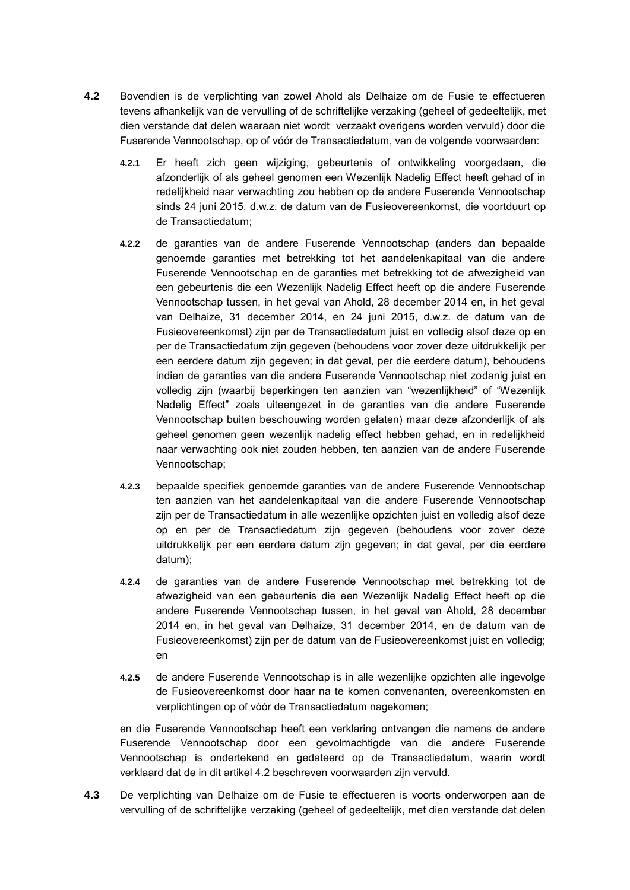**4.2** Bovendien is de verplichting van zowel Ahold als Delhaize om de Fusie te effectueren tevens afhankelijk van de vervulling of de schriftelijke verzaking (geheel of gedeeltelijk, met dien verstande dat delen waaraan niet wordt verzaakt overigens worden vervuld) door die Fuserende Vennootschap, op of vóór de Transactiedatum, van de volgende voorwaarden:

**4.2.1** Er heeft zich geen wijziging, gebeurtenis of ontwikkeling voorgedaan, die afzonderlijk of als geheel genomen een Wezenlijk Nadelig Effect heeft gehad of in redelijkheid naar verwachting zou hebben op de andere Fuserende Vennootschap sinds 24 juni 2015, d.w.z. de datum van de Fusieovereenkomst, die voortduurt op de Transactiedatum;

**4.2.2** de garanties van de andere Fuserende Vennootschap (anders dan bepaalde genoemde garanties met betrekking tot het aandelenkapitaal van die andere Fuserende Vennootschap en de garanties met betrekking tot de afwezigheid van een gebeurtenis die een Wezenlijk Nadelig Effect heeft op die andere Fuserende Vennootschap tussen, in het geval van Ahold, 28 december 2014 en, in het geval van Delhaize, 31 december 2014, en 24 juni 2015, d.w.z. de datum van de Fusieovereenkomst) zijn per de Transactiedatum juist en volledig alsof deze op en per de Transactiedatum zijn gegeven (behoudens voor zover deze uitdrukkelijk per een eerdere datum zijn gegeven; in dat geval, per die eerdere datum), behoudens indien de garanties van die andere Fuserende Vennootschap niet zodanig juist en volledig zijn (waarbij beperkingen ten aanzien van “wezenlijkheid” of “Wezenlijk Nadelig Effect” zoals uiteengezet in de garanties van die andere Fuserende Vennootschap buiten beschouwing worden gelaten) maar deze afzonderlijk of als geheel genomen geen wezenlijk nadelig effect hebben gehad, en in redelijkheid naar verwachting ook niet zouden hebben, ten aanzien van de andere Fuserende Vennootschap;

**4.2.3** bepaalde specifiek genoemde garanties van de andere Fuserende Vennootschap ten aanzien van het aandelenkapitaal van die andere Fuserende Vennootschap zijn per de Transactiedatum in alle wezenlijke opzichten juist en volledig alsof deze op en per de Transactiedatum zijn gegeven (behoudens voor zover deze uitdrukkelijk per een eerdere datum zijn gegeven; in dat geval, per die eerdere datum);

**4.2.4** de garanties van de andere Fuserende Vennootschap met betrekking tot de afwezigheid van een gebeurtenis die een Wezenlijk Nadelig Effect heeft op die andere Fuserende Vennootschap tussen, in het geval van Ahold, 28 december 2014 en, in het geval van Delhaize, 31 december 2014, en de datum van de Fusieovereenkomst) zijn per de datum van de Fusieovereenkomst juist en volledig; en

**4.2.5** de andere Fuserende Vennootschap is in alle wezenlijke opzichten alle ingevolge de Fusieovereenkomst door haar na te komen convenanten, overeenkomsten en verplichtingen op of vóór de Transactiedatum nagekomen;

en die Fuserende Vennootschap heeft een verklaring ontvangen die namens de andere Fuserende Vennootschap door een gevolmachtigde van die andere Fuserende Vennootschap is ondertekend en gedateerd op de Transactiedatum, waarin wordt verklaard dat de in dit artikel 4.2 beschreven voorwaarden zijn vervuld.

**4.3** De verplichting van Delhaize om de Fusie te effectueren is voorts onderworpen aan de vervulling of de schriftelijke verzaking (geheel of gedeeltelijk, met dien verstande dat delen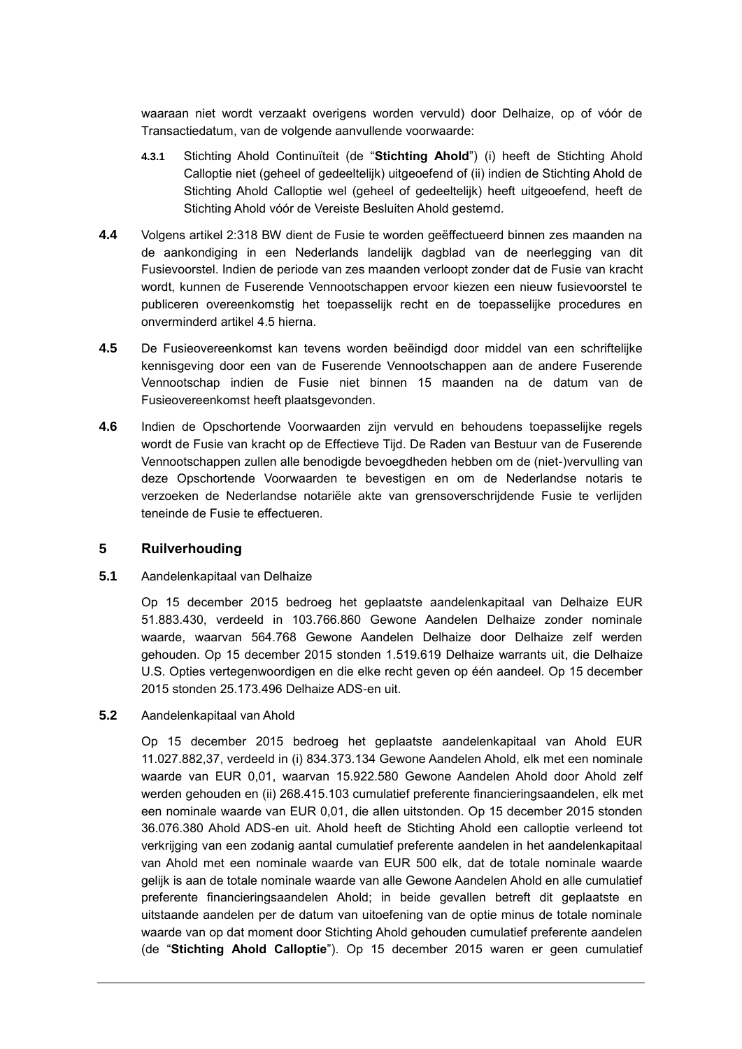waaraan niet wordt verzaakt overigens worden vervuld) door Delhaize, op of vóór de Transactiedatum, van de volgende aanvullende voorwaarde:

**4.3.1** Stichting Ahold Continuïteit (de "**Stichting Ahold**") (i) heeft de Stichting Ahold Calloptie niet (geheel of gedeeltelijk) uitgeoefend of (ii) indien de Stichting Ahold de Stichting Ahold Calloptie wel (geheel of gedeeltelijk) heeft uitgeoefend, heeft de Stichting Ahold vóór de Vereiste Besluiten Ahold gestemd.

**4.4** Volgens artikel 2:318 BW dient de Fusie te worden geëffectueerd binnen zes maanden na de aankondiging in een Nederlands landelijk dagblad van de neerlegging van dit Fusievoorstel. Indien de periode van zes maanden verloopt zonder dat de Fusie van kracht wordt, kunnen de Fuserende Vennootschappen ervoor kiezen een nieuw fusievoorstel te publiceren overeenkomstig het toepasselijk recht en de toepasselijke procedures en onverminderd artikel 4.5 hierna.

**4.5** De Fusieovereenkomst kan tevens worden beëindigd door middel van een schriftelijke kennisgeving door een van de Fuserende Vennootschappen aan de andere Fuserende Vennootschap indien de Fusie niet binnen 15 maanden na de datum van de Fusieovereenkomst heeft plaatsgevonden.

**4.6** Indien de Opschortende Voorwaarden zijn vervuld en behoudens toepasselijke regels wordt de Fusie van kracht op de Effectieve Tijd. De Raden van Bestuur van de Fuserende Vennootschappen zullen alle benodigde bevoegdheden hebben om de (niet-)vervulling van deze Opschortende Voorwaarden te bevestigen en om de Nederlandse notaris te verzoeken de Nederlandse notariële akte van grensoverschrijdende Fusie te verlijden teneinde de Fusie te effectueren.

## 5 Ruilverhouding

**5.1** Aandelenkapitaal van Delhaize

Op 15 december 2015 bedroeg het geplaatste aandelenkapitaal van Delhaize EUR 51.883.430, verdeeld in 103.766.860 Gewone Aandelen Delhaize zonder nominale waarde, waarvan 564.768 Gewone Aandelen Delhaize door Delhaize zelf werden gehouden. Op 15 december 2015 stonden 1.519.619 Delhaize warrants uit, die Delhaize U.S. Opties vertegenwoordigen en die elke recht geven op één aandeel. Op 15 december 2015 stonden 25.173.496 Delhaize ADS-en uit.

**5.2** Aandelenkapitaal van Ahold

Op 15 december 2015 bedroeg het geplaatste aandelenkapitaal van Ahold EUR 11.027.882,37, verdeeld in (i) 834.373.134 Gewone Aandelen Ahold, elk met een nominale waarde van EUR 0,01, waarvan 15.922.580 Gewone Aandelen Ahold door Ahold zelf werden gehouden en (ii) 268.415.103 cumulatief preferente financieringsaandelen, elk met een nominale waarde van EUR 0,01, die allen uitstonden. Op 15 december 2015 stonden 36.076.380 Ahold ADS-en uit. Ahold heeft de Stichting Ahold een calloptie verleend tot verkrijging van een zodanig aantal cumulatief preferente aandelen in het aandelenkapitaal van Ahold met een nominale waarde van EUR 500 elk, dat de totale nominale waarde gelijk is aan de totale nominale waarde van alle Gewone Aandelen Ahold en alle cumulatief preferente financieringsaandelen Ahold; in beide gevallen betreft dit geplaatste en uitstaande aandelen per de datum van uitoefening van de optie minus de totale nominale waarde van op dat moment door Stichting Ahold gehouden cumulatief preferente aandelen (de "**Stichting Ahold Calloptie**"). Op 15 december 2015 waren er geen cumulatief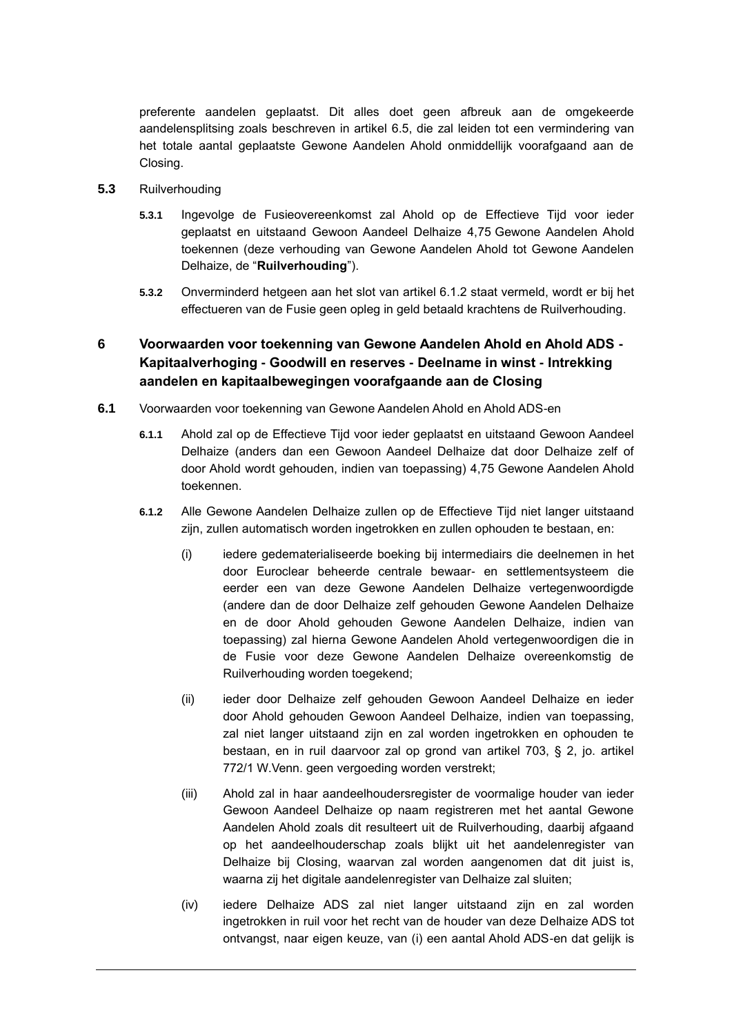preferente aandelen geplaatst. Dit alles doet geen afbreuk aan de omgekeerde aandelensplitsing zoals beschreven in artikel 6.5, die zal leiden tot een vermindering van het totale aantal geplaatste Gewone Aandelen Ahold onmiddellijk voorafgaand aan de Closing.

**5.3** Ruilverhouding

**5.3.1** Ingevolge de Fusieovereenkomst zal Ahold op de Effectieve Tijd voor ieder geplaatst en uitstaand Gewoon Aandeel Delhaize 4,75 Gewone Aandelen Ahold toekennen (deze verhouding van Gewone Aandelen Ahold tot Gewone Aandelen Delhaize, de "**Ruilverhouding**").

**5.3.2** Onverminderd hetgeen aan het slot van artikel 6.1.2 staat vermeld, wordt er bij het effectueren van de Fusie geen opleg in geld betaald krachtens de Ruilverhouding.

## 6 Voorwaarden voor toekenning van Gewone Aandelen Ahold en Ahold ADS - Kapitaalverhoging - Goodwill en reserves - Deelname in winst - Intrekking aandelen en kapitaalbewegingen voorafgaande aan de Closing

**6.1** Voorwaarden voor toekenning van Gewone Aandelen Ahold en Ahold ADS-en

**6.1.1** Ahold zal op de Effectieve Tijd voor ieder geplaatst en uitstaand Gewoon Aandeel Delhaize (anders dan een Gewoon Aandeel Delhaize dat door Delhaize zelf of door Ahold wordt gehouden, indien van toepassing) 4,75 Gewone Aandelen Ahold toekennen.

**6.1.2** Alle Gewone Aandelen Delhaize zullen op de Effectieve Tijd niet langer uitstaand zijn, zullen automatisch worden ingetrokken en zullen ophouden te bestaan, en:

(i) iedere gedematerialiseerde boeking bij intermediairs die deelnemen in het door Euroclear beheerde centrale bewaar- en settlementsysteem die eerder een van deze Gewone Aandelen Delhaize vertegenwoordigde (andere dan de door Delhaize zelf gehouden Gewone Aandelen Delhaize en de door Ahold gehouden Gewone Aandelen Delhaize, indien van toepassing) zal hierna Gewone Aandelen Ahold vertegenwoordigen die in de Fusie voor deze Gewone Aandelen Delhaize overeenkomstig de Ruilverhouding worden toegekend;

(ii) ieder door Delhaize zelf gehouden Gewoon Aandeel Delhaize en ieder door Ahold gehouden Gewoon Aandeel Delhaize, indien van toepassing, zal niet langer uitstaand zijn en zal worden ingetrokken en ophouden te bestaan, en in ruil daarvoor zal op grond van artikel 703, § 2, jo. artikel 772/1 W.Venn. geen vergoeding worden verstrekt;

(iii) Ahold zal in haar aandeelhoudersregister de voormalige houder van ieder Gewoon Aandeel Delhaize op naam registreren met het aantal Gewone Aandelen Ahold zoals dit resulteert uit de Ruilverhouding, daarbij afgaand op het aandeelhouderschap zoals blijkt uit het aandelenregister van Delhaize bij Closing, waarvan zal worden aangenomen dat dit juist is, waarna zij het digitale aandelenregister van Delhaize zal sluiten;

(iv) iedere Delhaize ADS zal niet langer uitstaand zijn en zal worden ingetrokken in ruil voor het recht van de houder van deze Delhaize ADS tot ontvangst, naar eigen keuze, van (i) een aantal Ahold ADS-en dat gelijk is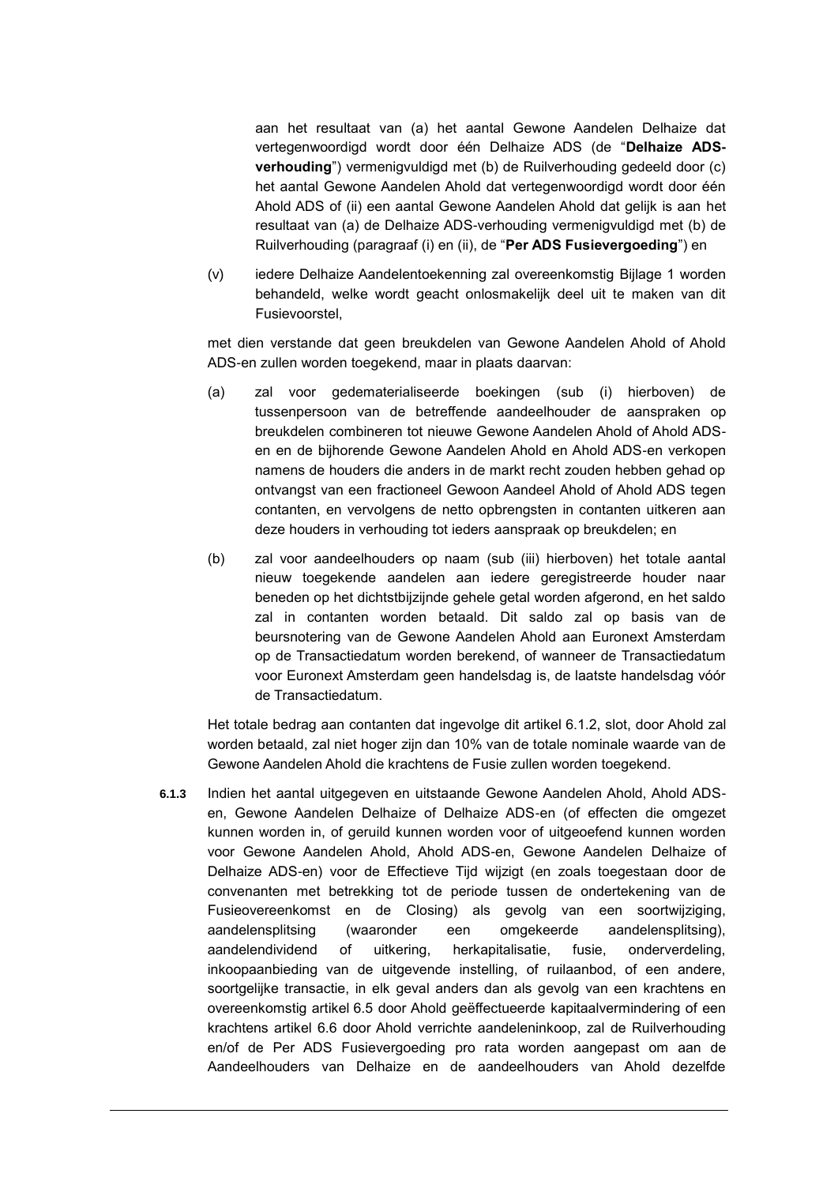aan het resultaat van (a) het aantal Gewone Aandelen Delhaize dat vertegenwoordigd wordt door één Delhaize ADS (de "**Delhaize ADS-verhouding**") vermenigvuldigd met (b) de Ruilverhouding gedeeld door (c) het aantal Gewone Aandelen Ahold dat vertegenwoordigd wordt door één Ahold ADS of (ii) een aantal Gewone Aandelen Ahold dat gelijk is aan het resultaat van (a) de Delhaize ADS-verhouding vermenigvuldigd met (b) de Ruilverhouding (paragraaf (i) en (ii), de "**Per ADS Fusievergoeding**") en

(v) iedere Delhaize Aandelentoekenning zal overeenkomstig Bijlage 1 worden behandeld, welke wordt geacht onlosmakelijk deel uit te maken van dit Fusievoorstel,

met dien verstande dat geen breukdelen van Gewone Aandelen Ahold of Ahold ADS-en zullen worden toegekend, maar in plaats daarvan:

(a) zal voor gedematerialiseerde boekingen (sub (i) hierboven) de tussenpersoon van de betreffende aandeelhouder de aanspraken op breukdelen combineren tot nieuwe Gewone Aandelen Ahold of Ahold ADS-en en de bijhorende Gewone Aandelen Ahold en Ahold ADS-en verkopen namens de houders die anders in de markt recht zouden hebben gehad op ontvangst van een fractioneel Gewoon Aandeel Ahold of Ahold ADS tegen contanten, en vervolgens de netto opbrengsten in contanten uitkeren aan deze houders in verhouding tot ieders aanspraak op breukdelen; en

(b) zal voor aandeelhouders op naam (sub (iii) hierboven) het totale aantal nieuw toegekende aandelen aan iedere geregistreerde houder naar beneden op het dichtstbijzijnde gehele getal worden afgerond, en het saldo zal in contanten worden betaald. Dit saldo zal op basis van de beursnotering van de Gewone Aandelen Ahold aan Euronext Amsterdam op de Transactiedatum worden berekend, of wanneer de Transactiedatum voor Euronext Amsterdam geen handelsdag is, de laatste handelsdag vóór de Transactiedatum.

Het totale bedrag aan contanten dat ingevolge dit artikel 6.1.2, slot, door Ahold zal worden betaald, zal niet hoger zijn dan 10% van de totale nominale waarde van de Gewone Aandelen Ahold die krachtens de Fusie zullen worden toegekend.

**6.1.3** Indien het aantal uitgegeven en uitstaande Gewone Aandelen Ahold, Ahold ADS-en, Gewone Aandelen Delhaize of Delhaize ADS-en (of effecten die omgezet kunnen worden in, of geruild kunnen worden voor of uitgeoefend kunnen worden voor Gewone Aandelen Ahold, Ahold ADS-en, Gewone Aandelen Delhaize of Delhaize ADS-en) voor de Effectieve Tijd wijzigt (en zoals toegestaan door de convenanten met betrekking tot de periode tussen de ondertekening van de Fusieovereenkomst en de Closing) als gevolg van een soortwijziging, aandelensplitsing (waaronder een omgekeerde aandelensplitsing), aandelendividend of uitkering, herkapitalisatie, fusie, onderverdeling, inkoopaanbieding van de uitgevende instelling, of ruilaanbod, of een andere, soortgelijke transactie, in elk geval anders dan als gevolg van een krachtens en overeenkomstig artikel 6.5 door Ahold geëffectueerde kapitaalvermindering of een krachtens artikel 6.6 door Ahold verrichte aandeleninkoop, zal de Ruilverhouding en/of de Per ADS Fusievergoeding pro rata worden aangepast om aan de Aandeelhouders van Delhaize en de aandeelhouders van Ahold dezelfde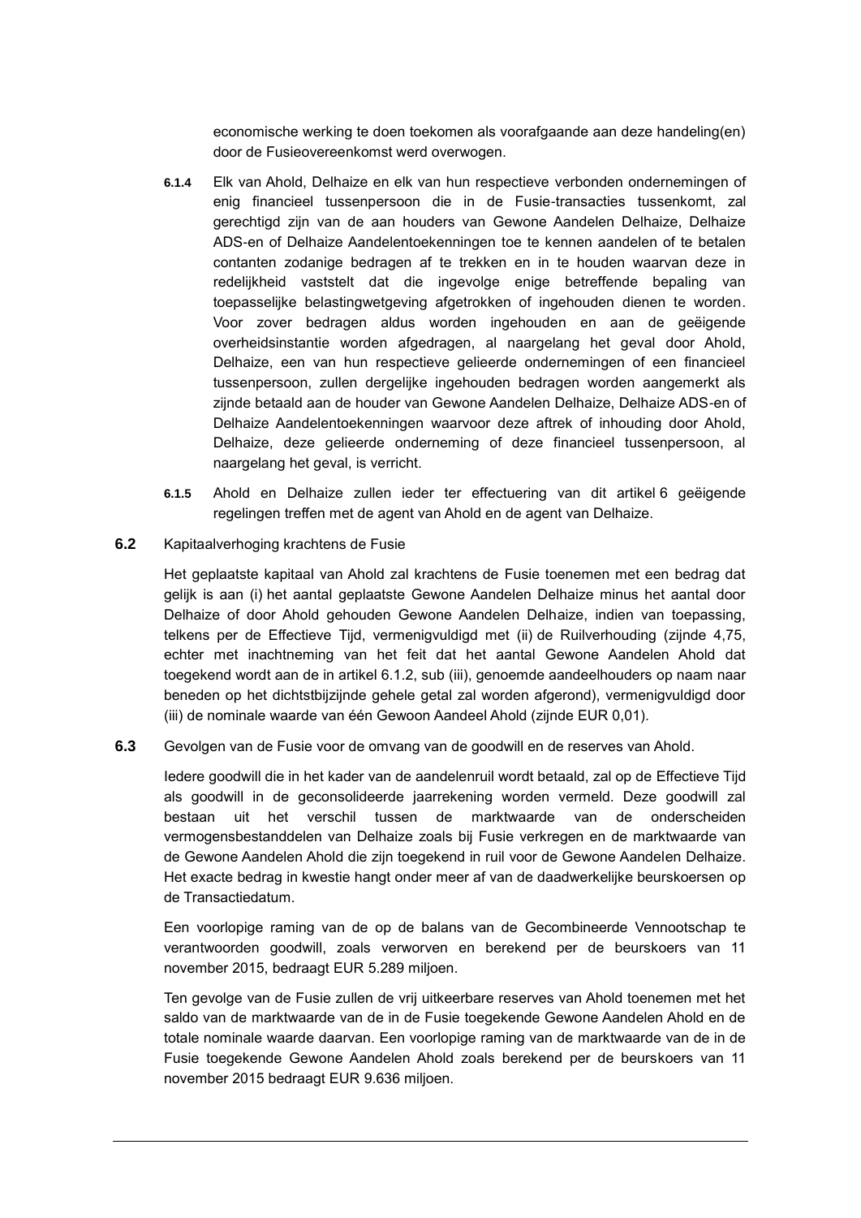economische werking te doen toekomen als voorafgaande aan deze handeling(en) door de Fusieovereenkomst werd overwogen.

**6.1.4** Elk van Ahold, Delhaize en elk van hun respectieve verbonden ondernemingen of enig financieel tussenpersoon die in de Fusie-transacties tussenkomt, zal gerechtigd zijn van de aan houders van Gewone Aandelen Delhaize, Delhaize ADS-en of Delhaize Aandelentoekenningen toe te kennen aandelen of te betalen contanten zodanige bedragen af te trekken en in te houden waarvan deze in redelijkheid vaststelt dat die ingevolge enige betreffende bepaling van toepasselijke belastingwetgeving afgetrokken of ingehouden dienen te worden. Voor zover bedragen aldus worden ingehouden en aan de geëigende overheidsinstantie worden afgedragen, al naargelang het geval door Ahold, Delhaize, een van hun respectieve gelieerde ondernemingen of een financieel tussenpersoon, zullen dergelijke ingehouden bedragen worden aangemerkt als zijnde betaald aan de houder van Gewone Aandelen Delhaize, Delhaize ADS-en of Delhaize Aandelentoekenningen waarvoor deze aftrek of inhouding door Ahold, Delhaize, deze gelieerde onderneming of deze financieel tussenpersoon, al naargelang het geval, is verricht.

**6.1.5** Ahold en Delhaize zullen ieder ter effectuering van dit artikel 6 geëigende regelingen treffen met de agent van Ahold en de agent van Delhaize.

**6.2** Kapitaalverhoging krachtens de Fusie

Het geplaatste kapitaal van Ahold zal krachtens de Fusie toenemen met een bedrag dat gelijk is aan (i) het aantal geplaatste Gewone Aandelen Delhaize minus het aantal door Delhaize of door Ahold gehouden Gewone Aandelen Delhaize, indien van toepassing, telkens per de Effectieve Tijd, vermenigvuldigd met (ii) de Ruilverhouding (zijnde 4,75, echter met inachtneming van het feit dat het aantal Gewone Aandelen Ahold dat toegekend wordt aan de in artikel 6.1.2, sub (iii), genoemde aandeelhouders op naam naar beneden op het dichtstbijzijnde gehele getal zal worden afgerond), vermenigvuldigd door (iii) de nominale waarde van één Gewoon Aandeel Ahold (zijnde EUR 0,01).

**6.3** Gevolgen van de Fusie voor de omvang van de goodwill en de reserves van Ahold.

Iedere goodwill die in het kader van de aandelenruil wordt betaald, zal op de Effectieve Tijd als goodwill in de geconsolideerde jaarrekening worden vermeld. Deze goodwill zal bestaan uit het verschil tussen de marktwaarde van de onderscheiden vermogensbestanddelen van Delhaize zoals bij Fusie verkregen en de marktwaarde van de Gewone Aandelen Ahold die zijn toegekend in ruil voor de Gewone Aandelen Delhaize. Het exacte bedrag in kwestie hangt onder meer af van de daadwerkelijke beurskoersen op de Transactiedatum.

Een voorlopige raming van de op de balans van de Gecombineerde Vennootschap te verantwoorden goodwill, zoals verworven en berekend per de beurskoers van 11 november 2015, bedraagt EUR 5.289 miljoen.

Ten gevolge van de Fusie zullen de vrij uitkeerbare reserves van Ahold toenemen met het saldo van de marktwaarde van de in de Fusie toegekende Gewone Aandelen Ahold en de totale nominale waarde daarvan. Een voorlopige raming van de marktwaarde van de in de Fusie toegekende Gewone Aandelen Ahold zoals berekend per de beurskoers van 11 november 2015 bedraagt EUR 9.636 miljoen.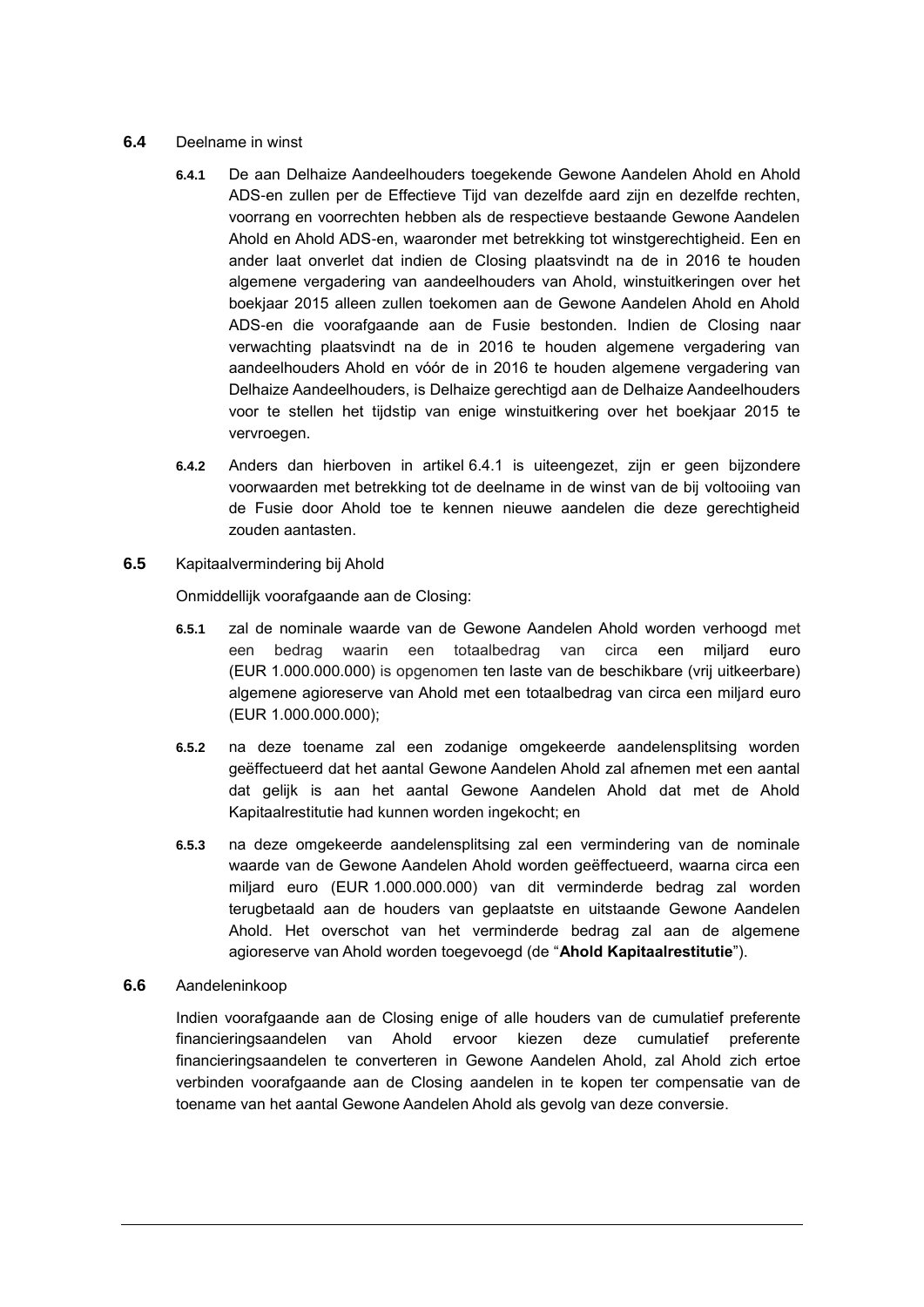### 6.4 Deelname in winst

**6.4.1** De aan Delhaize Aandeelhouders toegekende Gewone Aandelen Ahold en Ahold ADS-en zullen per de Effectieve Tijd van dezelfde aard zijn en dezelfde rechten, voorrang en voorrechten hebben als de respectieve bestaande Gewone Aandelen Ahold en Ahold ADS-en, waaronder met betrekking tot winstgerechtigheid. Een en ander laat onverlet dat indien de Closing plaatsvindt na de in 2016 te houden algemene vergadering van aandeelhouders van Ahold, winstuitkeringen over het boekjaar 2015 alleen zullen toekomen aan de Gewone Aandelen Ahold en Ahold ADS-en die voorafgaande aan de Fusie bestonden. Indien de Closing naar verwachting plaatsvindt na de in 2016 te houden algemene vergadering van aandeelhouders Ahold en vóór de in 2016 te houden algemene vergadering van Delhaize Aandeelhouders, is Delhaize gerechtigd aan de Delhaize Aandeelhouders voor te stellen het tijdstip van enige winstuitkering over het boekjaar 2015 te vervroegen.

**6.4.2** Anders dan hierboven in artikel 6.4.1 is uiteengezet, zijn er geen bijzondere voorwaarden met betrekking tot de deelname in de winst van de bij voltooiing van de Fusie door Ahold toe te kennen nieuwe aandelen die deze gerechtigheid zouden aantasten.

### 6.5 Kapitaalvermindering bij Ahold

Onmiddellijk voorafgaande aan de Closing:

**6.5.1** zal de nominale waarde van de Gewone Aandelen Ahold worden verhoogd met een bedrag waarin een totaalbedrag van circa een miljard euro (EUR 1.000.000.000) is opgenomen ten laste van de beschikbare (vrij uitkeerbare) algemene agioreserve van Ahold met een totaalbedrag van circa een miljard euro (EUR 1.000.000.000);

**6.5.2** na deze toename zal een zodanige omgekeerde aandelensplitsing worden geëffectueerd dat het aantal Gewone Aandelen Ahold zal afnemen met een aantal dat gelijk is aan het aantal Gewone Aandelen Ahold dat met de Ahold Kapitaalrestitutie had kunnen worden ingekocht; en

**6.5.3** na deze omgekeerde aandelensplitsing zal een vermindering van de nominale waarde van de Gewone Aandelen Ahold worden geëffectueerd, waarna circa een miljard euro (EUR 1.000.000.000) van dit verminderde bedrag zal worden terugbetaald aan de houders van geplaatste en uitstaande Gewone Aandelen Ahold. Het overschot van het verminderde bedrag zal aan de algemene agioreserve van Ahold worden toegevoegd (de "**Ahold Kapitaalrestitutie**").

### 6.6 Aandeleninkoop

Indien voorafgaande aan de Closing enige of alle houders van de cumulatief preferente financieringsaandelen van Ahold ervoor kiezen deze cumulatief preferente financieringsaandelen te converteren in Gewone Aandelen Ahold, zal Ahold zich ertoe verbinden voorafgaande aan de Closing aandelen in te kopen ter compensatie van de toename van het aantal Gewone Aandelen Ahold als gevolg van deze conversie.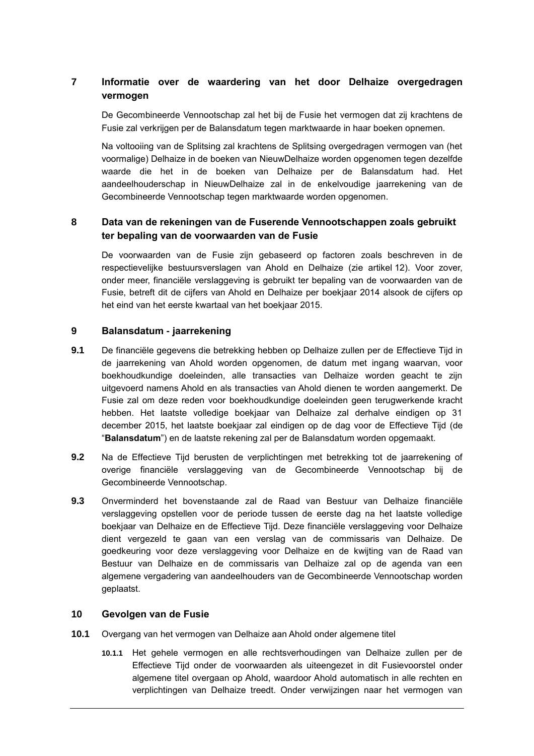## 7 Informatie over de waardering van het door Delhaize overgedragen vermogen

De Gecombineerde Vennootschap zal het bij de Fusie het vermogen dat zij krachtens de Fusie zal verkrijgen per de Balansdatum tegen marktwaarde in haar boeken opnemen.

Na voltooiing van de Splitsing zal krachtens de Splitsing overgedragen vermogen van (het voormalige) Delhaize in de boeken van NieuwDelhaize worden opgenomen tegen dezelfde waarde die het in de boeken van Delhaize per de Balansdatum had. Het aandeelhouderschap in NieuwDelhaize zal in de enkelvoudige jaarrekening van de Gecombineerde Vennootschap tegen marktwaarde worden opgenomen.

## 8 Data van de rekeningen van de Fuserende Vennootschappen zoals gebruikt ter bepaling van de voorwaarden van de Fusie

De voorwaarden van de Fusie zijn gebaseerd op factoren zoals beschreven in de respectievelijke bestuursverslagen van Ahold en Delhaize (zie artikel 12). Voor zover, onder meer, financiële verslaggeving is gebruikt ter bepaling van de voorwaarden van de Fusie, betreft dit de cijfers van Ahold en Delhaize per boekjaar 2014 alsook de cijfers op het eind van het eerste kwartaal van het boekjaar 2015.

## 9 Balansdatum - jaarrekening

**9.1** De financiële gegevens die betrekking hebben op Delhaize zullen per de Effectieve Tijd in de jaarrekening van Ahold worden opgenomen, de datum met ingang waarvan, voor boekhoudkundige doeleinden, alle transacties van Delhaize worden geacht te zijn uitgevoerd namens Ahold en als transacties van Ahold dienen te worden aangemerkt. De Fusie zal om deze reden voor boekhoudkundige doeleinden geen terugwerkende kracht hebben. Het laatste volledige boekjaar van Delhaize zal derhalve eindigen op 31 december 2015, het laatste boekjaar zal eindigen op de dag voor de Effectieve Tijd (de "**Balansdatum**") en de laatste rekening zal per de Balansdatum worden opgemaakt.

**9.2** Na de Effectieve Tijd berusten de verplichtingen met betrekking tot de jaarrekening of overige financiële verslaggeving van de Gecombineerde Vennootschap bij de Gecombineerde Vennootschap.

**9.3** Onverminderd het bovenstaande zal de Raad van Bestuur van Delhaize financiële verslaggeving opstellen voor de periode tussen de eerste dag na het laatste volledige boekjaar van Delhaize en de Effectieve Tijd. Deze financiële verslaggeving voor Delhaize dient vergezeld te gaan van een verslag van de commissaris van Delhaize. De goedkeuring voor deze verslaggeving voor Delhaize en de kwijting van de Raad van Bestuur van Delhaize en de commissaris van Delhaize zal op de agenda van een algemene vergadering van aandeelhouders van de Gecombineerde Vennootschap worden geplaatst.

## 10 Gevolgen van de Fusie

**10.1** Overgang van het vermogen van Delhaize aan Ahold onder algemene titel

**10.1.1** Het gehele vermogen en alle rechtsverhoudingen van Delhaize zullen per de Effectieve Tijd onder de voorwaarden als uiteengezet in dit Fusievoorstel onder algemene titel overgaan op Ahold, waardoor Ahold automatisch in alle rechten en verplichtingen van Delhaize treedt. Onder verwijzingen naar het vermogen van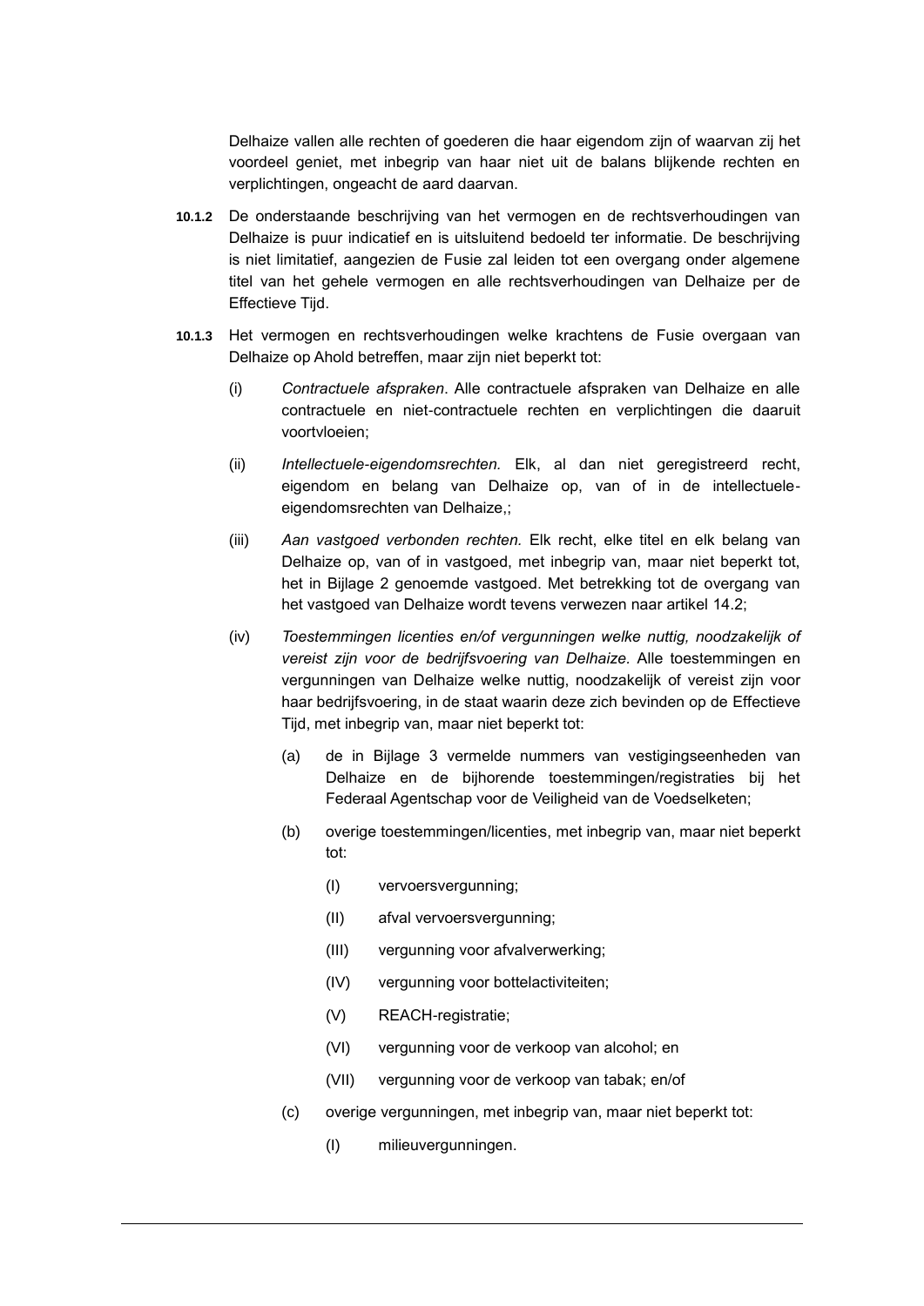Delhaize vallen alle rechten of goederen die haar eigendom zijn of waarvan zij het voordeel geniet, met inbegrip van haar niet uit de balans blijkende rechten en verplichtingen, ongeacht de aard daarvan.

**10.1.2** De onderstaande beschrijving van het vermogen en de rechtsverhoudingen van Delhaize is puur indicatief en is uitsluitend bedoeld ter informatie. De beschrijving is niet limitatief, aangezien de Fusie zal leiden tot een overgang onder algemene titel van het gehele vermogen en alle rechtsverhoudingen van Delhaize per de Effectieve Tijd.

**10.1.3** Het vermogen en rechtsverhoudingen welke krachtens de Fusie overgaan van Delhaize op Ahold betreffen, maar zijn niet beperkt tot:

(i) *Contractuele afspraken*. Alle contractuele afspraken van Delhaize en alle contractuele en niet-contractuele rechten en verplichtingen die daaruit voortvloeien;

(ii) *Intellectuele-eigendomsrechten.* Elk, al dan niet geregistreerd recht, eigendom en belang van Delhaize op, van of in de intellectuele-eigendomsrechten van Delhaize,;

(iii) *Aan vastgoed verbonden rechten.* Elk recht, elke titel en elk belang van Delhaize op, van of in vastgoed, met inbegrip van, maar niet beperkt tot, het in Bijlage 2 genoemde vastgoed. Met betrekking tot de overgang van het vastgoed van Delhaize wordt tevens verwezen naar artikel 14.2;

(iv) *Toestemmingen licenties en/of vergunningen welke nuttig, noodzakelijk of vereist zijn voor de bedrijfsvoering van Delhaize.* Alle toestemmingen en vergunningen van Delhaize welke nuttig, noodzakelijk of vereist zijn voor haar bedrijfsvoering, in de staat waarin deze zich bevinden op de Effectieve Tijd, met inbegrip van, maar niet beperkt tot:

  (a) de in Bijlage 3 vermelde nummers van vestigingseenheden van Delhaize en de bijhorende toestemmingen/registraties bij het Federaal Agentschap voor de Veiligheid van de Voedselketen;

  (b) overige toestemmingen/licenties, met inbegrip van, maar niet beperkt tot:

    (I) vervoersvergunning;

    (II) afval vervoersvergunning;

    (III) vergunning voor afvalverwerking;

    (IV) vergunning voor bottelactiviteiten;

    (V) REACH-registratie;

    (VI) vergunning voor de verkoop van alcohol; en

    (VII) vergunning voor de verkoop van tabak; en/of

  (c) overige vergunningen, met inbegrip van, maar niet beperkt tot:

    (I) milieuvergunningen.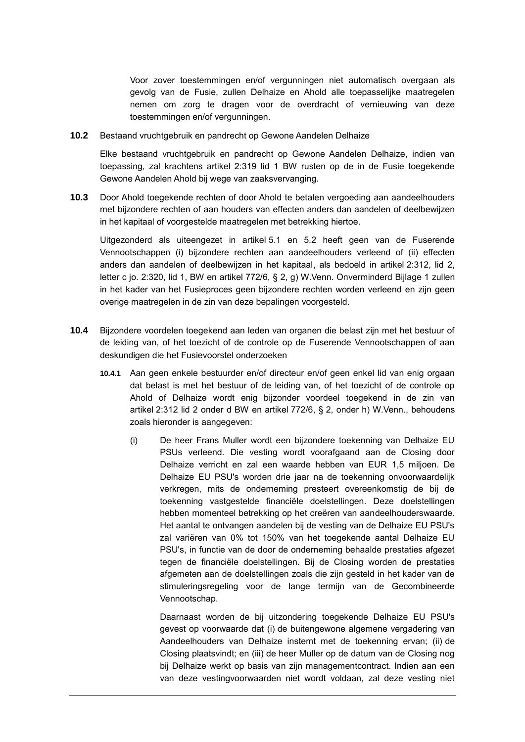Voor zover toestemmingen en/of vergunningen niet automatisch overgaan als gevolg van de Fusie, zullen Delhaize en Ahold alle toepasselijke maatregelen nemen om zorg te dragen voor de overdracht of vernieuwing van deze toestemmingen en/of vergunningen.

**10.2** Bestaand vruchtgebruik en pandrecht op Gewone Aandelen Delhaize

Elke bestaand vruchtgebruik en pandrecht op Gewone Aandelen Delhaize, indien van toepassing, zal krachtens artikel 2:319 lid 1 BW rusten op de in de Fusie toegekende Gewone Aandelen Ahold bij wege van zaaksvervanging.

**10.3** Door Ahold toegekende rechten of door Ahold te betalen vergoeding aan aandeelhouders met bijzondere rechten of aan houders van effecten anders dan aandelen of deelbewijzen in het kapitaal of voorgestelde maatregelen met betrekking hiertoe.

Uitgezonderd als uiteengezet in artikel 5.1 en 5.2 heeft geen van de Fuserende Vennootschappen (i) bijzondere rechten aan aandeelhouders verleend of (ii) effecten anders dan aandelen of deelbewijzen in het kapitaal, als bedoeld in artikel 2:312, lid 2, letter c jo. 2:320, lid 1, BW en artikel 772/6, § 2, g) W.Venn. Onverminderd Bijlage 1 zullen in het kader van het Fusieproces geen bijzondere rechten worden verleend en zijn geen overige maatregelen in de zin van deze bepalingen voorgesteld.

**10.4** Bijzondere voordelen toegekend aan leden van organen die belast zijn met het bestuur of de leiding van, of het toezicht of de controle op de Fuserende Vennootschappen of aan deskundigen die het Fusievoorstel onderzoeken

**10.4.1** Aan geen enkele bestuurder en/of directeur en/of geen enkel lid van enig orgaan dat belast is met het bestuur of de leiding van, of het toezicht of de controle op Ahold of Delhaize wordt enig bijzonder voordeel toegekend in de zin van artikel 2:312 lid 2 onder d BW en artikel 772/6, § 2, onder h) W.Venn., behoudens zoals hieronder is aangegeven:

(i) De heer Frans Muller wordt een bijzondere toekenning van Delhaize EU PSUs verleend. Die vesting wordt voorafgaand aan de Closing door Delhaize verricht en zal een waarde hebben van EUR 1,5 miljoen. De Delhaize EU PSU's worden drie jaar na de toekenning onvoorwaardelijk verkregen, mits de onderneming presteert overeenkomstig de bij de toekenning vastgestelde financiële doelstellingen. Deze doelstellingen hebben momenteel betrekking op het creëren van aandeelhouderswaarde. Het aantal te ontvangen aandelen bij de vesting van de Delhaize EU PSU's zal variëren van 0% tot 150% van het toegekende aantal Delhaize EU PSU's, in functie van de door de onderneming behaalde prestaties afgezet tegen de financiële doelstellingen. Bij de Closing worden de prestaties afgemeten aan de doelstellingen zoals die zijn gesteld in het kader van de stimuleringsregeling voor de lange termijn van de Gecombineerde Vennootschap.

Daarnaast worden de bij uitzondering toegekende Delhaize EU PSU's gevest op voorwaarde dat (i) de buitengewone algemene vergadering van Aandeelhouders van Delhaize instemt met de toekenning ervan; (ii) de Closing plaatsvindt; en (iii) de heer Muller op de datum van de Closing nog bij Delhaize werkt op basis van zijn managementcontract. Indien aan een van deze vestingvoorwaarden niet wordt voldaan, zal deze vesting niet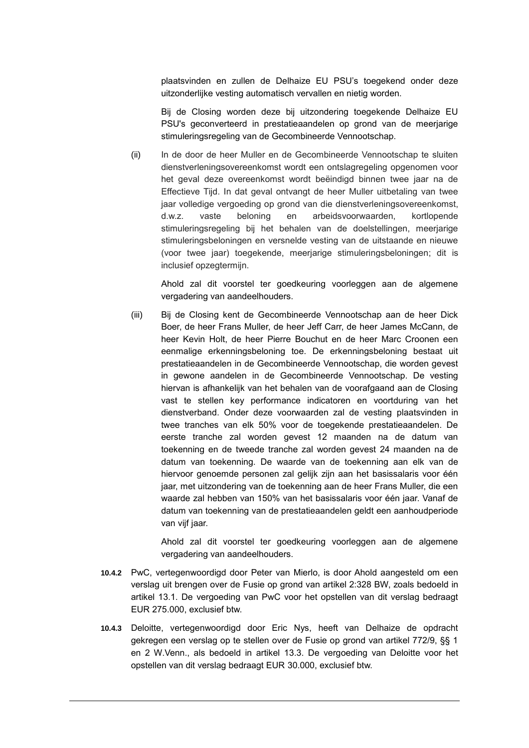plaatsvinden en zullen de Delhaize EU PSU's toegekend onder deze uitzonderlijke vesting automatisch vervallen en nietig worden.

Bij de Closing worden deze bij uitzondering toegekende Delhaize EU PSU's geconverteerd in prestatieaandelen op grond van de meerjarige stimuleringsregeling van de Gecombineerde Vennootschap.

(ii) In de door de heer Muller en de Gecombineerde Vennootschap te sluiten dienstverleningsovereenkomst wordt een ontslagregeling opgenomen voor het geval deze overeenkomst wordt beëindigd binnen twee jaar na de Effectieve Tijd. In dat geval ontvangt de heer Muller uitbetaling van twee jaar volledige vergoeding op grond van die dienstverleningsovereenkomst, d.w.z. vaste beloning en arbeidsvoorwaarden, kortlopende stimuleringsregeling bij het behalen van de doelstellingen, meerjarige stimuleringsbeloningen en versnelde vesting van de uitstaande en nieuwe (voor twee jaar) toegekende, meerjarige stimuleringsbeloningen; dit is inclusief opzegtermijn.

Ahold zal dit voorstel ter goedkeuring voorleggen aan de algemene vergadering van aandeelhouders.

(iii) Bij de Closing kent de Gecombineerde Vennootschap aan de heer Dick Boer, de heer Frans Muller, de heer Jeff Carr, de heer James McCann, de heer Kevin Holt, de heer Pierre Bouchut en de heer Marc Croonen een eenmalige erkenningsbeloning toe. De erkenningsbeloning bestaat uit prestatieaandelen in de Gecombineerde Vennootschap, die worden gevest in gewone aandelen in de Gecombineerde Vennootschap. De vesting hiervan is afhankelijk van het behalen van de voorafgaand aan de Closing vast te stellen key performance indicatoren en voortduring van het dienstverband. Onder deze voorwaarden zal de vesting plaatsvinden in twee tranches van elk 50% voor de toegekende prestatieaandelen. De eerste tranche zal worden gevest 12 maanden na de datum van toekenning en de tweede tranche zal worden gevest 24 maanden na de datum van toekenning. De waarde van de toekenning aan elk van de hiervoor genoemde personen zal gelijk zijn aan het basissalaris voor één jaar, met uitzondering van de toekenning aan de heer Frans Muller, die een waarde zal hebben van 150% van het basissalaris voor één jaar. Vanaf de datum van toekenning van de prestatieaandelen geldt een aanhoudperiode van vijf jaar.

Ahold zal dit voorstel ter goedkeuring voorleggen aan de algemene vergadering van aandeelhouders.

**10.4.2** PwC, vertegenwoordigd door Peter van Mierlo, is door Ahold aangesteld om een verslag uit brengen over de Fusie op grond van artikel 2:328 BW, zoals bedoeld in artikel 13.1. De vergoeding van PwC voor het opstellen van dit verslag bedraagt EUR 275.000, exclusief btw.

**10.4.3** Deloitte, vertegenwoordigd door Eric Nys, heeft van Delhaize de opdracht gekregen een verslag op te stellen over de Fusie op grond van artikel 772/9, §§ 1 en 2 W.Venn., als bedoeld in artikel 13.3. De vergoeding van Deloitte voor het opstellen van dit verslag bedraagt EUR 30.000, exclusief btw.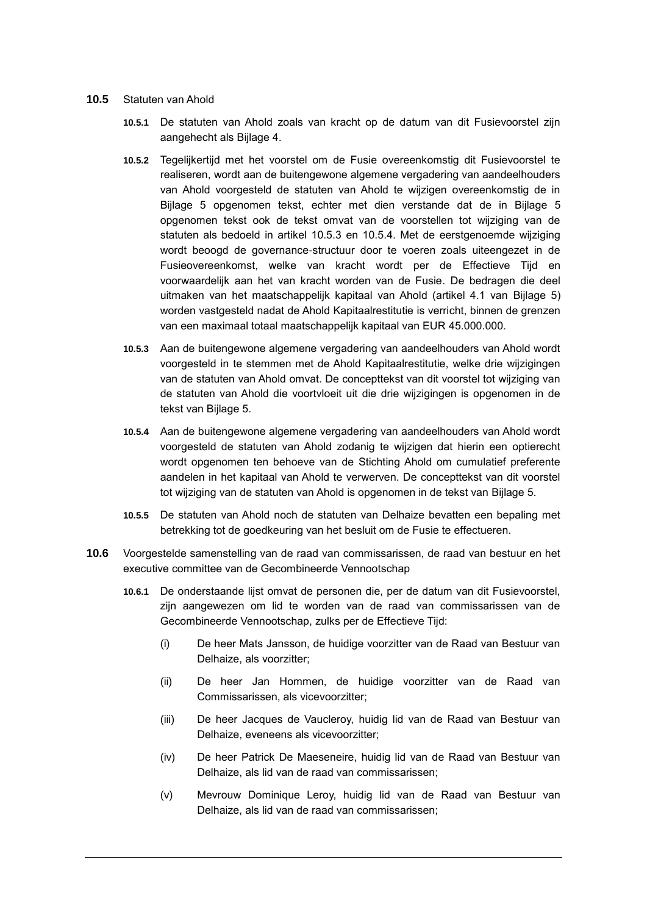**10.5** Statuten van Ahold

**10.5.1** De statuten van Ahold zoals van kracht op de datum van dit Fusievoorstel zijn aangehecht als Bijlage 4.

**10.5.2** Tegelijkertijd met het voorstel om de Fusie overeenkomstig dit Fusievoorstel te realiseren, wordt aan de buitengewone algemene vergadering van aandeelhouders van Ahold voorgesteld de statuten van Ahold te wijzigen overeenkomstig de in Bijlage 5 opgenomen tekst, echter met dien verstande dat de in Bijlage 5 opgenomen tekst ook de tekst omvat van de voorstellen tot wijziging van de statuten als bedoeld in artikel 10.5.3 en 10.5.4. Met de eerstgenoemde wijziging wordt beoogd de governance-structuur door te voeren zoals uiteengezet in de Fusieovereenkomst, welke van kracht wordt per de Effectieve Tijd en voorwaardelijk aan het van kracht worden van de Fusie. De bedragen die deel uitmaken van het maatschappelijk kapitaal van Ahold (artikel 4.1 van Bijlage 5) worden vastgesteld nadat de Ahold Kapitaalrestitutie is verricht, binnen de grenzen van een maximaal totaal maatschappelijk kapitaal van EUR 45.000.000.

**10.5.3** Aan de buitengewone algemene vergadering van aandeelhouders van Ahold wordt voorgesteld in te stemmen met de Ahold Kapitaalrestitutie, welke drie wijzigingen van de statuten van Ahold omvat. De concepttekst van dit voorstel tot wijziging van de statuten van Ahold die voortvloeit uit die drie wijzigingen is opgenomen in de tekst van Bijlage 5.

**10.5.4** Aan de buitengewone algemene vergadering van aandeelhouders van Ahold wordt voorgesteld de statuten van Ahold zodanig te wijzigen dat hierin een optierecht wordt opgenomen ten behoeve van de Stichting Ahold om cumulatief preferente aandelen in het kapitaal van Ahold te verwerven. De concepttekst van dit voorstel tot wijziging van de statuten van Ahold is opgenomen in de tekst van Bijlage 5.

**10.5.5** De statuten van Ahold noch de statuten van Delhaize bevatten een bepaling met betrekking tot de goedkeuring van het besluit om de Fusie te effectueren.

**10.6** Voorgestelde samenstelling van de raad van commissarissen, de raad van bestuur en het executive committee van de Gecombineerde Vennootschap

**10.6.1** De onderstaande lijst omvat de personen die, per de datum van dit Fusievoorstel, zijn aangewezen om lid te worden van de raad van commissarissen van de Gecombineerde Vennootschap, zulks per de Effectieve Tijd:

(i) De heer Mats Jansson, de huidige voorzitter van de Raad van Bestuur van Delhaize, als voorzitter;

(ii) De heer Jan Hommen, de huidige voorzitter van de Raad van Commissarissen, als vicevoorzitter;

(iii) De heer Jacques de Vaucleroy, huidig lid van de Raad van Bestuur van Delhaize, eveneens als vicevoorzitter;

(iv) De heer Patrick De Maeseneire, huidig lid van de Raad van Bestuur van Delhaize, als lid van de raad van commissarissen;

(v) Mevrouw Dominique Leroy, huidig lid van de Raad van Bestuur van Delhaize, als lid van de raad van commissarissen;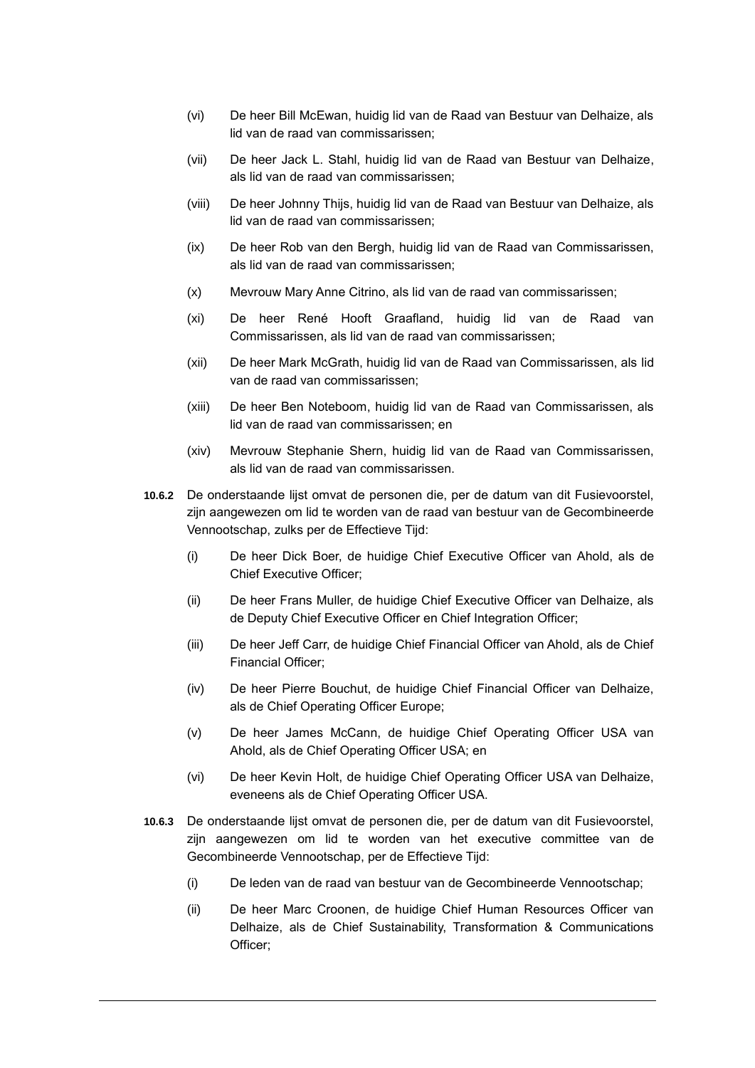(vi) De heer Bill McEwan, huidig lid van de Raad van Bestuur van Delhaize, als lid van de raad van commissarissen;

(vii) De heer Jack L. Stahl, huidig lid van de Raad van Bestuur van Delhaize, als lid van de raad van commissarissen;

(viii) De heer Johnny Thijs, huidig lid van de Raad van Bestuur van Delhaize, als lid van de raad van commissarissen;

(ix) De heer Rob van den Bergh, huidig lid van de Raad van Commissarissen, als lid van de raad van commissarissen;

(x) Mevrouw Mary Anne Citrino, als lid van de raad van commissarissen;

(xi) De heer René Hooft Graafland, huidig lid van de Raad van Commissarissen, als lid van de raad van commissarissen;

(xii) De heer Mark McGrath, huidig lid van de Raad van Commissarissen, als lid van de raad van commissarissen;

(xiii) De heer Ben Noteboom, huidig lid van de Raad van Commissarissen, als lid van de raad van commissarissen; en

(xiv) Mevrouw Stephanie Shern, huidig lid van de Raad van Commissarissen, als lid van de raad van commissarissen.

**10.6.2** De onderstaande lijst omvat de personen die, per de datum van dit Fusievoorstel, zijn aangewezen om lid te worden van de raad van bestuur van de Gecombineerde Vennootschap, zulks per de Effectieve Tijd:

(i) De heer Dick Boer, de huidige Chief Executive Officer van Ahold, als de Chief Executive Officer;

(ii) De heer Frans Muller, de huidige Chief Executive Officer van Delhaize, als de Deputy Chief Executive Officer en Chief Integration Officer;

(iii) De heer Jeff Carr, de huidige Chief Financial Officer van Ahold, als de Chief Financial Officer;

(iv) De heer Pierre Bouchut, de huidige Chief Financial Officer van Delhaize, als de Chief Operating Officer Europe;

(v) De heer James McCann, de huidige Chief Operating Officer USA van Ahold, als de Chief Operating Officer USA; en

(vi) De heer Kevin Holt, de huidige Chief Operating Officer USA van Delhaize, eveneens als de Chief Operating Officer USA.

**10.6.3** De onderstaande lijst omvat de personen die, per de datum van dit Fusievoorstel, zijn aangewezen om lid te worden van het executive committee van de Gecombineerde Vennootschap, per de Effectieve Tijd:

(i) De leden van de raad van bestuur van de Gecombineerde Vennootschap;

(ii) De heer Marc Croonen, de huidige Chief Human Resources Officer van Delhaize, als de Chief Sustainability, Transformation & Communications Officer;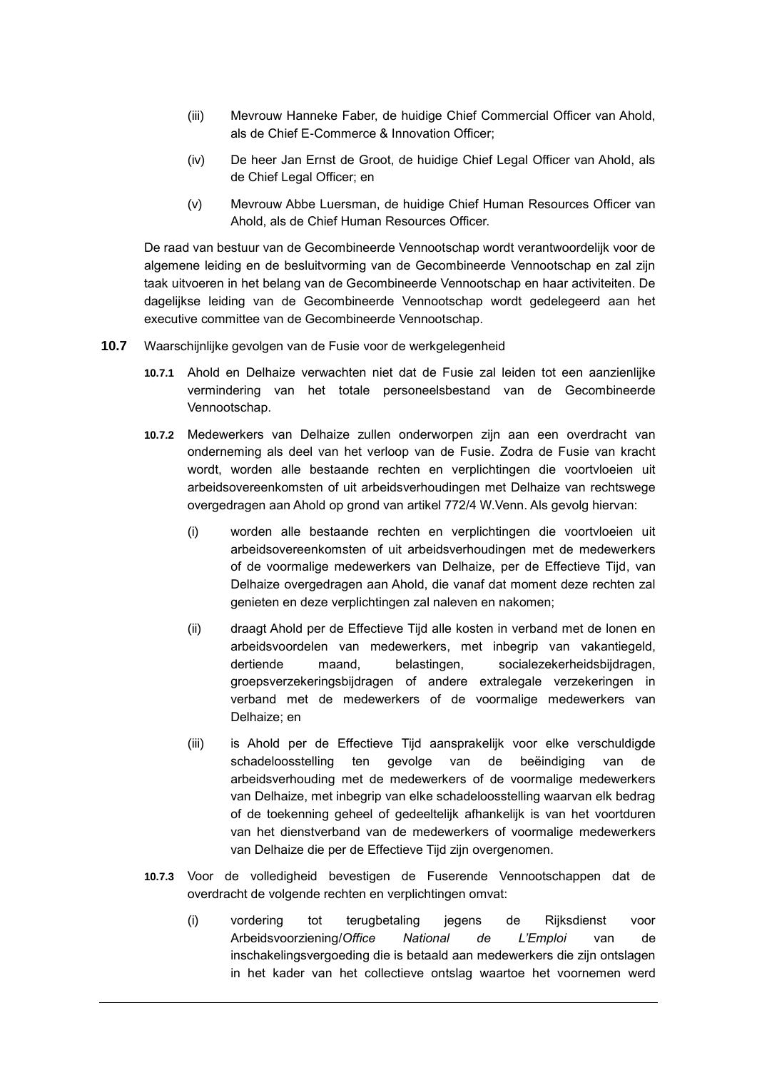(iii) Mevrouw Hanneke Faber, de huidige Chief Commercial Officer van Ahold, als de Chief E-Commerce & Innovation Officer;

(iv) De heer Jan Ernst de Groot, de huidige Chief Legal Officer van Ahold, als de Chief Legal Officer; en

(v) Mevrouw Abbe Luersman, de huidige Chief Human Resources Officer van Ahold, als de Chief Human Resources Officer.

De raad van bestuur van de Gecombineerde Vennootschap wordt verantwoordelijk voor de algemene leiding en de besluitvorming van de Gecombineerde Vennootschap en zal zijn taak uitvoeren in het belang van de Gecombineerde Vennootschap en haar activiteiten. De dagelijkse leiding van de Gecombineerde Vennootschap wordt gedelegeerd aan het executive committee van de Gecombineerde Vennootschap.

**10.7** Waarschijnlijke gevolgen van de Fusie voor de werkgelegenheid

**10.7.1** Ahold en Delhaize verwachten niet dat de Fusie zal leiden tot een aanzienlijke vermindering van het totale personeelsbestand van de Gecombineerde Vennootschap.

**10.7.2** Medewerkers van Delhaize zullen onderworpen zijn aan een overdracht van onderneming als deel van het verloop van de Fusie. Zodra de Fusie van kracht wordt, worden alle bestaande rechten en verplichtingen die voortvloeien uit arbeidsovereenkomsten of uit arbeidsverhoudingen met Delhaize van rechtswege overgedragen aan Ahold op grond van artikel 772/4 W.Venn. Als gevolg hiervan:

(i) worden alle bestaande rechten en verplichtingen die voortvloeien uit arbeidsovereenkomsten of uit arbeidsverhoudingen met de medewerkers of de voormalige medewerkers van Delhaize, per de Effectieve Tijd, van Delhaize overgedragen aan Ahold, die vanaf dat moment deze rechten zal genieten en deze verplichtingen zal naleven en nakomen;

(ii) draagt Ahold per de Effectieve Tijd alle kosten in verband met de lonen en arbeidsvoordelen van medewerkers, met inbegrip van vakantiegeld, dertiende maand, belastingen, socialezekerheidsbijdragen, groepsverzekeringsbijdragen of andere extralegale verzekeringen in verband met de medewerkers of de voormalige medewerkers van Delhaize; en

(iii) is Ahold per de Effectieve Tijd aansprakelijk voor elke verschuldigde schadeloosstelling ten gevolge van de beëindiging van de arbeidsverhouding met de medewerkers of de voormalige medewerkers van Delhaize, met inbegrip van elke schadeloosstelling waarvan elk bedrag of de toekenning geheel of gedeeltelijk afhankelijk is van het voortduren van het dienstverband van de medewerkers of voormalige medewerkers van Delhaize die per de Effectieve Tijd zijn overgenomen.

**10.7.3** Voor de volledigheid bevestigen de Fuserende Vennootschappen dat de overdracht de volgende rechten en verplichtingen omvat:

(i) vordering tot terugbetaling jegens de Rijksdienst voor Arbeidsvoorziening/*Office National de L'Emploi* van de inschakelingsvergoeding die is betaald aan medewerkers die zijn ontslagen in het kader van het collectieve ontslag waartoe het voornemen werd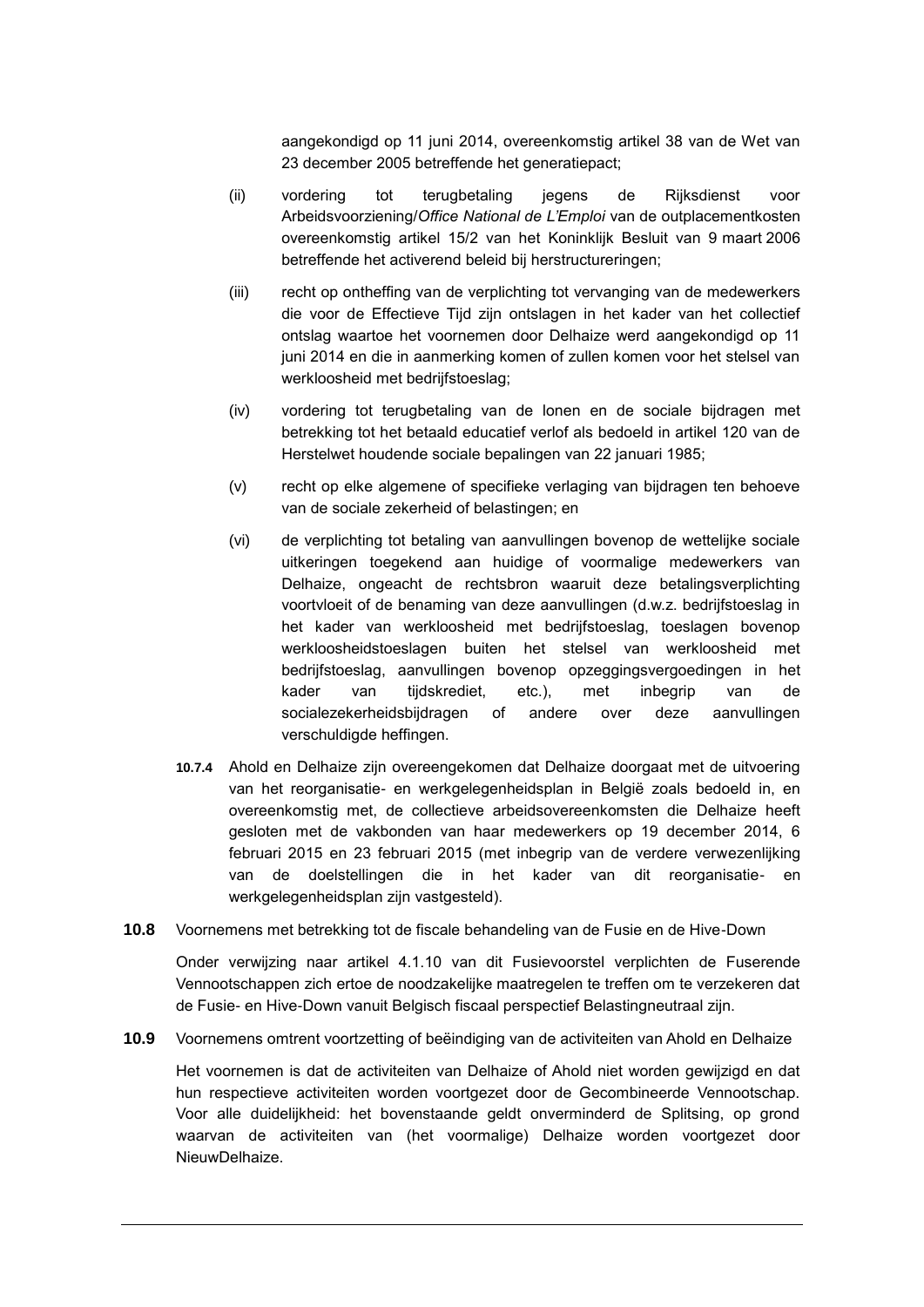aangekondigd op 11 juni 2014, overeenkomstig artikel 38 van de Wet van 23 december 2005 betreffende het generatiepact;

(ii) vordering tot terugbetaling jegens de Rijksdienst voor Arbeidsvoorziening/*Office National de L'Emploi* van de outplacementkosten overeenkomstig artikel 15/2 van het Koninklijk Besluit van 9 maart 2006 betreffende het activerend beleid bij herstructureringen;

(iii) recht op ontheffing van de verplichting tot vervanging van de medewerkers die voor de Effectieve Tijd zijn ontslagen in het kader van het collectief ontslag waartoe het voornemen door Delhaize werd aangekondigd op 11 juni 2014 en die in aanmerking komen of zullen komen voor het stelsel van werkloosheid met bedrijfstoeslag;

(iv) vordering tot terugbetaling van de lonen en de sociale bijdragen met betrekking tot het betaald educatief verlof als bedoeld in artikel 120 van de Herstelwet houdende sociale bepalingen van 22 januari 1985;

(v) recht op elke algemene of specifieke verlaging van bijdragen ten behoeve van de sociale zekerheid of belastingen; en

(vi) de verplichting tot betaling van aanvullingen bovenop de wettelijke sociale uitkeringen toegekend aan huidige of voormalige medewerkers van Delhaize, ongeacht de rechtsbron waaruit deze betalingsverplichting voortvloeit of de benaming van deze aanvullingen (d.w.z. bedrijfstoeslag in het kader van werkloosheid met bedrijfstoeslag, toeslagen bovenop werkloosheidstoeslagen buiten het stelsel van werkloosheid met bedrijfstoeslag, aanvullingen bovenop opzeggingsvergoedingen in het kader van tijdskrediet, etc.), met inbegrip van de socialezekerheidsbijdragen of andere over deze aanvullingen verschuldigde heffingen.

**10.7.4** Ahold en Delhaize zijn overeengekomen dat Delhaize doorgaat met de uitvoering van het reorganisatie- en werkgelegenheidsplan in België zoals bedoeld in, en overeenkomstig met, de collectieve arbeidsovereenkomsten die Delhaize heeft gesloten met de vakbonden van haar medewerkers op 19 december 2014, 6 februari 2015 en 23 februari 2015 (met inbegrip van de verdere verwezenlijking van de doelstellingen die in het kader van dit reorganisatie- en werkgelegenheidsplan zijn vastgesteld).

**10.8** Voornemens met betrekking tot de fiscale behandeling van de Fusie en de Hive-Down

Onder verwijzing naar artikel 4.1.10 van dit Fusievoorstel verplichten de Fuserende Vennootschappen zich ertoe de noodzakelijke maatregelen te treffen om te verzekeren dat de Fusie- en Hive-Down vanuit Belgisch fiscaal perspectief Belastingneutraal zijn.

**10.9** Voornemens omtrent voortzetting of beëindiging van de activiteiten van Ahold en Delhaize

Het voornemen is dat de activiteiten van Delhaize of Ahold niet worden gewijzigd en dat hun respectieve activiteiten worden voortgezet door de Gecombineerde Vennootschap. Voor alle duidelijkheid: het bovenstaande geldt onverminderd de Splitsing, op grond waarvan de activiteiten van (het voormalige) Delhaize worden voortgezet door NieuwDelhaize.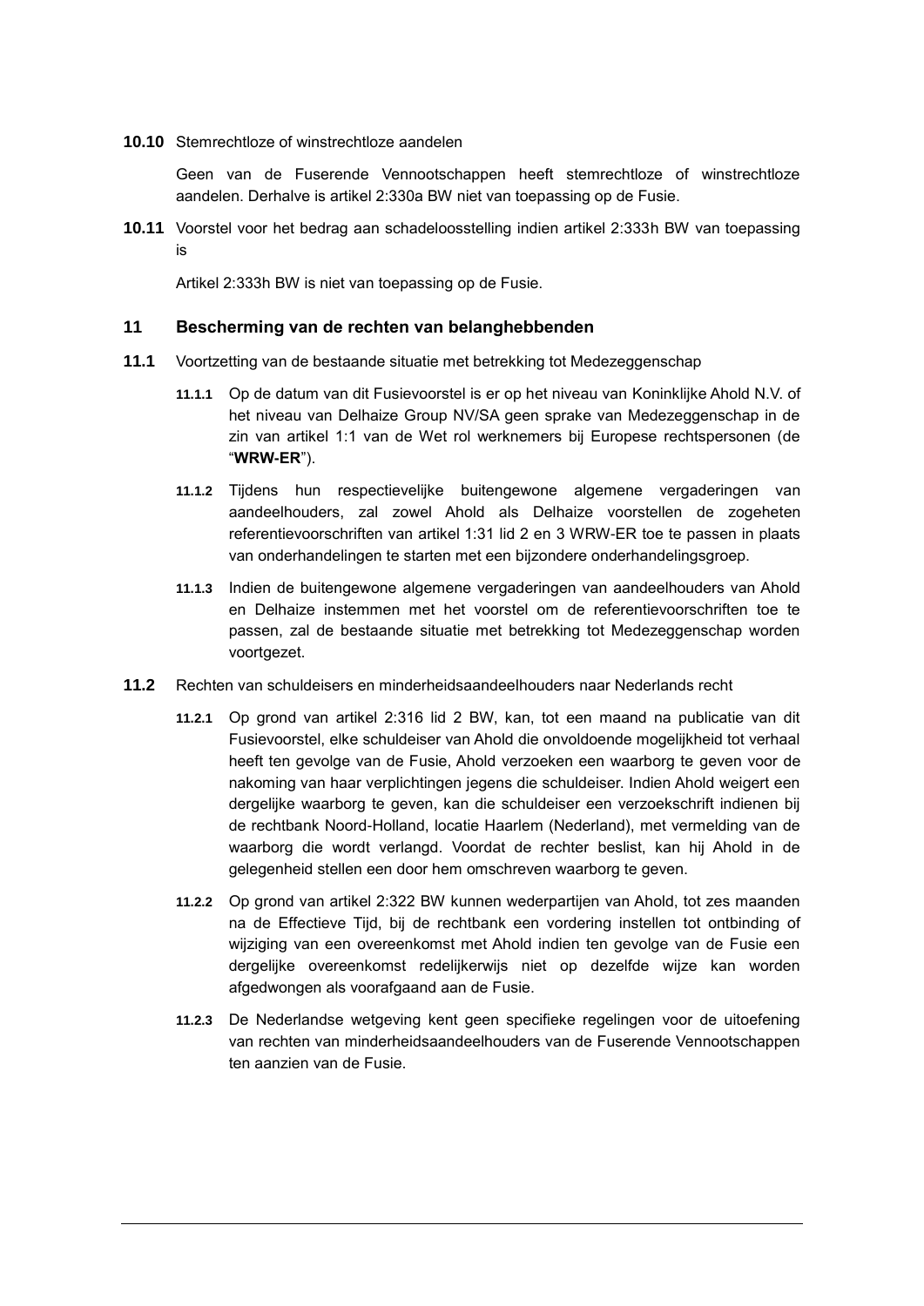**10.10** Stemrechtloze of winstrechtloze aandelen

Geen van de Fuserende Vennootschappen heeft stemrechtloze of winstrechtloze aandelen. Derhalve is artikel 2:330a BW niet van toepassing op de Fusie.

**10.11** Voorstel voor het bedrag aan schadeloosstelling indien artikel 2:333h BW van toepassing is

Artikel 2:333h BW is niet van toepassing op de Fusie.

## 11 Bescherming van de rechten van belanghebbenden

**11.1** Voortzetting van de bestaande situatie met betrekking tot Medezeggenschap

**11.1.1** Op de datum van dit Fusievoorstel is er op het niveau van Koninklijke Ahold N.V. of het niveau van Delhaize Group NV/SA geen sprake van Medezeggenschap in de zin van artikel 1:1 van de Wet rol werknemers bij Europese rechtspersonen (de "**WRW-ER**").

**11.1.2** Tijdens hun respectievelijke buitengewone algemene vergaderingen van aandeelhouders, zal zowel Ahold als Delhaize voorstellen de zogeheten referentievoorschriften van artikel 1:31 lid 2 en 3 WRW-ER toe te passen in plaats van onderhandelingen te starten met een bijzondere onderhandelingsgroep.

**11.1.3** Indien de buitengewone algemene vergaderingen van aandeelhouders van Ahold en Delhaize instemmen met het voorstel om de referentievoorschriften toe te passen, zal de bestaande situatie met betrekking tot Medezeggenschap worden voortgezet.

**11.2** Rechten van schuldeisers en minderheidsaandeelhouders naar Nederlands recht

**11.2.1** Op grond van artikel 2:316 lid 2 BW, kan, tot een maand na publicatie van dit Fusievoorstel, elke schuldeiser van Ahold die onvoldoende mogelijkheid tot verhaal heeft ten gevolge van de Fusie, Ahold verzoeken een waarborg te geven voor de nakoming van haar verplichtingen jegens die schuldeiser. Indien Ahold weigert een dergelijke waarborg te geven, kan die schuldeiser een verzoekschrift indienen bij de rechtbank Noord-Holland, locatie Haarlem (Nederland), met vermelding van de waarborg die wordt verlangd. Voordat de rechter beslist, kan hij Ahold in de gelegenheid stellen een door hem omschreven waarborg te geven.

**11.2.2** Op grond van artikel 2:322 BW kunnen wederpartijen van Ahold, tot zes maanden na de Effectieve Tijd, bij de rechtbank een vordering instellen tot ontbinding of wijziging van een overeenkomst met Ahold indien ten gevolge van de Fusie een dergelijke overeenkomst redelijkerwijs niet op dezelfde wijze kan worden afgedwongen als voorafgaand aan de Fusie.

**11.2.3** De Nederlandse wetgeving kent geen specifieke regelingen voor de uitoefening van rechten van minderheidsaandeelhouders van de Fuserende Vennootschappen ten aanzien van de Fusie.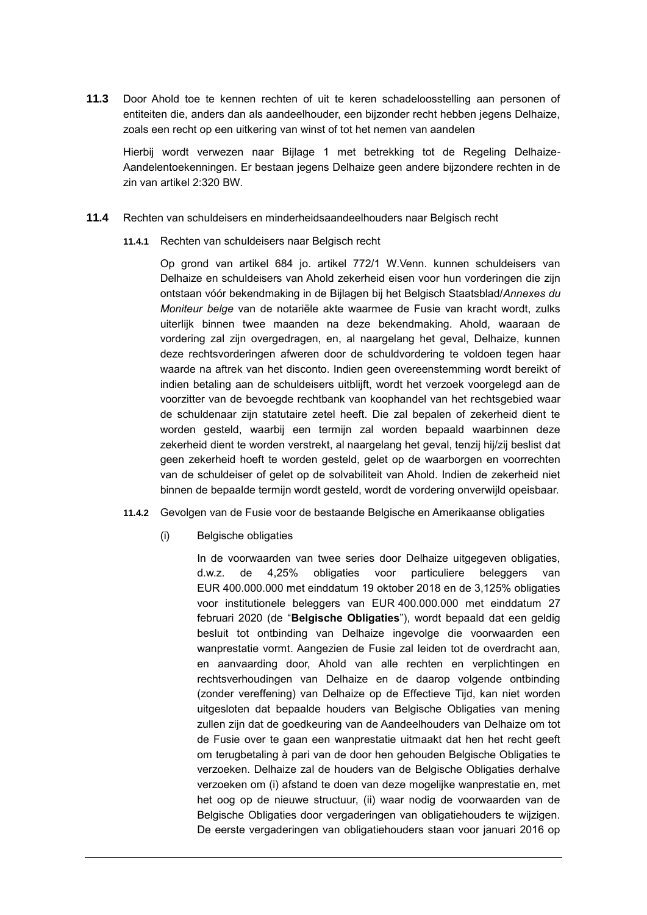**11.3** Door Ahold toe te kennen rechten of uit te keren schadeloosstelling aan personen of entiteiten die, anders dan als aandeelhouder, een bijzonder recht hebben jegens Delhaize, zoals een recht op een uitkering van winst of tot het nemen van aandelen

Hierbij wordt verwezen naar Bijlage 1 met betrekking tot de Regeling Delhaize-Aandelentoekenningen. Er bestaan jegens Delhaize geen andere bijzondere rechten in de zin van artikel 2:320 BW.

**11.4** Rechten van schuldeisers en minderheidsaandeelhouders naar Belgisch recht

**11.4.1** Rechten van schuldeisers naar Belgisch recht

Op grond van artikel 684 jo. artikel 772/1 W.Venn. kunnen schuldeisers van Delhaize en schuldeisers van Ahold zekerheid eisen voor hun vorderingen die zijn ontstaan vóór bekendmaking in de Bijlagen bij het Belgisch Staatsblad/*Annexes du Moniteur belge* van de notariële akte waarmee de Fusie van kracht wordt, zulks uiterlijk binnen twee maanden na deze bekendmaking. Ahold, waaraan de vordering zal zijn overgedragen, en, al naargelang het geval, Delhaize, kunnen deze rechtsvorderingen afweren door de schuldvordering te voldoen tegen haar waarde na aftrek van het disconto. Indien geen overeenstemming wordt bereikt of indien betaling aan de schuldeisers uitblijft, wordt het verzoek voorgelegd aan de voorzitter van de bevoegde rechtbank van koophandel van het rechtsgebied waar de schuldenaar zijn statutaire zetel heeft. Die zal bepalen of zekerheid dient te worden gesteld, waarbij een termijn zal worden bepaald waarbinnen deze zekerheid dient te worden verstrekt, al naargelang het geval, tenzij hij/zij beslist dat geen zekerheid hoeft te worden gesteld, gelet op de waarborgen en voorrechten van de schuldeiser of gelet op de solvabiliteit van Ahold. Indien de zekerheid niet binnen de bepaalde termijn wordt gesteld, wordt de vordering onverwijld opeisbaar.

**11.4.2** Gevolgen van de Fusie voor de bestaande Belgische en Amerikaanse obligaties

(i) Belgische obligaties

In de voorwaarden van twee series door Delhaize uitgegeven obligaties, d.w.z. de 4,25% obligaties voor particuliere beleggers van EUR 400.000.000 met einddatum 19 oktober 2018 en de 3,125% obligaties voor institutionele beleggers van EUR 400.000.000 met einddatum 27 februari 2020 (de "**Belgische Obligaties**"), wordt bepaald dat een geldig besluit tot ontbinding van Delhaize ingevolge die voorwaarden een wanprestatie vormt. Aangezien de Fusie zal leiden tot de overdracht aan, en aanvaarding door, Ahold van alle rechten en verplichtingen en rechtsverhoudingen van Delhaize en de daarop volgende ontbinding (zonder vereffening) van Delhaize op de Effectieve Tijd, kan niet worden uitgesloten dat bepaalde houders van Belgische Obligaties van mening zullen zijn dat de goedkeuring van de Aandeelhouders van Delhaize om tot de Fusie over te gaan een wanprestatie uitmaakt dat hen het recht geeft om terugbetaling à pari van de door hen gehouden Belgische Obligaties te verzoeken. Delhaize zal de houders van de Belgische Obligaties derhalve verzoeken om (i) afstand te doen van deze mogelijke wanprestatie en, met het oog op de nieuwe structuur, (ii) waar nodig de voorwaarden van de Belgische Obligaties door vergaderingen van obligatiehouders te wijzigen. De eerste vergaderingen van obligatiehouders staan voor januari 2016 op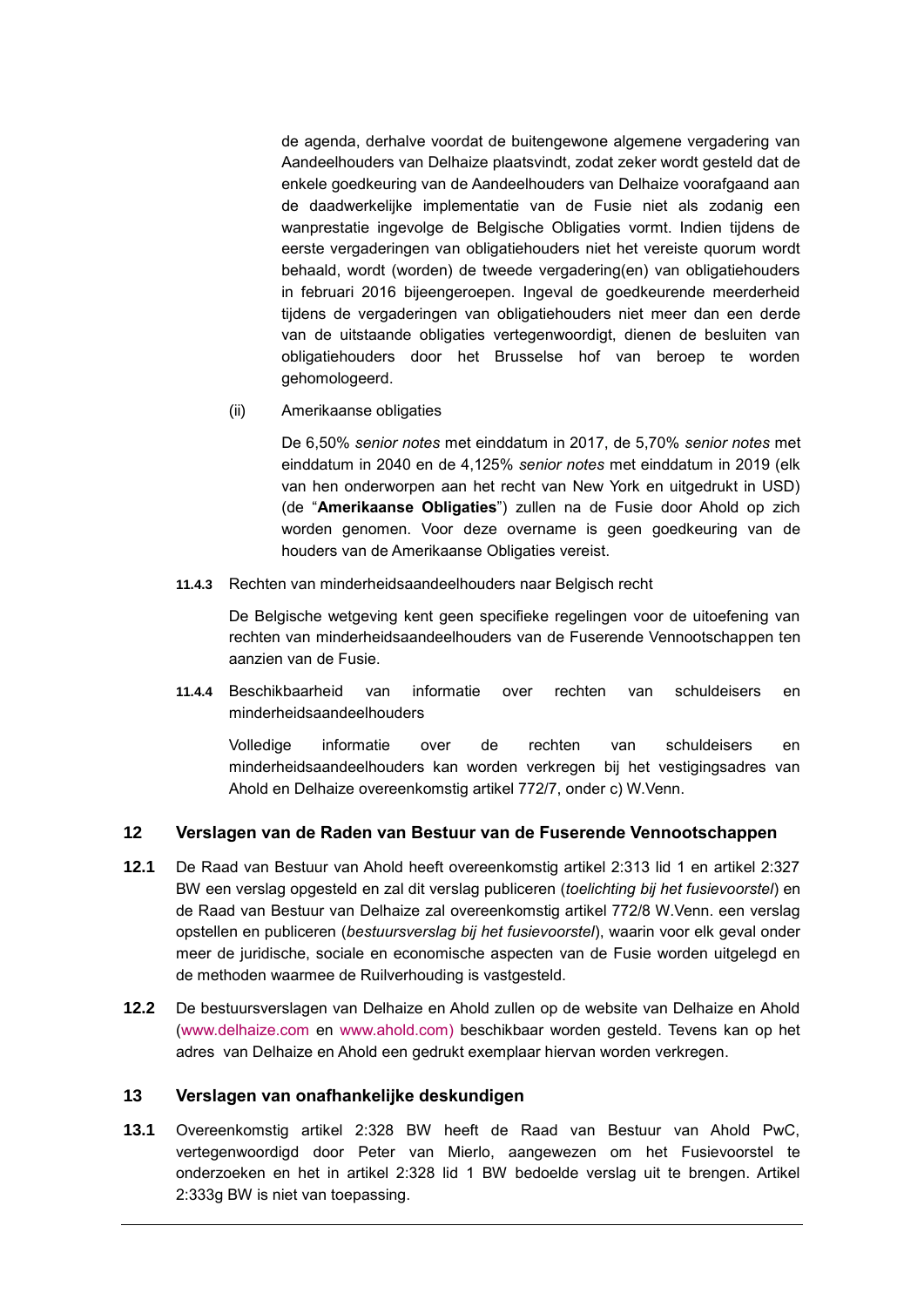de agenda, derhalve voordat de buitengewone algemene vergadering van Aandeelhouders van Delhaize plaatsvindt, zodat zeker wordt gesteld dat de enkele goedkeuring van de Aandeelhouders van Delhaize voorafgaand aan de daadwerkelijke implementatie van de Fusie niet als zodanig een wanprestatie ingevolge de Belgische Obligaties vormt. Indien tijdens de eerste vergaderingen van obligatiehouders niet het vereiste quorum wordt behaald, wordt (worden) de tweede vergadering(en) van obligatiehouders in februari 2016 bijeengeroepen. Ingeval de goedkeurende meerderheid tijdens de vergaderingen van obligatiehouders niet meer dan een derde van de uitstaande obligaties vertegenwoordigt, dienen de besluiten van obligatiehouders door het Brusselse hof van beroep te worden gehomologeerd.

(ii) Amerikaanse obligaties

De 6,50% *senior notes* met einddatum in 2017, de 5,70% *senior notes* met einddatum in 2040 en de 4,125% *senior notes* met einddatum in 2019 (elk van hen onderworpen aan het recht van New York en uitgedrukt in USD) (de "**Amerikaanse Obligaties**") zullen na de Fusie door Ahold op zich worden genomen. Voor deze overname is geen goedkeuring van de houders van de Amerikaanse Obligaties vereist.

**11.4.3** Rechten van minderheidsaandeelhouders naar Belgisch recht

De Belgische wetgeving kent geen specifieke regelingen voor de uitoefening van rechten van minderheidsaandeelhouders van de Fuserende Vennootschappen ten aanzien van de Fusie.

**11.4.4** Beschikbaarheid van informatie over rechten van schuldeisers en minderheidsaandeelhouders

Volledige informatie over de rechten van schuldeisers en minderheidsaandeelhouders kan worden verkregen bij het vestigingsadres van Ahold en Delhaize overeenkomstig artikel 772/7, onder c) W.Venn.

## 12 Verslagen van de Raden van Bestuur van de Fuserende Vennootschappen

**12.1** De Raad van Bestuur van Ahold heeft overeenkomstig artikel 2:313 lid 1 en artikel 2:327 BW een verslag opgesteld en zal dit verslag publiceren (*toelichting bij het fusievoorstel*) en de Raad van Bestuur van Delhaize zal overeenkomstig artikel 772/8 W.Venn. een verslag opstellen en publiceren (*bestuursverslag bij het fusievoorstel*), waarin voor elk geval onder meer de juridische, sociale en economische aspecten van de Fusie worden uitgelegd en de methoden waarmee de Ruilverhouding is vastgesteld.

**12.2** De bestuursverslagen van Delhaize en Ahold zullen op de website van Delhaize en Ahold (www.delhaize.com en www.ahold.com) beschikbaar worden gesteld. Tevens kan op het adres van Delhaize en Ahold een gedrukt exemplaar hiervan worden verkregen.

## 13 Verslagen van onafhankelijke deskundigen

**13.1** Overeenkomstig artikel 2:328 BW heeft de Raad van Bestuur van Ahold PwC, vertegenwoordigd door Peter van Mierlo, aangewezen om het Fusievoorstel te onderzoeken en het in artikel 2:328 lid 1 BW bedoelde verslag uit te brengen. Artikel 2:333g BW is niet van toepassing.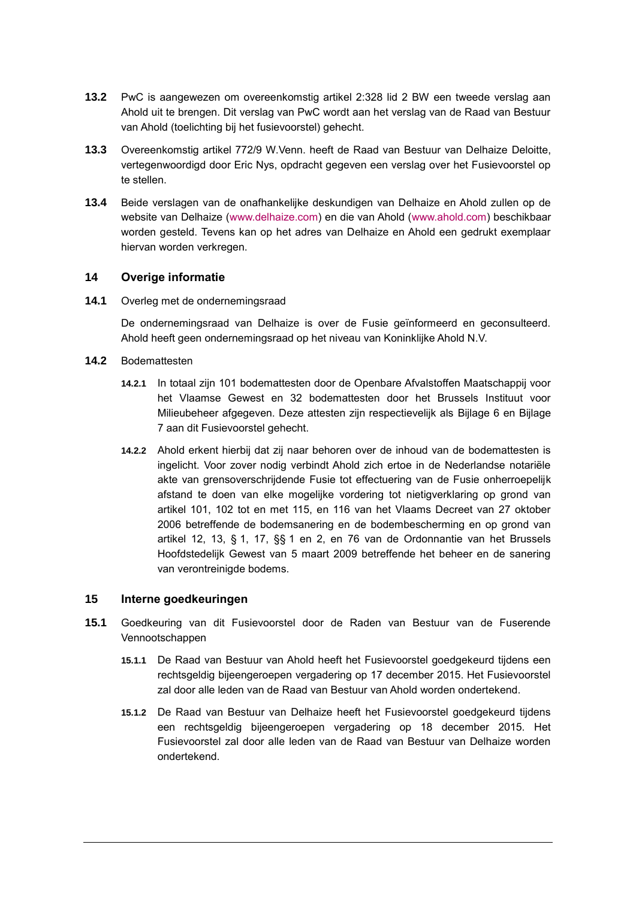**13.2** PwC is aangewezen om overeenkomstig artikel 2:328 lid 2 BW een tweede verslag aan Ahold uit te brengen. Dit verslag van PwC wordt aan het verslag van de Raad van Bestuur van Ahold (toelichting bij het fusievoorstel) gehecht.

**13.3** Overeenkomstig artikel 772/9 W.Venn. heeft de Raad van Bestuur van Delhaize Deloitte, vertegenwoordigd door Eric Nys, opdracht gegeven een verslag over het Fusievoorstel op te stellen.

**13.4** Beide verslagen van de onafhankelijke deskundigen van Delhaize en Ahold zullen op de website van Delhaize (www.delhaize.com) en die van Ahold (www.ahold.com) beschikbaar worden gesteld. Tevens kan op het adres van Delhaize en Ahold een gedrukt exemplaar hiervan worden verkregen.

## 14 Overige informatie

**14.1** Overleg met de ondernemingsraad

De ondernemingsraad van Delhaize is over de Fusie geïnformeerd en geconsulteerd. Ahold heeft geen ondernemingsraad op het niveau van Koninklijke Ahold N.V.

**14.2** Bodemattesten

**14.2.1** In totaal zijn 101 bodemattesten door de Openbare Afvalstoffen Maatschappij voor het Vlaamse Gewest en 32 bodemattesten door het Brussels Instituut voor Milieubeheer afgegeven. Deze attesten zijn respectievelijk als Bijlage 6 en Bijlage 7 aan dit Fusievoorstel gehecht.

**14.2.2** Ahold erkent hierbij dat zij naar behoren over de inhoud van de bodemattesten is ingelicht. Voor zover nodig verbindt Ahold zich ertoe in de Nederlandse notariële akte van grensoverschrijdende Fusie tot effectuering van de Fusie onherroepelijk afstand te doen van elke mogelijke vordering tot nietigverklaring op grond van artikel 101, 102 tot en met 115, en 116 van het Vlaams Decreet van 27 oktober 2006 betreffende de bodemsanering en de bodembescherming en op grond van artikel 12, 13, § 1, 17, §§ 1 en 2, en 76 van de Ordonnantie van het Brussels Hoofdstedelijk Gewest van 5 maart 2009 betreffende het beheer en de sanering van verontreinigde bodems.

## 15 Interne goedkeuringen

**15.1** Goedkeuring van dit Fusievoorstel door de Raden van Bestuur van de Fuserende Vennootschappen

**15.1.1** De Raad van Bestuur van Ahold heeft het Fusievoorstel goedgekeurd tijdens een rechtsgeldig bijeengeroepen vergadering op 17 december 2015. Het Fusievoorstel zal door alle leden van de Raad van Bestuur van Ahold worden ondertekend.

**15.1.2** De Raad van Bestuur van Delhaize heeft het Fusievoorstel goedgekeurd tijdens een rechtsgeldig bijeengeroepen vergadering op 18 december 2015. Het Fusievoorstel zal door alle leden van de Raad van Bestuur van Delhaize worden ondertekend.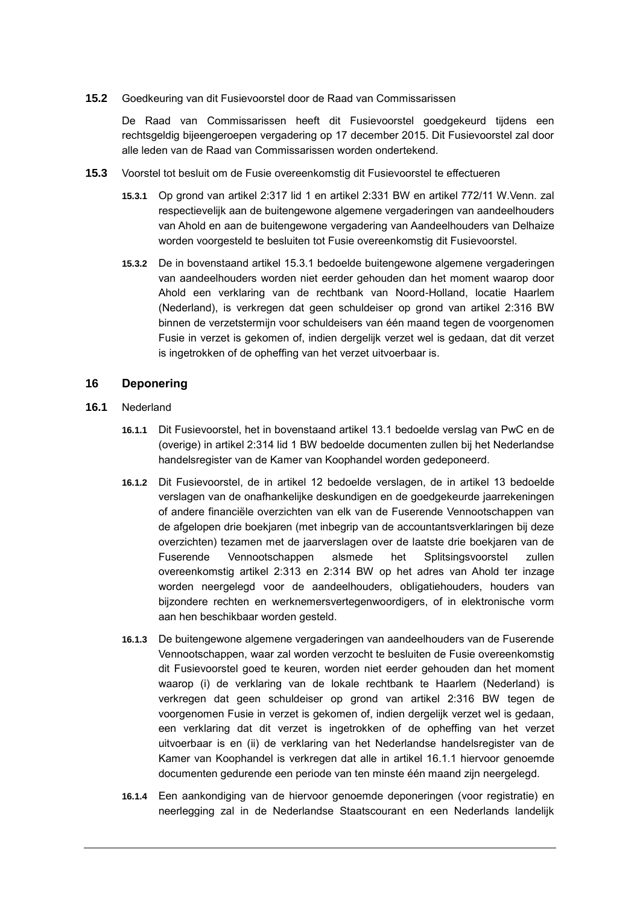**15.2** Goedkeuring van dit Fusievoorstel door de Raad van Commissarissen

De Raad van Commissarissen heeft dit Fusievoorstel goedgekeurd tijdens een rechtsgeldig bijeengeroepen vergadering op 17 december 2015. Dit Fusievoorstel zal door alle leden van de Raad van Commissarissen worden ondertekend.

**15.3** Voorstel tot besluit om de Fusie overeenkomstig dit Fusievoorstel te effectueren

**15.3.1** Op grond van artikel 2:317 lid 1 en artikel 2:331 BW en artikel 772/11 W.Venn. zal respectievelijk aan de buitengewone algemene vergaderingen van aandeelhouders van Ahold en aan de buitengewone vergadering van Aandeelhouders van Delhaize worden voorgesteld te besluiten tot Fusie overeenkomstig dit Fusievoorstel.

**15.3.2** De in bovenstaand artikel 15.3.1 bedoelde buitengewone algemene vergaderingen van aandeelhouders worden niet eerder gehouden dan het moment waarop door Ahold een verklaring van de rechtbank van Noord-Holland, locatie Haarlem (Nederland), is verkregen dat geen schuldeiser op grond van artikel 2:316 BW binnen de verzetstermijn voor schuldeisers van één maand tegen de voorgenomen Fusie in verzet is gekomen of, indien dergelijk verzet wel is gedaan, dat dit verzet is ingetrokken of de opheffing van het verzet uitvoerbaar is.

## 16 Deponering

**16.1** Nederland

**16.1.1** Dit Fusievoorstel, het in bovenstaand artikel 13.1 bedoelde verslag van PwC en de (overige) in artikel 2:314 lid 1 BW bedoelde documenten zullen bij het Nederlandse handelsregister van de Kamer van Koophandel worden gedeponeerd.

**16.1.2** Dit Fusievoorstel, de in artikel 12 bedoelde verslagen, de in artikel 13 bedoelde verslagen van de onafhankelijke deskundigen en de goedgekeurde jaarrekeningen of andere financiële overzichten van elk van de Fuserende Vennootschappen van de afgelopen drie boekjaren (met inbegrip van de accountantsverklaringen bij deze overzichten) tezamen met de jaarverslagen over de laatste drie boekjaren van de Fuserende Vennootschappen alsmede het Splitsingsvoorstel zullen overeenkomstig artikel 2:313 en 2:314 BW op het adres van Ahold ter inzage worden neergelegd voor de aandeelhouders, obligatiehouders, houders van bijzondere rechten en werknemersvertegenwoordigers, of in elektronische vorm aan hen beschikbaar worden gesteld.

**16.1.3** De buitengewone algemene vergaderingen van aandeelhouders van de Fuserende Vennootschappen, waar zal worden verzocht te besluiten de Fusie overeenkomstig dit Fusievoorstel goed te keuren, worden niet eerder gehouden dan het moment waarop (i) de verklaring van de lokale rechtbank te Haarlem (Nederland) is verkregen dat geen schuldeiser op grond van artikel 2:316 BW tegen de voorgenomen Fusie in verzet is gekomen of, indien dergelijk verzet wel is gedaan, een verklaring dat dit verzet is ingetrokken of de opheffing van het verzet uitvoerbaar is en (ii) de verklaring van het Nederlandse handelsregister van de Kamer van Koophandel is verkregen dat alle in artikel 16.1.1 hiervoor genoemde documenten gedurende een periode van ten minste één maand zijn neergelegd.

**16.1.4** Een aankondiging van de hiervoor genoemde deponeringen (voor registratie) en neerlegging zal in de Nederlandse Staatscourant en een Nederlands landelijk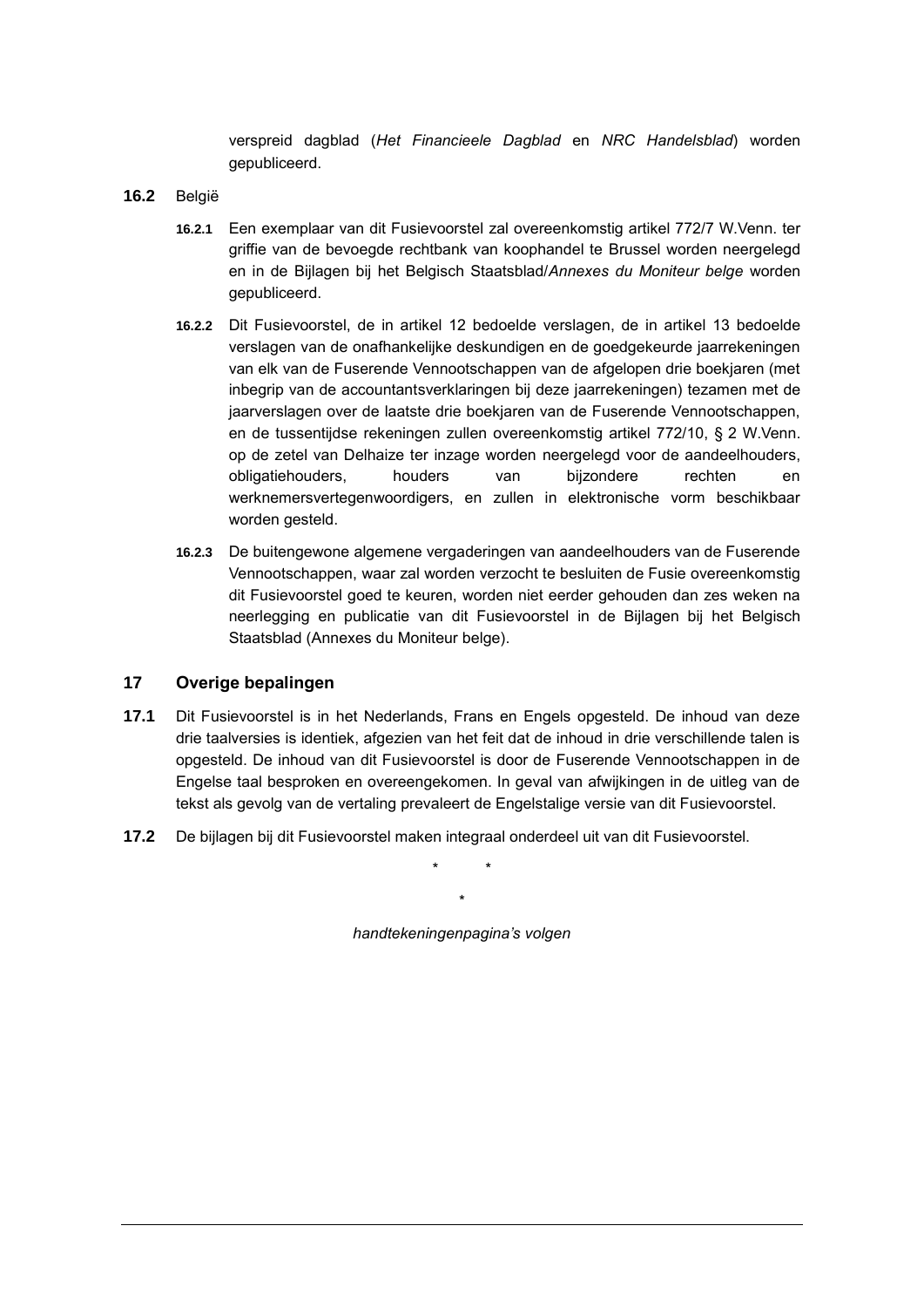verspreid dagblad (*Het Financieele Dagblad* en *NRC Handelsblad*) worden gepubliceerd.

**16.2** België

**16.2.1** Een exemplaar van dit Fusievoorstel zal overeenkomstig artikel 772/7 W.Venn. ter griffie van de bevoegde rechtbank van koophandel te Brussel worden neergelegd en in de Bijlagen bij het Belgisch Staatsblad/*Annexes du Moniteur belge* worden gepubliceerd.

**16.2.2** Dit Fusievoorstel, de in artikel 12 bedoelde verslagen, de in artikel 13 bedoelde verslagen van de onafhankelijke deskundigen en de goedgekeurde jaarrekeningen van elk van de Fuserende Vennootschappen van de afgelopen drie boekjaren (met inbegrip van de accountantsverklaringen bij deze jaarrekeningen) tezamen met de jaarverslagen over de laatste drie boekjaren van de Fuserende Vennootschappen, en de tussentijdse rekeningen zullen overeenkomstig artikel 772/10, § 2 W.Venn. op de zetel van Delhaize ter inzage worden neergelegd voor de aandeelhouders, obligatiehouders, houders van bijzondere rechten en werknemersvertegenwoordigers, en zullen in elektronische vorm beschikbaar worden gesteld.

**16.2.3** De buitengewone algemene vergaderingen van aandeelhouders van de Fuserende Vennootschappen, waar zal worden verzocht te besluiten de Fusie overeenkomstig dit Fusievoorstel goed te keuren, worden niet eerder gehouden dan zes weken na neerlegging en publicatie van dit Fusievoorstel in de Bijlagen bij het Belgisch Staatsblad (Annexes du Moniteur belge).

## 17 Overige bepalingen

**17.1** Dit Fusievoorstel is in het Nederlands, Frans en Engels opgesteld. De inhoud van deze drie taalversies is identiek, afgezien van het feit dat de inhoud in drie verschillende talen is opgesteld. De inhoud van dit Fusievoorstel is door de Fuserende Vennootschappen in de Engelse taal besproken en overeengekomen. In geval van afwijkingen in de uitleg van de tekst als gevolg van de vertaling prevaleert de Engelstalige versie van dit Fusievoorstel.

**17.2** De bijlagen bij dit Fusievoorstel maken integraal onderdeel uit van dit Fusievoorstel.

\* \*

\*

*handtekeningenpagina's volgen*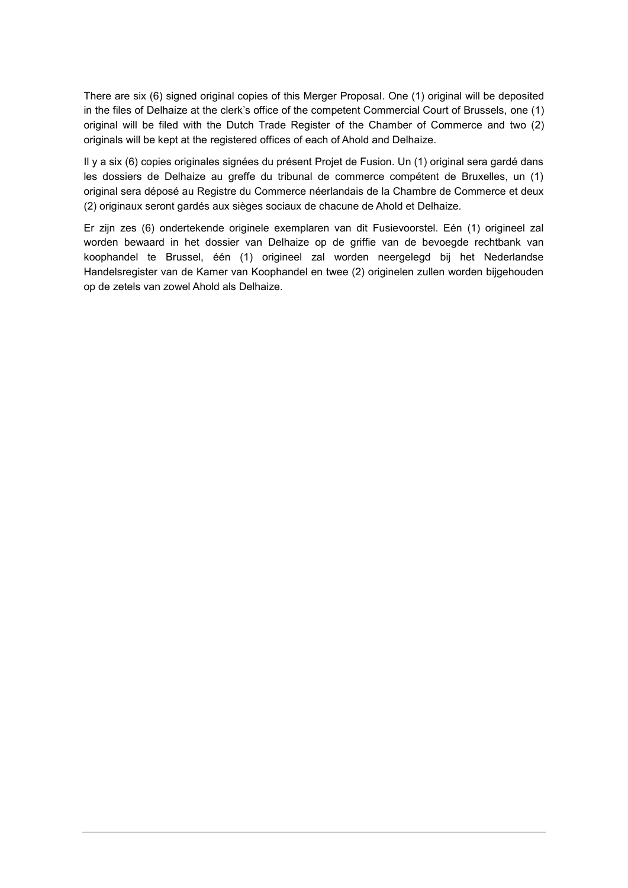There are six (6) signed original copies of this Merger Proposal. One (1) original will be deposited in the files of Delhaize at the clerk's office of the competent Commercial Court of Brussels, one (1) original will be filed with the Dutch Trade Register of the Chamber of Commerce and two (2) originals will be kept at the registered offices of each of Ahold and Delhaize.

Il y a six (6) copies originales signées du présent Projet de Fusion. Un (1) original sera gardé dans les dossiers de Delhaize au greffe du tribunal de commerce compétent de Bruxelles, un (1) original sera déposé au Registre du Commerce néerlandais de la Chambre de Commerce et deux (2) originaux seront gardés aux sièges sociaux de chacune de Ahold et Delhaize.

Er zijn zes (6) ondertekende originele exemplaren van dit Fusievoorstel. Eén (1) origineel zal worden bewaard in het dossier van Delhaize op de griffie van de bevoegde rechtbank van koophandel te Brussel, één (1) origineel zal worden neergelegd bij het Nederlandse Handelsregister van de Kamer van Koophandel en twee (2) originelen zullen worden bijgehouden op de zetels van zowel Ahold als Delhaize.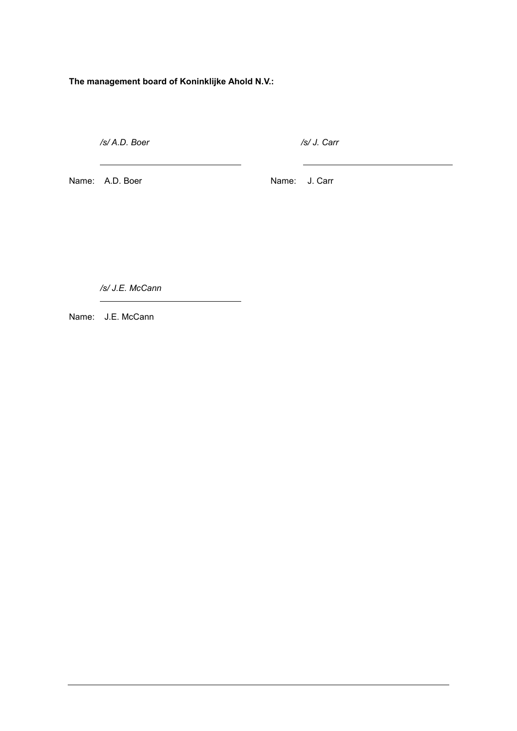**The management board of Koninklijke Ahold N.V.:**

*/s/ A.D. Boer*

Name: A.D. Boer

*/s/ J. Carr*

Name: J. Carr

*/s/ J.E. McCann*

Name: J.E. McCann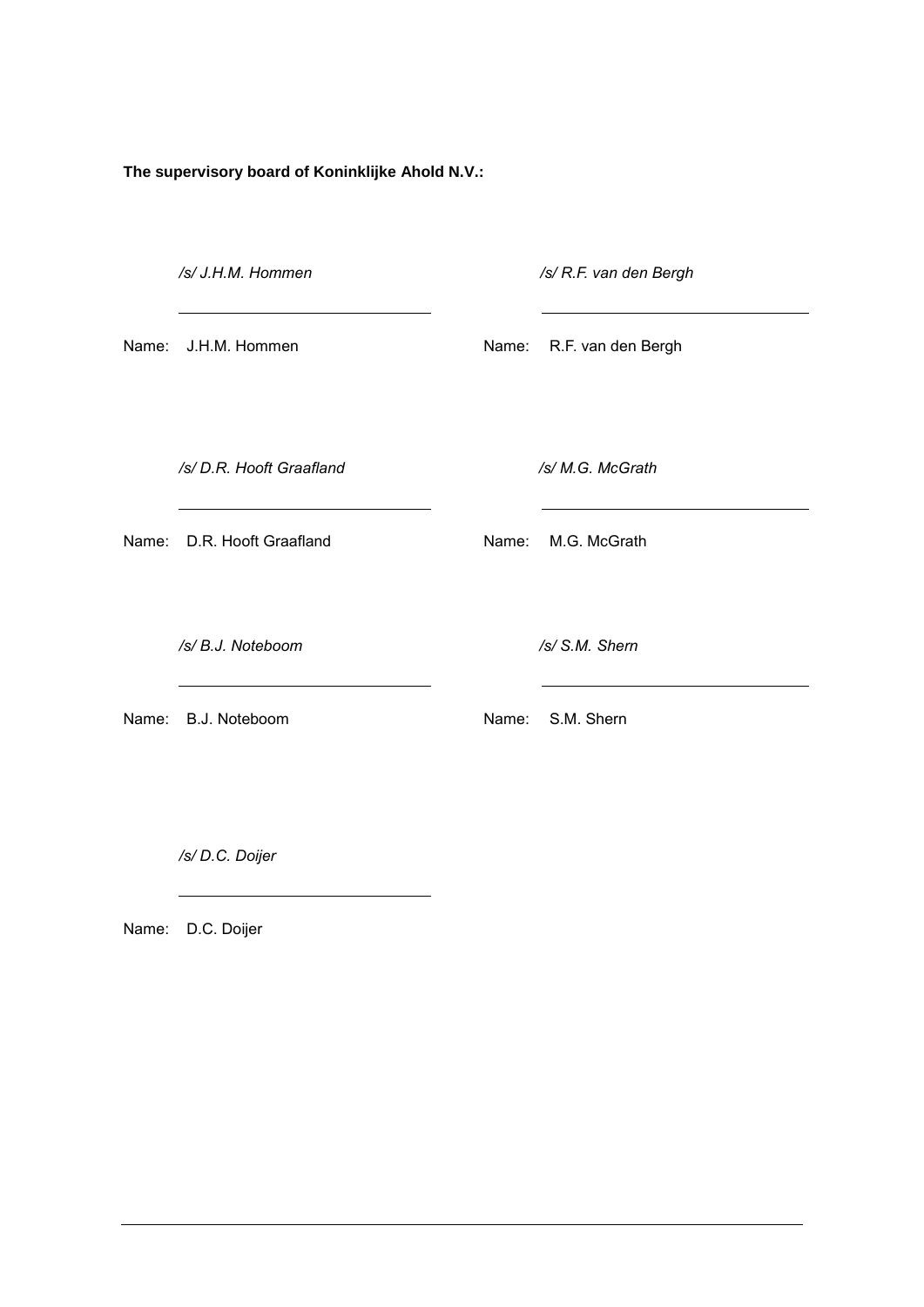**The supervisory board of Koninklijke Ahold N.V.:**

| | |
|---|---|
| */s/ J.H.M. Hommen* | */s/ R.F. van den Bergh* |
| Name: J.H.M. Hommen | Name: R.F. van den Bergh |
| */s/ D.R. Hooft Graafland* | */s/ M.G. McGrath* |
| Name: D.R. Hooft Graafland | Name: M.G. McGrath |
| */s/ B.J. Noteboom* | */s/ S.M. Shern* |
| Name: B.J. Noteboom | Name: S.M. Shern |
| */s/ D.C. Doijer* | |
| Name: D.C. Doijer | |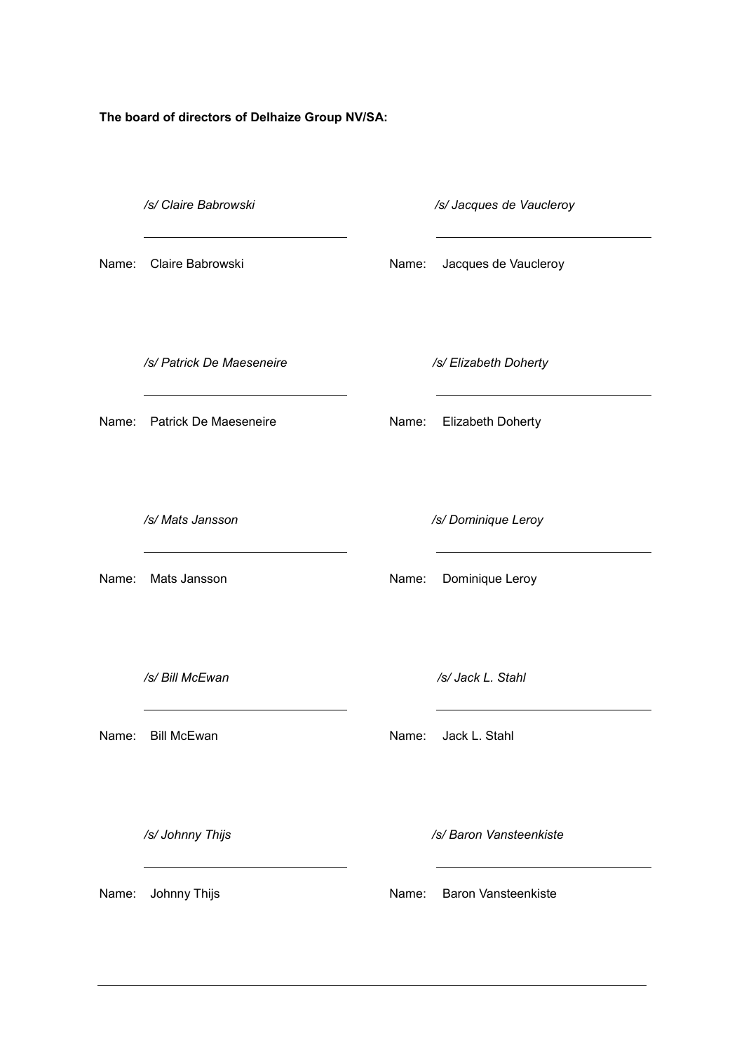**The board of directors of Delhaize Group NV/SA:**

| | |
|---|---|
| */s/ Claire Babrowski* | */s/ Jacques de Vaucleroy* |
| Name: Claire Babrowski | Name: Jacques de Vaucleroy |
| */s/ Patrick De Maeseneire* | */s/ Elizabeth Doherty* |
| Name: Patrick De Maeseneire | Name: Elizabeth Doherty |
| */s/ Mats Jansson* | */s/ Dominique Leroy* |
| Name: Mats Jansson | Name: Dominique Leroy |
| */s/ Bill McEwan* | */s/ Jack L. Stahl* |
| Name: Bill McEwan | Name: Jack L. Stahl |
| */s/ Johnny Thijs* | */s/ Baron Vansteenkiste* |
| Name: Johnny Thijs | Name: Baron Vansteenkiste |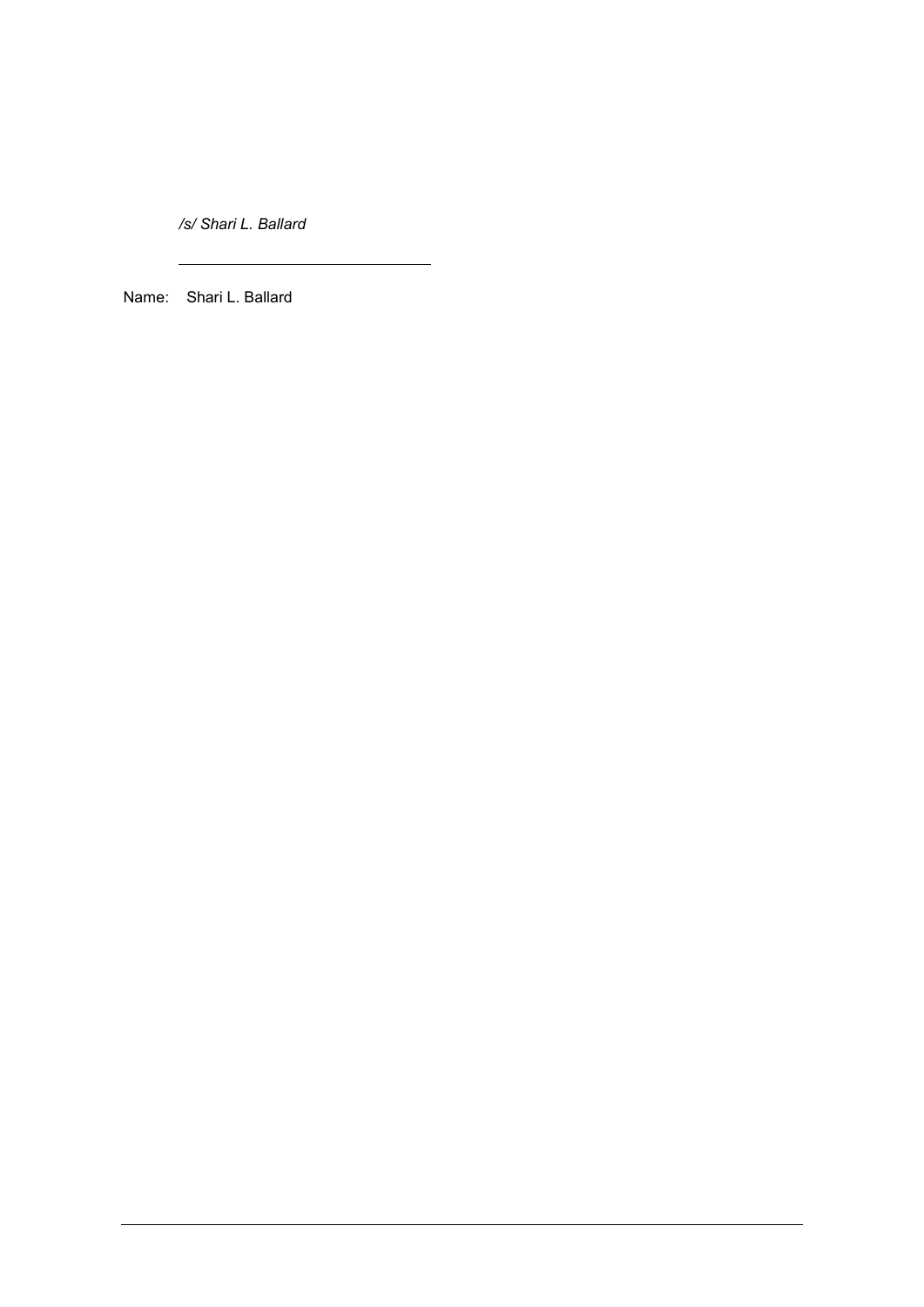*/s/ Shari L. Ballard*

Name: Shari L. Ballard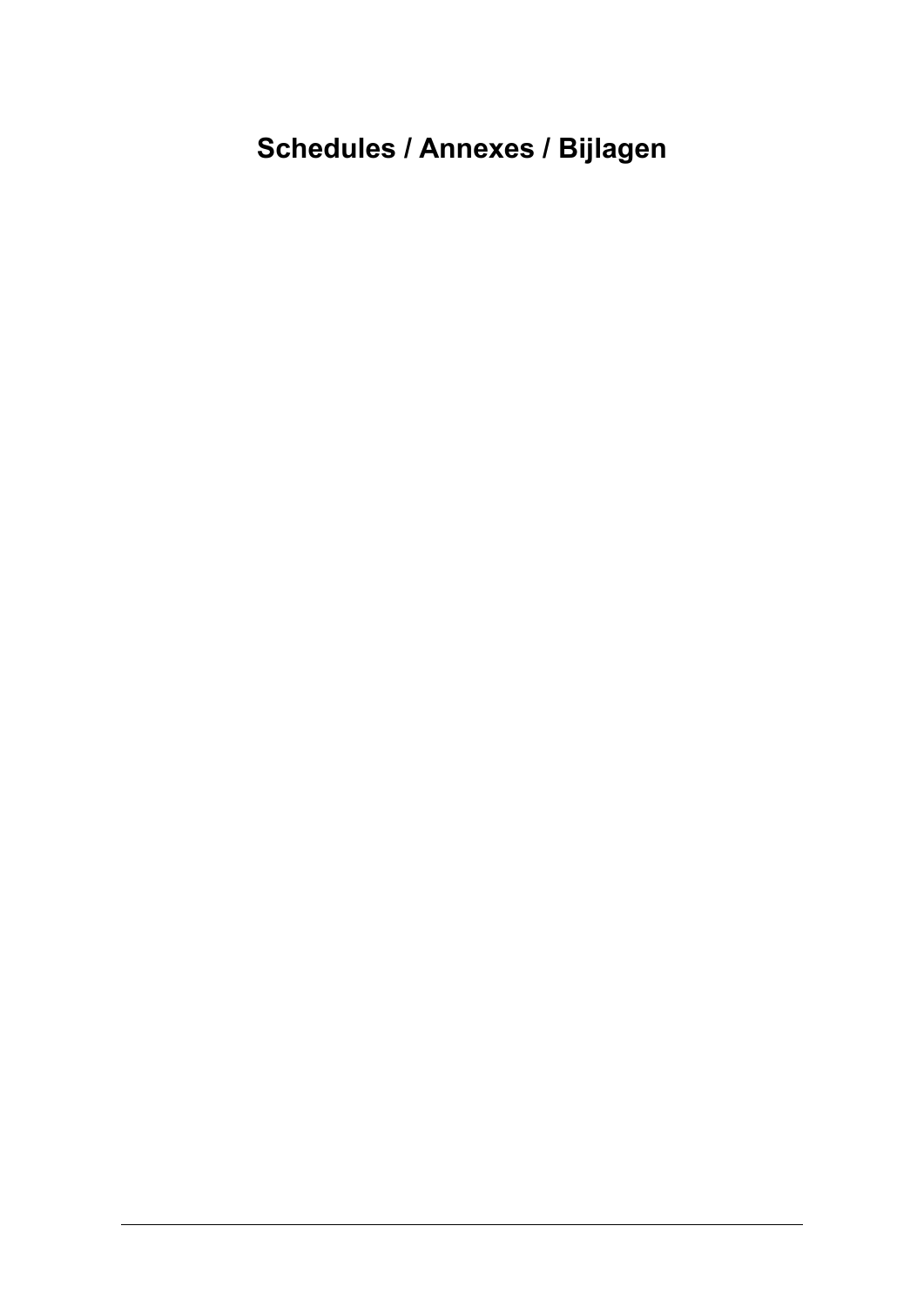# Schedules / Annexes / Bijlagen